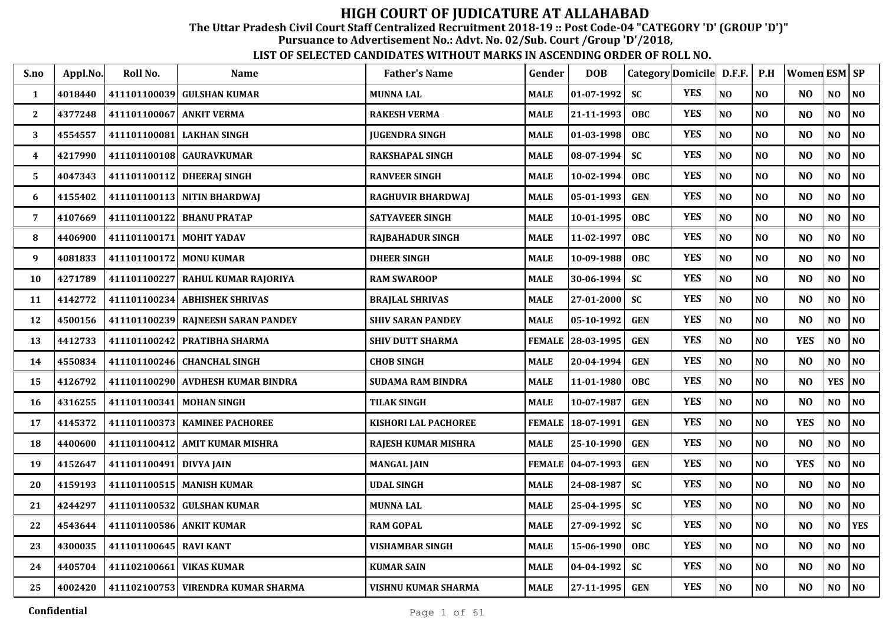# HIGH COURT OF JUDICATURE AT ALLAHABAD

## The Uttar Pradesh Civil Court Staff Centralized Recruitment 2018-19 :: Post Code-04 "CATEGORY 'D' (GROUP 'D')"

## Pursuance to Advertisement No.: Advt. No. 02/Sub. Court /Group 'D'/2018,

### LIST OF SELECTED CANDIDATES WITHOUT MARKS IN ASCENDING ORDER OF ROLL NO.

| S.no | Appl.No. | Roll No. | Name | Father's Name | Gender | DOB | Category | Domicile | D.F.F. | P.H | Women | ESM | SP |
|---|---|---|---|---|---|---|---|---|---|---|---|---|---|
| 1 | 4018440 | 411101100039 | GULSHAN KUMAR | MUNNA LAL | MALE | 01-07-1992 | SC | YES | NO | NO | NO | NO | NO |
| 2 | 4377248 | 411101100067 | ANKIT VERMA | RAKESH VERMA | MALE | 21-11-1993 | OBC | YES | NO | NO | NO | NO | NO |
| 3 | 4554557 | 411101100081 | LAKHAN SINGH | JUGENDRA SINGH | MALE | 01-03-1998 | OBC | YES | NO | NO | NO | NO | NO |
| 4 | 4217990 | 411101100108 | GAURAVKUMAR | RAKSHAPAL SINGH | MALE | 08-07-1994 | SC | YES | NO | NO | NO | NO | NO |
| 5 | 4047343 | 411101100112 | DHEERAJ SINGH | RANVEER SINGH | MALE | 10-02-1994 | OBC | YES | NO | NO | NO | NO | NO |
| 6 | 4155402 | 411101100113 | NITIN BHARDWAJ | RAGHUVIR BHARDWAJ | MALE | 05-01-1993 | GEN | YES | NO | NO | NO | NO | NO |
| 7 | 4107669 | 411101100122 | BHANU PRATAP | SATYAVEER SINGH | MALE | 10-01-1995 | OBC | YES | NO | NO | NO | NO | NO |
| 8 | 4406900 | 411101100171 | MOHIT YADAV | RAJBAHADUR SINGH | MALE | 11-02-1997 | OBC | YES | NO | NO | NO | NO | NO |
| 9 | 4081833 | 411101100172 | MONU KUMAR | DHEER SINGH | MALE | 10-09-1988 | OBC | YES | NO | NO | NO | NO | NO |
| 10 | 4271789 | 411101100227 | RAHUL KUMAR RAJORIYA | RAM SWAROOP | MALE | 30-06-1994 | SC | YES | NO | NO | NO | NO | NO |
| 11 | 4142772 | 411101100234 | ABHISHEK SHRIVAS | BRAJLAL SHRIVAS | MALE | 27-01-2000 | SC | YES | NO | NO | NO | NO | NO |
| 12 | 4500156 | 411101100239 | RAJNEESH SARAN PANDEY | SHIV SARAN PANDEY | MALE | 05-10-1992 | GEN | YES | NO | NO | NO | NO | NO |
| 13 | 4412733 | 411101100242 | PRATIBHA SHARMA | SHIV DUTT SHARMA | FEMALE | 28-03-1995 | GEN | YES | NO | NO | YES | NO | NO |
| 14 | 4550834 | 411101100246 | CHANCHAL SINGH | CHOB SINGH | MALE | 20-04-1994 | GEN | YES | NO | NO | NO | NO | NO |
| 15 | 4126792 | 411101100290 | AVDHESH KUMAR BINDRA | SUDAMA RAM BINDRA | MALE | 11-01-1980 | OBC | YES | NO | NO | NO | YES | NO |
| 16 | 4316255 | 411101100341 | MOHAN SINGH | TILAK SINGH | MALE | 10-07-1987 | GEN | YES | NO | NO | NO | NO | NO |
| 17 | 4145372 | 411101100373 | KAMINEE PACHOREE | KISHORI LAL PACHOREE | FEMALE | 18-07-1991 | GEN | YES | NO | NO | YES | NO | NO |
| 18 | 4400600 | 411101100412 | AMIT KUMAR MISHRA | RAJESH KUMAR MISHRA | MALE | 25-10-1990 | GEN | YES | NO | NO | NO | NO | NO |
| 19 | 4152647 | 411101100491 | DIVYA JAIN | MANGAL JAIN | FEMALE | 04-07-1993 | GEN | YES | NO | NO | YES | NO | NO |
| 20 | 4159193 | 411101100515 | MANISH KUMAR | UDAL SINGH | MALE | 24-08-1987 | SC | YES | NO | NO | NO | NO | NO |
| 21 | 4244297 | 411101100532 | GULSHAN KUMAR | MUNNA LAL | MALE | 25-04-1995 | SC | YES | NO | NO | NO | NO | NO |
| 22 | 4543644 | 411101100586 | ANKIT KUMAR | RAM GOPAL | MALE | 27-09-1992 | SC | YES | NO | NO | NO | NO | YES |
| 23 | 4300035 | 411101100645 | RAVI KANT | VISHAMBAR SINGH | MALE | 15-06-1990 | OBC | YES | NO | NO | NO | NO | NO |
| 24 | 4405704 | 411102100661 | VIKAS KUMAR | KUMAR SAIN | MALE | 04-04-1992 | SC | YES | NO | NO | NO | NO | NO |
| 25 | 4002420 | 411102100753 | VIRENDRA KUMAR SHARMA | VISHNU KUMAR SHARMA | MALE | 27-11-1995 | GEN | YES | NO | NO | NO | NO | NO |

Confidential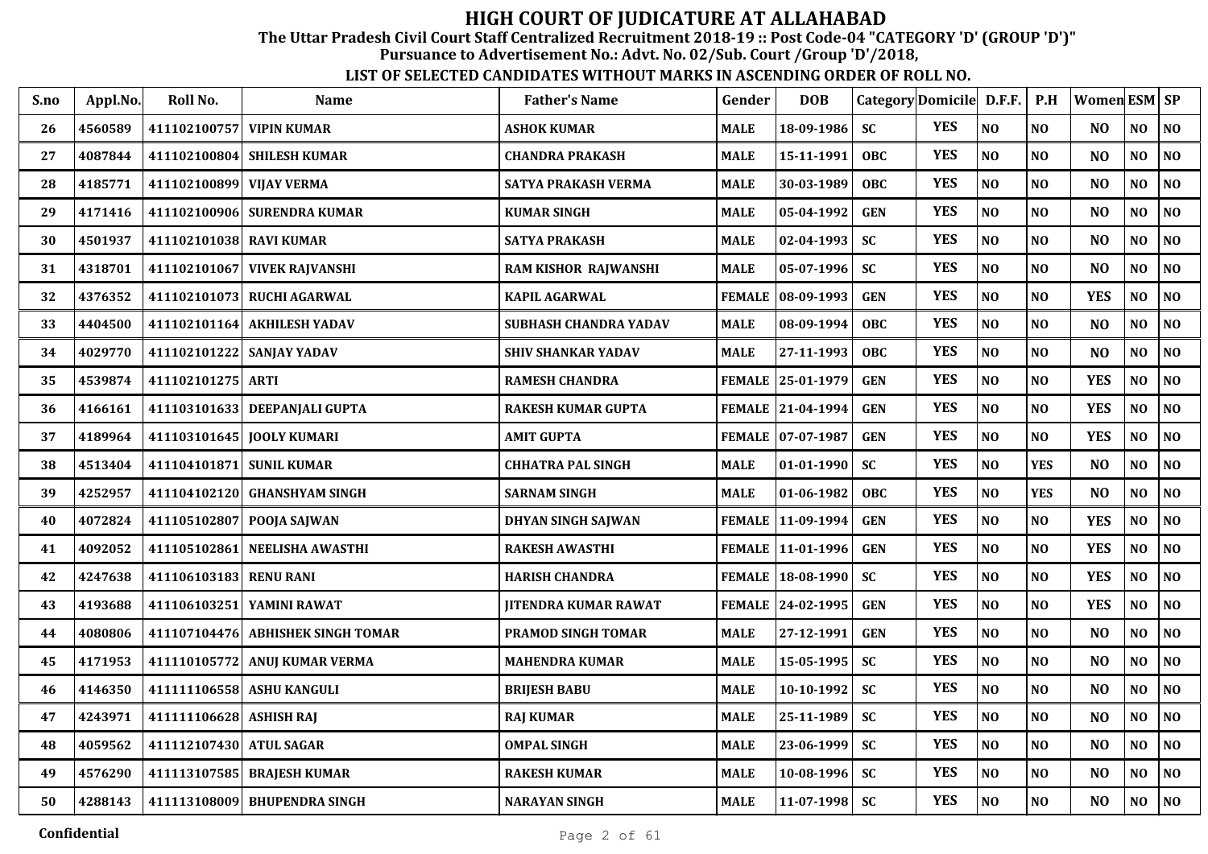# HIGH COURT OF JUDICATURE AT ALLAHABAD

**The Uttar Pradesh Civil Court Staff Centralized Recruitment 2018-19 :: Post Code-04 "CATEGORY 'D' (GROUP 'D')"**

**Pursuance to Advertisement No.: Advt. No. 02/Sub. Court /Group 'D'/2018,**

**LIST OF SELECTED CANDIDATES WITHOUT MARKS IN ASCENDING ORDER OF ROLL NO.**

| S.no | Appl.No. | Roll No. | Name | Father's Name | Gender | DOB | Category | Domicile | D.F.F. | P.H | Women | ESM | SP |
|---|---|---|---|---|---|---|---|---|---|---|---|---|---|
| 26 | 4560589 | 411102100757 | VIPIN KUMAR | ASHOK KUMAR | MALE | 18-09-1986 | SC | YES | NO | NO | NO | NO | NO |
| 27 | 4087844 | 411102100804 | SHILESH KUMAR | CHANDRA PRAKASH | MALE | 15-11-1991 | OBC | YES | NO | NO | NO | NO | NO |
| 28 | 4185771 | 411102100899 | VIJAY VERMA | SATYA PRAKASH VERMA | MALE | 30-03-1989 | OBC | YES | NO | NO | NO | NO | NO |
| 29 | 4171416 | 411102100906 | SURENDRA KUMAR | KUMAR SINGH | MALE | 05-04-1992 | GEN | YES | NO | NO | NO | NO | NO |
| 30 | 4501937 | 411102101038 | RAVI KUMAR | SATYA PRAKASH | MALE | 02-04-1993 | SC | YES | NO | NO | NO | NO | NO |
| 31 | 4318701 | 411102101067 | VIVEK RAJVANSHI | RAM KISHOR RAJWANSHI | MALE | 05-07-1996 | SC | YES | NO | NO | NO | NO | NO |
| 32 | 4376352 | 411102101073 | RUCHI AGARWAL | KAPIL AGARWAL | FEMALE | 08-09-1993 | GEN | YES | NO | NO | YES | NO | NO |
| 33 | 4404500 | 411102101164 | AKHILESH YADAV | SUBHASH CHANDRA YADAV | MALE | 08-09-1994 | OBC | YES | NO | NO | NO | NO | NO |
| 34 | 4029770 | 411102101222 | SANJAY YADAV | SHIV SHANKAR YADAV | MALE | 27-11-1993 | OBC | YES | NO | NO | NO | NO | NO |
| 35 | 4539874 | 411102101275 | ARTI | RAMESH CHANDRA | FEMALE | 25-01-1979 | GEN | YES | NO | NO | YES | NO | NO |
| 36 | 4166161 | 411103101633 | DEEPANJALI GUPTA | RAKESH KUMAR GUPTA | FEMALE | 21-04-1994 | GEN | YES | NO | NO | YES | NO | NO |
| 37 | 4189964 | 411103101645 | JOOLY KUMARI | AMIT GUPTA | FEMALE | 07-07-1987 | GEN | YES | NO | NO | YES | NO | NO |
| 38 | 4513404 | 411104101871 | SUNIL KUMAR | CHHATRA PAL SINGH | MALE | 01-01-1990 | SC | YES | NO | YES | NO | NO | NO |
| 39 | 4252957 | 411104102120 | GHANSHYAM SINGH | SARNAM SINGH | MALE | 01-06-1982 | OBC | YES | NO | YES | NO | NO | NO |
| 40 | 4072824 | 411105102807 | POOJA SAJWAN | DHYAN SINGH SAJWAN | FEMALE | 11-09-1994 | GEN | YES | NO | NO | YES | NO | NO |
| 41 | 4092052 | 411105102861 | NEELISHA AWASTHI | RAKESH AWASTHI | FEMALE | 11-01-1996 | GEN | YES | NO | NO | YES | NO | NO |
| 42 | 4247638 | 411106103183 | RENU RANI | HARISH CHANDRA | FEMALE | 18-08-1990 | SC | YES | NO | NO | YES | NO | NO |
| 43 | 4193688 | 411106103251 | YAMINI RAWAT | JITENDRA KUMAR RAWAT | FEMALE | 24-02-1995 | GEN | YES | NO | NO | YES | NO | NO |
| 44 | 4080806 | 411107104476 | ABHISHEK SINGH TOMAR | PRAMOD SINGH TOMAR | MALE | 27-12-1991 | GEN | YES | NO | NO | NO | NO | NO |
| 45 | 4171953 | 411110105772 | ANUJ KUMAR VERMA | MAHENDRA KUMAR | MALE | 15-05-1995 | SC | YES | NO | NO | NO | NO | NO |
| 46 | 4146350 | 411111106558 | ASHU KANGULI | BRIJESH BABU | MALE | 10-10-1992 | SC | YES | NO | NO | NO | NO | NO |
| 47 | 4243971 | 411111106628 | ASHISH RAJ | RAJ KUMAR | MALE | 25-11-1989 | SC | YES | NO | NO | NO | NO | NO |
| 48 | 4059562 | 411112107430 | ATUL SAGAR | OMPAL SINGH | MALE | 23-06-1999 | SC | YES | NO | NO | NO | NO | NO |
| 49 | 4576290 | 411113107585 | BRAJESH KUMAR | RAKESH KUMAR | MALE | 10-08-1996 | SC | YES | NO | NO | NO | NO | NO |
| 50 | 4288143 | 411113108009 | BHUPENDRA SINGH | NARAYAN SINGH | MALE | 11-07-1998 | SC | YES | NO | NO | NO | NO | NO |

Confidential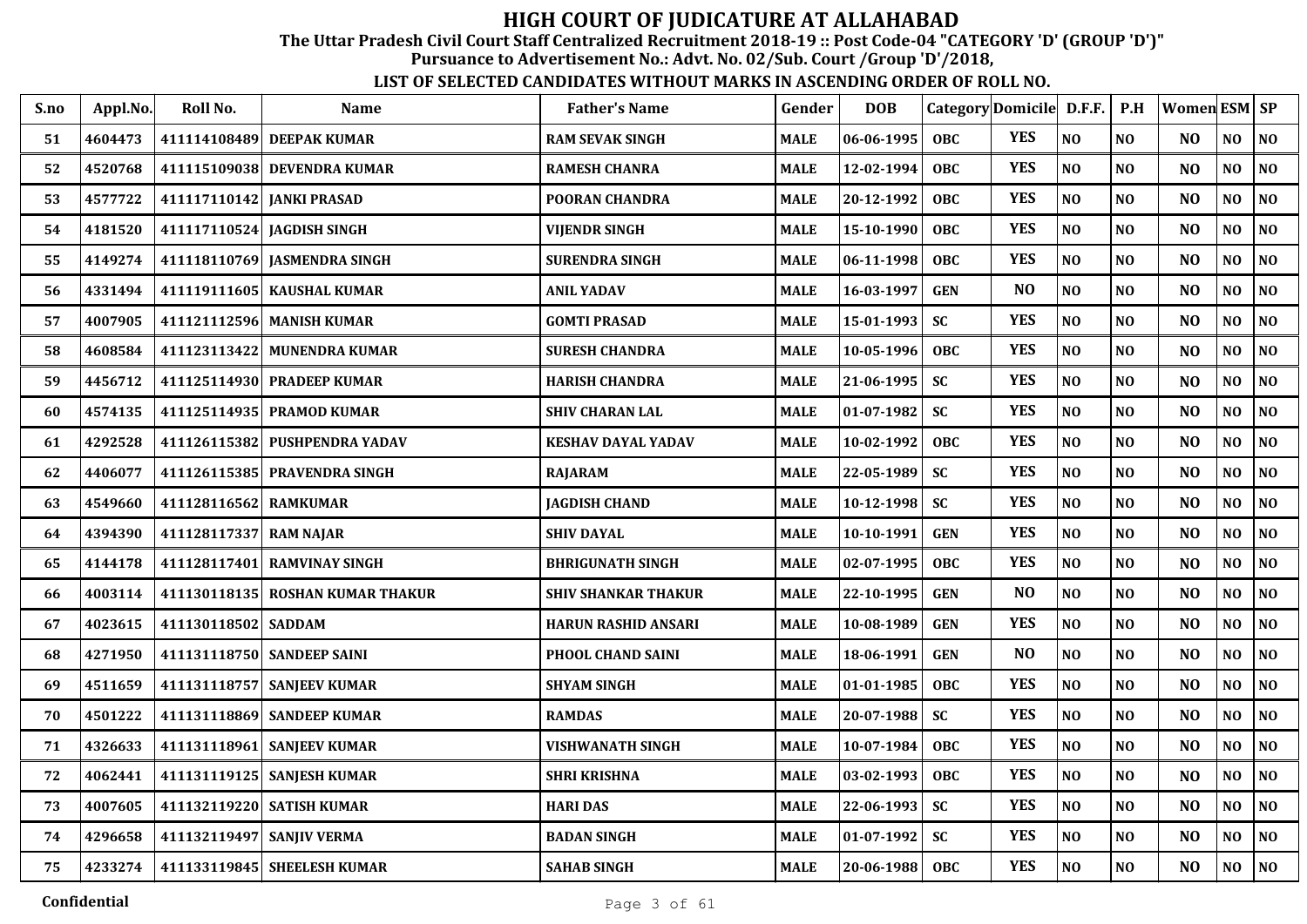# HIGH COURT OF JUDICATURE AT ALLAHABAD

**The Uttar Pradesh Civil Court Staff Centralized Recruitment 2018-19 :: Post Code-04 "CATEGORY 'D' (GROUP 'D')"**

**Pursuance to Advertisement No.: Advt. No. 02/Sub. Court /Group 'D'/2018,**

**LIST OF SELECTED CANDIDATES WITHOUT MARKS IN ASCENDING ORDER OF ROLL NO.**

| S.no | Appl.No. | Roll No. | Name | Father's Name | Gender | DOB | Category | Domicile | D.F.F. | P.H | Women | ESM | SP |
|---|---|---|---|---|---|---|---|---|---|---|---|---|---|
| 51 | 4604473 | 411114108489 | DEEPAK KUMAR | RAM SEVAK SINGH | MALE | 06-06-1995 | OBC | YES | NO | NO | NO | NO | NO |
| 52 | 4520768 | 411115109038 | DEVENDRA KUMAR | RAMESH CHANRA | MALE | 12-02-1994 | OBC | YES | NO | NO | NO | NO | NO |
| 53 | 4577722 | 411117110142 | JANKI PRASAD | POORAN CHANDRA | MALE | 20-12-1992 | OBC | YES | NO | NO | NO | NO | NO |
| 54 | 4181520 | 411117110524 | JAGDISH SINGH | VIJENDR SINGH | MALE | 15-10-1990 | OBC | YES | NO | NO | NO | NO | NO |
| 55 | 4149274 | 411118110769 | JASMENDRA SINGH | SURENDRA SINGH | MALE | 06-11-1998 | OBC | YES | NO | NO | NO | NO | NO |
| 56 | 4331494 | 411119111605 | KAUSHAL KUMAR | ANIL YADAV | MALE | 16-03-1997 | GEN | NO | NO | NO | NO | NO | NO |
| 57 | 4007905 | 411121112596 | MANISH KUMAR | GOMTI PRASAD | MALE | 15-01-1993 | SC | YES | NO | NO | NO | NO | NO |
| 58 | 4608584 | 411123113422 | MUNENDRA KUMAR | SURESH CHANDRA | MALE | 10-05-1996 | OBC | YES | NO | NO | NO | NO | NO |
| 59 | 4456712 | 411125114930 | PRADEEP KUMAR | HARISH CHANDRA | MALE | 21-06-1995 | SC | YES | NO | NO | NO | NO | NO |
| 60 | 4574135 | 411125114935 | PRAMOD KUMAR | SHIV CHARAN LAL | MALE | 01-07-1982 | SC | YES | NO | NO | NO | NO | NO |
| 61 | 4292528 | 411126115382 | PUSHPENDRA YADAV | KESHAV DAYAL YADAV | MALE | 10-02-1992 | OBC | YES | NO | NO | NO | NO | NO |
| 62 | 4406077 | 411126115385 | PRAVENDRA SINGH | RAJARAM | MALE | 22-05-1989 | SC | YES | NO | NO | NO | NO | NO |
| 63 | 4549660 | 411128116562 | RAMKUMAR | JAGDISH CHAND | MALE | 10-12-1998 | SC | YES | NO | NO | NO | NO | NO |
| 64 | 4394390 | 411128117337 | RAM NAJAR | SHIV DAYAL | MALE | 10-10-1991 | GEN | YES | NO | NO | NO | NO | NO |
| 65 | 4144178 | 411128117401 | RAMVINAY SINGH | BHRIGUNATH SINGH | MALE | 02-07-1995 | OBC | YES | NO | NO | NO | NO | NO |
| 66 | 4003114 | 411130118135 | ROSHAN KUMAR THAKUR | SHIV SHANKAR THAKUR | MALE | 22-10-1995 | GEN | NO | NO | NO | NO | NO | NO |
| 67 | 4023615 | 411130118502 | SADDAM | HARUN RASHID ANSARI | MALE | 10-08-1989 | GEN | YES | NO | NO | NO | NO | NO |
| 68 | 4271950 | 411131118750 | SANDEEP SAINI | PHOOL CHAND SAINI | MALE | 18-06-1991 | GEN | NO | NO | NO | NO | NO | NO |
| 69 | 4511659 | 411131118757 | SANJEEV KUMAR | SHYAM SINGH | MALE | 01-01-1985 | OBC | YES | NO | NO | NO | NO | NO |
| 70 | 4501222 | 411131118869 | SANDEEP KUMAR | RAMDAS | MALE | 20-07-1988 | SC | YES | NO | NO | NO | NO | NO |
| 71 | 4326633 | 411131118961 | SANJEEV KUMAR | VISHWANATH SINGH | MALE | 10-07-1984 | OBC | YES | NO | NO | NO | NO | NO |
| 72 | 4062441 | 411131119125 | SANJESH KUMAR | SHRI KRISHNA | MALE | 03-02-1993 | OBC | YES | NO | NO | NO | NO | NO |
| 73 | 4007605 | 411132119220 | SATISH KUMAR | HARI DAS | MALE | 22-06-1993 | SC | YES | NO | NO | NO | NO | NO |
| 74 | 4296658 | 411132119497 | SANJIV VERMA | BADAN SINGH | MALE | 01-07-1992 | SC | YES | NO | NO | NO | NO | NO |
| 75 | 4233274 | 411133119845 | SHEELESH KUMAR | SAHAB SINGH | MALE | 20-06-1988 | OBC | YES | NO | NO | NO | NO | NO |

Confidential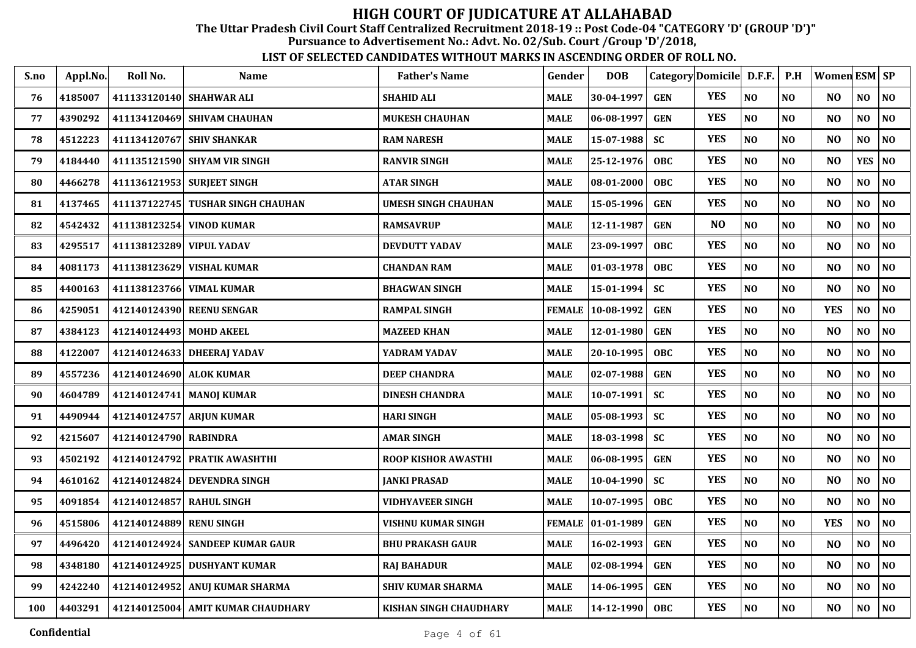# HIGH COURT OF JUDICATURE AT ALLAHABAD

**The Uttar Pradesh Civil Court Staff Centralized Recruitment 2018-19 :: Post Code-04 "CATEGORY 'D' (GROUP 'D')"**

**Pursuance to Advertisement No.: Advt. No. 02/Sub. Court /Group 'D'/2018,**

**LIST OF SELECTED CANDIDATES WITHOUT MARKS IN ASCENDING ORDER OF ROLL NO.**

| S.no | Appl.No. | Roll No. | Name | Father's Name | Gender | DOB | Category | Domicile | D.F.F. | P.H | Women | ESM | SP |
|---|---|---|---|---|---|---|---|---|---|---|---|---|---|
| 76 | 4185007 | 411133120140 | SHAHWAR ALI | SHAHID ALI | MALE | 30-04-1997 | GEN | YES | NO | NO | NO | NO | NO |
| 77 | 4390292 | 411134120469 | SHIVAM CHAUHAN | MUKESH CHAUHAN | MALE | 06-08-1997 | GEN | YES | NO | NO | NO | NO | NO |
| 78 | 4512223 | 411134120767 | SHIV SHANKAR | RAM NARESH | MALE | 15-07-1988 | SC | YES | NO | NO | NO | NO | NO |
| 79 | 4184440 | 411135121590 | SHYAM VIR SINGH | RANVIR SINGH | MALE | 25-12-1976 | OBC | YES | NO | NO | NO | YES | NO |
| 80 | 4466278 | 411136121953 | SURJEET SINGH | ATAR SINGH | MALE | 08-01-2000 | OBC | YES | NO | NO | NO | NO | NO |
| 81 | 4137465 | 411137122745 | TUSHAR SINGH CHAUHAN | UMESH SINGH CHAUHAN | MALE | 15-05-1996 | GEN | YES | NO | NO | NO | NO | NO |
| 82 | 4542432 | 411138123254 | VINOD KUMAR | RAMSAVRUP | MALE | 12-11-1987 | GEN | NO | NO | NO | NO | NO | NO |
| 83 | 4295517 | 411138123289 | VIPUL YADAV | DEVDUTT YADAV | MALE | 23-09-1997 | OBC | YES | NO | NO | NO | NO | NO |
| 84 | 4081173 | 411138123629 | VISHAL KUMAR | CHANDAN RAM | MALE | 01-03-1978 | OBC | YES | NO | NO | NO | NO | NO |
| 85 | 4400163 | 411138123766 | VIMAL KUMAR | BHAGWAN SINGH | MALE | 15-01-1994 | SC | YES | NO | NO | NO | NO | NO |
| 86 | 4259051 | 412140124390 | REENU SENGAR | RAMPAL SINGH | FEMALE | 10-08-1992 | GEN | YES | NO | NO | YES | NO | NO |
| 87 | 4384123 | 412140124493 | MOHD AKEEL | MAZEED KHAN | MALE | 12-01-1980 | GEN | YES | NO | NO | NO | NO | NO |
| 88 | 4122007 | 412140124633 | DHEERAJ YADAV | YADRAM YADAV | MALE | 20-10-1995 | OBC | YES | NO | NO | NO | NO | NO |
| 89 | 4557236 | 412140124690 | ALOK KUMAR | DEEP CHANDRA | MALE | 02-07-1988 | GEN | YES | NO | NO | NO | NO | NO |
| 90 | 4604789 | 412140124741 | MANOJ KUMAR | DINESH CHANDRA | MALE | 10-07-1991 | SC | YES | NO | NO | NO | NO | NO |
| 91 | 4490944 | 412140124757 | ARJUN KUMAR | HARI SINGH | MALE | 05-08-1993 | SC | YES | NO | NO | NO | NO | NO |
| 92 | 4215607 | 412140124790 | RABINDRA | AMAR SINGH | MALE | 18-03-1998 | SC | YES | NO | NO | NO | NO | NO |
| 93 | 4502192 | 412140124792 | PRATIK AWASHTHI | ROOP KISHOR AWASTHI | MALE | 06-08-1995 | GEN | YES | NO | NO | NO | NO | NO |
| 94 | 4610162 | 412140124824 | DEVENDRA SINGH | JANKI PRASAD | MALE | 10-04-1990 | SC | YES | NO | NO | NO | NO | NO |
| 95 | 4091854 | 412140124857 | RAHUL SINGH | VIDHYAVEER SINGH | MALE | 10-07-1995 | OBC | YES | NO | NO | NO | NO | NO |
| 96 | 4515806 | 412140124889 | RENU SINGH | VISHNU KUMAR SINGH | FEMALE | 01-01-1989 | GEN | YES | NO | NO | YES | NO | NO |
| 97 | 4496420 | 412140124924 | SANDEEP KUMAR GAUR | BHU PRAKASH GAUR | MALE | 16-02-1993 | GEN | YES | NO | NO | NO | NO | NO |
| 98 | 4348180 | 412140124925 | DUSHYANT KUMAR | RAJ BAHADUR | MALE | 02-08-1994 | GEN | YES | NO | NO | NO | NO | NO |
| 99 | 4242240 | 412140124952 | ANUJ KUMAR SHARMA | SHIV KUMAR SHARMA | MALE | 14-06-1995 | GEN | YES | NO | NO | NO | NO | NO |
| 100 | 4403291 | 412140125004 | AMIT KUMAR CHAUDHARY | KISHAN SINGH CHAUDHARY | MALE | 14-12-1990 | OBC | YES | NO | NO | NO | NO | NO |

**Confidential**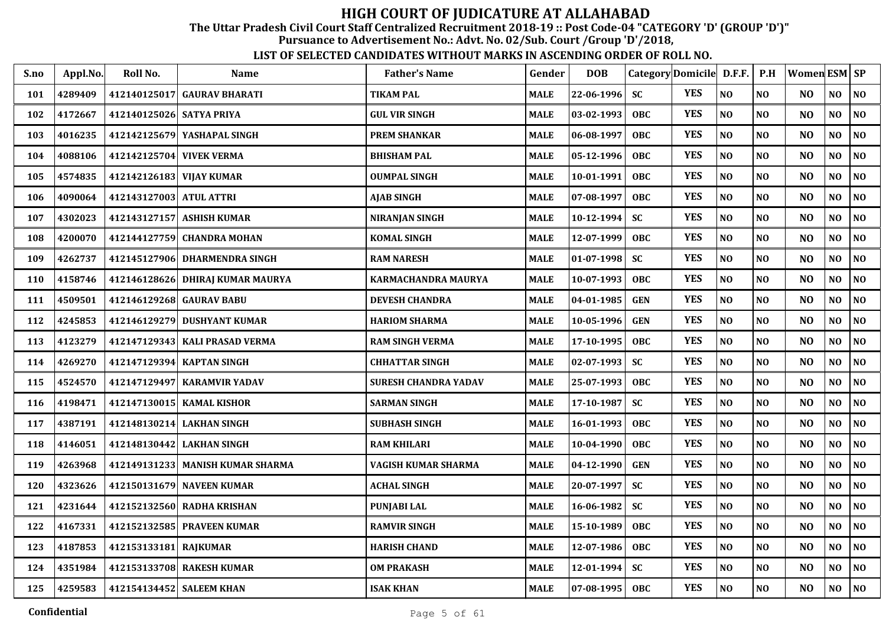# HIGH COURT OF JUDICATURE AT ALLAHABAD

**The Uttar Pradesh Civil Court Staff Centralized Recruitment 2018-19 :: Post Code-04 "CATEGORY 'D' (GROUP 'D')"**

**Pursuance to Advertisement No.: Advt. No. 02/Sub. Court /Group 'D'/2018,**

**LIST OF SELECTED CANDIDATES WITHOUT MARKS IN ASCENDING ORDER OF ROLL NO.**

| S.no | Appl.No. | Roll No. | Name | Father's Name | Gender | DOB | Category | Domicile | D.F.F. | P.H | Women | ESM | SP |
|---|---|---|---|---|---|---|---|---|---|---|---|---|---|
| 101 | 4289409 | 412140125017 | GAURAV BHARATI | TIKAM PAL | MALE | 22-06-1996 | SC | YES | NO | NO | NO | NO | NO |
| 102 | 4172667 | 412140125026 | SATYA PRIYA | GUL VIR SINGH | MALE | 03-02-1993 | OBC | YES | NO | NO | NO | NO | NO |
| 103 | 4016235 | 412142125679 | YASHAPAL SINGH | PREM SHANKAR | MALE | 06-08-1997 | OBC | YES | NO | NO | NO | NO | NO |
| 104 | 4088106 | 412142125704 | VIVEK VERMA | BHISHAM PAL | MALE | 05-12-1996 | OBC | YES | NO | NO | NO | NO | NO |
| 105 | 4574835 | 412142126183 | VIJAY KUMAR | OUMPAL SINGH | MALE | 10-01-1991 | OBC | YES | NO | NO | NO | NO | NO |
| 106 | 4090064 | 412143127003 | ATUL ATTRI | AJAB SINGH | MALE | 07-08-1997 | OBC | YES | NO | NO | NO | NO | NO |
| 107 | 4302023 | 412143127157 | ASHISH KUMAR | NIRANJAN SINGH | MALE | 10-12-1994 | SC | YES | NO | NO | NO | NO | NO |
| 108 | 4200070 | 412144127759 | CHANDRA MOHAN | KOMAL SINGH | MALE | 12-07-1999 | OBC | YES | NO | NO | NO | NO | NO |
| 109 | 4262737 | 412145127906 | DHARMENDRA SINGH | RAM NARESH | MALE | 01-07-1998 | SC | YES | NO | NO | NO | NO | NO |
| 110 | 4158746 | 412146128626 | DHIRAJ KUMAR MAURYA | KARMACHANDRA MAURYA | MALE | 10-07-1993 | OBC | YES | NO | NO | NO | NO | NO |
| 111 | 4509501 | 412146129268 | GAURAV BABU | DEVESH CHANDRA | MALE | 04-01-1985 | GEN | YES | NO | NO | NO | NO | NO |
| 112 | 4245853 | 412146129279 | DUSHYANT KUMAR | HARIOM SHARMA | MALE | 10-05-1996 | GEN | YES | NO | NO | NO | NO | NO |
| 113 | 4123279 | 412147129343 | KALI PRASAD VERMA | RAM SINGH VERMA | MALE | 17-10-1995 | OBC | YES | NO | NO | NO | NO | NO |
| 114 | 4269270 | 412147129394 | KAPTAN SINGH | CHHATTAR SINGH | MALE | 02-07-1993 | SC | YES | NO | NO | NO | NO | NO |
| 115 | 4524570 | 412147129497 | KARAMVIR YADAV | SURESH CHANDRA YADAV | MALE | 25-07-1993 | OBC | YES | NO | NO | NO | NO | NO |
| 116 | 4198471 | 412147130015 | KAMAL KISHOR | SARMAN SINGH | MALE | 17-10-1987 | SC | YES | NO | NO | NO | NO | NO |
| 117 | 4387191 | 412148130214 | LAKHAN SINGH | SUBHASH SINGH | MALE | 16-01-1993 | OBC | YES | NO | NO | NO | NO | NO |
| 118 | 4146051 | 412148130442 | LAKHAN SINGH | RAM KHILARI | MALE | 10-04-1990 | OBC | YES | NO | NO | NO | NO | NO |
| 119 | 4263968 | 412149131233 | MANISH KUMAR SHARMA | VAGISH KUMAR SHARMA | MALE | 04-12-1990 | GEN | YES | NO | NO | NO | NO | NO |
| 120 | 4323626 | 412150131679 | NAVEEN KUMAR | ACHAL SINGH | MALE | 20-07-1997 | SC | YES | NO | NO | NO | NO | NO |
| 121 | 4231644 | 412152132560 | RADHA KRISHAN | PUNJABI LAL | MALE | 16-06-1982 | SC | YES | NO | NO | NO | NO | NO |
| 122 | 4167331 | 412152132585 | PRAVEEN KUMAR | RAMVIR SINGH | MALE | 15-10-1989 | OBC | YES | NO | NO | NO | NO | NO |
| 123 | 4187853 | 412153133181 | RAJKUMAR | HARISH CHAND | MALE | 12-07-1986 | OBC | YES | NO | NO | NO | NO | NO |
| 124 | 4351984 | 412153133708 | RAKESH KUMAR | OM PRAKASH | MALE | 12-01-1994 | SC | YES | NO | NO | NO | NO | NO |
| 125 | 4259583 | 412154134452 | SALEEM KHAN | ISAK KHAN | MALE | 07-08-1995 | OBC | YES | NO | NO | NO | NO | NO |

Confidential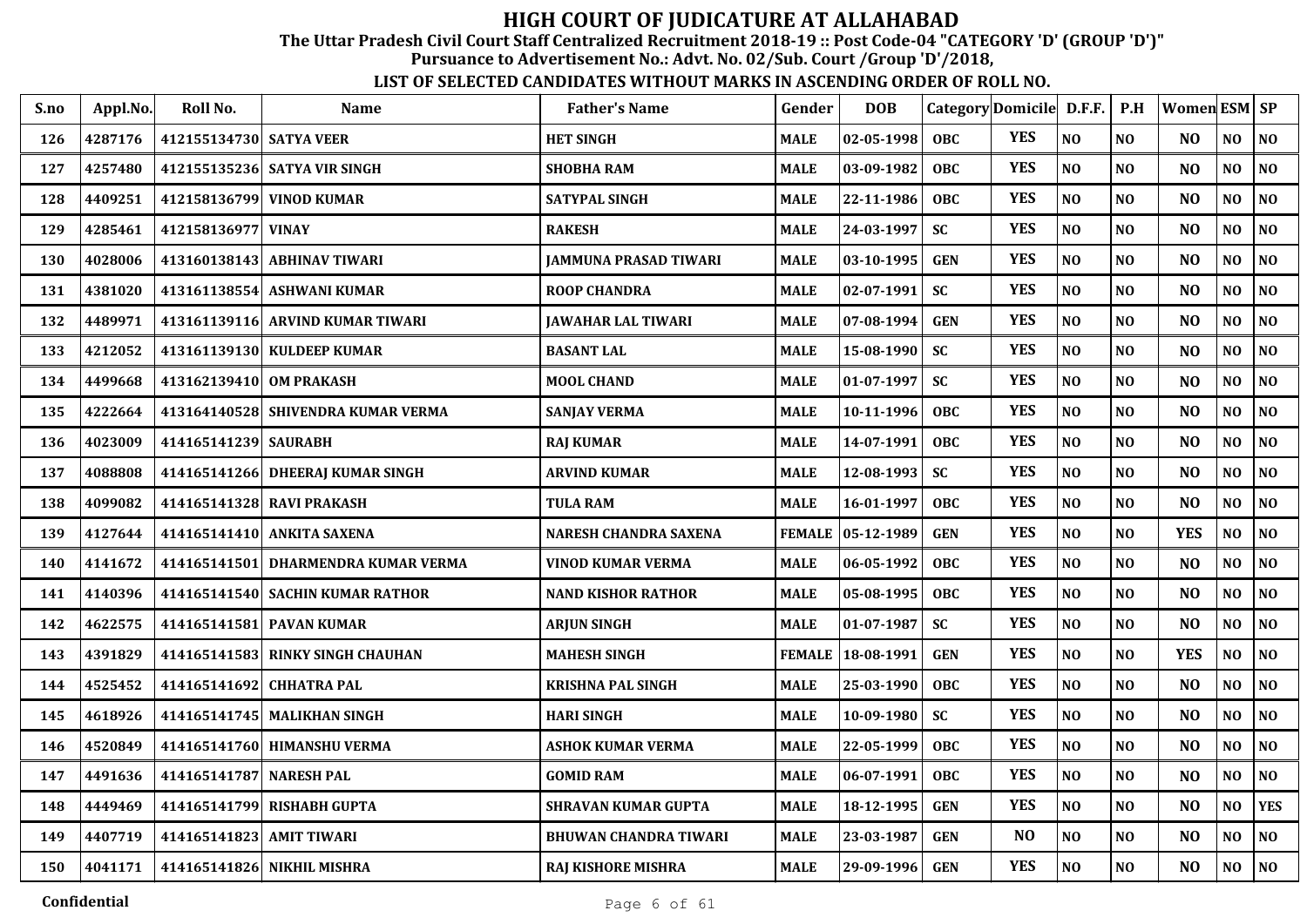# HIGH COURT OF JUDICATURE AT ALLAHABAD

**The Uttar Pradesh Civil Court Staff Centralized Recruitment 2018-19 :: Post Code-04 "CATEGORY 'D' (GROUP 'D')"**

**Pursuance to Advertisement No.: Advt. No. 02/Sub. Court /Group 'D'/2018,**

**LIST OF SELECTED CANDIDATES WITHOUT MARKS IN ASCENDING ORDER OF ROLL NO.**

| S.no | Appl.No. | Roll No. | Name | Father's Name | Gender | DOB | Category | Domicile | D.F.F. | P.H | Women | ESM | SP |
|---|---|---|---|---|---|---|---|---|---|---|---|---|---|
| 126 | 4287176 | 412155134730 | SATYA VEER | HET SINGH | MALE | 02-05-1998 | OBC | YES | NO | NO | NO | NO | NO |
| 127 | 4257480 | 412155135236 | SATYA VIR SINGH | SHOBHA RAM | MALE | 03-09-1982 | OBC | YES | NO | NO | NO | NO | NO |
| 128 | 4409251 | 412158136799 | VINOD KUMAR | SATYPAL SINGH | MALE | 22-11-1986 | OBC | YES | NO | NO | NO | NO | NO |
| 129 | 4285461 | 412158136977 | VINAY | RAKESH | MALE | 24-03-1997 | SC | YES | NO | NO | NO | NO | NO |
| 130 | 4028006 | 413160138143 | ABHINAV TIWARI | JAMMUNA PRASAD TIWARI | MALE | 03-10-1995 | GEN | YES | NO | NO | NO | NO | NO |
| 131 | 4381020 | 413161138554 | ASHWANI KUMAR | ROOP CHANDRA | MALE | 02-07-1991 | SC | YES | NO | NO | NO | NO | NO |
| 132 | 4489971 | 413161139116 | ARVIND KUMAR TIWARI | JAWAHAR LAL TIWARI | MALE | 07-08-1994 | GEN | YES | NO | NO | NO | NO | NO |
| 133 | 4212052 | 413161139130 | KULDEEP KUMAR | BASANT LAL | MALE | 15-08-1990 | SC | YES | NO | NO | NO | NO | NO |
| 134 | 4499668 | 413162139410 | OM PRAKASH | MOOL CHAND | MALE | 01-07-1997 | SC | YES | NO | NO | NO | NO | NO |
| 135 | 4222664 | 413164140528 | SHIVENDRA KUMAR VERMA | SANJAY VERMA | MALE | 10-11-1996 | OBC | YES | NO | NO | NO | NO | NO |
| 136 | 4023009 | 414165141239 | SAURABH | RAJ KUMAR | MALE | 14-07-1991 | OBC | YES | NO | NO | NO | NO | NO |
| 137 | 4088808 | 414165141266 | DHEERAJ KUMAR SINGH | ARVIND KUMAR | MALE | 12-08-1993 | SC | YES | NO | NO | NO | NO | NO |
| 138 | 4099082 | 414165141328 | RAVI PRAKASH | TULA RAM | MALE | 16-01-1997 | OBC | YES | NO | NO | NO | NO | NO |
| 139 | 4127644 | 414165141410 | ANKITA SAXENA | NARESH CHANDRA SAXENA | FEMALE | 05-12-1989 | GEN | YES | NO | NO | YES | NO | NO |
| 140 | 4141672 | 414165141501 | DHARMENDRA KUMAR VERMA | VINOD KUMAR VERMA | MALE | 06-05-1992 | OBC | YES | NO | NO | NO | NO | NO |
| 141 | 4140396 | 414165141540 | SACHIN KUMAR RATHOR | NAND KISHOR RATHOR | MALE | 05-08-1995 | OBC | YES | NO | NO | NO | NO | NO |
| 142 | 4622575 | 414165141581 | PAVAN KUMAR | ARJUN SINGH | MALE | 01-07-1987 | SC | YES | NO | NO | NO | NO | NO |
| 143 | 4391829 | 414165141583 | RINKY SINGH CHAUHAN | MAHESH SINGH | FEMALE | 18-08-1991 | GEN | YES | NO | NO | YES | NO | NO |
| 144 | 4525452 | 414165141692 | CHHATRA PAL | KRISHNA PAL SINGH | MALE | 25-03-1990 | OBC | YES | NO | NO | NO | NO | NO |
| 145 | 4618926 | 414165141745 | MALIKHAN SINGH | HARI SINGH | MALE | 10-09-1980 | SC | YES | NO | NO | NO | NO | NO |
| 146 | 4520849 | 414165141760 | HIMANSHU VERMA | ASHOK KUMAR VERMA | MALE | 22-05-1999 | OBC | YES | NO | NO | NO | NO | NO |
| 147 | 4491636 | 414165141787 | NARESH PAL | GOMID RAM | MALE | 06-07-1991 | OBC | YES | NO | NO | NO | NO | NO |
| 148 | 4449469 | 414165141799 | RISHABH GUPTA | SHRAVAN KUMAR GUPTA | MALE | 18-12-1995 | GEN | YES | NO | NO | NO | NO | YES |
| 149 | 4407719 | 414165141823 | AMIT TIWARI | BHUWAN CHANDRA TIWARI | MALE | 23-03-1987 | GEN | NO | NO | NO | NO | NO | NO |
| 150 | 4041171 | 414165141826 | NIKHIL MISHRA | RAJ KISHORE MISHRA | MALE | 29-09-1996 | GEN | YES | NO | NO | NO | NO | NO |

Confidential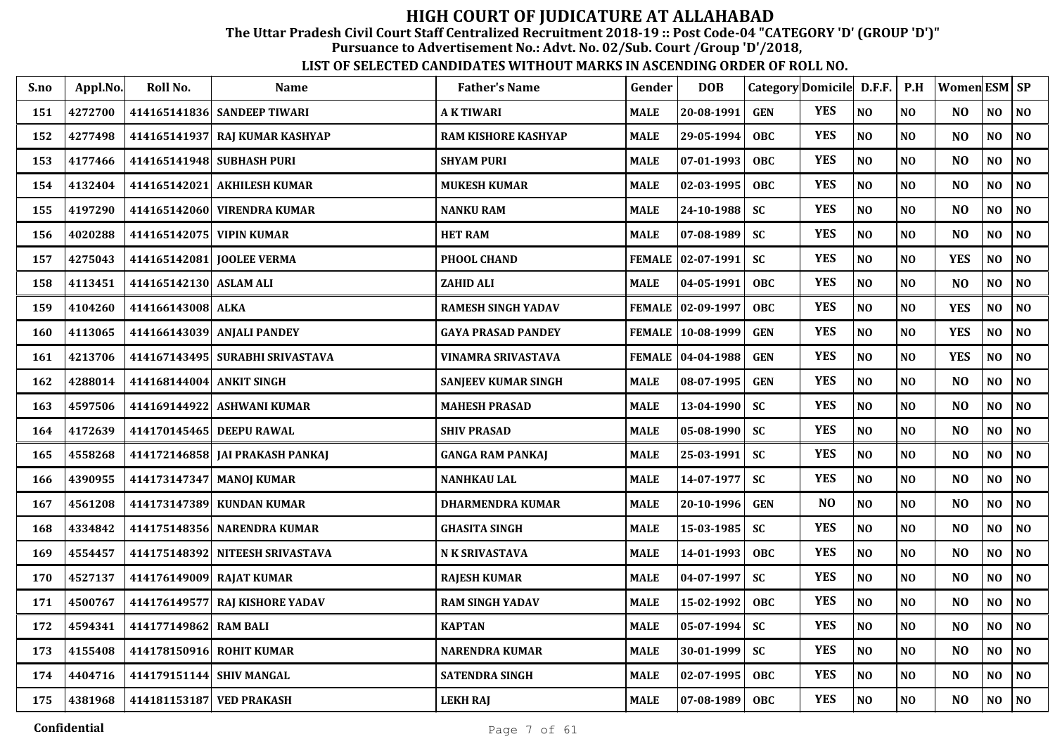# HIGH COURT OF JUDICATURE AT ALLAHABAD

**The Uttar Pradesh Civil Court Staff Centralized Recruitment 2018-19 :: Post Code-04 "CATEGORY 'D' (GROUP 'D')"**

**Pursuance to Advertisement No.: Advt. No. 02/Sub. Court /Group 'D'/2018,**

**LIST OF SELECTED CANDIDATES WITHOUT MARKS IN ASCENDING ORDER OF ROLL NO.**

| S.no | Appl.No. | Roll No. | Name | Father's Name | Gender | DOB | Category | Domicile | D.F.F. | P.H | Women | ESM | SP |
|---|---|---|---|---|---|---|---|---|---|---|---|---|---|
| 151 | 4272700 | 414165141836 | SANDEEP TIWARI | A K TIWARI | MALE | 20-08-1991 | GEN | YES | NO | NO | NO | NO | NO |
| 152 | 4277498 | 414165141937 | RAJ KUMAR KASHYAP | RAM KISHORE KASHYAP | MALE | 29-05-1994 | OBC | YES | NO | NO | NO | NO | NO |
| 153 | 4177466 | 414165141948 | SUBHASH PURI | SHYAM PURI | MALE | 07-01-1993 | OBC | YES | NO | NO | NO | NO | NO |
| 154 | 4132404 | 414165142021 | AKHILESH KUMAR | MUKESH KUMAR | MALE | 02-03-1995 | OBC | YES | NO | NO | NO | NO | NO |
| 155 | 4197290 | 414165142060 | VIRENDRA KUMAR | NANKU RAM | MALE | 24-10-1988 | SC | YES | NO | NO | NO | NO | NO |
| 156 | 4020288 | 414165142075 | VIPIN KUMAR | HET RAM | MALE | 07-08-1989 | SC | YES | NO | NO | NO | NO | NO |
| 157 | 4275043 | 414165142081 | JOOLEE VERMA | PHOOL CHAND | FEMALE | 02-07-1991 | SC | YES | NO | NO | YES | NO | NO |
| 158 | 4113451 | 414165142130 | ASLAM ALI | ZAHID ALI | MALE | 04-05-1991 | OBC | YES | NO | NO | NO | NO | NO |
| 159 | 4104260 | 414166143008 | ALKA | RAMESH SINGH YADAV | FEMALE | 02-09-1997 | OBC | YES | NO | NO | YES | NO | NO |
| 160 | 4113065 | 414166143039 | ANJALI PANDEY | GAYA PRASAD PANDEY | FEMALE | 10-08-1999 | GEN | YES | NO | NO | YES | NO | NO |
| 161 | 4213706 | 414167143495 | SURABHI SRIVASTAVA | VINAMRA SRIVASTAVA | FEMALE | 04-04-1988 | GEN | YES | NO | NO | YES | NO | NO |
| 162 | 4288014 | 414168144004 | ANKIT SINGH | SANJEEV KUMAR SINGH | MALE | 08-07-1995 | GEN | YES | NO | NO | NO | NO | NO |
| 163 | 4597506 | 414169144922 | ASHWANI KUMAR | MAHESH PRASAD | MALE | 13-04-1990 | SC | YES | NO | NO | NO | NO | NO |
| 164 | 4172639 | 414170145465 | DEEPU RAWAL | SHIV PRASAD | MALE | 05-08-1990 | SC | YES | NO | NO | NO | NO | NO |
| 165 | 4558268 | 414172146858 | JAI PRAKASH PANKAJ | GANGA RAM PANKAJ | MALE | 25-03-1991 | SC | YES | NO | NO | NO | NO | NO |
| 166 | 4390955 | 414173147347 | MANOJ KUMAR | NANHKAU LAL | MALE | 14-07-1977 | SC | YES | NO | NO | NO | NO | NO |
| 167 | 4561208 | 414173147389 | KUNDAN KUMAR | DHARMENDRA KUMAR | MALE | 20-10-1996 | GEN | NO | NO | NO | NO | NO | NO |
| 168 | 4334842 | 414175148356 | NARENDRA KUMAR | GHASITA SINGH | MALE | 15-03-1985 | SC | YES | NO | NO | NO | NO | NO |
| 169 | 4554457 | 414175148392 | NITEESH SRIVASTAVA | N K SRIVASTAVA | MALE | 14-01-1993 | OBC | YES | NO | NO | NO | NO | NO |
| 170 | 4527137 | 414176149009 | RAJAT KUMAR | RAJESH KUMAR | MALE | 04-07-1997 | SC | YES | NO | NO | NO | NO | NO |
| 171 | 4500767 | 414176149577 | RAJ KISHORE YADAV | RAM SINGH YADAV | MALE | 15-02-1992 | OBC | YES | NO | NO | NO | NO | NO |
| 172 | 4594341 | 414177149862 | RAM BALI | KAPTAN | MALE | 05-07-1994 | SC | YES | NO | NO | NO | NO | NO |
| 173 | 4155408 | 414178150916 | ROHIT KUMAR | NARENDRA KUMAR | MALE | 30-01-1999 | SC | YES | NO | NO | NO | NO | NO |
| 174 | 4404716 | 414179151144 | SHIV MANGAL | SATENDRA SINGH | MALE | 02-07-1995 | OBC | YES | NO | NO | NO | NO | NO |
| 175 | 4381968 | 414181153187 | VED PRAKASH | LEKH RAJ | MALE | 07-08-1989 | OBC | YES | NO | NO | NO | NO | NO |

Confidential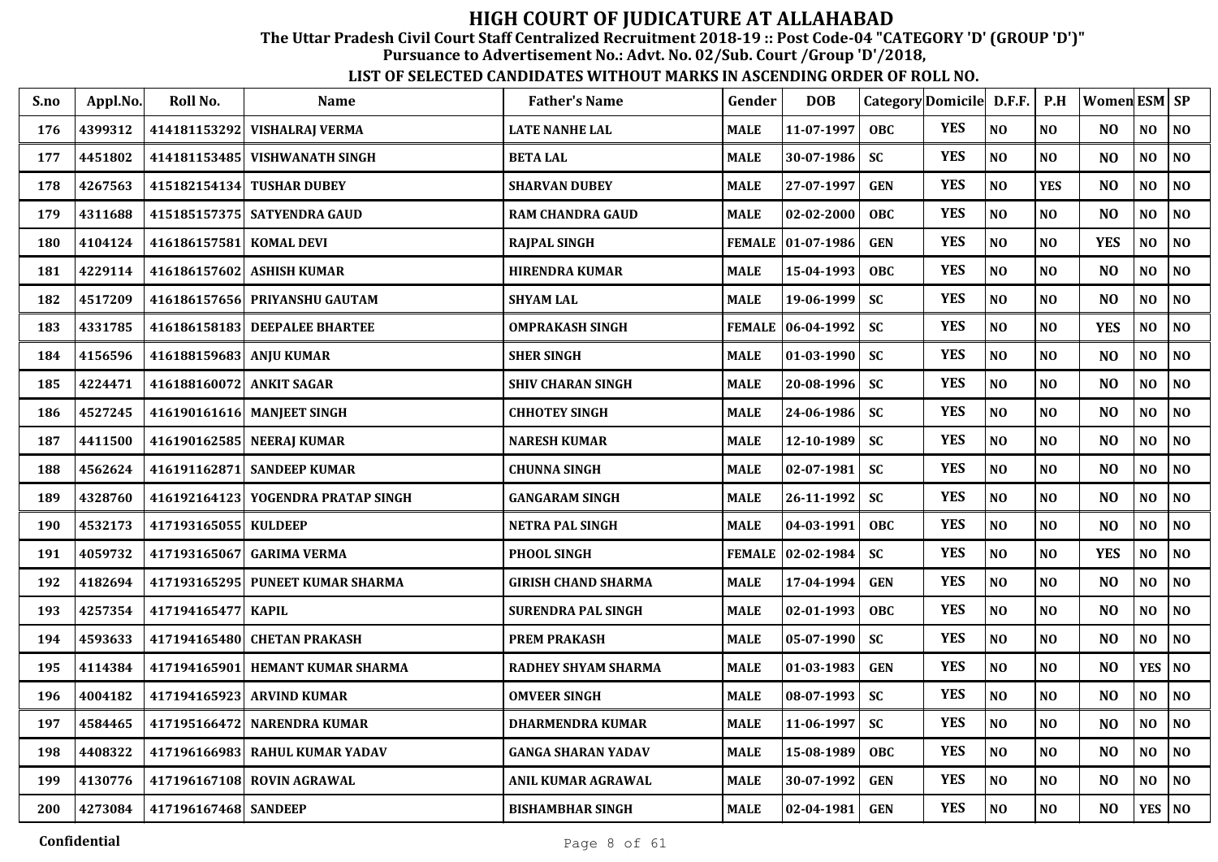# HIGH COURT OF JUDICATURE AT ALLAHABAD

**The Uttar Pradesh Civil Court Staff Centralized Recruitment 2018-19 :: Post Code-04 "CATEGORY 'D' (GROUP 'D')"**

**Pursuance to Advertisement No.: Advt. No. 02/Sub. Court /Group 'D'/2018,**

**LIST OF SELECTED CANDIDATES WITHOUT MARKS IN ASCENDING ORDER OF ROLL NO.**

| S.no | Appl.No. | Roll No. | Name | Father's Name | Gender | DOB | Category | Domicile | D.F.F. | P.H | Women | ESM | SP |
|---|---|---|---|---|---|---|---|---|---|---|---|---|---|
| 176 | 4399312 | 414181153292 | VISHALRAJ VERMA | LATE NANHE LAL | MALE | 11-07-1997 | OBC | YES | NO | NO | NO | NO | NO |
| 177 | 4451802 | 414181153485 | VISHWANATH SINGH | BETA LAL | MALE | 30-07-1986 | SC | YES | NO | NO | NO | NO | NO |
| 178 | 4267563 | 415182154134 | TUSHAR DUBEY | SHARVAN DUBEY | MALE | 27-07-1997 | GEN | YES | NO | YES | NO | NO | NO |
| 179 | 4311688 | 415185157375 | SATYENDRA GAUD | RAM CHANDRA GAUD | MALE | 02-02-2000 | OBC | YES | NO | NO | NO | NO | NO |
| 180 | 4104124 | 416186157581 | KOMAL DEVI | RAJPAL SINGH | FEMALE | 01-07-1986 | GEN | YES | NO | NO | YES | NO | NO |
| 181 | 4229114 | 416186157602 | ASHISH KUMAR | HIRENDRA KUMAR | MALE | 15-04-1993 | OBC | YES | NO | NO | NO | NO | NO |
| 182 | 4517209 | 416186157656 | PRIYANSHU GAUTAM | SHYAM LAL | MALE | 19-06-1999 | SC | YES | NO | NO | NO | NO | NO |
| 183 | 4331785 | 416186158183 | DEEPALEE BHARTEE | OMPRAKASH SINGH | FEMALE | 06-04-1992 | SC | YES | NO | NO | YES | NO | NO |
| 184 | 4156596 | 416188159683 | ANJU KUMAR | SHER SINGH | MALE | 01-03-1990 | SC | YES | NO | NO | NO | NO | NO |
| 185 | 4224471 | 416188160072 | ANKIT SAGAR | SHIV CHARAN SINGH | MALE | 20-08-1996 | SC | YES | NO | NO | NO | NO | NO |
| 186 | 4527245 | 416190161616 | MANJEET SINGH | CHHOTEY SINGH | MALE | 24-06-1986 | SC | YES | NO | NO | NO | NO | NO |
| 187 | 4411500 | 416190162585 | NEERAJ KUMAR | NARESH KUMAR | MALE | 12-10-1989 | SC | YES | NO | NO | NO | NO | NO |
| 188 | 4562624 | 416191162871 | SANDEEP KUMAR | CHUNNA SINGH | MALE | 02-07-1981 | SC | YES | NO | NO | NO | NO | NO |
| 189 | 4328760 | 416192164123 | YOGENDRA PRATAP SINGH | GANGARAM SINGH | MALE | 26-11-1992 | SC | YES | NO | NO | NO | NO | NO |
| 190 | 4532173 | 417193165055 | KULDEEP | NETRA PAL SINGH | MALE | 04-03-1991 | OBC | YES | NO | NO | NO | NO | NO |
| 191 | 4059732 | 417193165067 | GARIMA VERMA | PHOOL SINGH | FEMALE | 02-02-1984 | SC | YES | NO | NO | YES | NO | NO |
| 192 | 4182694 | 417193165295 | PUNEET KUMAR SHARMA | GIRISH CHAND SHARMA | MALE | 17-04-1994 | GEN | YES | NO | NO | NO | NO | NO |
| 193 | 4257354 | 417194165477 | KAPIL | SURENDRA PAL SINGH | MALE | 02-01-1993 | OBC | YES | NO | NO | NO | NO | NO |
| 194 | 4593633 | 417194165480 | CHETAN PRAKASH | PREM PRAKASH | MALE | 05-07-1990 | SC | YES | NO | NO | NO | NO | NO |
| 195 | 4114384 | 417194165901 | HEMANT KUMAR SHARMA | RADHEY SHYAM SHARMA | MALE | 01-03-1983 | GEN | YES | NO | NO | NO | YES | NO |
| 196 | 4004182 | 417194165923 | ARVIND KUMAR | OMVEER SINGH | MALE | 08-07-1993 | SC | YES | NO | NO | NO | NO | NO |
| 197 | 4584465 | 417195166472 | NARENDRA KUMAR | DHARMENDRA KUMAR | MALE | 11-06-1997 | SC | YES | NO | NO | NO | NO | NO |
| 198 | 4408322 | 417196166983 | RAHUL KUMAR YADAV | GANGA SHARAN YADAV | MALE | 15-08-1989 | OBC | YES | NO | NO | NO | NO | NO |
| 199 | 4130776 | 417196167108 | ROVIN AGRAWAL | ANIL KUMAR AGRAWAL | MALE | 30-07-1992 | GEN | YES | NO | NO | NO | NO | NO |
| 200 | 4273084 | 417196167468 | SANDEEP | BISHAMBHAR SINGH | MALE | 02-04-1981 | GEN | YES | NO | NO | NO | YES | NO |

Confidential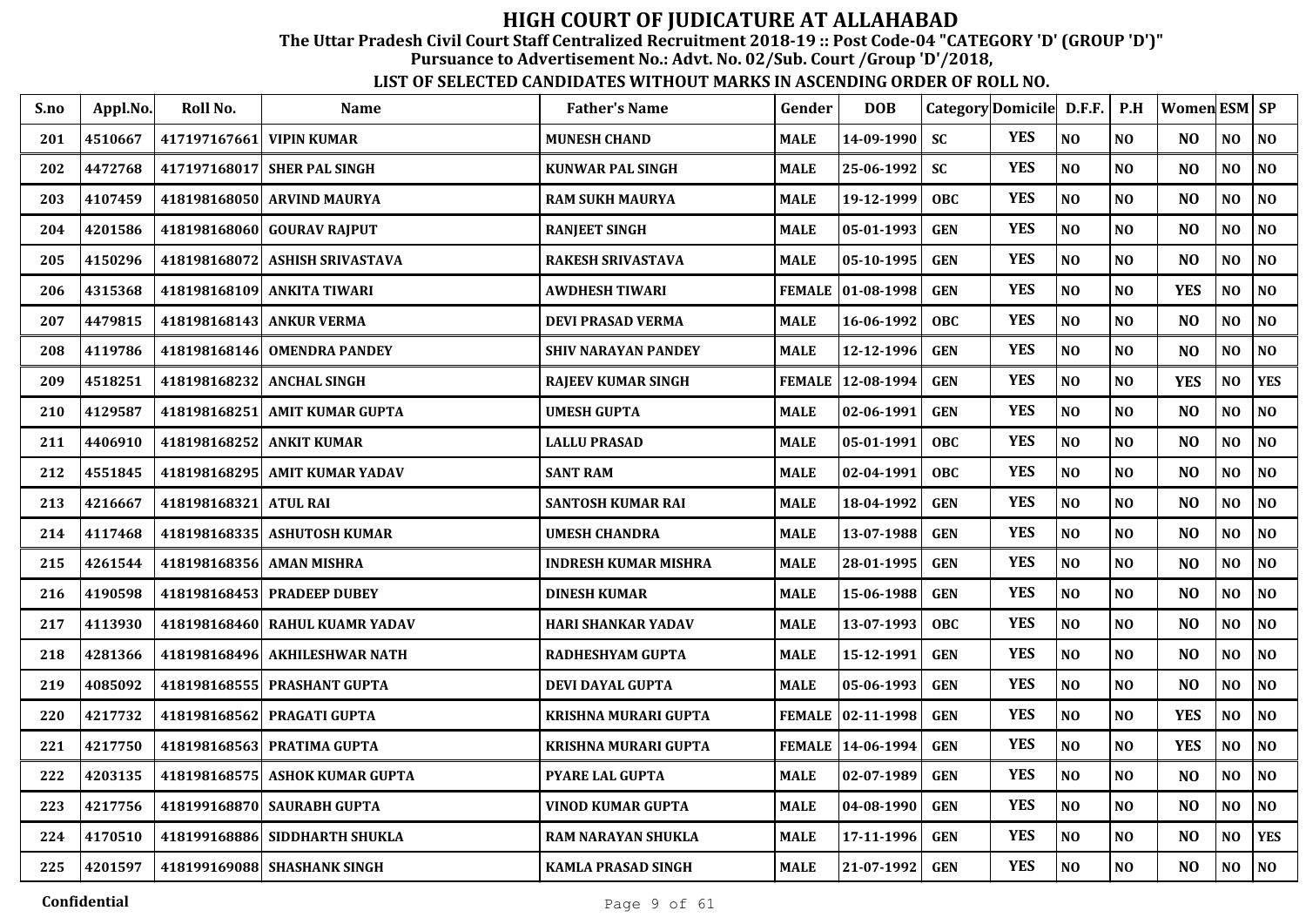# HIGH COURT OF JUDICATURE AT ALLAHABAD

**The Uttar Pradesh Civil Court Staff Centralized Recruitment 2018-19 :: Post Code-04 "CATEGORY 'D' (GROUP 'D')"**

**Pursuance to Advertisement No.: Advt. No. 02/Sub. Court /Group 'D'/2018,**

**LIST OF SELECTED CANDIDATES WITHOUT MARKS IN ASCENDING ORDER OF ROLL NO.**

| S.no | Appl.No. | Roll No. | Name | Father's Name | Gender | DOB | Category | Domicile | D.F.F. | P.H | Women | ESM | SP |
|---|---|---|---|---|---|---|---|---|---|---|---|---|---|
| 201 | 4510667 | 417197167661 | VIPIN KUMAR | MUNESH CHAND | MALE | 14-09-1990 | SC | YES | NO | NO | NO | NO | NO |
| 202 | 4472768 | 417197168017 | SHER PAL SINGH | KUNWAR PAL SINGH | MALE | 25-06-1992 | SC | YES | NO | NO | NO | NO | NO |
| 203 | 4107459 | 418198168050 | ARVIND MAURYA | RAM SUKH MAURYA | MALE | 19-12-1999 | OBC | YES | NO | NO | NO | NO | NO |
| 204 | 4201586 | 418198168060 | GOURAV RAJPUT | RANJEET SINGH | MALE | 05-01-1993 | GEN | YES | NO | NO | NO | NO | NO |
| 205 | 4150296 | 418198168072 | ASHISH SRIVASTAVA | RAKESH SRIVASTAVA | MALE | 05-10-1995 | GEN | YES | NO | NO | NO | NO | NO |
| 206 | 4315368 | 418198168109 | ANKITA TIWARI | AWDHESH TIWARI | FEMALE | 01-08-1998 | GEN | YES | NO | NO | YES | NO | NO |
| 207 | 4479815 | 418198168143 | ANKUR VERMA | DEVI PRASAD VERMA | MALE | 16-06-1992 | OBC | YES | NO | NO | NO | NO | NO |
| 208 | 4119786 | 418198168146 | OMENDRA PANDEY | SHIV NARAYAN PANDEY | MALE | 12-12-1996 | GEN | YES | NO | NO | NO | NO | NO |
| 209 | 4518251 | 418198168232 | ANCHAL SINGH | RAJEEV KUMAR SINGH | FEMALE | 12-08-1994 | GEN | YES | NO | NO | YES | NO | YES |
| 210 | 4129587 | 418198168251 | AMIT KUMAR GUPTA | UMESH GUPTA | MALE | 02-06-1991 | GEN | YES | NO | NO | NO | NO | NO |
| 211 | 4406910 | 418198168252 | ANKIT KUMAR | LALLU PRASAD | MALE | 05-01-1991 | OBC | YES | NO | NO | NO | NO | NO |
| 212 | 4551845 | 418198168295 | AMIT KUMAR YADAV | SANT RAM | MALE | 02-04-1991 | OBC | YES | NO | NO | NO | NO | NO |
| 213 | 4216667 | 418198168321 | ATUL RAI | SANTOSH KUMAR RAI | MALE | 18-04-1992 | GEN | YES | NO | NO | NO | NO | NO |
| 214 | 4117468 | 418198168335 | ASHUTOSH KUMAR | UMESH CHANDRA | MALE | 13-07-1988 | GEN | YES | NO | NO | NO | NO | NO |
| 215 | 4261544 | 418198168356 | AMAN MISHRA | INDRESH KUMAR MISHRA | MALE | 28-01-1995 | GEN | YES | NO | NO | NO | NO | NO |
| 216 | 4190598 | 418198168453 | PRADEEP DUBEY | DINESH KUMAR | MALE | 15-06-1988 | GEN | YES | NO | NO | NO | NO | NO |
| 217 | 4113930 | 418198168460 | RAHUL KUAMR YADAV | HARI SHANKAR YADAV | MALE | 13-07-1993 | OBC | YES | NO | NO | NO | NO | NO |
| 218 | 4281366 | 418198168496 | AKHILESHWAR NATH | RADHESHYAM GUPTA | MALE | 15-12-1991 | GEN | YES | NO | NO | NO | NO | NO |
| 219 | 4085092 | 418198168555 | PRASHANT GUPTA | DEVI DAYAL GUPTA | MALE | 05-06-1993 | GEN | YES | NO | NO | NO | NO | NO |
| 220 | 4217732 | 418198168562 | PRAGATI GUPTA | KRISHNA MURARI GUPTA | FEMALE | 02-11-1998 | GEN | YES | NO | NO | YES | NO | NO |
| 221 | 4217750 | 418198168563 | PRATIMA GUPTA | KRISHNA MURARI GUPTA | FEMALE | 14-06-1994 | GEN | YES | NO | NO | YES | NO | NO |
| 222 | 4203135 | 418198168575 | ASHOK KUMAR GUPTA | PYARE LAL GUPTA | MALE | 02-07-1989 | GEN | YES | NO | NO | NO | NO | NO |
| 223 | 4217756 | 418199168870 | SAURABH GUPTA | VINOD KUMAR GUPTA | MALE | 04-08-1990 | GEN | YES | NO | NO | NO | NO | NO |
| 224 | 4170510 | 418199168886 | SIDDHARTH SHUKLA | RAM NARAYAN SHUKLA | MALE | 17-11-1996 | GEN | YES | NO | NO | NO | NO | YES |
| 225 | 4201597 | 418199169088 | SHASHANK SINGH | KAMLA PRASAD SINGH | MALE | 21-07-1992 | GEN | YES | NO | NO | NO | NO | NO |

Confidential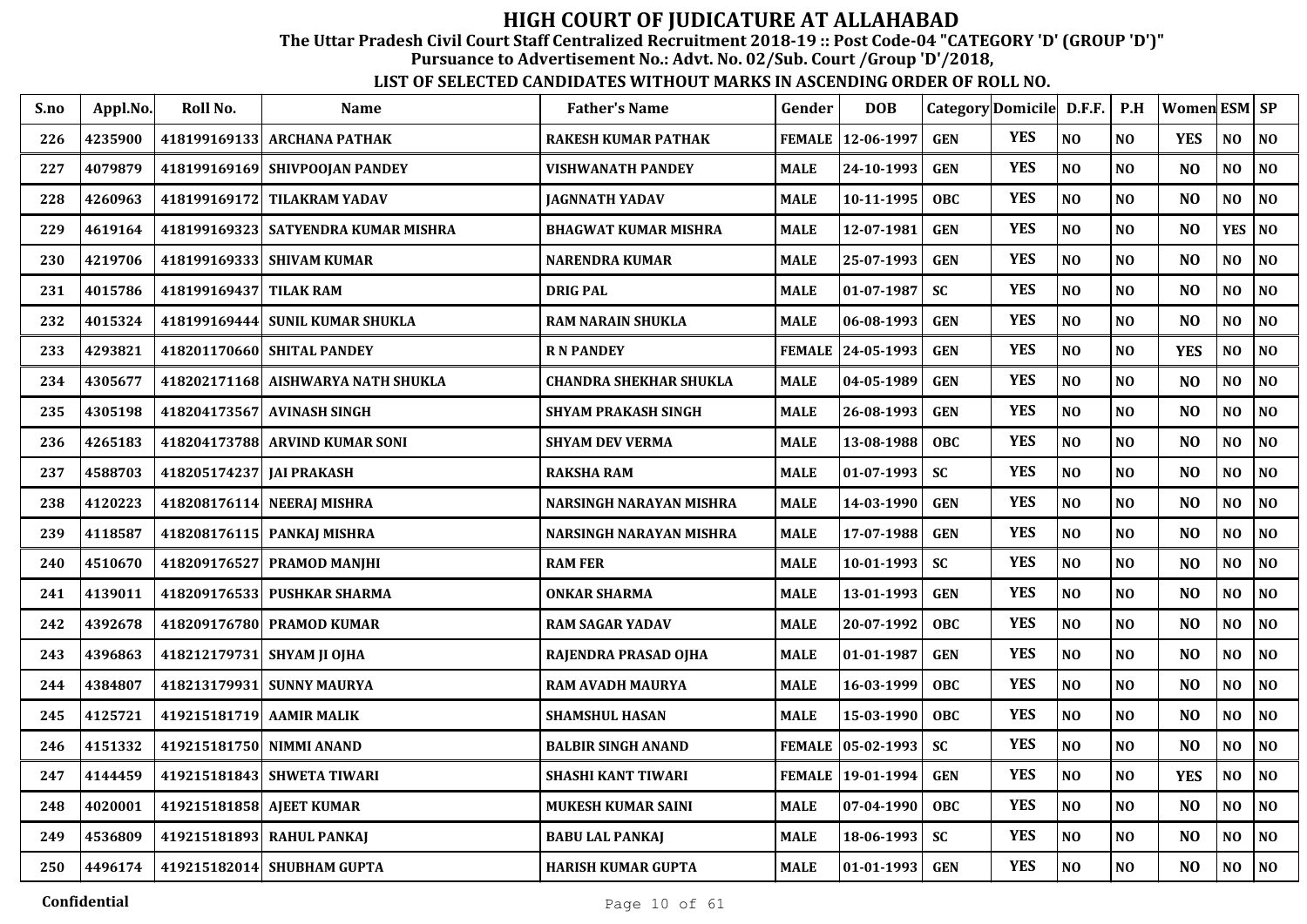# HIGH COURT OF JUDICATURE AT ALLAHABAD

**The Uttar Pradesh Civil Court Staff Centralized Recruitment 2018-19 :: Post Code-04 "CATEGORY 'D' (GROUP 'D')"**

**Pursuance to Advertisement No.: Advt. No. 02/Sub. Court /Group 'D'/2018,**

**LIST OF SELECTED CANDIDATES WITHOUT MARKS IN ASCENDING ORDER OF ROLL NO.**

| S.no | Appl.No. | Roll No. | Name | Father's Name | Gender | DOB | Category | Domicile | D.F.F. | P.H | Women | ESM | SP |
|---|---|---|---|---|---|---|---|---|---|---|---|---|---|
| 226 | 4235900 | 418199169133 | ARCHANA PATHAK | RAKESH KUMAR PATHAK | FEMALE | 12-06-1997 | GEN | YES | NO | NO | YES | NO | NO |
| 227 | 4079879 | 418199169169 | SHIVPOOJAN PANDEY | VISHWANATH PANDEY | MALE | 24-10-1993 | GEN | YES | NO | NO | NO | NO | NO |
| 228 | 4260963 | 418199169172 | TILAKRAM YADAV | JAGNNATH YADAV | MALE | 10-11-1995 | OBC | YES | NO | NO | NO | NO | NO |
| 229 | 4619164 | 418199169323 | SATYENDRA KUMAR MISHRA | BHAGWAT KUMAR MISHRA | MALE | 12-07-1981 | GEN | YES | NO | NO | NO | YES | NO |
| 230 | 4219706 | 418199169333 | SHIVAM KUMAR | NARENDRA KUMAR | MALE | 25-07-1993 | GEN | YES | NO | NO | NO | NO | NO |
| 231 | 4015786 | 418199169437 | TILAK RAM | DRIG PAL | MALE | 01-07-1987 | SC | YES | NO | NO | NO | NO | NO |
| 232 | 4015324 | 418199169444 | SUNIL KUMAR SHUKLA | RAM NARAIN SHUKLA | MALE | 06-08-1993 | GEN | YES | NO | NO | NO | NO | NO |
| 233 | 4293821 | 418201170660 | SHITAL PANDEY | R N PANDEY | FEMALE | 24-05-1993 | GEN | YES | NO | NO | YES | NO | NO |
| 234 | 4305677 | 418202171168 | AISHWARYA NATH SHUKLA | CHANDRA SHEKHAR SHUKLA | MALE | 04-05-1989 | GEN | YES | NO | NO | NO | NO | NO |
| 235 | 4305198 | 418204173567 | AVINASH SINGH | SHYAM PRAKASH SINGH | MALE | 26-08-1993 | GEN | YES | NO | NO | NO | NO | NO |
| 236 | 4265183 | 418204173788 | ARVIND KUMAR SONI | SHYAM DEV VERMA | MALE | 13-08-1988 | OBC | YES | NO | NO | NO | NO | NO |
| 237 | 4588703 | 418205174237 | JAI PRAKASH | RAKSHA RAM | MALE | 01-07-1993 | SC | YES | NO | NO | NO | NO | NO |
| 238 | 4120223 | 418208176114 | NEERAJ MISHRA | NARSINGH NARAYAN MISHRA | MALE | 14-03-1990 | GEN | YES | NO | NO | NO | NO | NO |
| 239 | 4118587 | 418208176115 | PANKAJ MISHRA | NARSINGH NARAYAN MISHRA | MALE | 17-07-1988 | GEN | YES | NO | NO | NO | NO | NO |
| 240 | 4510670 | 418209176527 | PRAMOD MANJHI | RAM FER | MALE | 10-01-1993 | SC | YES | NO | NO | NO | NO | NO |
| 241 | 4139011 | 418209176533 | PUSHKAR SHARMA | ONKAR SHARMA | MALE | 13-01-1993 | GEN | YES | NO | NO | NO | NO | NO |
| 242 | 4392678 | 418209176780 | PRAMOD KUMAR | RAM SAGAR YADAV | MALE | 20-07-1992 | OBC | YES | NO | NO | NO | NO | NO |
| 243 | 4396863 | 418212179731 | SHYAM JI OJHA | RAJENDRA PRASAD OJHA | MALE | 01-01-1987 | GEN | YES | NO | NO | NO | NO | NO |
| 244 | 4384807 | 418213179931 | SUNNY MAURYA | RAM AVADH MAURYA | MALE | 16-03-1999 | OBC | YES | NO | NO | NO | NO | NO |
| 245 | 4125721 | 419215181719 | AAMIR MALIK | SHAMSHUL HASAN | MALE | 15-03-1990 | OBC | YES | NO | NO | NO | NO | NO |
| 246 | 4151332 | 419215181750 | NIMMI ANAND | BALBIR SINGH ANAND | FEMALE | 05-02-1993 | SC | YES | NO | NO | NO | NO | NO |
| 247 | 4144459 | 419215181843 | SHWETA TIWARI | SHASHI KANT TIWARI | FEMALE | 19-01-1994 | GEN | YES | NO | NO | YES | NO | NO |
| 248 | 4020001 | 419215181858 | AJEET KUMAR | MUKESH KUMAR SAINI | MALE | 07-04-1990 | OBC | YES | NO | NO | NO | NO | NO |
| 249 | 4536809 | 419215181893 | RAHUL PANKAJ | BABU LAL PANKAJ | MALE | 18-06-1993 | SC | YES | NO | NO | NO | NO | NO |
| 250 | 4496174 | 419215182014 | SHUBHAM GUPTA | HARISH KUMAR GUPTA | MALE | 01-01-1993 | GEN | YES | NO | NO | NO | NO | NO |

Confidential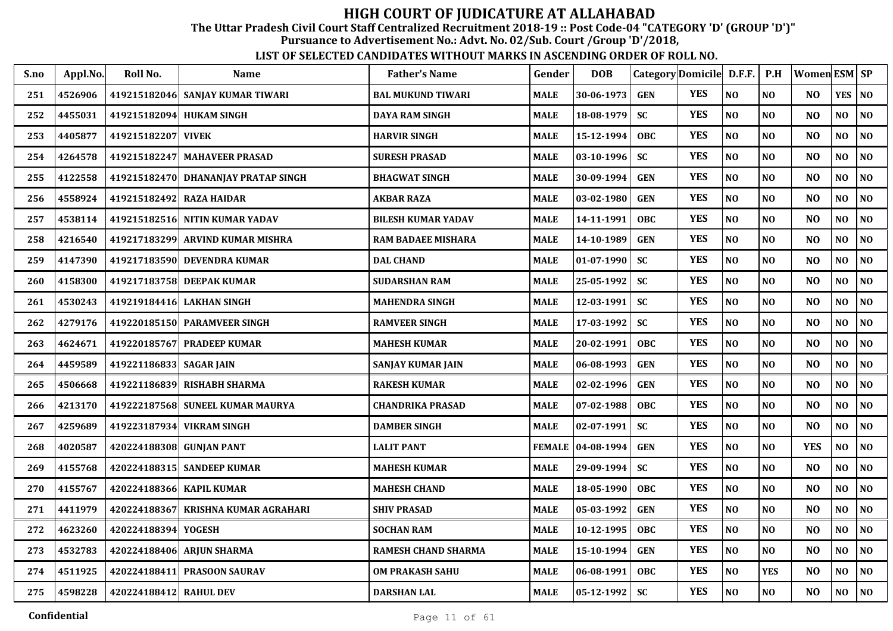# HIGH COURT OF JUDICATURE AT ALLAHABAD

**The Uttar Pradesh Civil Court Staff Centralized Recruitment 2018-19 :: Post Code-04 "CATEGORY 'D' (GROUP 'D')"**

**Pursuance to Advertisement No.: Advt. No. 02/Sub. Court /Group 'D'/2018,**

**LIST OF SELECTED CANDIDATES WITHOUT MARKS IN ASCENDING ORDER OF ROLL NO.**

| S.no | Appl.No. | Roll No. | Name | Father's Name | Gender | DOB | Category | Domicile | D.F.F. | P.H | Women | ESM | SP |
|---|---|---|---|---|---|---|---|---|---|---|---|---|---|
| 251 | 4526906 | 419215182046 | SANJAY KUMAR TIWARI | BAL MUKUND TIWARI | MALE | 30-06-1973 | GEN | YES | NO | NO | NO | YES | NO |
| 252 | 4455031 | 419215182094 | HUKAM SINGH | DAYA RAM SINGH | MALE | 18-08-1979 | SC | YES | NO | NO | NO | NO | NO |
| 253 | 4405877 | 419215182207 | VIVEK | HARVIR SINGH | MALE | 15-12-1994 | OBC | YES | NO | NO | NO | NO | NO |
| 254 | 4264578 | 419215182247 | MAHAVEER PRASAD | SURESH PRASAD | MALE | 03-10-1996 | SC | YES | NO | NO | NO | NO | NO |
| 255 | 4122558 | 419215182470 | DHANANJAY PRATAP SINGH | BHAGWAT SINGH | MALE | 30-09-1994 | GEN | YES | NO | NO | NO | NO | NO |
| 256 | 4558924 | 419215182492 | RAZA HAIDAR | AKBAR RAZA | MALE | 03-02-1980 | GEN | YES | NO | NO | NO | NO | NO |
| 257 | 4538114 | 419215182516 | NITIN KUMAR YADAV | BILESH KUMAR YADAV | MALE | 14-11-1991 | OBC | YES | NO | NO | NO | NO | NO |
| 258 | 4216540 | 419217183299 | ARVIND KUMAR MISHRA | RAM BADAEE MISHARA | MALE | 14-10-1989 | GEN | YES | NO | NO | NO | NO | NO |
| 259 | 4147390 | 419217183590 | DEVENDRA KUMAR | DAL CHAND | MALE | 01-07-1990 | SC | YES | NO | NO | NO | NO | NO |
| 260 | 4158300 | 419217183758 | DEEPAK KUMAR | SUDARSHAN RAM | MALE | 25-05-1992 | SC | YES | NO | NO | NO | NO | NO |
| 261 | 4530243 | 419219184416 | LAKHAN SINGH | MAHENDRA SINGH | MALE | 12-03-1991 | SC | YES | NO | NO | NO | NO | NO |
| 262 | 4279176 | 419220185150 | PARAMVEER SINGH | RAMVEER SINGH | MALE | 17-03-1992 | SC | YES | NO | NO | NO | NO | NO |
| 263 | 4624671 | 419220185767 | PRADEEP KUMAR | MAHESH KUMAR | MALE | 20-02-1991 | OBC | YES | NO | NO | NO | NO | NO |
| 264 | 4459589 | 419221186833 | SAGAR JAIN | SANJAY KUMAR JAIN | MALE | 06-08-1993 | GEN | YES | NO | NO | NO | NO | NO |
| 265 | 4506668 | 419221186839 | RISHABH SHARMA | RAKESH KUMAR | MALE | 02-02-1996 | GEN | YES | NO | NO | NO | NO | NO |
| 266 | 4213170 | 419222187568 | SUNEEL KUMAR MAURYA | CHANDRIKA PRASAD | MALE | 07-02-1988 | OBC | YES | NO | NO | NO | NO | NO |
| 267 | 4259689 | 419223187934 | VIKRAM SINGH | DAMBER SINGH | MALE | 02-07-1991 | SC | YES | NO | NO | NO | NO | NO |
| 268 | 4020587 | 420224188308 | GUNJAN PANT | LALIT PANT | FEMALE | 04-08-1994 | GEN | YES | NO | NO | YES | NO | NO |
| 269 | 4155768 | 420224188315 | SANDEEP KUMAR | MAHESH KUMAR | MALE | 29-09-1994 | SC | YES | NO | NO | NO | NO | NO |
| 270 | 4155767 | 420224188366 | KAPIL KUMAR | MAHESH CHAND | MALE | 18-05-1990 | OBC | YES | NO | NO | NO | NO | NO |
| 271 | 4411979 | 420224188367 | KRISHNA KUMAR AGRAHARI | SHIV PRASAD | MALE | 05-03-1992 | GEN | YES | NO | NO | NO | NO | NO |
| 272 | 4623260 | 420224188394 | YOGESH | SOCHAN RAM | MALE | 10-12-1995 | OBC | YES | NO | NO | NO | NO | NO |
| 273 | 4532783 | 420224188406 | ARJUN SHARMA | RAMESH CHAND SHARMA | MALE | 15-10-1994 | GEN | YES | NO | NO | NO | NO | NO |
| 274 | 4511925 | 420224188411 | PRASOON SAURAV | OM PRAKASH SAHU | MALE | 06-08-1991 | OBC | YES | NO | YES | NO | NO | NO |
| 275 | 4598228 | 420224188412 | RAHUL DEV | DARSHAN LAL | MALE | 05-12-1992 | SC | YES | NO | NO | NO | NO | NO |

**Confidential**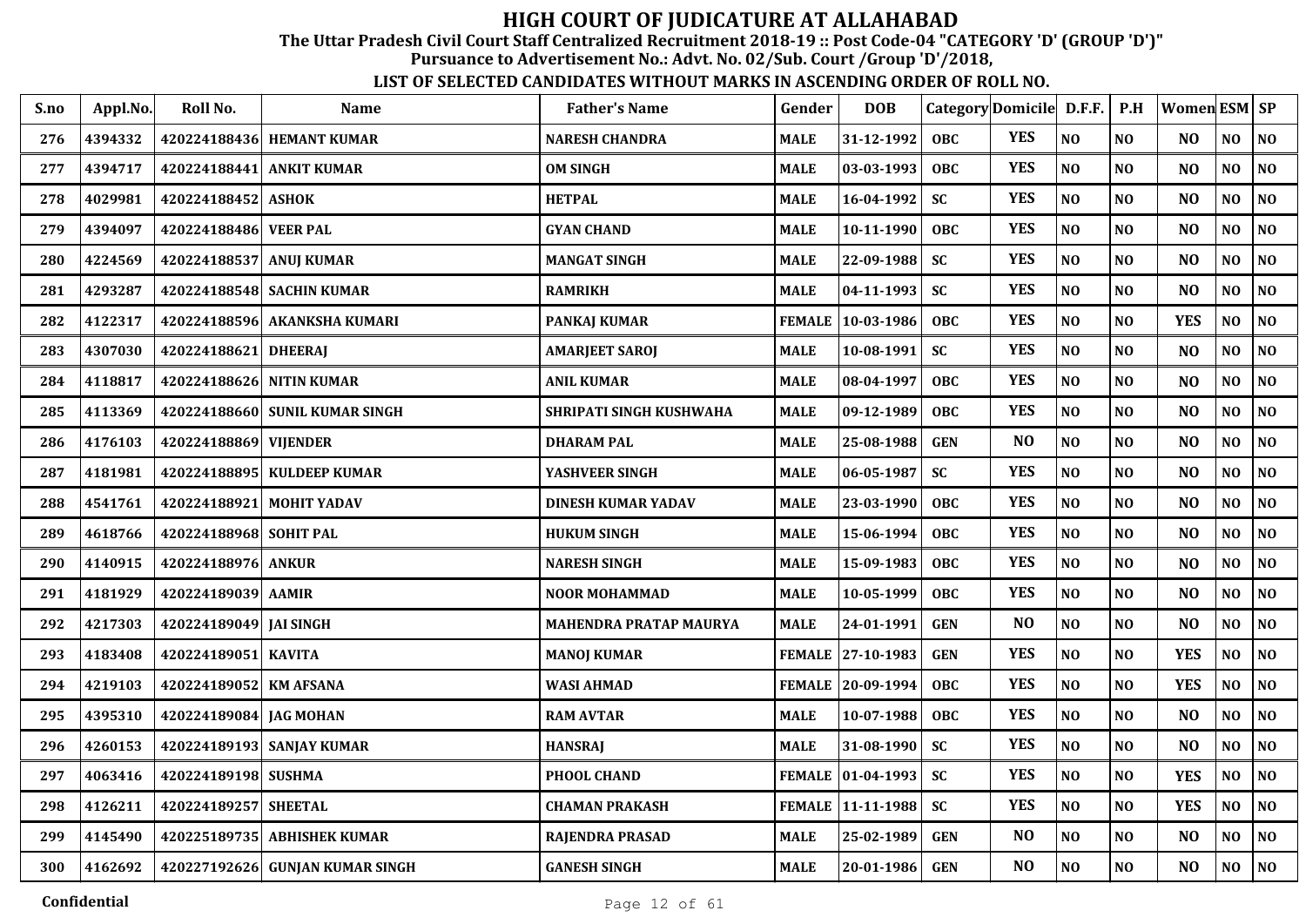# HIGH COURT OF JUDICATURE AT ALLAHABAD

**The Uttar Pradesh Civil Court Staff Centralized Recruitment 2018-19 :: Post Code-04 "CATEGORY 'D' (GROUP 'D')"**

**Pursuance to Advertisement No.: Advt. No. 02/Sub. Court /Group 'D'/2018,**

**LIST OF SELECTED CANDIDATES WITHOUT MARKS IN ASCENDING ORDER OF ROLL NO.**

| S.no | Appl.No. | Roll No. | Name | Father's Name | Gender | DOB | Category | Domicile | D.F.F. | P.H | Women | ESM | SP |
|---|---|---|---|---|---|---|---|---|---|---|---|---|---|
| 276 | 4394332 | 420224188436 | HEMANT KUMAR | NARESH CHANDRA | MALE | 31-12-1992 | OBC | YES | NO | NO | NO | NO | NO |
| 277 | 4394717 | 420224188441 | ANKIT KUMAR | OM SINGH | MALE | 03-03-1993 | OBC | YES | NO | NO | NO | NO | NO |
| 278 | 4029981 | 420224188452 | ASHOK | HETPAL | MALE | 16-04-1992 | SC | YES | NO | NO | NO | NO | NO |
| 279 | 4394097 | 420224188486 | VEER PAL | GYAN CHAND | MALE | 10-11-1990 | OBC | YES | NO | NO | NO | NO | NO |
| 280 | 4224569 | 420224188537 | ANUJ KUMAR | MANGAT SINGH | MALE | 22-09-1988 | SC | YES | NO | NO | NO | NO | NO |
| 281 | 4293287 | 420224188548 | SACHIN KUMAR | RAMRIKH | MALE | 04-11-1993 | SC | YES | NO | NO | NO | NO | NO |
| 282 | 4122317 | 420224188596 | AKANKSHA KUMARI | PANKAJ KUMAR | FEMALE | 10-03-1986 | OBC | YES | NO | NO | YES | NO | NO |
| 283 | 4307030 | 420224188621 | DHEERAJ | AMARJEET SAROJ | MALE | 10-08-1991 | SC | YES | NO | NO | NO | NO | NO |
| 284 | 4118817 | 420224188626 | NITIN KUMAR | ANIL KUMAR | MALE | 08-04-1997 | OBC | YES | NO | NO | NO | NO | NO |
| 285 | 4113369 | 420224188660 | SUNIL KUMAR SINGH | SHRIPATI SINGH KUSHWAHA | MALE | 09-12-1989 | OBC | YES | NO | NO | NO | NO | NO |
| 286 | 4176103 | 420224188869 | VIJENDER | DHARAM PAL | MALE | 25-08-1988 | GEN | NO | NO | NO | NO | NO | NO |
| 287 | 4181981 | 420224188895 | KULDEEP KUMAR | YASHVEER SINGH | MALE | 06-05-1987 | SC | YES | NO | NO | NO | NO | NO |
| 288 | 4541761 | 420224188921 | MOHIT YADAV | DINESH KUMAR YADAV | MALE | 23-03-1990 | OBC | YES | NO | NO | NO | NO | NO |
| 289 | 4618766 | 420224188968 | SOHIT PAL | HUKUM SINGH | MALE | 15-06-1994 | OBC | YES | NO | NO | NO | NO | NO |
| 290 | 4140915 | 420224188976 | ANKUR | NARESH SINGH | MALE | 15-09-1983 | OBC | YES | NO | NO | NO | NO | NO |
| 291 | 4181929 | 420224189039 | AAMIR | NOOR MOHAMMAD | MALE | 10-05-1999 | OBC | YES | NO | NO | NO | NO | NO |
| 292 | 4217303 | 420224189049 | JAI SINGH | MAHENDRA PRATAP MAURYA | MALE | 24-01-1991 | GEN | NO | NO | NO | NO | NO | NO |
| 293 | 4183408 | 420224189051 | KAVITA | MANOJ KUMAR | FEMALE | 27-10-1983 | GEN | YES | NO | NO | YES | NO | NO |
| 294 | 4219103 | 420224189052 | KM AFSANA | WASI AHMAD | FEMALE | 20-09-1994 | OBC | YES | NO | NO | YES | NO | NO |
| 295 | 4395310 | 420224189084 | JAG MOHAN | RAM AVTAR | MALE | 10-07-1988 | OBC | YES | NO | NO | NO | NO | NO |
| 296 | 4260153 | 420224189193 | SANJAY KUMAR | HANSRAJ | MALE | 31-08-1990 | SC | YES | NO | NO | NO | NO | NO |
| 297 | 4063416 | 420224189198 | SUSHMA | PHOOL CHAND | FEMALE | 01-04-1993 | SC | YES | NO | NO | YES | NO | NO |
| 298 | 4126211 | 420224189257 | SHEETAL | CHAMAN PRAKASH | FEMALE | 11-11-1988 | SC | YES | NO | NO | YES | NO | NO |
| 299 | 4145490 | 420225189735 | ABHISHEK KUMAR | RAJENDRA PRASAD | MALE | 25-02-1989 | GEN | NO | NO | NO | NO | NO | NO |
| 300 | 4162692 | 420227192626 | GUNJAN KUMAR SINGH | GANESH SINGH | MALE | 20-01-1986 | GEN | NO | NO | NO | NO | NO | NO |

Confidential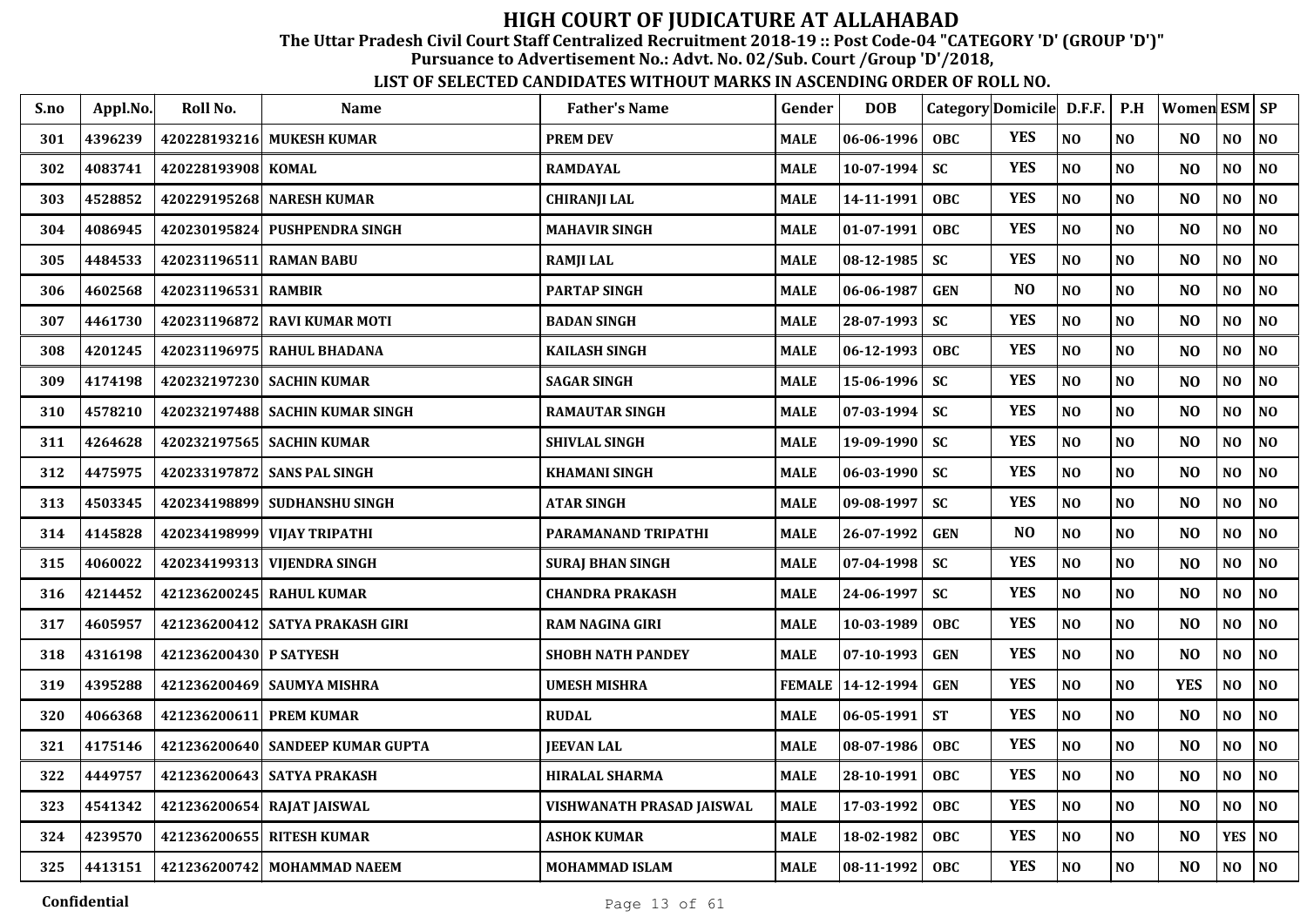# HIGH COURT OF JUDICATURE AT ALLAHABAD

**The Uttar Pradesh Civil Court Staff Centralized Recruitment 2018-19 :: Post Code-04 "CATEGORY 'D' (GROUP 'D')"**

**Pursuance to Advertisement No.: Advt. No. 02/Sub. Court /Group 'D'/2018,**

**LIST OF SELECTED CANDIDATES WITHOUT MARKS IN ASCENDING ORDER OF ROLL NO.**

| S.no | Appl.No. | Roll No. | Name | Father's Name | Gender | DOB | Category | Domicile | D.F.F. | P.H | Women | ESM | SP |
|---|---|---|---|---|---|---|---|---|---|---|---|---|---|
| 301 | 4396239 | 420228193216 | MUKESH KUMAR | PREM DEV | MALE | 06-06-1996 | OBC | YES | NO | NO | NO | NO | NO |
| 302 | 4083741 | 420228193908 | KOMAL | RAMDAYAL | MALE | 10-07-1994 | SC | YES | NO | NO | NO | NO | NO |
| 303 | 4528852 | 420229195268 | NARESH KUMAR | CHIRANJI LAL | MALE | 14-11-1991 | OBC | YES | NO | NO | NO | NO | NO |
| 304 | 4086945 | 420230195824 | PUSHPENDRA SINGH | MAHAVIR SINGH | MALE | 01-07-1991 | OBC | YES | NO | NO | NO | NO | NO |
| 305 | 4484533 | 420231196511 | RAMAN BABU | RAMJI LAL | MALE | 08-12-1985 | SC | YES | NO | NO | NO | NO | NO |
| 306 | 4602568 | 420231196531 | RAMBIR | PARTAP SINGH | MALE | 06-06-1987 | GEN | NO | NO | NO | NO | NO | NO |
| 307 | 4461730 | 420231196872 | RAVI KUMAR MOTI | BADAN SINGH | MALE | 28-07-1993 | SC | YES | NO | NO | NO | NO | NO |
| 308 | 4201245 | 420231196975 | RAHUL BHADANA | KAILASH SINGH | MALE | 06-12-1993 | OBC | YES | NO | NO | NO | NO | NO |
| 309 | 4174198 | 420232197230 | SACHIN KUMAR | SAGAR SINGH | MALE | 15-06-1996 | SC | YES | NO | NO | NO | NO | NO |
| 310 | 4578210 | 420232197488 | SACHIN KUMAR SINGH | RAMAUTAR SINGH | MALE | 07-03-1994 | SC | YES | NO | NO | NO | NO | NO |
| 311 | 4264628 | 420232197565 | SACHIN KUMAR | SHIVLAL SINGH | MALE | 19-09-1990 | SC | YES | NO | NO | NO | NO | NO |
| 312 | 4475975 | 420233197872 | SANS PAL SINGH | KHAMANI SINGH | MALE | 06-03-1990 | SC | YES | NO | NO | NO | NO | NO |
| 313 | 4503345 | 420234198899 | SUDHANSHU SINGH | ATAR SINGH | MALE | 09-08-1997 | SC | YES | NO | NO | NO | NO | NO |
| 314 | 4145828 | 420234198999 | VIJAY TRIPATHI | PARAMANAND TRIPATHI | MALE | 26-07-1992 | GEN | NO | NO | NO | NO | NO | NO |
| 315 | 4060022 | 420234199313 | VIJENDRA SINGH | SURAJ BHAN SINGH | MALE | 07-04-1998 | SC | YES | NO | NO | NO | NO | NO |
| 316 | 4214452 | 421236200245 | RAHUL KUMAR | CHANDRA PRAKASH | MALE | 24-06-1997 | SC | YES | NO | NO | NO | NO | NO |
| 317 | 4605957 | 421236200412 | SATYA PRAKASH GIRI | RAM NAGINA GIRI | MALE | 10-03-1989 | OBC | YES | NO | NO | NO | NO | NO |
| 318 | 4316198 | 421236200430 | P SATYESH | SHOBH NATH PANDEY | MALE | 07-10-1993 | GEN | YES | NO | NO | NO | NO | NO |
| 319 | 4395288 | 421236200469 | SAUMYA MISHRA | UMESH MISHRA | FEMALE | 14-12-1994 | GEN | YES | NO | NO | YES | NO | NO |
| 320 | 4066368 | 421236200611 | PREM KUMAR | RUDAL | MALE | 06-05-1991 | ST | YES | NO | NO | NO | NO | NO |
| 321 | 4175146 | 421236200640 | SANDEEP KUMAR GUPTA | JEEVAN LAL | MALE | 08-07-1986 | OBC | YES | NO | NO | NO | NO | NO |
| 322 | 4449757 | 421236200643 | SATYA PRAKASH | HIRALAL SHARMA | MALE | 28-10-1991 | OBC | YES | NO | NO | NO | NO | NO |
| 323 | 4541342 | 421236200654 | RAJAT JAISWAL | VISHWANATH PRASAD JAISWAL | MALE | 17-03-1992 | OBC | YES | NO | NO | NO | NO | NO |
| 324 | 4239570 | 421236200655 | RITESH KUMAR | ASHOK KUMAR | MALE | 18-02-1982 | OBC | YES | NO | NO | NO | YES | NO |
| 325 | 4413151 | 421236200742 | MOHAMMAD NAEEM | MOHAMMAD ISLAM | MALE | 08-11-1992 | OBC | YES | NO | NO | NO | NO | NO |

Confidential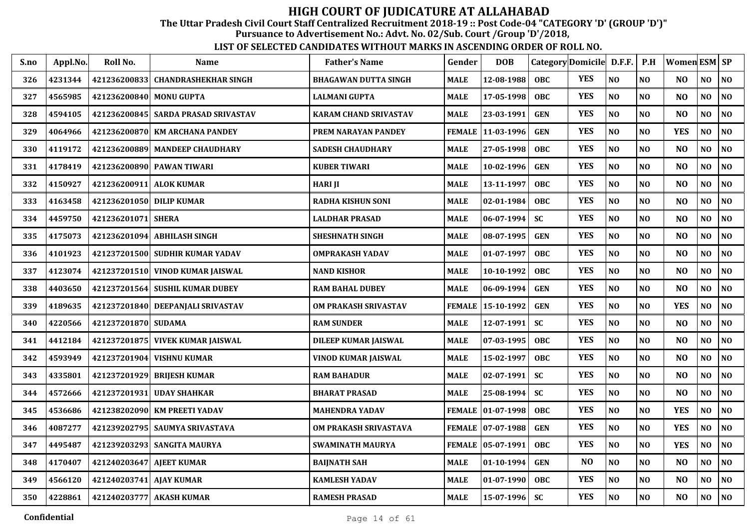# HIGH COURT OF JUDICATURE AT ALLAHABAD

**The Uttar Pradesh Civil Court Staff Centralized Recruitment 2018-19 :: Post Code-04 "CATEGORY 'D' (GROUP 'D')"**

**Pursuance to Advertisement No.: Advt. No. 02/Sub. Court /Group 'D'/2018,**

**LIST OF SELECTED CANDIDATES WITHOUT MARKS IN ASCENDING ORDER OF ROLL NO.**

| S.no | Appl.No. | Roll No. | Name | Father's Name | Gender | DOB | Category | Domicile | D.F.F. | P.H | Women | ESM | SP |
|---|---|---|---|---|---|---|---|---|---|---|---|---|---|
| 326 | 4231344 | 421236200833 | CHANDRASHEKHAR SINGH | BHAGAWAN DUTTA SINGH | MALE | 12-08-1988 | OBC | YES | NO | NO | NO | NO | NO |
| 327 | 4565985 | 421236200840 | MONU GUPTA | LALMANI GUPTA | MALE | 17-05-1998 | OBC | YES | NO | NO | NO | NO | NO |
| 328 | 4594105 | 421236200845 | SARDA PRASAD SRIVASTAV | KARAM CHAND SRIVASTAV | MALE | 23-03-1991 | GEN | YES | NO | NO | NO | NO | NO |
| 329 | 4064966 | 421236200870 | KM ARCHANA PANDEY | PREM NARAYAN PANDEY | FEMALE | 11-03-1996 | GEN | YES | NO | NO | YES | NO | NO |
| 330 | 4119172 | 421236200889 | MANDEEP CHAUDHARY | SADESH CHAUDHARY | MALE | 27-05-1998 | OBC | YES | NO | NO | NO | NO | NO |
| 331 | 4178419 | 421236200890 | PAWAN TIWARI | KUBER TIWARI | MALE | 10-02-1996 | GEN | YES | NO | NO | NO | NO | NO |
| 332 | 4150927 | 421236200911 | ALOK KUMAR | HARI JI | MALE | 13-11-1997 | OBC | YES | NO | NO | NO | NO | NO |
| 333 | 4163458 | 421236201050 | DILIP KUMAR | RADHA KISHUN SONI | MALE | 02-01-1984 | OBC | YES | NO | NO | NO | NO | NO |
| 334 | 4459750 | 421236201071 | SHERA | LALDHAR PRASAD | MALE | 06-07-1994 | SC | YES | NO | NO | NO | NO | NO |
| 335 | 4175073 | 421236201094 | ABHILASH SINGH | SHESHNATH SINGH | MALE | 08-07-1995 | GEN | YES | NO | NO | NO | NO | NO |
| 336 | 4101923 | 421237201500 | SUDHIR KUMAR YADAV | OMPRAKASH YADAV | MALE | 01-07-1997 | OBC | YES | NO | NO | NO | NO | NO |
| 337 | 4123074 | 421237201510 | VINOD KUMAR JAISWAL | NAND KISHOR | MALE | 10-10-1992 | OBC | YES | NO | NO | NO | NO | NO |
| 338 | 4403650 | 421237201564 | SUSHIL KUMAR DUBEY | RAM BAHAL DUBEY | MALE | 06-09-1994 | GEN | YES | NO | NO | NO | NO | NO |
| 339 | 4189635 | 421237201840 | DEEPANJALI SRIVASTAV | OM PRAKASH SRIVASTAV | FEMALE | 15-10-1992 | GEN | YES | NO | NO | YES | NO | NO |
| 340 | 4220566 | 421237201870 | SUDAMA | RAM SUNDER | MALE | 12-07-1991 | SC | YES | NO | NO | NO | NO | NO |
| 341 | 4412184 | 421237201875 | VIVEK KUMAR JAISWAL | DILEEP KUMAR JAISWAL | MALE | 07-03-1995 | OBC | YES | NO | NO | NO | NO | NO |
| 342 | 4593949 | 421237201904 | VISHNU KUMAR | VINOD KUMAR JAISWAL | MALE | 15-02-1997 | OBC | YES | NO | NO | NO | NO | NO |
| 343 | 4335801 | 421237201929 | BRIJESH KUMAR | RAM BAHADUR | MALE | 02-07-1991 | SC | YES | NO | NO | NO | NO | NO |
| 344 | 4572666 | 421237201931 | UDAY SHAHKAR | BHARAT PRASAD | MALE | 25-08-1994 | SC | YES | NO | NO | NO | NO | NO |
| 345 | 4536686 | 421238202090 | KM PREETI YADAV | MAHENDRA YADAV | FEMALE | 01-07-1998 | OBC | YES | NO | NO | YES | NO | NO |
| 346 | 4087277 | 421239202795 | SAUMYA SRIVASTAVA | OM PRAKASH SRIVASTAVA | FEMALE | 07-07-1988 | GEN | YES | NO | NO | YES | NO | NO |
| 347 | 4495487 | 421239203293 | SANGITA MAURYA | SWAMINATH MAURYA | FEMALE | 05-07-1991 | OBC | YES | NO | NO | YES | NO | NO |
| 348 | 4170407 | 421240203647 | AJEET KUMAR | BAIJNATH SAH | MALE | 01-10-1994 | GEN | NO | NO | NO | NO | NO | NO |
| 349 | 4566120 | 421240203741 | AJAY KUMAR | KAMLESH YADAV | MALE | 01-07-1990 | OBC | YES | NO | NO | NO | NO | NO |
| 350 | 4228861 | 421240203777 | AKASH KUMAR | RAMESH PRASAD | MALE | 15-07-1996 | SC | YES | NO | NO | NO | NO | NO |

Confidential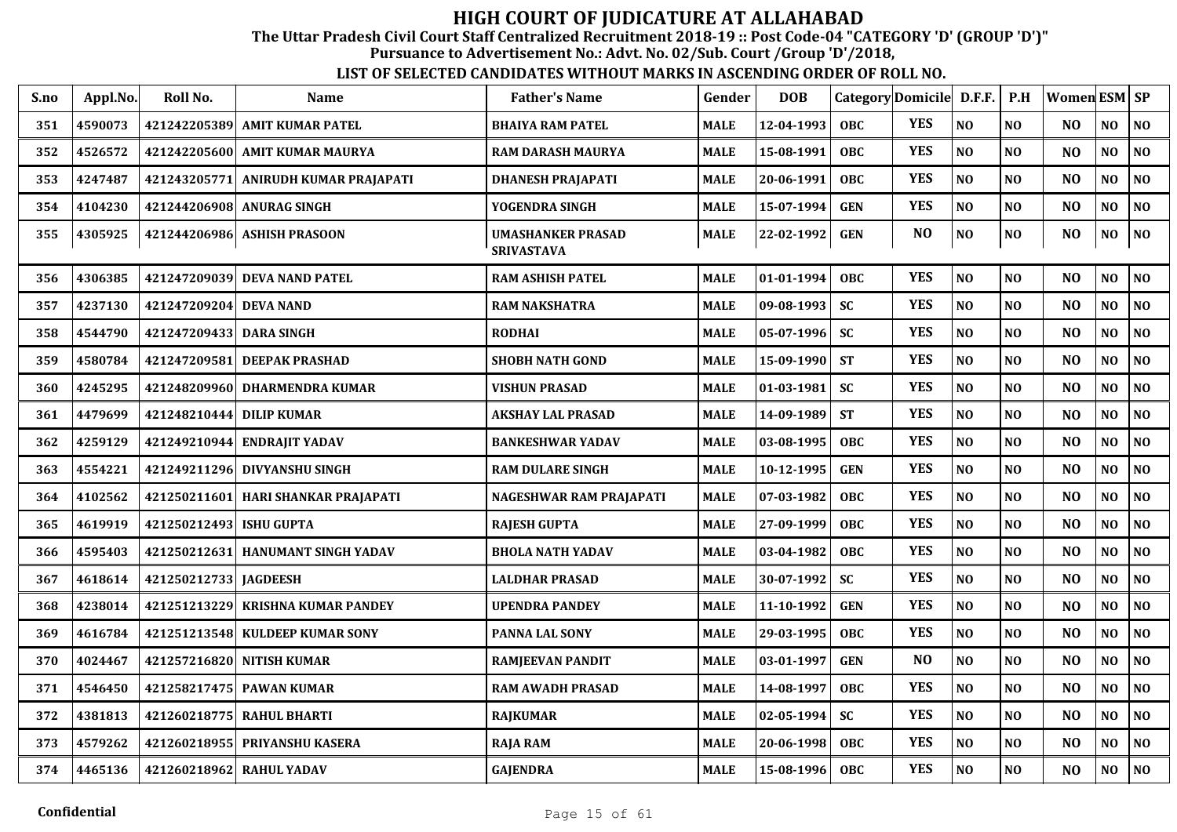# HIGH COURT OF JUDICATURE AT ALLAHABAD

**The Uttar Pradesh Civil Court Staff Centralized Recruitment 2018-19 :: Post Code-04 "CATEGORY 'D' (GROUP 'D')"**

**Pursuance to Advertisement No.: Advt. No. 02/Sub. Court /Group 'D'/2018,**

**LIST OF SELECTED CANDIDATES WITHOUT MARKS IN ASCENDING ORDER OF ROLL NO.**

| S.no | Appl.No. | Roll No. | Name | Father's Name | Gender | DOB | Category | Domicile | D.F.F. | P.H | Women | ESM | SP |
|---|---|---|---|---|---|---|---|---|---|---|---|---|---|
| 351 | 4590073 | 421242205389 | AMIT KUMAR PATEL | BHAIYA RAM PATEL | MALE | 12-04-1993 | OBC | YES | NO | NO | NO | NO | NO |
| 352 | 4526572 | 421242205600 | AMIT KUMAR MAURYA | RAM DARASH MAURYA | MALE | 15-08-1991 | OBC | YES | NO | NO | NO | NO | NO |
| 353 | 4247487 | 421243205771 | ANIRUDH KUMAR PRAJAPATI | DHANESH PRAJAPATI | MALE | 20-06-1991 | OBC | YES | NO | NO | NO | NO | NO |
| 354 | 4104230 | 421244206908 | ANURAG SINGH | YOGENDRA SINGH | MALE | 15-07-1994 | GEN | YES | NO | NO | NO | NO | NO |
| 355 | 4305925 | 421244206986 | ASHISH PRASOON | UMASHANKER PRASAD SRIVASTAVA | MALE | 22-02-1992 | GEN | NO | NO | NO | NO | NO | NO |
| 356 | 4306385 | 421247209039 | DEVA NAND PATEL | RAM ASHISH PATEL | MALE | 01-01-1994 | OBC | YES | NO | NO | NO | NO | NO |
| 357 | 4237130 | 421247209204 | DEVA NAND | RAM NAKSHATRA | MALE | 09-08-1993 | SC | YES | NO | NO | NO | NO | NO |
| 358 | 4544790 | 421247209433 | DARA SINGH | RODHAI | MALE | 05-07-1996 | SC | YES | NO | NO | NO | NO | NO |
| 359 | 4580784 | 421247209581 | DEEPAK PRASHAD | SHOBH NATH GOND | MALE | 15-09-1990 | ST | YES | NO | NO | NO | NO | NO |
| 360 | 4245295 | 421248209960 | DHARMENDRA KUMAR | VISHUN PRASAD | MALE | 01-03-1981 | SC | YES | NO | NO | NO | NO | NO |
| 361 | 4479699 | 421248210444 | DILIP KUMAR | AKSHAY LAL PRASAD | MALE | 14-09-1989 | ST | YES | NO | NO | NO | NO | NO |
| 362 | 4259129 | 421249210944 | ENDRAJIT YADAV | BANKESHWAR YADAV | MALE | 03-08-1995 | OBC | YES | NO | NO | NO | NO | NO |
| 363 | 4554221 | 421249211296 | DIVYANSHU SINGH | RAM DULARE SINGH | MALE | 10-12-1995 | GEN | YES | NO | NO | NO | NO | NO |
| 364 | 4102562 | 421250211601 | HARI SHANKAR PRAJAPATI | NAGESHWAR RAM PRAJAPATI | MALE | 07-03-1982 | OBC | YES | NO | NO | NO | NO | NO |
| 365 | 4619919 | 421250212493 | ISHU GUPTA | RAJESH GUPTA | MALE | 27-09-1999 | OBC | YES | NO | NO | NO | NO | NO |
| 366 | 4595403 | 421250212631 | HANUMANT SINGH YADAV | BHOLA NATH YADAV | MALE | 03-04-1982 | OBC | YES | NO | NO | NO | NO | NO |
| 367 | 4618614 | 421250212733 | JAGDEESH | LALDHAR PRASAD | MALE | 30-07-1992 | SC | YES | NO | NO | NO | NO | NO |
| 368 | 4238014 | 421251213229 | KRISHNA KUMAR PANDEY | UPENDRA PANDEY | MALE | 11-10-1992 | GEN | YES | NO | NO | NO | NO | NO |
| 369 | 4616784 | 421251213548 | KULDEEP KUMAR SONY | PANNA LAL SONY | MALE | 29-03-1995 | OBC | YES | NO | NO | NO | NO | NO |
| 370 | 4024467 | 421257216820 | NITISH KUMAR | RAMJEEVAN PANDIT | MALE | 03-01-1997 | GEN | NO | NO | NO | NO | NO | NO |
| 371 | 4546450 | 421258217475 | PAWAN KUMAR | RAM AWADH PRASAD | MALE | 14-08-1997 | OBC | YES | NO | NO | NO | NO | NO |
| 372 | 4381813 | 421260218775 | RAHUL BHARTI | RAJKUMAR | MALE | 02-05-1994 | SC | YES | NO | NO | NO | NO | NO |
| 373 | 4579262 | 421260218955 | PRIYANSHU KASERA | RAJA RAM | MALE | 20-06-1998 | OBC | YES | NO | NO | NO | NO | NO |
| 374 | 4465136 | 421260218962 | RAHUL YADAV | GAJENDRA | MALE | 15-08-1996 | OBC | YES | NO | NO | NO | NO | NO |

Confidential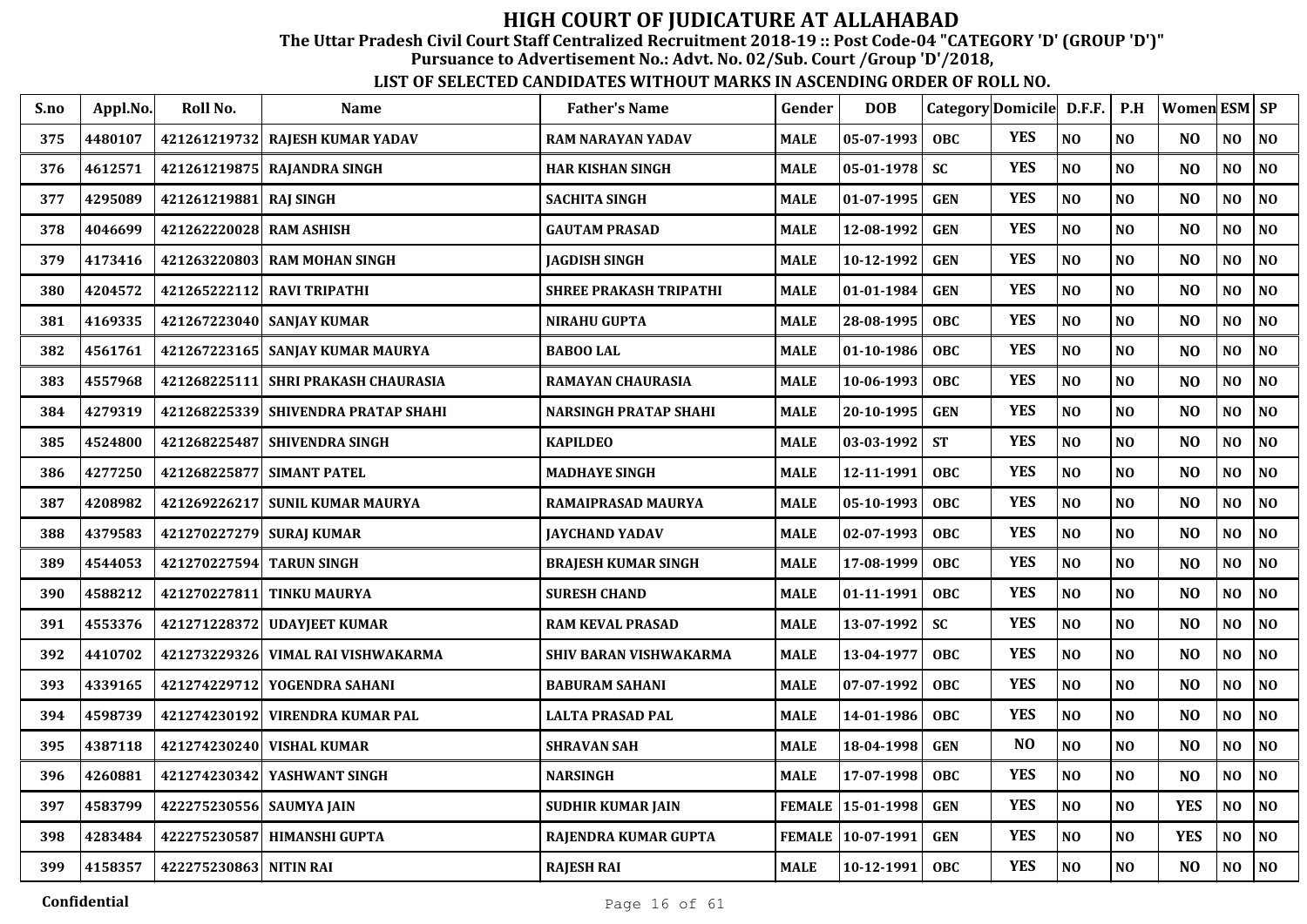# HIGH COURT OF JUDICATURE AT ALLAHABAD

**The Uttar Pradesh Civil Court Staff Centralized Recruitment 2018-19 :: Post Code-04 "CATEGORY 'D' (GROUP 'D')"**

**Pursuance to Advertisement No.: Advt. No. 02/Sub. Court /Group 'D'/2018,**

**LIST OF SELECTED CANDIDATES WITHOUT MARKS IN ASCENDING ORDER OF ROLL NO.**

| S.no | Appl.No. | Roll No. | Name | Father's Name | Gender | DOB | Category | Domicile | D.F.F. | P.H | Women | ESM | SP |
|---|---|---|---|---|---|---|---|---|---|---|---|---|---|
| 375 | 4480107 | 421261219732 | RAJESH KUMAR YADAV | RAM NARAYAN YADAV | MALE | 05-07-1993 | OBC | YES | NO | NO | NO | NO | NO |
| 376 | 4612571 | 421261219875 | RAJANDRA SINGH | HAR KISHAN SINGH | MALE | 05-01-1978 | SC | YES | NO | NO | NO | NO | NO |
| 377 | 4295089 | 421261219881 | RAJ SINGH | SACHITA SINGH | MALE | 01-07-1995 | GEN | YES | NO | NO | NO | NO | NO |
| 378 | 4046699 | 421262220028 | RAM ASHISH | GAUTAM PRASAD | MALE | 12-08-1992 | GEN | YES | NO | NO | NO | NO | NO |
| 379 | 4173416 | 421263220803 | RAM MOHAN SINGH | JAGDISH SINGH | MALE | 10-12-1992 | GEN | YES | NO | NO | NO | NO | NO |
| 380 | 4204572 | 421265222112 | RAVI TRIPATHI | SHREE PRAKASH TRIPATHI | MALE | 01-01-1984 | GEN | YES | NO | NO | NO | NO | NO |
| 381 | 4169335 | 421267223040 | SANJAY KUMAR | NIRAHU GUPTA | MALE | 28-08-1995 | OBC | YES | NO | NO | NO | NO | NO |
| 382 | 4561761 | 421267223165 | SANJAY KUMAR MAURYA | BABOO LAL | MALE | 01-10-1986 | OBC | YES | NO | NO | NO | NO | NO |
| 383 | 4557968 | 421268225111 | SHRI PRAKASH CHAURASIA | RAMAYAN CHAURASIA | MALE | 10-06-1993 | OBC | YES | NO | NO | NO | NO | NO |
| 384 | 4279319 | 421268225339 | SHIVENDRA PRATAP SHAHI | NARSINGH PRATAP SHAHI | MALE | 20-10-1995 | GEN | YES | NO | NO | NO | NO | NO |
| 385 | 4524800 | 421268225487 | SHIVENDRA SINGH | KAPILDEO | MALE | 03-03-1992 | ST | YES | NO | NO | NO | NO | NO |
| 386 | 4277250 | 421268225877 | SIMANT PATEL | MADHAYE SINGH | MALE | 12-11-1991 | OBC | YES | NO | NO | NO | NO | NO |
| 387 | 4208982 | 421269226217 | SUNIL KUMAR MAURYA | RAMAIPRASAD MAURYA | MALE | 05-10-1993 | OBC | YES | NO | NO | NO | NO | NO |
| 388 | 4379583 | 421270227279 | SURAJ KUMAR | JAYCHAND YADAV | MALE | 02-07-1993 | OBC | YES | NO | NO | NO | NO | NO |
| 389 | 4544053 | 421270227594 | TARUN SINGH | BRAJESH KUMAR SINGH | MALE | 17-08-1999 | OBC | YES | NO | NO | NO | NO | NO |
| 390 | 4588212 | 421270227811 | TINKU MAURYA | SURESH CHAND | MALE | 01-11-1991 | OBC | YES | NO | NO | NO | NO | NO |
| 391 | 4553376 | 421271228372 | UDAYJEET KUMAR | RAM KEVAL PRASAD | MALE | 13-07-1992 | SC | YES | NO | NO | NO | NO | NO |
| 392 | 4410702 | 421273229326 | VIMAL RAI VISHWAKARMA | SHIV BARAN VISHWAKARMA | MALE | 13-04-1977 | OBC | YES | NO | NO | NO | NO | NO |
| 393 | 4339165 | 421274229712 | YOGENDRA SAHANI | BABURAM SAHANI | MALE | 07-07-1992 | OBC | YES | NO | NO | NO | NO | NO |
| 394 | 4598739 | 421274230192 | VIRENDRA KUMAR PAL | LALTA PRASAD PAL | MALE | 14-01-1986 | OBC | YES | NO | NO | NO | NO | NO |
| 395 | 4387118 | 421274230240 | VISHAL KUMAR | SHRAVAN SAH | MALE | 18-04-1998 | GEN | NO | NO | NO | NO | NO | NO |
| 396 | 4260881 | 421274230342 | YASHWANT SINGH | NARSINGH | MALE | 17-07-1998 | OBC | YES | NO | NO | NO | NO | NO |
| 397 | 4583799 | 422275230556 | SAUMYA JAIN | SUDHIR KUMAR JAIN | FEMALE | 15-01-1998 | GEN | YES | NO | NO | YES | NO | NO |
| 398 | 4283484 | 422275230587 | HIMANSHI GUPTA | RAJENDRA KUMAR GUPTA | FEMALE | 10-07-1991 | GEN | YES | NO | NO | YES | NO | NO |
| 399 | 4158357 | 422275230863 | NITIN RAI | RAJESH RAI | MALE | 10-12-1991 | OBC | YES | NO | NO | NO | NO | NO |

Confidential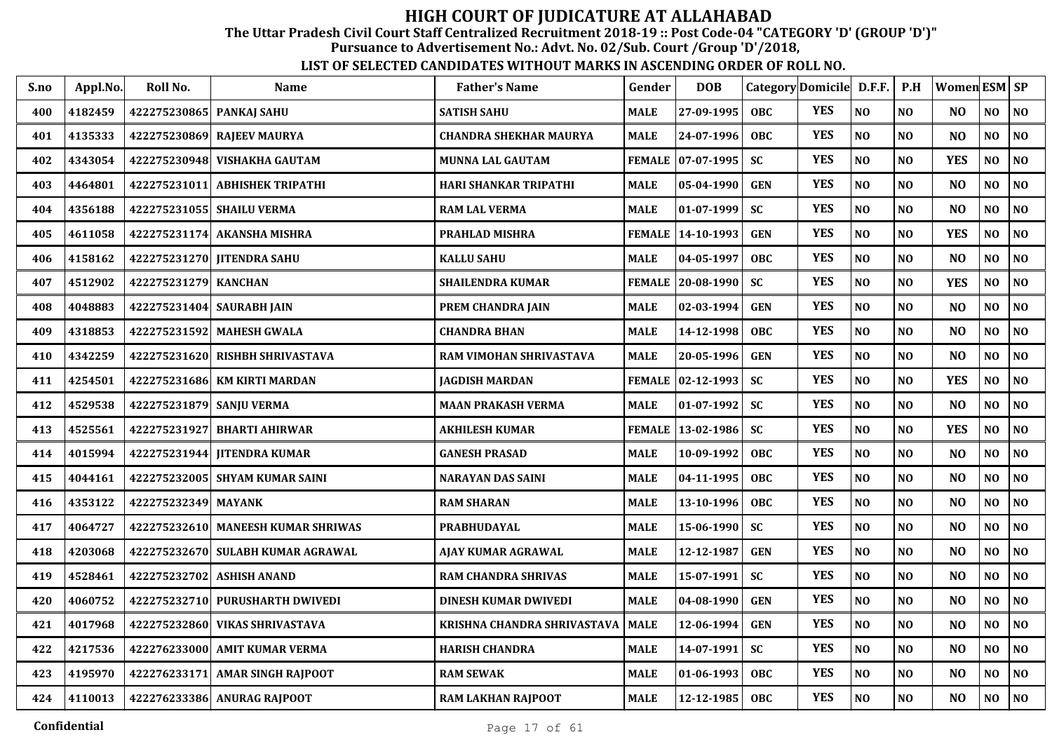# HIGH COURT OF JUDICATURE AT ALLAHABAD

**The Uttar Pradesh Civil Court Staff Centralized Recruitment 2018-19 :: Post Code-04 "CATEGORY 'D' (GROUP 'D')"**

**Pursuance to Advertisement No.: Advt. No. 02/Sub. Court /Group 'D'/2018,**

**LIST OF SELECTED CANDIDATES WITHOUT MARKS IN ASCENDING ORDER OF ROLL NO.**

| S.no | Appl.No. | Roll No. | Name | Father's Name | Gender | DOB | Category | Domicile | D.F.F. | P.H | Women | ESM | SP |
|---|---|---|---|---|---|---|---|---|---|---|---|---|---|
| 400 | 4182459 | 422275230865 | PANKAJ SAHU | SATISH SAHU | MALE | 27-09-1995 | OBC | YES | NO | NO | NO | NO | NO |
| 401 | 4135333 | 422275230869 | RAJEEV MAURYA | CHANDRA SHEKHAR MAURYA | MALE | 24-07-1996 | OBC | YES | NO | NO | NO | NO | NO |
| 402 | 4343054 | 422275230948 | VISHAKHA GAUTAM | MUNNA LAL GAUTAM | FEMALE | 07-07-1995 | SC | YES | NO | NO | YES | NO | NO |
| 403 | 4464801 | 422275231011 | ABHISHEK TRIPATHI | HARI SHANKAR TRIPATHI | MALE | 05-04-1990 | GEN | YES | NO | NO | NO | NO | NO |
| 404 | 4356188 | 422275231055 | SHAILU VERMA | RAM LAL VERMA | MALE | 01-07-1999 | SC | YES | NO | NO | NO | NO | NO |
| 405 | 4611058 | 422275231174 | AKANSHA MISHRA | PRAHLAD MISHRA | FEMALE | 14-10-1993 | GEN | YES | NO | NO | YES | NO | NO |
| 406 | 4158162 | 422275231270 | JITENDRA SAHU | KALLU SAHU | MALE | 04-05-1997 | OBC | YES | NO | NO | NO | NO | NO |
| 407 | 4512902 | 422275231279 | KANCHAN | SHAILENDRA KUMAR | FEMALE | 20-08-1990 | SC | YES | NO | NO | YES | NO | NO |
| 408 | 4048883 | 422275231404 | SAURABH JAIN | PREM CHANDRA JAIN | MALE | 02-03-1994 | GEN | YES | NO | NO | NO | NO | NO |
| 409 | 4318853 | 422275231592 | MAHESH GWALA | CHANDRA BHAN | MALE | 14-12-1998 | OBC | YES | NO | NO | NO | NO | NO |
| 410 | 4342259 | 422275231620 | RISHBH SHRIVASTAVA | RAM VIMOHAN SHRIVASTAVA | MALE | 20-05-1996 | GEN | YES | NO | NO | NO | NO | NO |
| 411 | 4254501 | 422275231686 | KM KIRTI MARDAN | JAGDISH MARDAN | FEMALE | 02-12-1993 | SC | YES | NO | NO | YES | NO | NO |
| 412 | 4529538 | 422275231879 | SANJU VERMA | MAAN PRAKASH VERMA | MALE | 01-07-1992 | SC | YES | NO | NO | NO | NO | NO |
| 413 | 4525561 | 422275231927 | BHARTI AHIRWAR | AKHILESH KUMAR | FEMALE | 13-02-1986 | SC | YES | NO | NO | YES | NO | NO |
| 414 | 4015994 | 422275231944 | JITENDRA KUMAR | GANESH PRASAD | MALE | 10-09-1992 | OBC | YES | NO | NO | NO | NO | NO |
| 415 | 4044161 | 422275232005 | SHYAM KUMAR SAINI | NARAYAN DAS SAINI | MALE | 04-11-1995 | OBC | YES | NO | NO | NO | NO | NO |
| 416 | 4353122 | 422275232349 | MAYANK | RAM SHARAN | MALE | 13-10-1996 | OBC | YES | NO | NO | NO | NO | NO |
| 417 | 4064727 | 422275232610 | MANEESH KUMAR SHRIWAS | PRABHUDAYAL | MALE | 15-06-1990 | SC | YES | NO | NO | NO | NO | NO |
| 418 | 4203068 | 422275232670 | SULABH KUMAR AGRAWAL | AJAY KUMAR AGRAWAL | MALE | 12-12-1987 | GEN | YES | NO | NO | NO | NO | NO |
| 419 | 4528461 | 422275232702 | ASHISH ANAND | RAM CHANDRA SHRIVAS | MALE | 15-07-1991 | SC | YES | NO | NO | NO | NO | NO |
| 420 | 4060752 | 422275232710 | PURUSHARTH DWIVEDI | DINESH KUMAR DWIVEDI | MALE | 04-08-1990 | GEN | YES | NO | NO | NO | NO | NO |
| 421 | 4017968 | 422275232860 | VIKAS SHRIVASTAVA | KRISHNA CHANDRA SHRIVASTAVA | MALE | 12-06-1994 | GEN | YES | NO | NO | NO | NO | NO |
| 422 | 4217536 | 422276233000 | AMIT KUMAR VERMA | HARISH CHANDRA | MALE | 14-07-1991 | SC | YES | NO | NO | NO | NO | NO |
| 423 | 4195970 | 422276233171 | AMAR SINGH RAJPOOT | RAM SEWAK | MALE | 01-06-1993 | OBC | YES | NO | NO | NO | NO | NO |
| 424 | 4110013 | 422276233386 | ANURAG RAJPOOT | RAM LAKHAN RAJPOOT | MALE | 12-12-1985 | OBC | YES | NO | NO | NO | NO | NO |

Confidential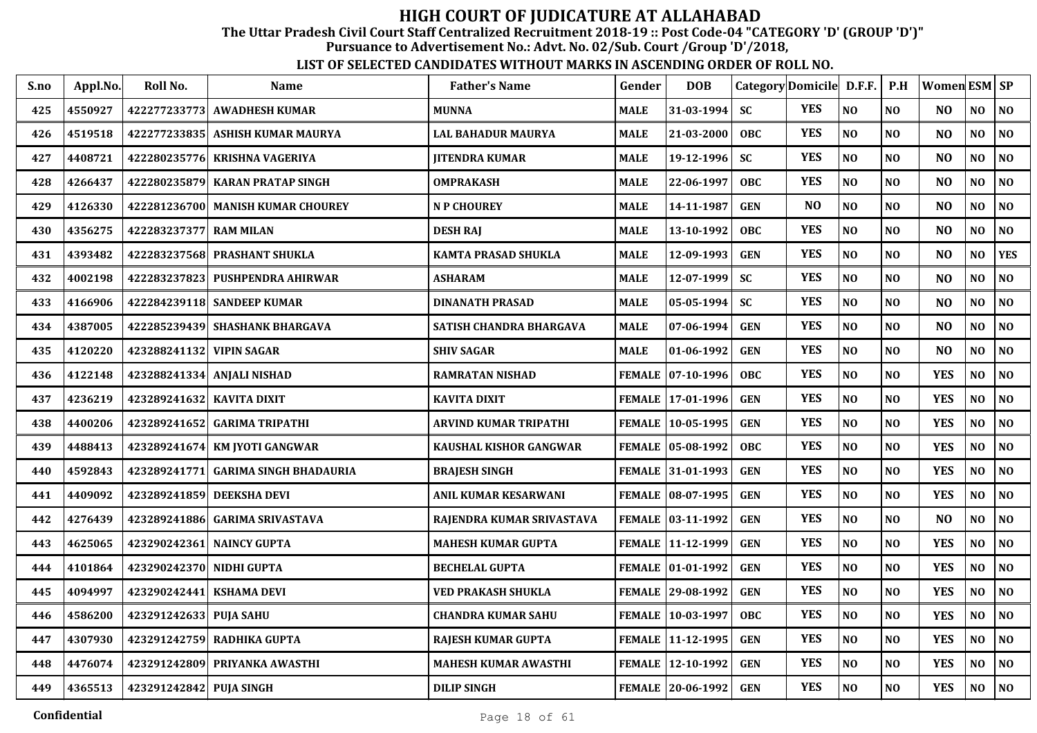# HIGH COURT OF JUDICATURE AT ALLAHABAD

**The Uttar Pradesh Civil Court Staff Centralized Recruitment 2018-19 :: Post Code-04 "CATEGORY 'D' (GROUP 'D')"**

**Pursuance to Advertisement No.: Advt. No. 02/Sub. Court /Group 'D'/2018,**

**LIST OF SELECTED CANDIDATES WITHOUT MARKS IN ASCENDING ORDER OF ROLL NO.**

| S.no | Appl.No. | Roll No. | Name | Father's Name | Gender | DOB | Category | Domicile | D.F.F. | P.H | Women | ESM | SP |
|---|---|---|---|---|---|---|---|---|---|---|---|---|---|
| 425 | 4550927 | 422277233773 | AWADHESH KUMAR | MUNNA | MALE | 31-03-1994 | SC | YES | NO | NO | NO | NO | NO |
| 426 | 4519518 | 422277233835 | ASHISH KUMAR MAURYA | LAL BAHADUR MAURYA | MALE | 21-03-2000 | OBC | YES | NO | NO | NO | NO | NO |
| 427 | 4408721 | 422280235776 | KRISHNA VAGERIYA | JITENDRA KUMAR | MALE | 19-12-1996 | SC | YES | NO | NO | NO | NO | NO |
| 428 | 4266437 | 422280235879 | KARAN PRATAP SINGH | OMPRAKASH | MALE | 22-06-1997 | OBC | YES | NO | NO | NO | NO | NO |
| 429 | 4126330 | 422281236700 | MANISH KUMAR CHOUREY | N P CHOUREY | MALE | 14-11-1987 | GEN | NO | NO | NO | NO | NO | NO |
| 430 | 4356275 | 422283237377 | RAM MILAN | DESH RAJ | MALE | 13-10-1992 | OBC | YES | NO | NO | NO | NO | NO |
| 431 | 4393482 | 422283237568 | PRASHANT SHUKLA | KAMTA PRASAD SHUKLA | MALE | 12-09-1993 | GEN | YES | NO | NO | NO | NO | YES |
| 432 | 4002198 | 422283237823 | PUSHPENDRA AHIRWAR | ASHARAM | MALE | 12-07-1999 | SC | YES | NO | NO | NO | NO | NO |
| 433 | 4166906 | 422284239118 | SANDEEP KUMAR | DINANATH PRASAD | MALE | 05-05-1994 | SC | YES | NO | NO | NO | NO | NO |
| 434 | 4387005 | 422285239439 | SHASHANK BHARGAVA | SATISH CHANDRA BHARGAVA | MALE | 07-06-1994 | GEN | YES | NO | NO | NO | NO | NO |
| 435 | 4120220 | 423288241132 | VIPIN SAGAR | SHIV SAGAR | MALE | 01-06-1992 | GEN | YES | NO | NO | NO | NO | NO |
| 436 | 4122148 | 423288241334 | ANJALI NISHAD | RAMRATAN NISHAD | FEMALE | 07-10-1996 | OBC | YES | NO | NO | YES | NO | NO |
| 437 | 4236219 | 423289241632 | KAVITA DIXIT | KAVITA DIXIT | FEMALE | 17-01-1996 | GEN | YES | NO | NO | YES | NO | NO |
| 438 | 4400206 | 423289241652 | GARIMA TRIPATHI | ARVIND KUMAR TRIPATHI | FEMALE | 10-05-1995 | GEN | YES | NO | NO | YES | NO | NO |
| 439 | 4488413 | 423289241674 | KM JYOTI GANGWAR | KAUSHAL KISHOR GANGWAR | FEMALE | 05-08-1992 | OBC | YES | NO | NO | YES | NO | NO |
| 440 | 4592843 | 423289241771 | GARIMA SINGH BHADAURIA | BRAJESH SINGH | FEMALE | 31-01-1993 | GEN | YES | NO | NO | YES | NO | NO |
| 441 | 4409092 | 423289241859 | DEEKSHA DEVI | ANIL KUMAR KESARWANI | FEMALE | 08-07-1995 | GEN | YES | NO | NO | YES | NO | NO |
| 442 | 4276439 | 423289241886 | GARIMA SRIVASTAVA | RAJENDRA KUMAR SRIVASTAVA | FEMALE | 03-11-1992 | GEN | YES | NO | NO | NO | NO | NO |
| 443 | 4625065 | 423290242361 | NAINCY GUPTA | MAHESH KUMAR GUPTA | FEMALE | 11-12-1999 | GEN | YES | NO | NO | YES | NO | NO |
| 444 | 4101864 | 423290242370 | NIDHI GUPTA | BECHELAL GUPTA | FEMALE | 01-01-1992 | GEN | YES | NO | NO | YES | NO | NO |
| 445 | 4094997 | 423290242441 | KSHAMA DEVI | VED PRAKASH SHUKLA | FEMALE | 29-08-1992 | GEN | YES | NO | NO | YES | NO | NO |
| 446 | 4586200 | 423291242633 | PUJA SAHU | CHANDRA KUMAR SAHU | FEMALE | 10-03-1997 | OBC | YES | NO | NO | YES | NO | NO |
| 447 | 4307930 | 423291242759 | RADHIKA GUPTA | RAJESH KUMAR GUPTA | FEMALE | 11-12-1995 | GEN | YES | NO | NO | YES | NO | NO |
| 448 | 4476074 | 423291242809 | PRIYANKA AWASTHI | MAHESH KUMAR AWASTHI | FEMALE | 12-10-1992 | GEN | YES | NO | NO | YES | NO | NO |
| 449 | 4365513 | 423291242842 | PUJA SINGH | DILIP SINGH | FEMALE | 20-06-1992 | GEN | YES | NO | NO | YES | NO | NO |

Confidential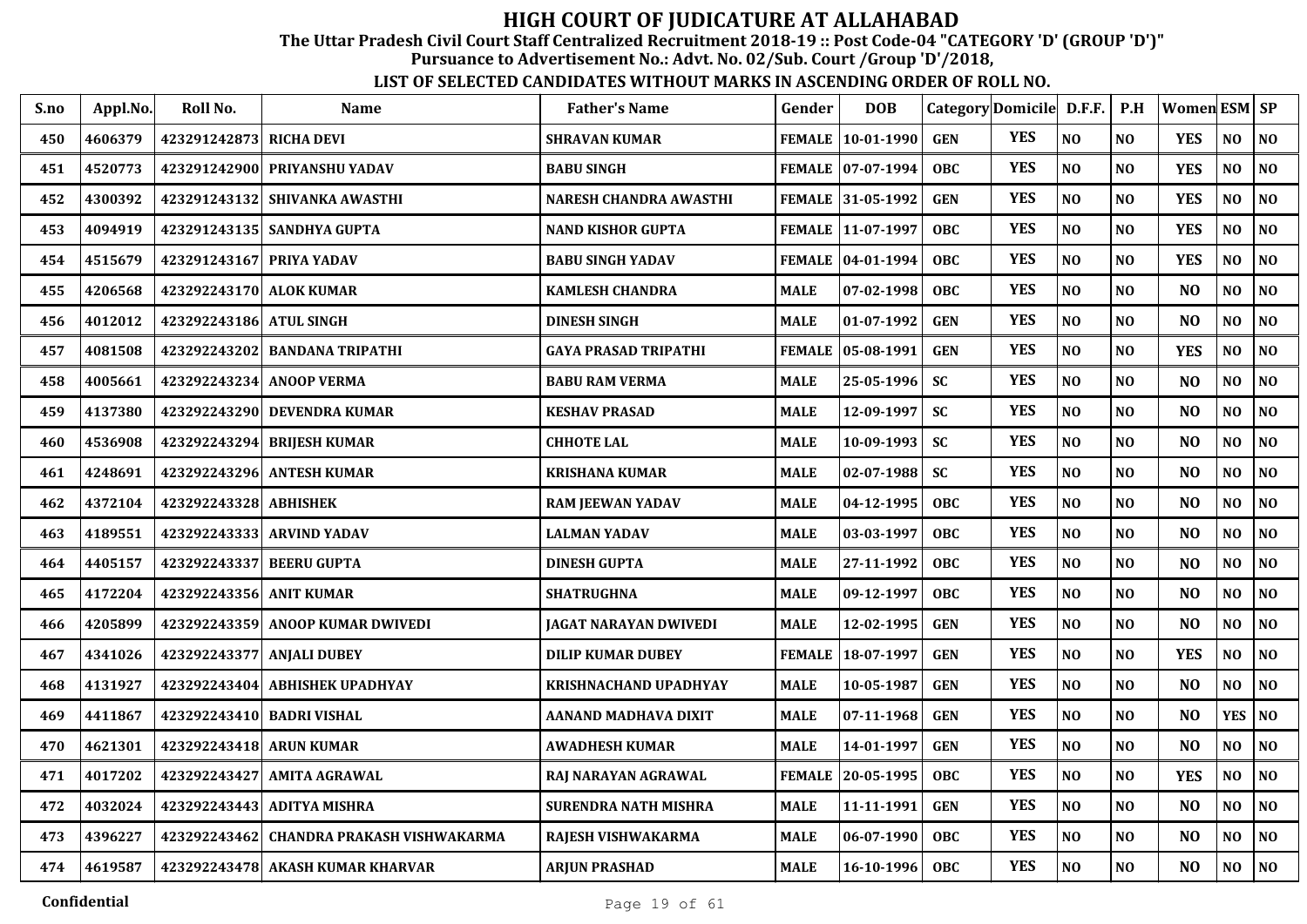# HIGH COURT OF JUDICATURE AT ALLAHABAD

**The Uttar Pradesh Civil Court Staff Centralized Recruitment 2018-19 :: Post Code-04 "CATEGORY 'D' (GROUP 'D')"**

**Pursuance to Advertisement No.: Advt. No. 02/Sub. Court /Group 'D'/2018,**

**LIST OF SELECTED CANDIDATES WITHOUT MARKS IN ASCENDING ORDER OF ROLL NO.**

| S.no | Appl.No. | Roll No. | Name | Father's Name | Gender | DOB | Category | Domicile | D.F.F. | P.H | Women | ESM | SP |
|---|---|---|---|---|---|---|---|---|---|---|---|---|---|
| 450 | 4606379 | 423291242873 | RICHA DEVI | SHRAVAN KUMAR | FEMALE | 10-01-1990 | GEN | YES | NO | NO | YES | NO | NO |
| 451 | 4520773 | 423291242900 | PRIYANSHU YADAV | BABU SINGH | FEMALE | 07-07-1994 | OBC | YES | NO | NO | YES | NO | NO |
| 452 | 4300392 | 423291243132 | SHIVANKA AWASTHI | NARESH CHANDRA AWASTHI | FEMALE | 31-05-1992 | GEN | YES | NO | NO | YES | NO | NO |
| 453 | 4094919 | 423291243135 | SANDHYA GUPTA | NAND KISHOR GUPTA | FEMALE | 11-07-1997 | OBC | YES | NO | NO | YES | NO | NO |
| 454 | 4515679 | 423291243167 | PRIYA YADAV | BABU SINGH YADAV | FEMALE | 04-01-1994 | OBC | YES | NO | NO | YES | NO | NO |
| 455 | 4206568 | 423292243170 | ALOK KUMAR | KAMLESH CHANDRA | MALE | 07-02-1998 | OBC | YES | NO | NO | NO | NO | NO |
| 456 | 4012012 | 423292243186 | ATUL SINGH | DINESH SINGH | MALE | 01-07-1992 | GEN | YES | NO | NO | NO | NO | NO |
| 457 | 4081508 | 423292243202 | BANDANA TRIPATHI | GAYA PRASAD TRIPATHI | FEMALE | 05-08-1991 | GEN | YES | NO | NO | YES | NO | NO |
| 458 | 4005661 | 423292243234 | ANOOP VERMA | BABU RAM VERMA | MALE | 25-05-1996 | SC | YES | NO | NO | NO | NO | NO |
| 459 | 4137380 | 423292243290 | DEVENDRA KUMAR | KESHAV PRASAD | MALE | 12-09-1997 | SC | YES | NO | NO | NO | NO | NO |
| 460 | 4536908 | 423292243294 | BRIJESH KUMAR | CHHOTE LAL | MALE | 10-09-1993 | SC | YES | NO | NO | NO | NO | NO |
| 461 | 4248691 | 423292243296 | ANTESH KUMAR | KRISHANA KUMAR | MALE | 02-07-1988 | SC | YES | NO | NO | NO | NO | NO |
| 462 | 4372104 | 423292243328 | ABHISHEK | RAM JEEWAN YADAV | MALE | 04-12-1995 | OBC | YES | NO | NO | NO | NO | NO |
| 463 | 4189551 | 423292243333 | ARVIND YADAV | LALMAN YADAV | MALE | 03-03-1997 | OBC | YES | NO | NO | NO | NO | NO |
| 464 | 4405157 | 423292243337 | BEERU GUPTA | DINESH GUPTA | MALE | 27-11-1992 | OBC | YES | NO | NO | NO | NO | NO |
| 465 | 4172204 | 423292243356 | ANIT KUMAR | SHATRUGHNA | MALE | 09-12-1997 | OBC | YES | NO | NO | NO | NO | NO |
| 466 | 4205899 | 423292243359 | ANOOP KUMAR DWIVEDI | JAGAT NARAYAN DWIVEDI | MALE | 12-02-1995 | GEN | YES | NO | NO | NO | NO | NO |
| 467 | 4341026 | 423292243377 | ANJALI DUBEY | DILIP KUMAR DUBEY | FEMALE | 18-07-1997 | GEN | YES | NO | NO | YES | NO | NO |
| 468 | 4131927 | 423292243404 | ABHISHEK UPADHYAY | KRISHNACHAND UPADHYAY | MALE | 10-05-1987 | GEN | YES | NO | NO | NO | NO | NO |
| 469 | 4411867 | 423292243410 | BADRI VISHAL | AANAND MADHAVA DIXIT | MALE | 07-11-1968 | GEN | YES | NO | NO | NO | YES | NO |
| 470 | 4621301 | 423292243418 | ARUN KUMAR | AWADHESH KUMAR | MALE | 14-01-1997 | GEN | YES | NO | NO | NO | NO | NO |
| 471 | 4017202 | 423292243427 | AMITA AGRAWAL | RAJ NARAYAN AGRAWAL | FEMALE | 20-05-1995 | OBC | YES | NO | NO | YES | NO | NO |
| 472 | 4032024 | 423292243443 | ADITYA MISHRA | SURENDRA NATH MISHRA | MALE | 11-11-1991 | GEN | YES | NO | NO | NO | NO | NO |
| 473 | 4396227 | 423292243462 | CHANDRA PRAKASH VISHWAKARMA | RAJESH VISHWAKARMA | MALE | 06-07-1990 | OBC | YES | NO | NO | NO | NO | NO |
| 474 | 4619587 | 423292243478 | AKASH KUMAR KHARVAR | ARJUN PRASHAD | MALE | 16-10-1996 | OBC | YES | NO | NO | NO | NO | NO |

Confidential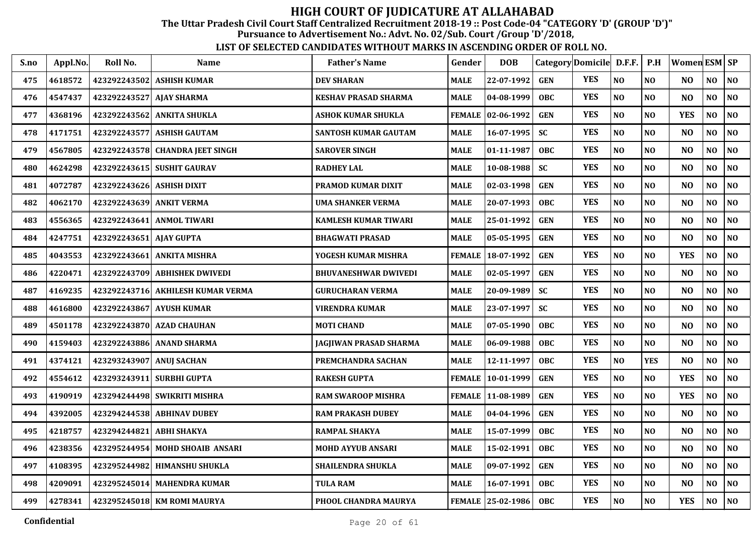# HIGH COURT OF JUDICATURE AT ALLAHABAD

**The Uttar Pradesh Civil Court Staff Centralized Recruitment 2018-19 :: Post Code-04 "CATEGORY 'D' (GROUP 'D')"**

**Pursuance to Advertisement No.: Advt. No. 02/Sub. Court /Group 'D'/2018,**

**LIST OF SELECTED CANDIDATES WITHOUT MARKS IN ASCENDING ORDER OF ROLL NO.**

| S.no | Appl.No. | Roll No. | Name | Father's Name | Gender | DOB | Category | Domicile | D.F.F. | P.H | Women | ESM | SP |
|---|---|---|---|---|---|---|---|---|---|---|---|---|---|
| 475 | 4618572 | 423292243502 | ASHISH KUMAR | DEV SHARAN | MALE | 22-07-1992 | GEN | YES | NO | NO | NO | NO | NO |
| 476 | 4547437 | 423292243527 | AJAY SHARMA | KESHAV PRASAD SHARMA | MALE | 04-08-1999 | OBC | YES | NO | NO | NO | NO | NO |
| 477 | 4368196 | 423292243562 | ANKITA SHUKLA | ASHOK KUMAR SHUKLA | FEMALE | 02-06-1992 | GEN | YES | NO | NO | YES | NO | NO |
| 478 | 4171751 | 423292243577 | ASHISH GAUTAM | SANTOSH KUMAR GAUTAM | MALE | 16-07-1995 | SC | YES | NO | NO | NO | NO | NO |
| 479 | 4567805 | 423292243578 | CHANDRA JEET SINGH | SAROVER SINGH | MALE | 01-11-1987 | OBC | YES | NO | NO | NO | NO | NO |
| 480 | 4624298 | 423292243615 | SUSHIT GAURAV | RADHEY LAL | MALE | 10-08-1988 | SC | YES | NO | NO | NO | NO | NO |
| 481 | 4072787 | 423292243626 | ASHISH DIXIT | PRAMOD KUMAR DIXIT | MALE | 02-03-1998 | GEN | YES | NO | NO | NO | NO | NO |
| 482 | 4062170 | 423292243639 | ANKIT VERMA | UMA SHANKER VERMA | MALE | 20-07-1993 | OBC | YES | NO | NO | NO | NO | NO |
| 483 | 4556365 | 423292243641 | ANMOL TIWARI | KAMLESH KUMAR TIWARI | MALE | 25-01-1992 | GEN | YES | NO | NO | NO | NO | NO |
| 484 | 4247751 | 423292243651 | AJAY GUPTA | BHAGWATI PRASAD | MALE | 05-05-1995 | GEN | YES | NO | NO | NO | NO | NO |
| 485 | 4043553 | 423292243661 | ANKITA MISHRA | YOGESH KUMAR MISHRA | FEMALE | 18-07-1992 | GEN | YES | NO | NO | YES | NO | NO |
| 486 | 4220471 | 423292243709 | ABHISHEK DWIVEDI | BHUVANESHWAR DWIVEDI | MALE | 02-05-1997 | GEN | YES | NO | NO | NO | NO | NO |
| 487 | 4169235 | 423292243716 | AKHILESH KUMAR VERMA | GURUCHARAN VERMA | MALE | 20-09-1989 | SC | YES | NO | NO | NO | NO | NO |
| 488 | 4616800 | 423292243867 | AYUSH KUMAR | VIRENDRA KUMAR | MALE | 23-07-1997 | SC | YES | NO | NO | NO | NO | NO |
| 489 | 4501178 | 423292243870 | AZAD CHAUHAN | MOTI CHAND | MALE | 07-05-1990 | OBC | YES | NO | NO | NO | NO | NO |
| 490 | 4159403 | 423292243886 | ANAND SHARMA | JAGJIWAN PRASAD SHARMA | MALE | 06-09-1988 | OBC | YES | NO | NO | NO | NO | NO |
| 491 | 4374121 | 423293243907 | ANUJ SACHAN | PREMCHANDRA SACHAN | MALE | 12-11-1997 | OBC | YES | NO | YES | NO | NO | NO |
| 492 | 4554612 | 423293243911 | SURBHI GUPTA | RAKESH GUPTA | FEMALE | 10-01-1999 | GEN | YES | NO | NO | YES | NO | NO |
| 493 | 4190919 | 423294244498 | SWIKRITI MISHRA | RAM SWAROOP MISHRA | FEMALE | 11-08-1989 | GEN | YES | NO | NO | YES | NO | NO |
| 494 | 4392005 | 423294244538 | ABHINAV DUBEY | RAM PRAKASH DUBEY | MALE | 04-04-1996 | GEN | YES | NO | NO | NO | NO | NO |
| 495 | 4218757 | 423294244821 | ABHI SHAKYA | RAMPAL SHAKYA | MALE | 15-07-1999 | OBC | YES | NO | NO | NO | NO | NO |
| 496 | 4238356 | 423295244954 | MOHD SHOAIB ANSARI | MOHD AYYUB ANSARI | MALE | 15-02-1991 | OBC | YES | NO | NO | NO | NO | NO |
| 497 | 4108395 | 423295244982 | HIMANSHU SHUKLA | SHAILENDRA SHUKLA | MALE | 09-07-1992 | GEN | YES | NO | NO | NO | NO | NO |
| 498 | 4209091 | 423295245014 | MAHENDRA KUMAR | TULA RAM | MALE | 16-07-1991 | OBC | YES | NO | NO | NO | NO | NO |
| 499 | 4278341 | 423295245018 | KM ROMI MAURYA | PHOOL CHANDRA MAURYA | FEMALE | 25-02-1986 | OBC | YES | NO | NO | YES | NO | NO |

Confidential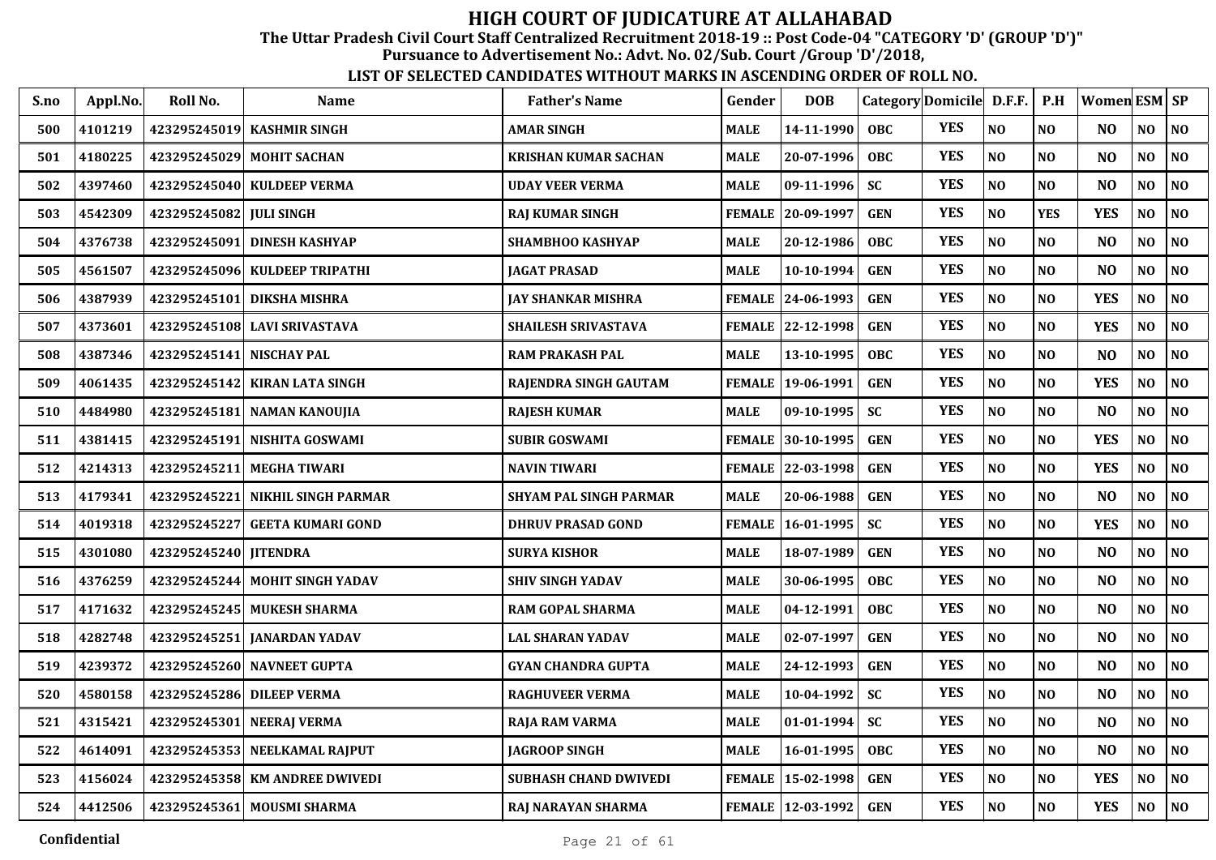# HIGH COURT OF JUDICATURE AT ALLAHABAD

**The Uttar Pradesh Civil Court Staff Centralized Recruitment 2018-19 :: Post Code-04 "CATEGORY 'D' (GROUP 'D')"**

**Pursuance to Advertisement No.: Advt. No. 02/Sub. Court /Group 'D'/2018,**

**LIST OF SELECTED CANDIDATES WITHOUT MARKS IN ASCENDING ORDER OF ROLL NO.**

| S.no | Appl.No. | Roll No. | Name | Father's Name | Gender | DOB | Category | Domicile | D.F.F. | P.H | Women | ESM | SP |
|---|---|---|---|---|---|---|---|---|---|---|---|---|---|
| 500 | 4101219 | 423295245019 | KASHMIR SINGH | AMAR SINGH | MALE | 14-11-1990 | OBC | YES | NO | NO | NO | NO | NO |
| 501 | 4180225 | 423295245029 | MOHIT SACHAN | KRISHAN KUMAR SACHAN | MALE | 20-07-1996 | OBC | YES | NO | NO | NO | NO | NO |
| 502 | 4397460 | 423295245040 | KULDEEP VERMA | UDAY VEER VERMA | MALE | 09-11-1996 | SC | YES | NO | NO | NO | NO | NO |
| 503 | 4542309 | 423295245082 | JULI SINGH | RAJ KUMAR SINGH | FEMALE | 20-09-1997 | GEN | YES | NO | YES | YES | NO | NO |
| 504 | 4376738 | 423295245091 | DINESH KASHYAP | SHAMBHOO KASHYAP | MALE | 20-12-1986 | OBC | YES | NO | NO | NO | NO | NO |
| 505 | 4561507 | 423295245096 | KULDEEP TRIPATHI | JAGAT PRASAD | MALE | 10-10-1994 | GEN | YES | NO | NO | NO | NO | NO |
| 506 | 4387939 | 423295245101 | DIKSHA MISHRA | JAY SHANKAR MISHRA | FEMALE | 24-06-1993 | GEN | YES | NO | NO | YES | NO | NO |
| 507 | 4373601 | 423295245108 | LAVI SRIVASTAVA | SHAILESH SRIVASTAVA | FEMALE | 22-12-1998 | GEN | YES | NO | NO | YES | NO | NO |
| 508 | 4387346 | 423295245141 | NISCHAY PAL | RAM PRAKASH PAL | MALE | 13-10-1995 | OBC | YES | NO | NO | NO | NO | NO |
| 509 | 4061435 | 423295245142 | KIRAN LATA SINGH | RAJENDRA SINGH GAUTAM | FEMALE | 19-06-1991 | GEN | YES | NO | NO | YES | NO | NO |
| 510 | 4484980 | 423295245181 | NAMAN KANOUJIA | RAJESH KUMAR | MALE | 09-10-1995 | SC | YES | NO | NO | NO | NO | NO |
| 511 | 4381415 | 423295245191 | NISHITA GOSWAMI | SUBIR GOSWAMI | FEMALE | 30-10-1995 | GEN | YES | NO | NO | YES | NO | NO |
| 512 | 4214313 | 423295245211 | MEGHA TIWARI | NAVIN TIWARI | FEMALE | 22-03-1998 | GEN | YES | NO | NO | YES | NO | NO |
| 513 | 4179341 | 423295245221 | NIKHIL SINGH PARMAR | SHYAM PAL SINGH PARMAR | MALE | 20-06-1988 | GEN | YES | NO | NO | NO | NO | NO |
| 514 | 4019318 | 423295245227 | GEETA KUMARI GOND | DHRUV PRASAD GOND | FEMALE | 16-01-1995 | SC | YES | NO | NO | YES | NO | NO |
| 515 | 4301080 | 423295245240 | JITENDRA | SURYA KISHOR | MALE | 18-07-1989 | GEN | YES | NO | NO | NO | NO | NO |
| 516 | 4376259 | 423295245244 | MOHIT SINGH YADAV | SHIV SINGH YADAV | MALE | 30-06-1995 | OBC | YES | NO | NO | NO | NO | NO |
| 517 | 4171632 | 423295245245 | MUKESH SHARMA | RAM GOPAL SHARMA | MALE | 04-12-1991 | OBC | YES | NO | NO | NO | NO | NO |
| 518 | 4282748 | 423295245251 | JANARDAN YADAV | LAL SHARAN YADAV | MALE | 02-07-1997 | GEN | YES | NO | NO | NO | NO | NO |
| 519 | 4239372 | 423295245260 | NAVNEET GUPTA | GYAN CHANDRA GUPTA | MALE | 24-12-1993 | GEN | YES | NO | NO | NO | NO | NO |
| 520 | 4580158 | 423295245286 | DILEEP VERMA | RAGHUVEER VERMA | MALE | 10-04-1992 | SC | YES | NO | NO | NO | NO | NO |
| 521 | 4315421 | 423295245301 | NEERAJ VERMA | RAJA RAM VARMA | MALE | 01-01-1994 | SC | YES | NO | NO | NO | NO | NO |
| 522 | 4614091 | 423295245353 | NEELKAMAL RAJPUT | JAGROOP SINGH | MALE | 16-01-1995 | OBC | YES | NO | NO | NO | NO | NO |
| 523 | 4156024 | 423295245358 | KM ANDREE DWIVEDI | SUBHASH CHAND DWIVEDI | FEMALE | 15-02-1998 | GEN | YES | NO | NO | YES | NO | NO |
| 524 | 4412506 | 423295245361 | MOUSMI SHARMA | RAJ NARAYAN SHARMA | FEMALE | 12-03-1992 | GEN | YES | NO | NO | YES | NO | NO |

Confidential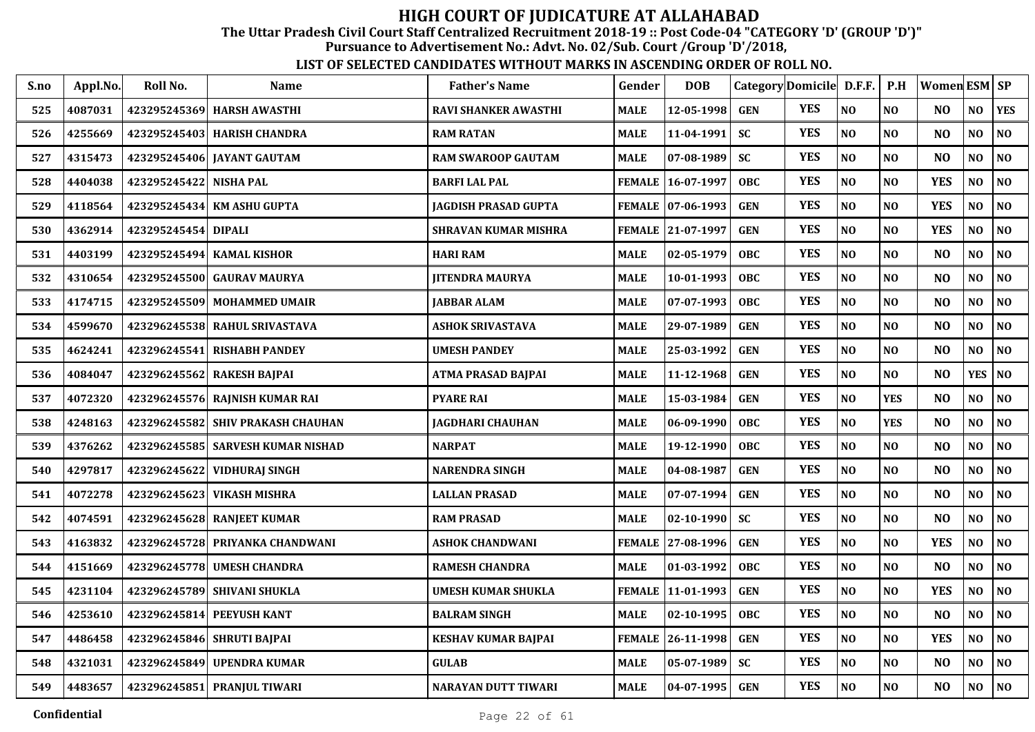# HIGH COURT OF JUDICATURE AT ALLAHABAD

**The Uttar Pradesh Civil Court Staff Centralized Recruitment 2018-19 :: Post Code-04 "CATEGORY 'D' (GROUP 'D')"**

**Pursuance to Advertisement No.: Advt. No. 02/Sub. Court /Group 'D'/2018,**

**LIST OF SELECTED CANDIDATES WITHOUT MARKS IN ASCENDING ORDER OF ROLL NO.**

| S.no | Appl.No. | Roll No. | Name | Father's Name | Gender | DOB | Category | Domicile | D.F.F. | P.H | Women | ESM | SP |
|---|---|---|---|---|---|---|---|---|---|---|---|---|---|
| 525 | 4087031 | 423295245369 | HARSH AWASTHI | RAVI SHANKER AWASTHI | MALE | 12-05-1998 | GEN | YES | NO | NO | NO | NO | YES |
| 526 | 4255669 | 423295245403 | HARISH CHANDRA | RAM RATAN | MALE | 11-04-1991 | SC | YES | NO | NO | NO | NO | NO |
| 527 | 4315473 | 423295245406 | JAYANT GAUTAM | RAM SWAROOP GAUTAM | MALE | 07-08-1989 | SC | YES | NO | NO | NO | NO | NO |
| 528 | 4404038 | 423295245422 | NISHA PAL | BARFI LAL PAL | FEMALE | 16-07-1997 | OBC | YES | NO | NO | YES | NO | NO |
| 529 | 4118564 | 423295245434 | KM ASHU GUPTA | JAGDISH PRASAD GUPTA | FEMALE | 07-06-1993 | GEN | YES | NO | NO | YES | NO | NO |
| 530 | 4362914 | 423295245454 | DIPALI | SHRAVAN KUMAR MISHRA | FEMALE | 21-07-1997 | GEN | YES | NO | NO | YES | NO | NO |
| 531 | 4403199 | 423295245494 | KAMAL KISHOR | HARI RAM | MALE | 02-05-1979 | OBC | YES | NO | NO | NO | NO | NO |
| 532 | 4310654 | 423295245500 | GAURAV MAURYA | JITENDRA MAURYA | MALE | 10-01-1993 | OBC | YES | NO | NO | NO | NO | NO |
| 533 | 4174715 | 423295245509 | MOHAMMED UMAIR | JABBAR ALAM | MALE | 07-07-1993 | OBC | YES | NO | NO | NO | NO | NO |
| 534 | 4599670 | 423296245538 | RAHUL SRIVASTAVA | ASHOK SRIVASTAVA | MALE | 29-07-1989 | GEN | YES | NO | NO | NO | NO | NO |
| 535 | 4624241 | 423296245541 | RISHABH PANDEY | UMESH PANDEY | MALE | 25-03-1992 | GEN | YES | NO | NO | NO | NO | NO |
| 536 | 4084047 | 423296245562 | RAKESH BAJPAI | ATMA PRASAD BAJPAI | MALE | 11-12-1968 | GEN | YES | NO | NO | NO | YES | NO |
| 537 | 4072320 | 423296245576 | RAJNISH KUMAR RAI | PYARE RAI | MALE | 15-03-1984 | GEN | YES | NO | YES | NO | NO | NO |
| 538 | 4248163 | 423296245582 | SHIV PRAKASH CHAUHAN | JAGDHARI CHAUHAN | MALE | 06-09-1990 | OBC | YES | NO | YES | NO | NO | NO |
| 539 | 4376262 | 423296245585 | SARVESH KUMAR NISHAD | NARPAT | MALE | 19-12-1990 | OBC | YES | NO | NO | NO | NO | NO |
| 540 | 4297817 | 423296245622 | VIDHURAJ SINGH | NARENDRA SINGH | MALE | 04-08-1987 | GEN | YES | NO | NO | NO | NO | NO |
| 541 | 4072278 | 423296245623 | VIKASH MISHRA | LALLAN PRASAD | MALE | 07-07-1994 | GEN | YES | NO | NO | NO | NO | NO |
| 542 | 4074591 | 423296245628 | RANJEET KUMAR | RAM PRASAD | MALE | 02-10-1990 | SC | YES | NO | NO | NO | NO | NO |
| 543 | 4163832 | 423296245728 | PRIYANKA CHANDWANI | ASHOK CHANDWANI | FEMALE | 27-08-1996 | GEN | YES | NO | NO | YES | NO | NO |
| 544 | 4151669 | 423296245778 | UMESH CHANDRA | RAMESH CHANDRA | MALE | 01-03-1992 | OBC | YES | NO | NO | NO | NO | NO |
| 545 | 4231104 | 423296245789 | SHIVANI SHUKLA | UMESH KUMAR SHUKLA | FEMALE | 11-01-1993 | GEN | YES | NO | NO | YES | NO | NO |
| 546 | 4253610 | 423296245814 | PEEYUSH KANT | BALRAM SINGH | MALE | 02-10-1995 | OBC | YES | NO | NO | NO | NO | NO |
| 547 | 4486458 | 423296245846 | SHRUTI BAJPAI | KESHAV KUMAR BAJPAI | FEMALE | 26-11-1998 | GEN | YES | NO | NO | YES | NO | NO |
| 548 | 4321031 | 423296245849 | UPENDRA KUMAR | GULAB | MALE | 05-07-1989 | SC | YES | NO | NO | NO | NO | NO |
| 549 | 4483657 | 423296245851 | PRANJUL TIWARI | NARAYAN DUTT TIWARI | MALE | 04-07-1995 | GEN | YES | NO | NO | NO | NO | NO |

Confidential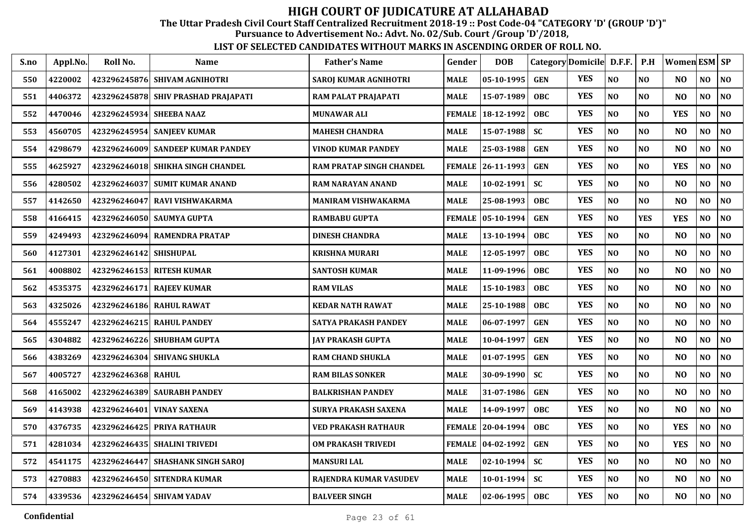# HIGH COURT OF JUDICATURE AT ALLAHABAD

**The Uttar Pradesh Civil Court Staff Centralized Recruitment 2018-19 :: Post Code-04 "CATEGORY 'D' (GROUP 'D')"**

**Pursuance to Advertisement No.: Advt. No. 02/Sub. Court /Group 'D'/2018,**

**LIST OF SELECTED CANDIDATES WITHOUT MARKS IN ASCENDING ORDER OF ROLL NO.**

| S.no | Appl.No. | Roll No. | Name | Father's Name | Gender | DOB | Category | Domicile | D.F.F. | P.H | Women | ESM | SP |
|---|---|---|---|---|---|---|---|---|---|---|---|---|---|
| 550 | 4220002 | 423296245876 | SHIVAM AGNIHOTRI | SAROJ KUMAR AGNIHOTRI | MALE | 05-10-1995 | GEN | YES | NO | NO | NO | NO | NO |
| 551 | 4406372 | 423296245878 | SHIV PRASHAD PRAJAPATI | RAM PALAT PRAJAPATI | MALE | 15-07-1989 | OBC | YES | NO | NO | NO | NO | NO |
| 552 | 4470046 | 423296245934 | SHEEBA NAAZ | MUNAWAR ALI | FEMALE | 18-12-1992 | OBC | YES | NO | NO | YES | NO | NO |
| 553 | 4560705 | 423296245954 | SANJEEV KUMAR | MAHESH CHANDRA | MALE | 15-07-1988 | SC | YES | NO | NO | NO | NO | NO |
| 554 | 4298679 | 423296246009 | SANDEEP KUMAR PANDEY | VINOD KUMAR PANDEY | MALE | 25-03-1988 | GEN | YES | NO | NO | NO | NO | NO |
| 555 | 4625927 | 423296246018 | SHIKHA SINGH CHANDEL | RAM PRATAP SINGH CHANDEL | FEMALE | 26-11-1993 | GEN | YES | NO | NO | YES | NO | NO |
| 556 | 4280502 | 423296246037 | SUMIT KUMAR ANAND | RAM NARAYAN ANAND | MALE | 10-02-1991 | SC | YES | NO | NO | NO | NO | NO |
| 557 | 4142650 | 423296246047 | RAVI VISHWAKARMA | MANIRAM VISHWAKARMA | MALE | 25-08-1993 | OBC | YES | NO | NO | NO | NO | NO |
| 558 | 4166415 | 423296246050 | SAUMYA GUPTA | RAMBABU GUPTA | FEMALE | 05-10-1994 | GEN | YES | NO | YES | YES | NO | NO |
| 559 | 4249493 | 423296246094 | RAMENDRA PRATAP | DINESH CHANDRA | MALE | 13-10-1994 | OBC | YES | NO | NO | NO | NO | NO |
| 560 | 4127301 | 423296246142 | SHISHUPAL | KRISHNA MURARI | MALE | 12-05-1997 | OBC | YES | NO | NO | NO | NO | NO |
| 561 | 4008802 | 423296246153 | RITESH KUMAR | SANTOSH KUMAR | MALE | 11-09-1996 | OBC | YES | NO | NO | NO | NO | NO |
| 562 | 4535375 | 423296246171 | RAJEEV KUMAR | RAM VILAS | MALE | 15-10-1983 | OBC | YES | NO | NO | NO | NO | NO |
| 563 | 4325026 | 423296246186 | RAHUL RAWAT | KEDAR NATH RAWAT | MALE | 25-10-1988 | OBC | YES | NO | NO | NO | NO | NO |
| 564 | 4555247 | 423296246215 | RAHUL PANDEY | SATYA PRAKASH PANDEY | MALE | 06-07-1997 | GEN | YES | NO | NO | NO | NO | NO |
| 565 | 4304882 | 423296246226 | SHUBHAM GUPTA | JAY PRAKASH GUPTA | MALE | 10-04-1997 | GEN | YES | NO | NO | NO | NO | NO |
| 566 | 4383269 | 423296246304 | SHIVANG SHUKLA | RAM CHAND SHUKLA | MALE | 01-07-1995 | GEN | YES | NO | NO | NO | NO | NO |
| 567 | 4005727 | 423296246368 | RAHUL | RAM BILAS SONKER | MALE | 30-09-1990 | SC | YES | NO | NO | NO | NO | NO |
| 568 | 4165002 | 423296246389 | SAURABH PANDEY | BALKRISHAN PANDEY | MALE | 31-07-1986 | GEN | YES | NO | NO | NO | NO | NO |
| 569 | 4143938 | 423296246401 | VINAY SAXENA | SURYA PRAKASH SAXENA | MALE | 14-09-1997 | OBC | YES | NO | NO | NO | NO | NO |
| 570 | 4376735 | 423296246425 | PRIYA RATHAUR | VED PRAKASH RATHAUR | FEMALE | 20-04-1994 | OBC | YES | NO | NO | YES | NO | NO |
| 571 | 4281034 | 423296246435 | SHALINI TRIVEDI | OM PRAKASH TRIVEDI | FEMALE | 04-02-1992 | GEN | YES | NO | NO | YES | NO | NO |
| 572 | 4541175 | 423296246447 | SHASHANK SINGH SAROJ | MANSURI LAL | MALE | 02-10-1994 | SC | YES | NO | NO | NO | NO | NO |
| 573 | 4270883 | 423296246450 | SITENDRA KUMAR | RAJENDRA KUMAR VASUDEV | MALE | 10-01-1994 | SC | YES | NO | NO | NO | NO | NO |
| 574 | 4339536 | 423296246454 | SHIVAM YADAV | BALVEER SINGH | MALE | 02-06-1995 | OBC | YES | NO | NO | NO | NO | NO |

Confidential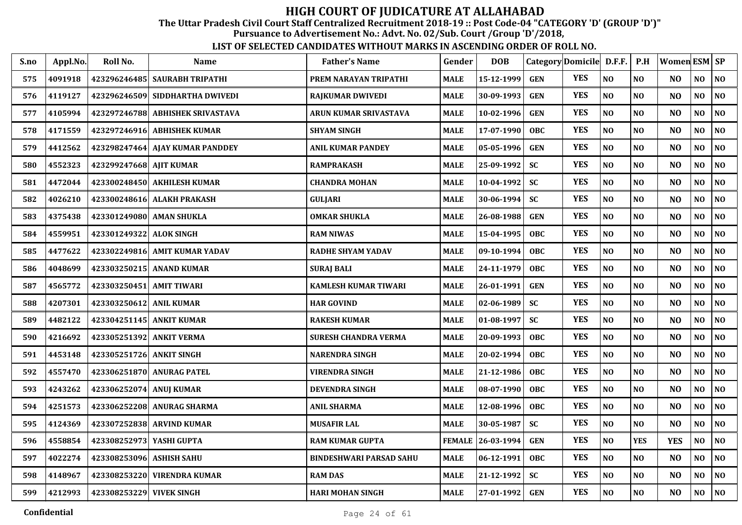# HIGH COURT OF JUDICATURE AT ALLAHABAD

**The Uttar Pradesh Civil Court Staff Centralized Recruitment 2018-19 :: Post Code-04 "CATEGORY 'D' (GROUP 'D')"**

**Pursuance to Advertisement No.: Advt. No. 02/Sub. Court /Group 'D'/2018,**

**LIST OF SELECTED CANDIDATES WITHOUT MARKS IN ASCENDING ORDER OF ROLL NO.**

| S.no | Appl.No. | Roll No. | Name | Father's Name | Gender | DOB | Category | Domicile | D.F.F. | P.H | Women | ESM | SP |
|---|---|---|---|---|---|---|---|---|---|---|---|---|---|
| 575 | 4091918 | 423296246485 | SAURABH TRIPATHI | PREM NARAYAN TRIPATHI | MALE | 15-12-1999 | GEN | YES | NO | NO | NO | NO | NO |
| 576 | 4119127 | 423296246509 | SIDDHARTHA DWIVEDI | RAJKUMAR DWIVEDI | MALE | 30-09-1993 | GEN | YES | NO | NO | NO | NO | NO |
| 577 | 4105994 | 423297246788 | ABHISHEK SRIVASTAVA | ARUN KUMAR SRIVASTAVA | MALE | 10-02-1996 | GEN | YES | NO | NO | NO | NO | NO |
| 578 | 4171559 | 423297246916 | ABHISHEK KUMAR | SHYAM SINGH | MALE | 17-07-1990 | OBC | YES | NO | NO | NO | NO | NO |
| 579 | 4412562 | 423298247464 | AJAY KUMAR PANDDEY | ANIL KUMAR PANDEY | MALE | 05-05-1996 | GEN | YES | NO | NO | NO | NO | NO |
| 580 | 4552323 | 423299247668 | AJIT KUMAR | RAMPRAKASH | MALE | 25-09-1992 | SC | YES | NO | NO | NO | NO | NO |
| 581 | 4472044 | 423300248450 | AKHILESH KUMAR | CHANDRA MOHAN | MALE | 10-04-1992 | SC | YES | NO | NO | NO | NO | NO |
| 582 | 4026210 | 423300248616 | ALAKH PRAKASH | GULJARI | MALE | 30-06-1994 | SC | YES | NO | NO | NO | NO | NO |
| 583 | 4375438 | 423301249080 | AMAN SHUKLA | OMKAR SHUKLA | MALE | 26-08-1988 | GEN | YES | NO | NO | NO | NO | NO |
| 584 | 4559951 | 423301249322 | ALOK SINGH | RAM NIWAS | MALE | 15-04-1995 | OBC | YES | NO | NO | NO | NO | NO |
| 585 | 4477622 | 423302249816 | AMIT KUMAR YADAV | RADHE SHYAM YADAV | MALE | 09-10-1994 | OBC | YES | NO | NO | NO | NO | NO |
| 586 | 4048699 | 423303250215 | ANAND KUMAR | SURAJ BALI | MALE | 24-11-1979 | OBC | YES | NO | NO | NO | NO | NO |
| 587 | 4565772 | 423303250451 | AMIT TIWARI | KAMLESH KUMAR TIWARI | MALE | 26-01-1991 | GEN | YES | NO | NO | NO | NO | NO |
| 588 | 4207301 | 423303250612 | ANIL KUMAR | HAR GOVIND | MALE | 02-06-1989 | SC | YES | NO | NO | NO | NO | NO |
| 589 | 4482122 | 423304251145 | ANKIT KUMAR | RAKESH KUMAR | MALE | 01-08-1997 | SC | YES | NO | NO | NO | NO | NO |
| 590 | 4216692 | 423305251392 | ANKIT VERMA | SURESH CHANDRA VERMA | MALE | 20-09-1993 | OBC | YES | NO | NO | NO | NO | NO |
| 591 | 4453148 | 423305251726 | ANKIT SINGH | NARENDRA SINGH | MALE | 20-02-1994 | OBC | YES | NO | NO | NO | NO | NO |
| 592 | 4557470 | 423306251870 | ANURAG PATEL | VIRENDRA SINGH | MALE | 21-12-1986 | OBC | YES | NO | NO | NO | NO | NO |
| 593 | 4243262 | 423306252074 | ANUJ KUMAR | DEVENDRA SINGH | MALE | 08-07-1990 | OBC | YES | NO | NO | NO | NO | NO |
| 594 | 4251573 | 423306252208 | ANURAG SHARMA | ANIL SHARMA | MALE | 12-08-1996 | OBC | YES | NO | NO | NO | NO | NO |
| 595 | 4124369 | 423307252838 | ARVIND KUMAR | MUSAFIR LAL | MALE | 30-05-1987 | SC | YES | NO | NO | NO | NO | NO |
| 596 | 4558854 | 423308252973 | YASHI GUPTA | RAM KUMAR GUPTA | FEMALE | 26-03-1994 | GEN | YES | NO | YES | YES | NO | NO |
| 597 | 4022274 | 423308253096 | ASHISH SAHU | BINDESHWARI PARSAD SAHU | MALE | 06-12-1991 | OBC | YES | NO | NO | NO | NO | NO |
| 598 | 4148967 | 423308253220 | VIRENDRA KUMAR | RAM DAS | MALE | 21-12-1992 | SC | YES | NO | NO | NO | NO | NO |
| 599 | 4212993 | 423308253229 | VIVEK SINGH | HARI MOHAN SINGH | MALE | 27-01-1992 | GEN | YES | NO | NO | NO | NO | NO |

Confidential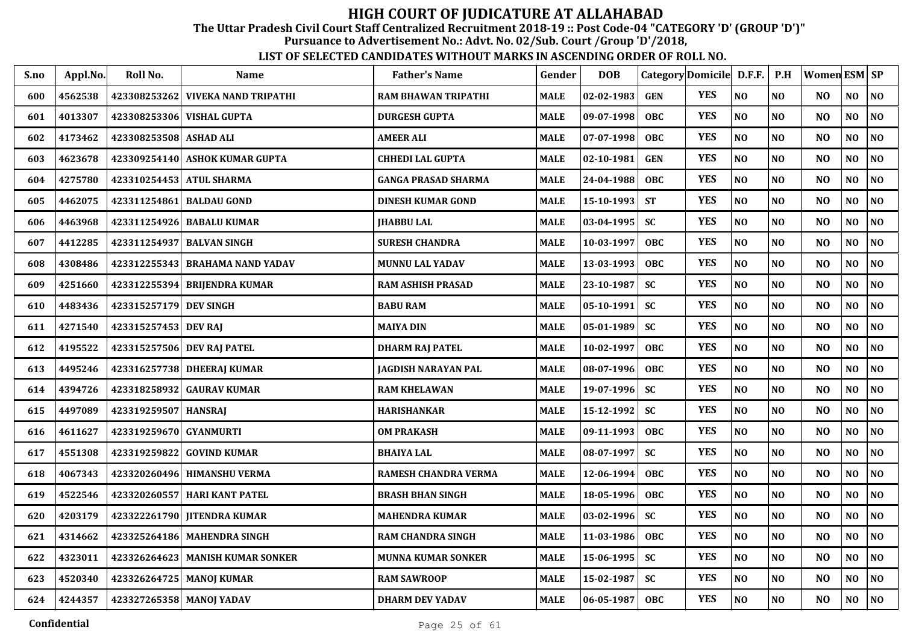# HIGH COURT OF JUDICATURE AT ALLAHABAD

**The Uttar Pradesh Civil Court Staff Centralized Recruitment 2018-19 :: Post Code-04 "CATEGORY 'D' (GROUP 'D')"**

**Pursuance to Advertisement No.: Advt. No. 02/Sub. Court /Group 'D'/2018,**

**LIST OF SELECTED CANDIDATES WITHOUT MARKS IN ASCENDING ORDER OF ROLL NO.**

| S.no | Appl.No. | Roll No. | Name | Father's Name | Gender | DOB | Category | Domicile | D.F.F. | P.H | Women | ESM | SP |
|---|---|---|---|---|---|---|---|---|---|---|---|---|---|
| 600 | 4562538 | 423308253262 | VIVEKA NAND TRIPATHI | RAM BHAWAN TRIPATHI | MALE | 02-02-1983 | GEN | YES | NO | NO | NO | NO | NO |
| 601 | 4013307 | 423308253306 | VISHAL GUPTA | DURGESH GUPTA | MALE | 09-07-1998 | OBC | YES | NO | NO | NO | NO | NO |
| 602 | 4173462 | 423308253508 | ASHAD ALI | AMEER ALI | MALE | 07-07-1998 | OBC | YES | NO | NO | NO | NO | NO |
| 603 | 4623678 | 423309254140 | ASHOK KUMAR GUPTA | CHHEDI LAL GUPTA | MALE | 02-10-1981 | GEN | YES | NO | NO | NO | NO | NO |
| 604 | 4275780 | 423310254453 | ATUL SHARMA | GANGA PRASAD SHARMA | MALE | 24-04-1988 | OBC | YES | NO | NO | NO | NO | NO |
| 605 | 4462075 | 423311254861 | BALDAU GOND | DINESH KUMAR GOND | MALE | 15-10-1993 | ST | YES | NO | NO | NO | NO | NO |
| 606 | 4463968 | 423311254926 | BABALU KUMAR | JHABBU LAL | MALE | 03-04-1995 | SC | YES | NO | NO | NO | NO | NO |
| 607 | 4412285 | 423311254937 | BALVAN SINGH | SURESH CHANDRA | MALE | 10-03-1997 | OBC | YES | NO | NO | NO | NO | NO |
| 608 | 4308486 | 423312255343 | BRAHAMA NAND YADAV | MUNNU LAL YADAV | MALE | 13-03-1993 | OBC | YES | NO | NO | NO | NO | NO |
| 609 | 4251660 | 423312255394 | BRIJENDRA KUMAR | RAM ASHISH PRASAD | MALE | 23-10-1987 | SC | YES | NO | NO | NO | NO | NO |
| 610 | 4483436 | 423315257179 | DEV SINGH | BABU RAM | MALE | 05-10-1991 | SC | YES | NO | NO | NO | NO | NO |
| 611 | 4271540 | 423315257453 | DEV RAJ | MAIYA DIN | MALE | 05-01-1989 | SC | YES | NO | NO | NO | NO | NO |
| 612 | 4195522 | 423315257506 | DEV RAJ PATEL | DHARM RAJ PATEL | MALE | 10-02-1997 | OBC | YES | NO | NO | NO | NO | NO |
| 613 | 4495246 | 423316257738 | DHEERAJ KUMAR | JAGDISH NARAYAN PAL | MALE | 08-07-1996 | OBC | YES | NO | NO | NO | NO | NO |
| 614 | 4394726 | 423318258932 | GAURAV KUMAR | RAM KHELAWAN | MALE | 19-07-1996 | SC | YES | NO | NO | NO | NO | NO |
| 615 | 4497089 | 423319259507 | HANSRAJ | HARISHANKAR | MALE | 15-12-1992 | SC | YES | NO | NO | NO | NO | NO |
| 616 | 4611627 | 423319259670 | GYANMURTI | OM PRAKASH | MALE | 09-11-1993 | OBC | YES | NO | NO | NO | NO | NO |
| 617 | 4551308 | 423319259822 | GOVIND KUMAR | BHAIYA LAL | MALE | 08-07-1997 | SC | YES | NO | NO | NO | NO | NO |
| 618 | 4067343 | 423320260496 | HIMANSHU VERMA | RAMESH CHANDRA VERMA | MALE | 12-06-1994 | OBC | YES | NO | NO | NO | NO | NO |
| 619 | 4522546 | 423320260557 | HARI KANT PATEL | BRASH BHAN SINGH | MALE | 18-05-1996 | OBC | YES | NO | NO | NO | NO | NO |
| 620 | 4203179 | 423322261790 | JITENDRA KUMAR | MAHENDRA KUMAR | MALE | 03-02-1996 | SC | YES | NO | NO | NO | NO | NO |
| 621 | 4314662 | 423325264186 | MAHENDRA SINGH | RAM CHANDRA SINGH | MALE | 11-03-1986 | OBC | YES | NO | NO | NO | NO | NO |
| 622 | 4323011 | 423326264623 | MANISH KUMAR SONKER | MUNNA KUMAR SONKER | MALE | 15-06-1995 | SC | YES | NO | NO | NO | NO | NO |
| 623 | 4520340 | 423326264725 | MANOJ KUMAR | RAM SAWROOP | MALE | 15-02-1987 | SC | YES | NO | NO | NO | NO | NO |
| 624 | 4244357 | 423327265358 | MANOJ YADAV | DHARM DEV YADAV | MALE | 06-05-1987 | OBC | YES | NO | NO | NO | NO | NO |

Confidential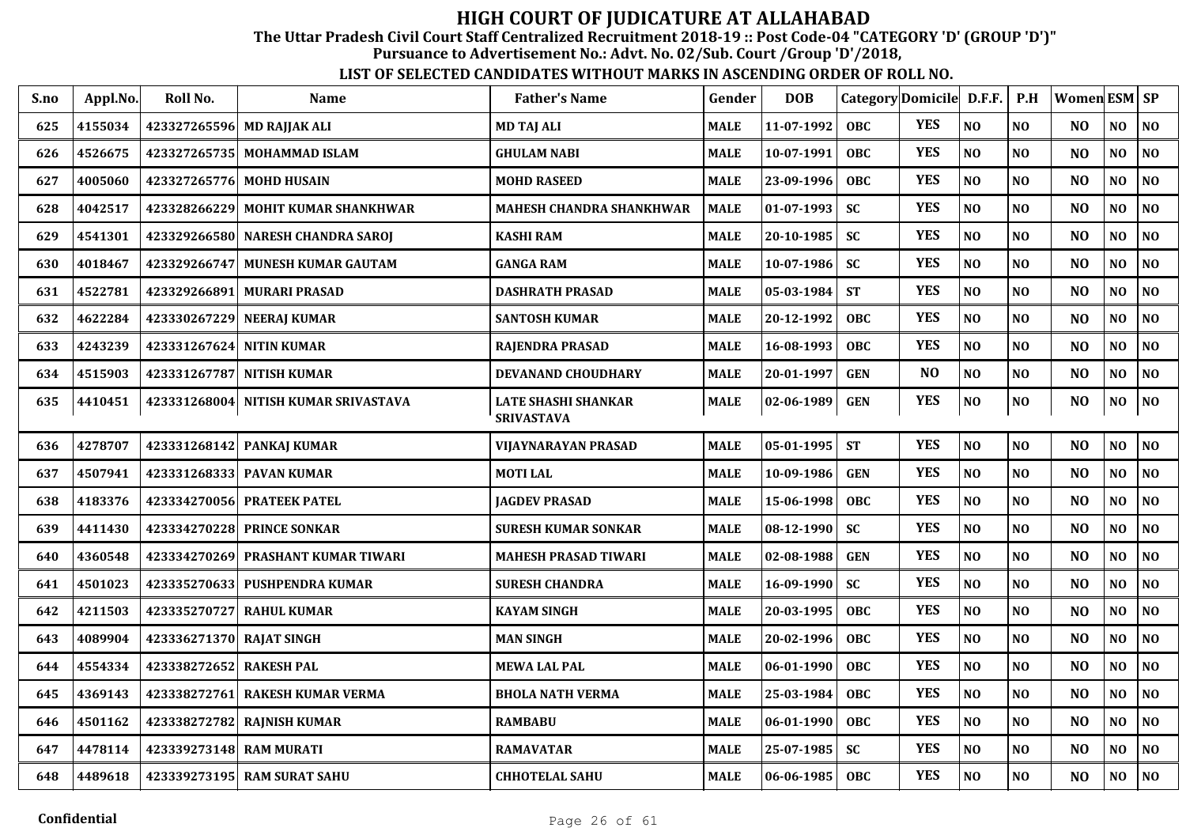# HIGH COURT OF JUDICATURE AT ALLAHABAD

**The Uttar Pradesh Civil Court Staff Centralized Recruitment 2018-19 :: Post Code-04 "CATEGORY 'D' (GROUP 'D')"**

**Pursuance to Advertisement No.: Advt. No. 02/Sub. Court /Group 'D'/2018,**

**LIST OF SELECTED CANDIDATES WITHOUT MARKS IN ASCENDING ORDER OF ROLL NO.**

| S.no | Appl.No. | Roll No. | Name | Father's Name | Gender | DOB | Category | Domicile | D.F.F. | P.H | Women | ESM | SP |
|---|---|---|---|---|---|---|---|---|---|---|---|---|---|
| 625 | 4155034 | 423327265596 | MD RAJJAK ALI | MD TAJ ALI | MALE | 11-07-1992 | OBC | YES | NO | NO | NO | NO | NO |
| 626 | 4526675 | 423327265735 | MOHAMMAD ISLAM | GHULAM NABI | MALE | 10-07-1991 | OBC | YES | NO | NO | NO | NO | NO |
| 627 | 4005060 | 423327265776 | MOHD HUSAIN | MOHD RASEED | MALE | 23-09-1996 | OBC | YES | NO | NO | NO | NO | NO |
| 628 | 4042517 | 423328266229 | MOHIT KUMAR SHANKHWAR | MAHESH CHANDRA SHANKHWAR | MALE | 01-07-1993 | SC | YES | NO | NO | NO | NO | NO |
| 629 | 4541301 | 423329266580 | NARESH CHANDRA SAROJ | KASHI RAM | MALE | 20-10-1985 | SC | YES | NO | NO | NO | NO | NO |
| 630 | 4018467 | 423329266747 | MUNESH KUMAR GAUTAM | GANGA RAM | MALE | 10-07-1986 | SC | YES | NO | NO | NO | NO | NO |
| 631 | 4522781 | 423329266891 | MURARI PRASAD | DASHRATH PRASAD | MALE | 05-03-1984 | ST | YES | NO | NO | NO | NO | NO |
| 632 | 4622284 | 423330267229 | NEERAJ KUMAR | SANTOSH KUMAR | MALE | 20-12-1992 | OBC | YES | NO | NO | NO | NO | NO |
| 633 | 4243239 | 423331267624 | NITIN KUMAR | RAJENDRA PRASAD | MALE | 16-08-1993 | OBC | YES | NO | NO | NO | NO | NO |
| 634 | 4515903 | 423331267787 | NITISH KUMAR | DEVANAND CHOUDHARY | MALE | 20-01-1997 | GEN | NO | NO | NO | NO | NO | NO |
| 635 | 4410451 | 423331268004 | NITISH KUMAR SRIVASTAVA | LATE SHASHI SHANKAR SRIVASTAVA | MALE | 02-06-1989 | GEN | YES | NO | NO | NO | NO | NO |
| 636 | 4278707 | 423331268142 | PANKAJ KUMAR | VIJAYNARAYAN PRASAD | MALE | 05-01-1995 | ST | YES | NO | NO | NO | NO | NO |
| 637 | 4507941 | 423331268333 | PAVAN KUMAR | MOTI LAL | MALE | 10-09-1986 | GEN | YES | NO | NO | NO | NO | NO |
| 638 | 4183376 | 423334270056 | PRATEEK PATEL | JAGDEV PRASAD | MALE | 15-06-1998 | OBC | YES | NO | NO | NO | NO | NO |
| 639 | 4411430 | 423334270228 | PRINCE SONKAR | SURESH KUMAR SONKAR | MALE | 08-12-1990 | SC | YES | NO | NO | NO | NO | NO |
| 640 | 4360548 | 423334270269 | PRASHANT KUMAR TIWARI | MAHESH PRASAD TIWARI | MALE | 02-08-1988 | GEN | YES | NO | NO | NO | NO | NO |
| 641 | 4501023 | 423335270633 | PUSHPENDRA KUMAR | SURESH CHANDRA | MALE | 16-09-1990 | SC | YES | NO | NO | NO | NO | NO |
| 642 | 4211503 | 423335270727 | RAHUL KUMAR | KAYAM SINGH | MALE | 20-03-1995 | OBC | YES | NO | NO | NO | NO | NO |
| 643 | 4089904 | 423336271370 | RAJAT SINGH | MAN SINGH | MALE | 20-02-1996 | OBC | YES | NO | NO | NO | NO | NO |
| 644 | 4554334 | 423338272652 | RAKESH PAL | MEWA LAL PAL | MALE | 06-01-1990 | OBC | YES | NO | NO | NO | NO | NO |
| 645 | 4369143 | 423338272761 | RAKESH KUMAR VERMA | BHOLA NATH VERMA | MALE | 25-03-1984 | OBC | YES | NO | NO | NO | NO | NO |
| 646 | 4501162 | 423338272782 | RAJNISH KUMAR | RAMBABU | MALE | 06-01-1990 | OBC | YES | NO | NO | NO | NO | NO |
| 647 | 4478114 | 423339273148 | RAM MURATI | RAMAVATAR | MALE | 25-07-1985 | SC | YES | NO | NO | NO | NO | NO |
| 648 | 4489618 | 423339273195 | RAM SURAT SAHU | CHHOTELAL SAHU | MALE | 06-06-1985 | OBC | YES | NO | NO | NO | NO | NO |

**Confidential**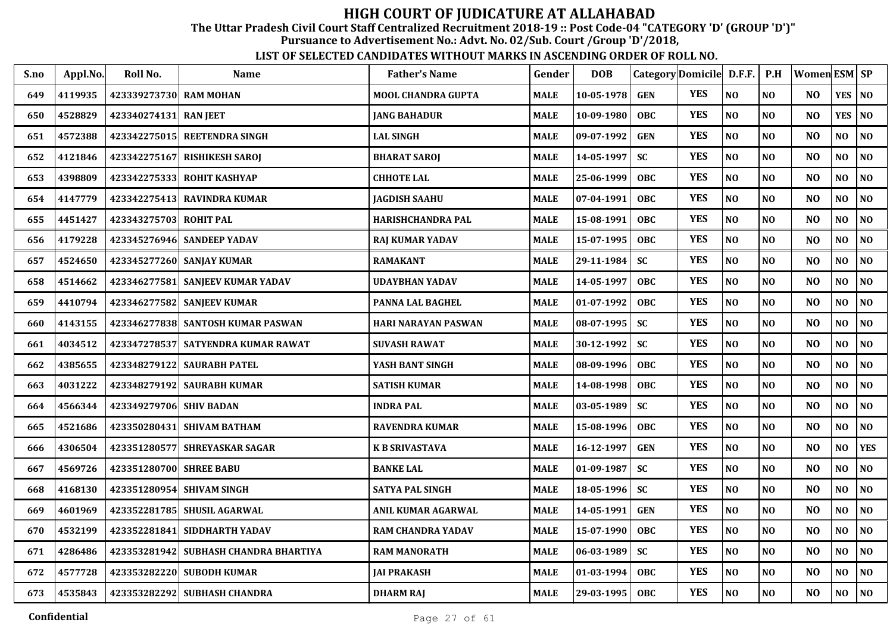# HIGH COURT OF JUDICATURE AT ALLAHABAD

**The Uttar Pradesh Civil Court Staff Centralized Recruitment 2018-19 :: Post Code-04 "CATEGORY 'D' (GROUP 'D')"**

**Pursuance to Advertisement No.: Advt. No. 02/Sub. Court /Group 'D'/2018,**

**LIST OF SELECTED CANDIDATES WITHOUT MARKS IN ASCENDING ORDER OF ROLL NO.**

| S.no | Appl.No. | Roll No. | Name | Father's Name | Gender | DOB | Category | Domicile | D.F.F. | P.H | Women | ESM | SP |
|---|---|---|---|---|---|---|---|---|---|---|---|---|---|
| 649 | 4119935 | 423339273730 | RAM MOHAN | MOOL CHANDRA GUPTA | MALE | 10-05-1978 | GEN | YES | NO | NO | NO | YES | NO |
| 650 | 4528829 | 423340274131 | RAN JEET | JANG BAHADUR | MALE | 10-09-1980 | OBC | YES | NO | NO | NO | YES | NO |
| 651 | 4572388 | 423342275015 | REETENDRA SINGH | LAL SINGH | MALE | 09-07-1992 | GEN | YES | NO | NO | NO | NO | NO |
| 652 | 4121846 | 423342275167 | RISHIKESH SAROJ | BHARAT SAROJ | MALE | 14-05-1997 | SC | YES | NO | NO | NO | NO | NO |
| 653 | 4398809 | 423342275333 | ROHIT KASHYAP | CHHOTE LAL | MALE | 25-06-1999 | OBC | YES | NO | NO | NO | NO | NO |
| 654 | 4147779 | 423342275413 | RAVINDRA KUMAR | JAGDISH SAAHU | MALE | 07-04-1991 | OBC | YES | NO | NO | NO | NO | NO |
| 655 | 4451427 | 423343275703 | ROHIT PAL | HARISHCHANDRA PAL | MALE | 15-08-1991 | OBC | YES | NO | NO | NO | NO | NO |
| 656 | 4179228 | 423345276946 | SANDEEP YADAV | RAJ KUMAR YADAV | MALE | 15-07-1995 | OBC | YES | NO | NO | NO | NO | NO |
| 657 | 4524650 | 423345277260 | SANJAY KUMAR | RAMAKANT | MALE | 29-11-1984 | SC | YES | NO | NO | NO | NO | NO |
| 658 | 4514662 | 423346277581 | SANJEEV KUMAR YADAV | UDAYBHAN YADAV | MALE | 14-05-1997 | OBC | YES | NO | NO | NO | NO | NO |
| 659 | 4410794 | 423346277582 | SANJEEV KUMAR | PANNA LAL BAGHEL | MALE | 01-07-1992 | OBC | YES | NO | NO | NO | NO | NO |
| 660 | 4143155 | 423346277838 | SANTOSH KUMAR PASWAN | HARI NARAYAN PASWAN | MALE | 08-07-1995 | SC | YES | NO | NO | NO | NO | NO |
| 661 | 4034512 | 423347278537 | SATYENDRA KUMAR RAWAT | SUVASH RAWAT | MALE | 30-12-1992 | SC | YES | NO | NO | NO | NO | NO |
| 662 | 4385655 | 423348279122 | SAURABH PATEL | YASH BANT SINGH | MALE | 08-09-1996 | OBC | YES | NO | NO | NO | NO | NO |
| 663 | 4031222 | 423348279192 | SAURABH KUMAR | SATISH KUMAR | MALE | 14-08-1998 | OBC | YES | NO | NO | NO | NO | NO |
| 664 | 4566344 | 423349279706 | SHIV BADAN | INDRA PAL | MALE | 03-05-1989 | SC | YES | NO | NO | NO | NO | NO |
| 665 | 4521686 | 423350280431 | SHIVAM BATHAM | RAVENDRA KUMAR | MALE | 15-08-1996 | OBC | YES | NO | NO | NO | NO | NO |
| 666 | 4306504 | 423351280577 | SHREYASKAR SAGAR | K B SRIVASTAVA | MALE | 16-12-1997 | GEN | YES | NO | NO | NO | NO | YES |
| 667 | 4569726 | 423351280700 | SHREE BABU | BANKE LAL | MALE | 01-09-1987 | SC | YES | NO | NO | NO | NO | NO |
| 668 | 4168130 | 423351280954 | SHIVAM SINGH | SATYA PAL SINGH | MALE | 18-05-1996 | SC | YES | NO | NO | NO | NO | NO |
| 669 | 4601969 | 423352281785 | SHUSIL AGARWAL | ANIL KUMAR AGARWAL | MALE | 14-05-1991 | GEN | YES | NO | NO | NO | NO | NO |
| 670 | 4532199 | 423352281841 | SIDDHARTH YADAV | RAM CHANDRA YADAV | MALE | 15-07-1990 | OBC | YES | NO | NO | NO | NO | NO |
| 671 | 4286486 | 423353281942 | SUBHASH CHANDRA BHARTIYA | RAM MANORATH | MALE | 06-03-1989 | SC | YES | NO | NO | NO | NO | NO |
| 672 | 4577728 | 423353282220 | SUBODH KUMAR | JAI PRAKASH | MALE | 01-03-1994 | OBC | YES | NO | NO | NO | NO | NO |
| 673 | 4535843 | 423353282292 | SUBHASH CHANDRA | DHARM RAJ | MALE | 29-03-1995 | OBC | YES | NO | NO | NO | NO | NO |

Confidential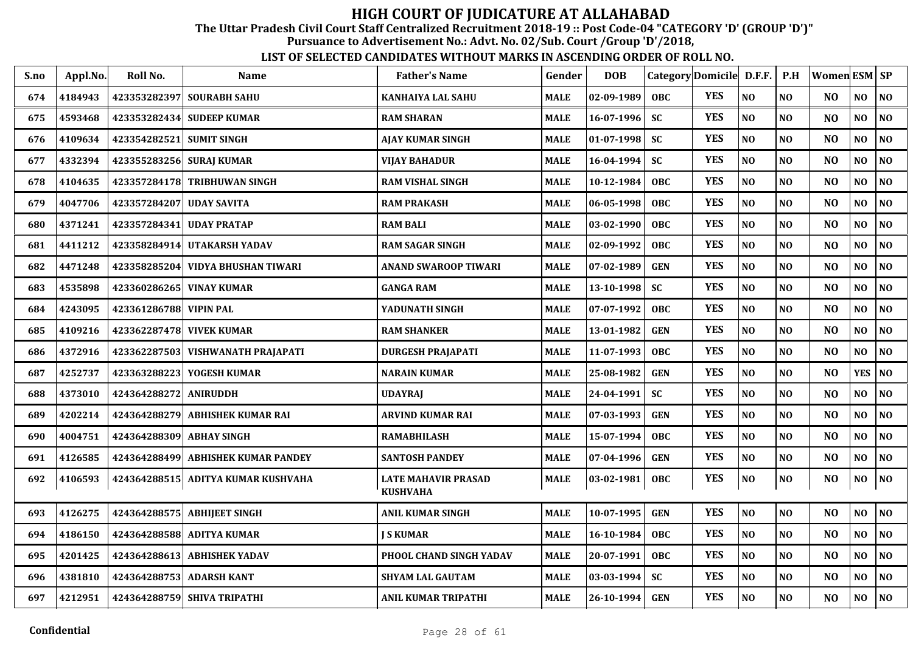# HIGH COURT OF JUDICATURE AT ALLAHABAD

**The Uttar Pradesh Civil Court Staff Centralized Recruitment 2018-19 :: Post Code-04 "CATEGORY 'D' (GROUP 'D')"**
**Pursuance to Advertisement No.: Advt. No. 02/Sub. Court /Group 'D'/2018,**

**LIST OF SELECTED CANDIDATES WITHOUT MARKS IN ASCENDING ORDER OF ROLL NO.**

| S.no | Appl.No. | Roll No. | Name | Father's Name | Gender | DOB | Category | Domicile | D.F.F. | P.H | Women | ESM | SP |
|---|---|---|---|---|---|---|---|---|---|---|---|---|---|
| 674 | 4184943 | 423353282397 | SOURABH SAHU | KANHAIYA LAL SAHU | MALE | 02-09-1989 | OBC | YES | NO | NO | NO | NO | NO |
| 675 | 4593468 | 423353282434 | SUDEEP KUMAR | RAM SHARAN | MALE | 16-07-1996 | SC | YES | NO | NO | NO | NO | NO |
| 676 | 4109634 | 423354282521 | SUMIT SINGH | AJAY KUMAR SINGH | MALE | 01-07-1998 | SC | YES | NO | NO | NO | NO | NO |
| 677 | 4332394 | 423355283256 | SURAJ KUMAR | VIJAY BAHADUR | MALE | 16-04-1994 | SC | YES | NO | NO | NO | NO | NO |
| 678 | 4104635 | 423357284178 | TRIBHUWAN SINGH | RAM VISHAL SINGH | MALE | 10-12-1984 | OBC | YES | NO | NO | NO | NO | NO |
| 679 | 4047706 | 423357284207 | UDAY SAVITA | RAM PRAKASH | MALE | 06-05-1998 | OBC | YES | NO | NO | NO | NO | NO |
| 680 | 4371241 | 423357284341 | UDAY PRATAP | RAM BALI | MALE | 03-02-1990 | OBC | YES | NO | NO | NO | NO | NO |
| 681 | 4411212 | 423358284914 | UTAKARSH YADAV | RAM SAGAR SINGH | MALE | 02-09-1992 | OBC | YES | NO | NO | NO | NO | NO |
| 682 | 4471248 | 423358285204 | VIDYA BHUSHAN TIWARI | ANAND SWAROOP TIWARI | MALE | 07-02-1989 | GEN | YES | NO | NO | NO | NO | NO |
| 683 | 4535898 | 423360286265 | VINAY KUMAR | GANGA RAM | MALE | 13-10-1998 | SC | YES | NO | NO | NO | NO | NO |
| 684 | 4243095 | 423361286788 | VIPIN PAL | YADUNATH SINGH | MALE | 07-07-1992 | OBC | YES | NO | NO | NO | NO | NO |
| 685 | 4109216 | 423362287478 | VIVEK KUMAR | RAM SHANKER | MALE | 13-01-1982 | GEN | YES | NO | NO | NO | NO | NO |
| 686 | 4372916 | 423362287503 | VISHWANATH PRAJAPATI | DURGESH PRAJAPATI | MALE | 11-07-1993 | OBC | YES | NO | NO | NO | NO | NO |
| 687 | 4252737 | 423363288223 | YOGESH KUMAR | NARAIN KUMAR | MALE | 25-08-1982 | GEN | YES | NO | NO | NO | YES | NO |
| 688 | 4373010 | 424364288272 | ANIRUDDH | UDAYRAJ | MALE | 24-04-1991 | SC | YES | NO | NO | NO | NO | NO |
| 689 | 4202214 | 424364288279 | ABHISHEK KUMAR RAI | ARVIND KUMAR RAI | MALE | 07-03-1993 | GEN | YES | NO | NO | NO | NO | NO |
| 690 | 4004751 | 424364288309 | ABHAY SINGH | RAMABHILASH | MALE | 15-07-1994 | OBC | YES | NO | NO | NO | NO | NO |
| 691 | 4126585 | 424364288499 | ABHISHEK KUMAR PANDEY | SANTOSH PANDEY | MALE | 07-04-1996 | GEN | YES | NO | NO | NO | NO | NO |
| 692 | 4106593 | 424364288515 | ADITYA KUMAR KUSHVAHA | LATE MAHAVIR PRASAD KUSHVAHA | MALE | 03-02-1981 | OBC | YES | NO | NO | NO | NO | NO |
| 693 | 4126275 | 424364288575 | ABHIJEET SINGH | ANIL KUMAR SINGH | MALE | 10-07-1995 | GEN | YES | NO | NO | NO | NO | NO |
| 694 | 4186150 | 424364288588 | ADITYA KUMAR | J S KUMAR | MALE | 16-10-1984 | OBC | YES | NO | NO | NO | NO | NO |
| 695 | 4201425 | 424364288613 | ABHISHEK YADAV | PHOOL CHAND SINGH YADAV | MALE | 20-07-1991 | OBC | YES | NO | NO | NO | NO | NO |
| 696 | 4381810 | 424364288753 | ADARSH KANT | SHYAM LAL GAUTAM | MALE | 03-03-1994 | SC | YES | NO | NO | NO | NO | NO |
| 697 | 4212951 | 424364288759 | SHIVA TRIPATHI | ANIL KUMAR TRIPATHI | MALE | 26-10-1994 | GEN | YES | NO | NO | NO | NO | NO |

Confidential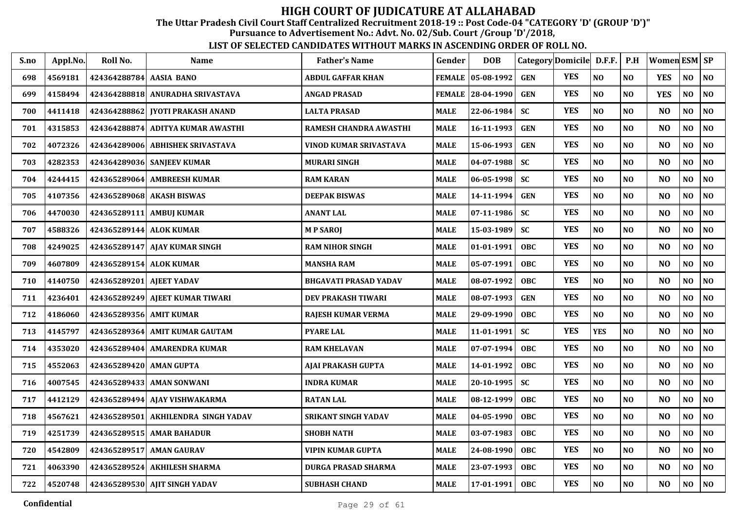# HIGH COURT OF JUDICATURE AT ALLAHABAD

**The Uttar Pradesh Civil Court Staff Centralized Recruitment 2018-19 :: Post Code-04 "CATEGORY 'D' (GROUP 'D')"**

**Pursuance to Advertisement No.: Advt. No. 02/Sub. Court /Group 'D'/2018,**

**LIST OF SELECTED CANDIDATES WITHOUT MARKS IN ASCENDING ORDER OF ROLL NO.**

| S.no | Appl.No. | Roll No. | Name | Father's Name | Gender | DOB | Category | Domicile | D.F.F. | P.H | Women | ESM | SP |
|---|---|---|---|---|---|---|---|---|---|---|---|---|---|
| 698 | 4569181 | 424364288784 | AASIA BANO | ABDUL GAFFAR KHAN | FEMALE | 05-08-1992 | GEN | YES | NO | NO | YES | NO | NO |
| 699 | 4158494 | 424364288818 | ANURADHA SRIVASTAVA | ANGAD PRASAD | FEMALE | 28-04-1990 | GEN | YES | NO | NO | YES | NO | NO |
| 700 | 4411418 | 424364288862 | JYOTI PRAKASH ANAND | LALTA PRASAD | MALE | 22-06-1984 | SC | YES | NO | NO | NO | NO | NO |
| 701 | 4315853 | 424364288874 | ADITYA KUMAR AWASTHI | RAMESH CHANDRA AWASTHI | MALE | 16-11-1993 | GEN | YES | NO | NO | NO | NO | NO |
| 702 | 4072326 | 424364289006 | ABHISHEK SRIVASTAVA | VINOD KUMAR SRIVASTAVA | MALE | 15-06-1993 | GEN | YES | NO | NO | NO | NO | NO |
| 703 | 4282353 | 424364289036 | SANJEEV KUMAR | MURARI SINGH | MALE | 04-07-1988 | SC | YES | NO | NO | NO | NO | NO |
| 704 | 4244415 | 424365289064 | AMBREESH KUMAR | RAM KARAN | MALE | 06-05-1998 | SC | YES | NO | NO | NO | NO | NO |
| 705 | 4107356 | 424365289068 | AKASH BISWAS | DEEPAK BISWAS | MALE | 14-11-1994 | GEN | YES | NO | NO | NO | NO | NO |
| 706 | 4470030 | 424365289111 | AMBUJ KUMAR | ANANT LAL | MALE | 07-11-1986 | SC | YES | NO | NO | NO | NO | NO |
| 707 | 4588326 | 424365289144 | ALOK KUMAR | M P SAROJ | MALE | 15-03-1989 | SC | YES | NO | NO | NO | NO | NO |
| 708 | 4249025 | 424365289147 | AJAY KUMAR SINGH | RAM NIHOR SINGH | MALE | 01-01-1991 | OBC | YES | NO | NO | NO | NO | NO |
| 709 | 4607809 | 424365289154 | ALOK KUMAR | MANSHA RAM | MALE | 05-07-1991 | OBC | YES | NO | NO | NO | NO | NO |
| 710 | 4140750 | 424365289201 | AJEET YADAV | BHGAVATI PRASAD YADAV | MALE | 08-07-1992 | OBC | YES | NO | NO | NO | NO | NO |
| 711 | 4236401 | 424365289249 | AJEET KUMAR TIWARI | DEV PRAKASH TIWARI | MALE | 08-07-1993 | GEN | YES | NO | NO | NO | NO | NO |
| 712 | 4186060 | 424365289356 | AMIT KUMAR | RAJESH KUMAR VERMA | MALE | 29-09-1990 | OBC | YES | NO | NO | NO | NO | NO |
| 713 | 4145797 | 424365289364 | AMIT KUMAR GAUTAM | PYARE LAL | MALE | 11-01-1991 | SC | YES | YES | NO | NO | NO | NO |
| 714 | 4353020 | 424365289404 | AMARENDRA KUMAR | RAM KHELAVAN | MALE | 07-07-1994 | OBC | YES | NO | NO | NO | NO | NO |
| 715 | 4552063 | 424365289420 | AMAN GUPTA | AJAI PRAKASH GUPTA | MALE | 14-01-1992 | OBC | YES | NO | NO | NO | NO | NO |
| 716 | 4007545 | 424365289433 | AMAN SONWANI | INDRA KUMAR | MALE | 20-10-1995 | SC | YES | NO | NO | NO | NO | NO |
| 717 | 4412129 | 424365289494 | AJAY VISHWAKARMA | RATAN LAL | MALE | 08-12-1999 | OBC | YES | NO | NO | NO | NO | NO |
| 718 | 4567621 | 424365289501 | AKHILENDRA SINGH YADAV | SRIKANT SINGH YADAV | MALE | 04-05-1990 | OBC | YES | NO | NO | NO | NO | NO |
| 719 | 4251739 | 424365289515 | AMAR BAHADUR | SHOBH NATH | MALE | 03-07-1983 | OBC | YES | NO | NO | NO | NO | NO |
| 720 | 4542809 | 424365289517 | AMAN GAURAV | VIPIN KUMAR GUPTA | MALE | 24-08-1990 | OBC | YES | NO | NO | NO | NO | NO |
| 721 | 4063390 | 424365289524 | AKHILESH SHARMA | DURGA PRASAD SHARMA | MALE | 23-07-1993 | OBC | YES | NO | NO | NO | NO | NO |
| 722 | 4520748 | 424365289530 | AJIT SINGH YADAV | SUBHASH CHAND | MALE | 17-01-1991 | OBC | YES | NO | NO | NO | NO | NO |

Confidential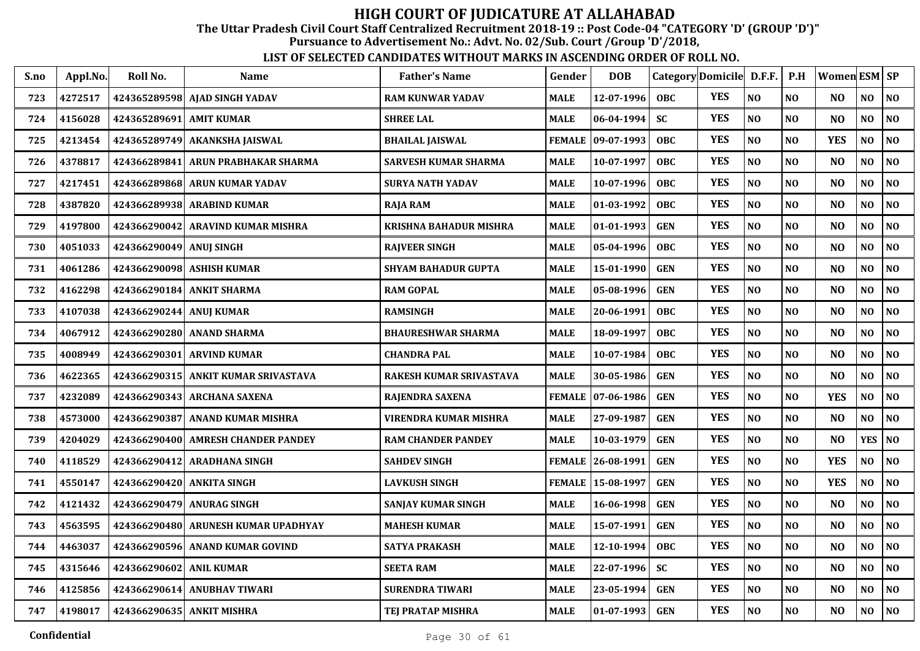# HIGH COURT OF JUDICATURE AT ALLAHABAD

**The Uttar Pradesh Civil Court Staff Centralized Recruitment 2018-19 :: Post Code-04 "CATEGORY 'D' (GROUP 'D')"**

**Pursuance to Advertisement No.: Advt. No. 02/Sub. Court /Group 'D'/2018,**

**LIST OF SELECTED CANDIDATES WITHOUT MARKS IN ASCENDING ORDER OF ROLL NO.**

| S.no | Appl.No. | Roll No. | Name | Father's Name | Gender | DOB | Category | Domicile | D.F.F. | P.H | Women | ESM | SP |
|---|---|---|---|---|---|---|---|---|---|---|---|---|---|
| 723 | 4272517 | 424365289598 | AJAD SINGH YADAV | RAM KUNWAR YADAV | MALE | 12-07-1996 | OBC | YES | NO | NO | NO | NO | NO |
| 724 | 4156028 | 424365289691 | AMIT KUMAR | SHREE LAL | MALE | 06-04-1994 | SC | YES | NO | NO | NO | NO | NO |
| 725 | 4213454 | 424365289749 | AKANKSHA JAISWAL | BHAILAL JAISWAL | FEMALE | 09-07-1993 | OBC | YES | NO | NO | YES | NO | NO |
| 726 | 4378817 | 424366289841 | ARUN PRABHAKAR SHARMA | SARVESH KUMAR SHARMA | MALE | 10-07-1997 | OBC | YES | NO | NO | NO | NO | NO |
| 727 | 4217451 | 424366289868 | ARUN KUMAR YADAV | SURYA NATH YADAV | MALE | 10-07-1996 | OBC | YES | NO | NO | NO | NO | NO |
| 728 | 4387820 | 424366289938 | ARABIND KUMAR | RAJA RAM | MALE | 01-03-1992 | OBC | YES | NO | NO | NO | NO | NO |
| 729 | 4197800 | 424366290042 | ARAVIND KUMAR MISHRA | KRISHNA BAHADUR MISHRA | MALE | 01-01-1993 | GEN | YES | NO | NO | NO | NO | NO |
| 730 | 4051033 | 424366290049 | ANUJ SINGH | RAJVEER SINGH | MALE | 05-04-1996 | OBC | YES | NO | NO | NO | NO | NO |
| 731 | 4061286 | 424366290098 | ASHISH KUMAR | SHYAM BAHADUR GUPTA | MALE | 15-01-1990 | GEN | YES | NO | NO | NO | NO | NO |
| 732 | 4162298 | 424366290184 | ANKIT SHARMA | RAM GOPAL | MALE | 05-08-1996 | GEN | YES | NO | NO | NO | NO | NO |
| 733 | 4107038 | 424366290244 | ANUJ KUMAR | RAMSINGH | MALE | 20-06-1991 | OBC | YES | NO | NO | NO | NO | NO |
| 734 | 4067912 | 424366290280 | ANAND SHARMA | BHAURESHWAR SHARMA | MALE | 18-09-1997 | OBC | YES | NO | NO | NO | NO | NO |
| 735 | 4008949 | 424366290301 | ARVIND KUMAR | CHANDRA PAL | MALE | 10-07-1984 | OBC | YES | NO | NO | NO | NO | NO |
| 736 | 4622365 | 424366290315 | ANKIT KUMAR SRIVASTAVA | RAKESH KUMAR SRIVASTAVA | MALE | 30-05-1986 | GEN | YES | NO | NO | NO | NO | NO |
| 737 | 4232089 | 424366290343 | ARCHANA SAXENA | RAJENDRA SAXENA | FEMALE | 07-06-1986 | GEN | YES | NO | NO | YES | NO | NO |
| 738 | 4573000 | 424366290387 | ANAND KUMAR MISHRA | VIRENDRA KUMAR MISHRA | MALE | 27-09-1987 | GEN | YES | NO | NO | NO | NO | NO |
| 739 | 4204029 | 424366290400 | AMRESH CHANDER PANDEY | RAM CHANDER PANDEY | MALE | 10-03-1979 | GEN | YES | NO | NO | NO | YES | NO |
| 740 | 4118529 | 424366290412 | ARADHANA SINGH | SAHDEV SINGH | FEMALE | 26-08-1991 | GEN | YES | NO | NO | YES | NO | NO |
| 741 | 4550147 | 424366290420 | ANKITA SINGH | LAVKUSH SINGH | FEMALE | 15-08-1997 | GEN | YES | NO | NO | YES | NO | NO |
| 742 | 4121432 | 424366290479 | ANURAG SINGH | SANJAY KUMAR SINGH | MALE | 16-06-1998 | GEN | YES | NO | NO | NO | NO | NO |
| 743 | 4563595 | 424366290480 | ARUNESH KUMAR UPADHYAY | MAHESH KUMAR | MALE | 15-07-1991 | GEN | YES | NO | NO | NO | NO | NO |
| 744 | 4463037 | 424366290596 | ANAND KUMAR GOVIND | SATYA PRAKASH | MALE | 12-10-1994 | OBC | YES | NO | NO | NO | NO | NO |
| 745 | 4315646 | 424366290602 | ANIL KUMAR | SEETA RAM | MALE | 22-07-1996 | SC | YES | NO | NO | NO | NO | NO |
| 746 | 4125856 | 424366290614 | ANUBHAV TIWARI | SURENDRA TIWARI | MALE | 23-05-1994 | GEN | YES | NO | NO | NO | NO | NO |
| 747 | 4198017 | 424366290635 | ANKIT MISHRA | TEJ PRATAP MISHRA | MALE | 01-07-1993 | GEN | YES | NO | NO | NO | NO | NO |

Confidential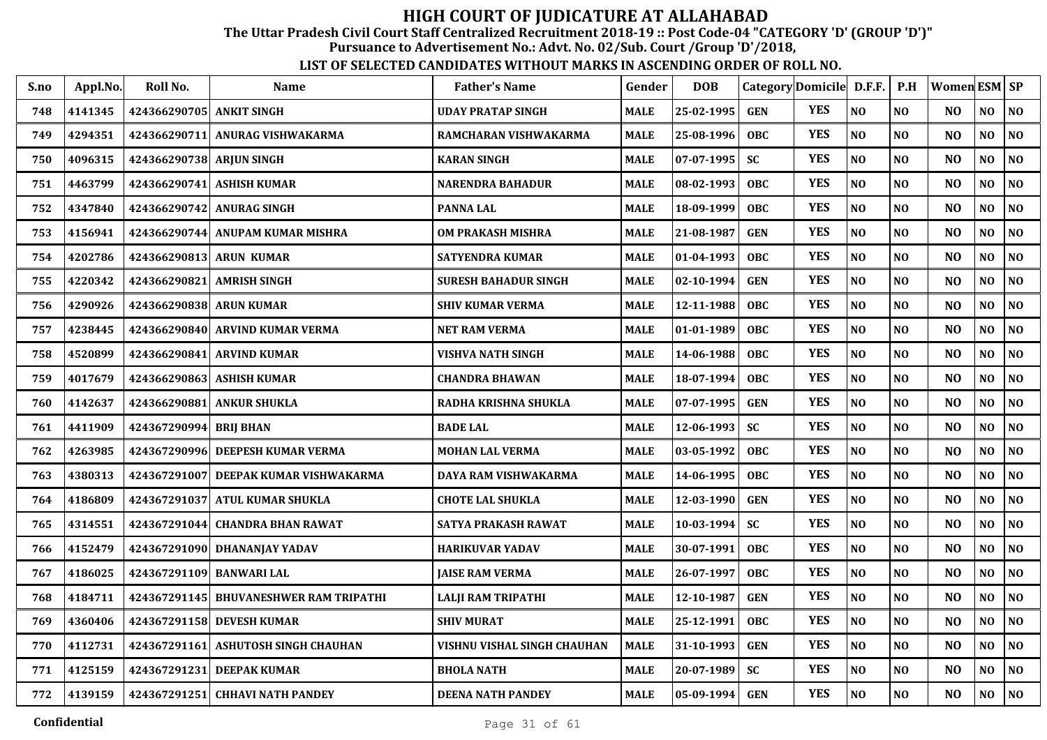# HIGH COURT OF JUDICATURE AT ALLAHABAD

**The Uttar Pradesh Civil Court Staff Centralized Recruitment 2018-19 :: Post Code-04 "CATEGORY 'D' (GROUP 'D')"**

**Pursuance to Advertisement No.: Advt. No. 02/Sub. Court /Group 'D'/2018,**

**LIST OF SELECTED CANDIDATES WITHOUT MARKS IN ASCENDING ORDER OF ROLL NO.**

| S.no | Appl.No. | Roll No. | Name | Father's Name | Gender | DOB | Category | Domicile | D.F.F. | P.H | Women | ESM | SP |
|---|---|---|---|---|---|---|---|---|---|---|---|---|---|
| 748 | 4141345 | 424366290705 | ANKIT SINGH | UDAY PRATAP SINGH | MALE | 25-02-1995 | GEN | YES | NO | NO | NO | NO | NO |
| 749 | 4294351 | 424366290711 | ANURAG VISHWAKARMA | RAMCHARAN VISHWAKARMA | MALE | 25-08-1996 | OBC | YES | NO | NO | NO | NO | NO |
| 750 | 4096315 | 424366290738 | ARJUN SINGH | KARAN SINGH | MALE | 07-07-1995 | SC | YES | NO | NO | NO | NO | NO |
| 751 | 4463799 | 424366290741 | ASHISH KUMAR | NARENDRA BAHADUR | MALE | 08-02-1993 | OBC | YES | NO | NO | NO | NO | NO |
| 752 | 4347840 | 424366290742 | ANURAG SINGH | PANNA LAL | MALE | 18-09-1999 | OBC | YES | NO | NO | NO | NO | NO |
| 753 | 4156941 | 424366290744 | ANUPAM KUMAR MISHRA | OM PRAKASH MISHRA | MALE | 21-08-1987 | GEN | YES | NO | NO | NO | NO | NO |
| 754 | 4202786 | 424366290813 | ARUN KUMAR | SATYENDRA KUMAR | MALE | 01-04-1993 | OBC | YES | NO | NO | NO | NO | NO |
| 755 | 4220342 | 424366290821 | AMRISH SINGH | SURESH BAHADUR SINGH | MALE | 02-10-1994 | GEN | YES | NO | NO | NO | NO | NO |
| 756 | 4290926 | 424366290838 | ARUN KUMAR | SHIV KUMAR VERMA | MALE | 12-11-1988 | OBC | YES | NO | NO | NO | NO | NO |
| 757 | 4238445 | 424366290840 | ARVIND KUMAR VERMA | NET RAM VERMA | MALE | 01-01-1989 | OBC | YES | NO | NO | NO | NO | NO |
| 758 | 4520899 | 424366290841 | ARVIND KUMAR | VISHVA NATH SINGH | MALE | 14-06-1988 | OBC | YES | NO | NO | NO | NO | NO |
| 759 | 4017679 | 424366290863 | ASHISH KUMAR | CHANDRA BHAWAN | MALE | 18-07-1994 | OBC | YES | NO | NO | NO | NO | NO |
| 760 | 4142637 | 424366290881 | ANKUR SHUKLA | RADHA KRISHNA SHUKLA | MALE | 07-07-1995 | GEN | YES | NO | NO | NO | NO | NO |
| 761 | 4411909 | 424367290994 | BRIJ BHAN | BADE LAL | MALE | 12-06-1993 | SC | YES | NO | NO | NO | NO | NO |
| 762 | 4263985 | 424367290996 | DEEPESH KUMAR VERMA | MOHAN LAL VERMA | MALE | 03-05-1992 | OBC | YES | NO | NO | NO | NO | NO |
| 763 | 4380313 | 424367291007 | DEEPAK KUMAR VISHWAKARMA | DAYA RAM VISHWAKARMA | MALE | 14-06-1995 | OBC | YES | NO | NO | NO | NO | NO |
| 764 | 4186809 | 424367291037 | ATUL KUMAR SHUKLA | CHOTE LAL SHUKLA | MALE | 12-03-1990 | GEN | YES | NO | NO | NO | NO | NO |
| 765 | 4314551 | 424367291044 | CHANDRA BHAN RAWAT | SATYA PRAKASH RAWAT | MALE | 10-03-1994 | SC | YES | NO | NO | NO | NO | NO |
| 766 | 4152479 | 424367291090 | DHANANJAY YADAV | HARIKUVAR YADAV | MALE | 30-07-1991 | OBC | YES | NO | NO | NO | NO | NO |
| 767 | 4186025 | 424367291109 | BANWARI LAL | JAISE RAM VERMA | MALE | 26-07-1997 | OBC | YES | NO | NO | NO | NO | NO |
| 768 | 4184711 | 424367291145 | BHUVANESHWER RAM TRIPATHI | LALJI RAM TRIPATHI | MALE | 12-10-1987 | GEN | YES | NO | NO | NO | NO | NO |
| 769 | 4360406 | 424367291158 | DEVESH KUMAR | SHIV MURAT | MALE | 25-12-1991 | OBC | YES | NO | NO | NO | NO | NO |
| 770 | 4112731 | 424367291161 | ASHUTOSH SINGH CHAUHAN | VISHNU VISHAL SINGH CHAUHAN | MALE | 31-10-1993 | GEN | YES | NO | NO | NO | NO | NO |
| 771 | 4125159 | 424367291231 | DEEPAK KUMAR | BHOLA NATH | MALE | 20-07-1989 | SC | YES | NO | NO | NO | NO | NO |
| 772 | 4139159 | 424367291251 | CHHAVI NATH PANDEY | DEENA NATH PANDEY | MALE | 05-09-1994 | GEN | YES | NO | NO | NO | NO | NO |

Confidential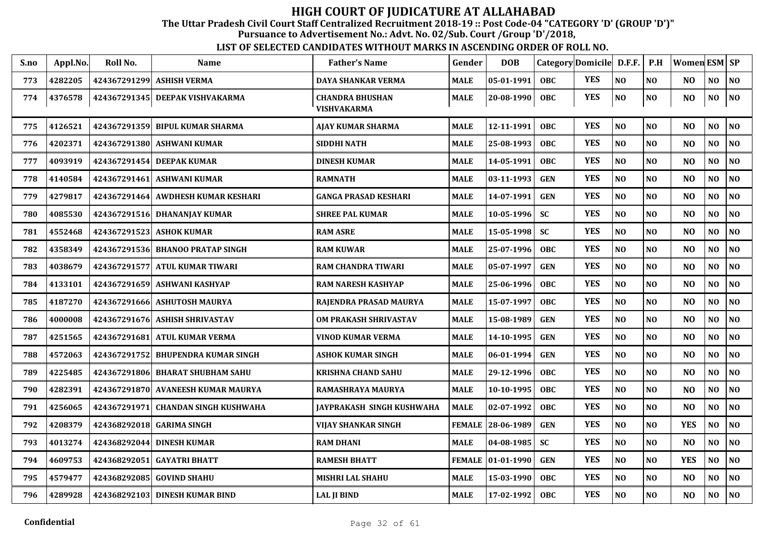# HIGH COURT OF JUDICATURE AT ALLAHABAD

**The Uttar Pradesh Civil Court Staff Centralized Recruitment 2018-19 :: Post Code-04 "CATEGORY 'D' (GROUP 'D')"**

**Pursuance to Advertisement No.: Advt. No. 02/Sub. Court /Group 'D'/2018,**

**LIST OF SELECTED CANDIDATES WITHOUT MARKS IN ASCENDING ORDER OF ROLL NO.**

| S.no | Appl.No. | Roll No. | Name | Father's Name | Gender | DOB | Category | Domicile | D.F.F. | P.H | Women | ESM | SP |
|---|---|---|---|---|---|---|---|---|---|---|---|---|---|
| 773 | 4282205 | 424367291299 | ASHISH VERMA | DAYA SHANKAR VERMA | MALE | 05-01-1991 | OBC | YES | NO | NO | NO | NO | NO |
| 774 | 4376578 | 424367291345 | DEEPAK VISHVAKARMA | CHANDRA BHUSHAN VISHVAKARMA | MALE | 20-08-1990 | OBC | YES | NO | NO | NO | NO | NO |
| 775 | 4126521 | 424367291359 | BIPUL KUMAR SHARMA | AJAY KUMAR SHARMA | MALE | 12-11-1991 | OBC | YES | NO | NO | NO | NO | NO |
| 776 | 4202371 | 424367291380 | ASHWANI KUMAR | SIDDHI NATH | MALE | 25-08-1993 | OBC | YES | NO | NO | NO | NO | NO |
| 777 | 4093919 | 424367291454 | DEEPAK KUMAR | DINESH KUMAR | MALE | 14-05-1991 | OBC | YES | NO | NO | NO | NO | NO |
| 778 | 4140584 | 424367291461 | ASHWANI KUMAR | RAMNATH | MALE | 03-11-1993 | GEN | YES | NO | NO | NO | NO | NO |
| 779 | 4279817 | 424367291464 | AWDHESH KUMAR KESHARI | GANGA PRASAD KESHARI | MALE | 14-07-1991 | GEN | YES | NO | NO | NO | NO | NO |
| 780 | 4085530 | 424367291516 | DHANANJAY KUMAR | SHREE PAL KUMAR | MALE | 10-05-1996 | SC | YES | NO | NO | NO | NO | NO |
| 781 | 4552468 | 424367291523 | ASHOK KUMAR | RAM ASRE | MALE | 15-05-1998 | SC | YES | NO | NO | NO | NO | NO |
| 782 | 4358349 | 424367291536 | BHANOO PRATAP SINGH | RAM KUWAR | MALE | 25-07-1996 | OBC | YES | NO | NO | NO | NO | NO |
| 783 | 4038679 | 424367291577 | ATUL KUMAR TIWARI | RAM CHANDRA TIWARI | MALE | 05-07-1997 | GEN | YES | NO | NO | NO | NO | NO |
| 784 | 4133101 | 424367291659 | ASHWANI KASHYAP | RAM NARESH KASHYAP | MALE | 25-06-1996 | OBC | YES | NO | NO | NO | NO | NO |
| 785 | 4187270 | 424367291666 | ASHUTOSH MAURYA | RAJENDRA PRASAD MAURYA | MALE | 15-07-1997 | OBC | YES | NO | NO | NO | NO | NO |
| 786 | 4000008 | 424367291676 | ASHISH SHRIVASTAV | OM PRAKASH SHRIVASTAV | MALE | 15-08-1989 | GEN | YES | NO | NO | NO | NO | NO |
| 787 | 4251565 | 424367291681 | ATUL KUMAR VERMA | VINOD KUMAR VERMA | MALE | 14-10-1995 | GEN | YES | NO | NO | NO | NO | NO |
| 788 | 4572063 | 424367291752 | BHUPENDRA KUMAR SINGH | ASHOK KUMAR SINGH | MALE | 06-01-1994 | GEN | YES | NO | NO | NO | NO | NO |
| 789 | 4225485 | 424367291806 | BHARAT SHUBHAM SAHU | KRISHNA CHAND SAHU | MALE | 29-12-1996 | OBC | YES | NO | NO | NO | NO | NO |
| 790 | 4282391 | 424367291870 | AVANEESH KUMAR MAURYA | RAMASHRAYA MAURYA | MALE | 10-10-1995 | OBC | YES | NO | NO | NO | NO | NO |
| 791 | 4256065 | 424367291971 | CHANDAN SINGH KUSHWAHA | JAYPRAKASH SINGH KUSHWAHA | MALE | 02-07-1992 | OBC | YES | NO | NO | NO | NO | NO |
| 792 | 4208379 | 424368292018 | GARIMA SINGH | VIJAY SHANKAR SINGH | FEMALE | 28-06-1989 | GEN | YES | NO | NO | YES | NO | NO |
| 793 | 4013274 | 424368292044 | DINESH KUMAR | RAM DHANI | MALE | 04-08-1985 | SC | YES | NO | NO | NO | NO | NO |
| 794 | 4609753 | 424368292051 | GAYATRI BHATT | RAMESH BHATT | FEMALE | 01-01-1990 | GEN | YES | NO | NO | YES | NO | NO |
| 795 | 4579477 | 424368292085 | GOVIND SHAHU | MISHRI LAL SHAHU | MALE | 15-03-1990 | OBC | YES | NO | NO | NO | NO | NO |
| 796 | 4289928 | 424368292103 | DINESH KUMAR BIND | LAL JI BIND | MALE | 17-02-1992 | OBC | YES | NO | NO | NO | NO | NO |

Confidential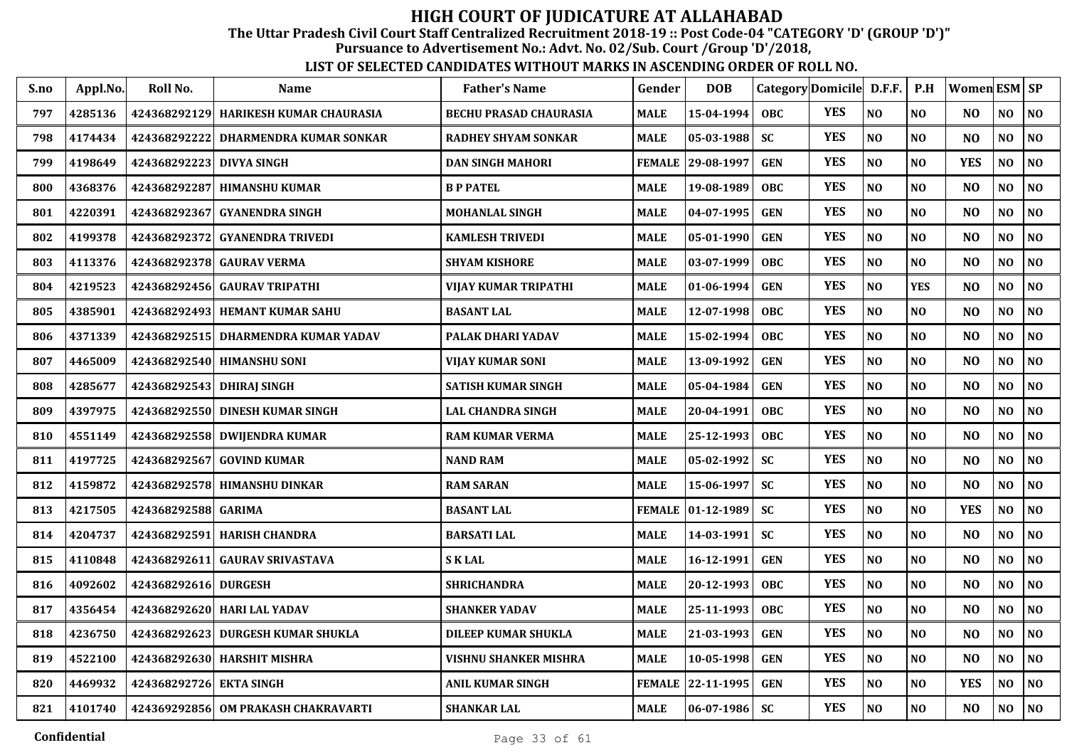# HIGH COURT OF JUDICATURE AT ALLAHABAD

**The Uttar Pradesh Civil Court Staff Centralized Recruitment 2018-19 :: Post Code-04 "CATEGORY 'D' (GROUP 'D')"**

**Pursuance to Advertisement No.: Advt. No. 02/Sub. Court /Group 'D'/2018,**

**LIST OF SELECTED CANDIDATES WITHOUT MARKS IN ASCENDING ORDER OF ROLL NO.**

| S.no | Appl.No. | Roll No. | Name | Father's Name | Gender | DOB | Category | Domicile | D.F.F. | P.H | Women | ESM | SP |
|---|---|---|---|---|---|---|---|---|---|---|---|---|---|
| 797 | 4285136 | 424368292129 | HARIKESH KUMAR CHAURASIA | BECHU PRASAD CHAURASIA | MALE | 15-04-1994 | OBC | YES | NO | NO | NO | NO | NO |
| 798 | 4174434 | 424368292222 | DHARMENDRA KUMAR SONKAR | RADHEY SHYAM SONKAR | MALE | 05-03-1988 | SC | YES | NO | NO | NO | NO | NO |
| 799 | 4198649 | 424368292223 | DIVYA SINGH | DAN SINGH MAHORI | FEMALE | 29-08-1997 | GEN | YES | NO | NO | YES | NO | NO |
| 800 | 4368376 | 424368292287 | HIMANSHU KUMAR | B P PATEL | MALE | 19-08-1989 | OBC | YES | NO | NO | NO | NO | NO |
| 801 | 4220391 | 424368292367 | GYANENDRA SINGH | MOHANLAL SINGH | MALE | 04-07-1995 | GEN | YES | NO | NO | NO | NO | NO |
| 802 | 4199378 | 424368292372 | GYANENDRA TRIVEDI | KAMLESH TRIVEDI | MALE | 05-01-1990 | GEN | YES | NO | NO | NO | NO | NO |
| 803 | 4113376 | 424368292378 | GAURAV VERMA | SHYAM KISHORE | MALE | 03-07-1999 | OBC | YES | NO | NO | NO | NO | NO |
| 804 | 4219523 | 424368292456 | GAURAV TRIPATHI | VIJAY KUMAR TRIPATHI | MALE | 01-06-1994 | GEN | YES | NO | YES | NO | NO | NO |
| 805 | 4385901 | 424368292493 | HEMANT KUMAR SAHU | BASANT LAL | MALE | 12-07-1998 | OBC | YES | NO | NO | NO | NO | NO |
| 806 | 4371339 | 424368292515 | DHARMENDRA KUMAR YADAV | PALAK DHARI YADAV | MALE | 15-02-1994 | OBC | YES | NO | NO | NO | NO | NO |
| 807 | 4465009 | 424368292540 | HIMANSHU SONI | VIJAY KUMAR SONI | MALE | 13-09-1992 | GEN | YES | NO | NO | NO | NO | NO |
| 808 | 4285677 | 424368292543 | DHIRAJ SINGH | SATISH KUMAR SINGH | MALE | 05-04-1984 | GEN | YES | NO | NO | NO | NO | NO |
| 809 | 4397975 | 424368292550 | DINESH KUMAR SINGH | LAL CHANDRA SINGH | MALE | 20-04-1991 | OBC | YES | NO | NO | NO | NO | NO |
| 810 | 4551149 | 424368292558 | DWIJENDRA KUMAR | RAM KUMAR VERMA | MALE | 25-12-1993 | OBC | YES | NO | NO | NO | NO | NO |
| 811 | 4197725 | 424368292567 | GOVIND KUMAR | NAND RAM | MALE | 05-02-1992 | SC | YES | NO | NO | NO | NO | NO |
| 812 | 4159872 | 424368292578 | HIMANSHU DINKAR | RAM SARAN | MALE | 15-06-1997 | SC | YES | NO | NO | NO | NO | NO |
| 813 | 4217505 | 424368292588 | GARIMA | BASANT LAL | FEMALE | 01-12-1989 | SC | YES | NO | NO | YES | NO | NO |
| 814 | 4204737 | 424368292591 | HARISH CHANDRA | BARSATI LAL | MALE | 14-03-1991 | SC | YES | NO | NO | NO | NO | NO |
| 815 | 4110848 | 424368292611 | GAURAV SRIVASTAVA | S K LAL | MALE | 16-12-1991 | GEN | YES | NO | NO | NO | NO | NO |
| 816 | 4092602 | 424368292616 | DURGESH | SHRICHANDRA | MALE | 20-12-1993 | OBC | YES | NO | NO | NO | NO | NO |
| 817 | 4356454 | 424368292620 | HARI LAL YADAV | SHANKER YADAV | MALE | 25-11-1993 | OBC | YES | NO | NO | NO | NO | NO |
| 818 | 4236750 | 424368292623 | DURGESH KUMAR SHUKLA | DILEEP KUMAR SHUKLA | MALE | 21-03-1993 | GEN | YES | NO | NO | NO | NO | NO |
| 819 | 4522100 | 424368292630 | HARSHIT MISHRA | VISHNU SHANKER MISHRA | MALE | 10-05-1998 | GEN | YES | NO | NO | NO | NO | NO |
| 820 | 4469932 | 424368292726 | EKTA SINGH | ANIL KUMAR SINGH | FEMALE | 22-11-1995 | GEN | YES | NO | NO | YES | NO | NO |
| 821 | 4101740 | 424369292856 | OM PRAKASH CHAKRAVARTI | SHANKAR LAL | MALE | 06-07-1986 | SC | YES | NO | NO | NO | NO | NO |

Confidential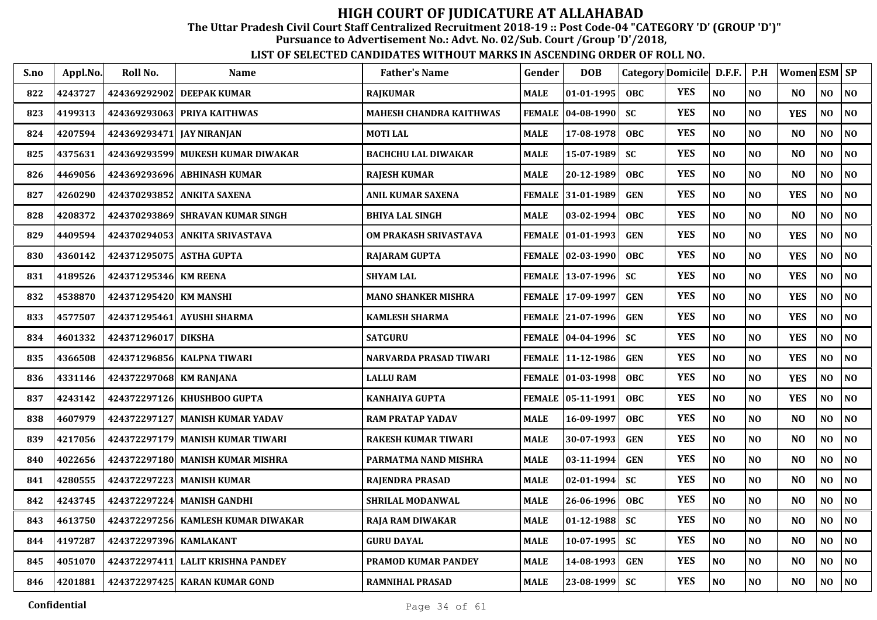# HIGH COURT OF JUDICATURE AT ALLAHABAD

**The Uttar Pradesh Civil Court Staff Centralized Recruitment 2018-19 :: Post Code-04 "CATEGORY 'D' (GROUP 'D')"**

**Pursuance to Advertisement No.: Advt. No. 02/Sub. Court /Group 'D'/2018,**

**LIST OF SELECTED CANDIDATES WITHOUT MARKS IN ASCENDING ORDER OF ROLL NO.**

| S.no | Appl.No. | Roll No. | Name | Father's Name | Gender | DOB | Category | Domicile | D.F.F. | P.H | Women | ESM | SP |
|---|---|---|---|---|---|---|---|---|---|---|---|---|---|
| 822 | 4243727 | 424369292902 | DEEPAK KUMAR | RAJKUMAR | MALE | 01-01-1995 | OBC | YES | NO | NO | NO | NO | NO |
| 823 | 4199313 | 424369293063 | PRIYA KAITHWAS | MAHESH CHANDRA KAITHWAS | FEMALE | 04-08-1990 | SC | YES | NO | NO | YES | NO | NO |
| 824 | 4207594 | 424369293471 | JAY NIRANJAN | MOTI LAL | MALE | 17-08-1978 | OBC | YES | NO | NO | NO | NO | NO |
| 825 | 4375631 | 424369293599 | MUKESH KUMAR DIWAKAR | BACHCHU LAL DIWAKAR | MALE | 15-07-1989 | SC | YES | NO | NO | NO | NO | NO |
| 826 | 4469056 | 424369293696 | ABHINASH KUMAR | RAJESH KUMAR | MALE | 20-12-1989 | OBC | YES | NO | NO | NO | NO | NO |
| 827 | 4260290 | 424370293852 | ANKITA SAXENA | ANIL KUMAR SAXENA | FEMALE | 31-01-1989 | GEN | YES | NO | NO | YES | NO | NO |
| 828 | 4208372 | 424370293869 | SHRAVAN KUMAR SINGH | BHIYA LAL SINGH | MALE | 03-02-1994 | OBC | YES | NO | NO | NO | NO | NO |
| 829 | 4409594 | 424370294053 | ANKITA SRIVASTAVA | OM PRAKASH SRIVASTAVA | FEMALE | 01-01-1993 | GEN | YES | NO | NO | YES | NO | NO |
| 830 | 4360142 | 424371295075 | ASTHA GUPTA | RAJARAM GUPTA | FEMALE | 02-03-1990 | OBC | YES | NO | NO | YES | NO | NO |
| 831 | 4189526 | 424371295346 | KM REENA | SHYAM LAL | FEMALE | 13-07-1996 | SC | YES | NO | NO | YES | NO | NO |
| 832 | 4538870 | 424371295420 | KM MANSHI | MANO SHANKER MISHRA | FEMALE | 17-09-1997 | GEN | YES | NO | NO | YES | NO | NO |
| 833 | 4577507 | 424371295461 | AYUSHI SHARMA | KAMLESH SHARMA | FEMALE | 21-07-1996 | GEN | YES | NO | NO | YES | NO | NO |
| 834 | 4601332 | 424371296017 | DIKSHA | SATGURU | FEMALE | 04-04-1996 | SC | YES | NO | NO | YES | NO | NO |
| 835 | 4366508 | 424371296856 | KALPNA TIWARI | NARVARDA PRASAD TIWARI | FEMALE | 11-12-1986 | GEN | YES | NO | NO | YES | NO | NO |
| 836 | 4331146 | 424372297068 | KM RANJANA | LALLU RAM | FEMALE | 01-03-1998 | OBC | YES | NO | NO | YES | NO | NO |
| 837 | 4243142 | 424372297126 | KHUSHBOO GUPTA | KANHAIYA GUPTA | FEMALE | 05-11-1991 | OBC | YES | NO | NO | YES | NO | NO |
| 838 | 4607979 | 424372297127 | MANISH KUMAR YADAV | RAM PRATAP YADAV | MALE | 16-09-1997 | OBC | YES | NO | NO | NO | NO | NO |
| 839 | 4217056 | 424372297179 | MANISH KUMAR TIWARI | RAKESH KUMAR TIWARI | MALE | 30-07-1993 | GEN | YES | NO | NO | NO | NO | NO |
| 840 | 4022656 | 424372297180 | MANISH KUMAR MISHRA | PARMATMA NAND MISHRA | MALE | 03-11-1994 | GEN | YES | NO | NO | NO | NO | NO |
| 841 | 4280555 | 424372297223 | MANISH KUMAR | RAJENDRA PRASAD | MALE | 02-01-1994 | SC | YES | NO | NO | NO | NO | NO |
| 842 | 4243745 | 424372297224 | MANISH GANDHI | SHRILAL MODANWAL | MALE | 26-06-1996 | OBC | YES | NO | NO | NO | NO | NO |
| 843 | 4613750 | 424372297256 | KAMLESH KUMAR DIWAKAR | RAJA RAM DIWAKAR | MALE | 01-12-1988 | SC | YES | NO | NO | NO | NO | NO |
| 844 | 4197287 | 424372297396 | KAMLAKANT | GURU DAYAL | MALE | 10-07-1995 | SC | YES | NO | NO | NO | NO | NO |
| 845 | 4051070 | 424372297411 | LALIT KRISHNA PANDEY | PRAMOD KUMAR PANDEY | MALE | 14-08-1993 | GEN | YES | NO | NO | NO | NO | NO |
| 846 | 4201881 | 424372297425 | KARAN KUMAR GOND | RAMNIHAL PRASAD | MALE | 23-08-1999 | SC | YES | NO | NO | NO | NO | NO |

Confidential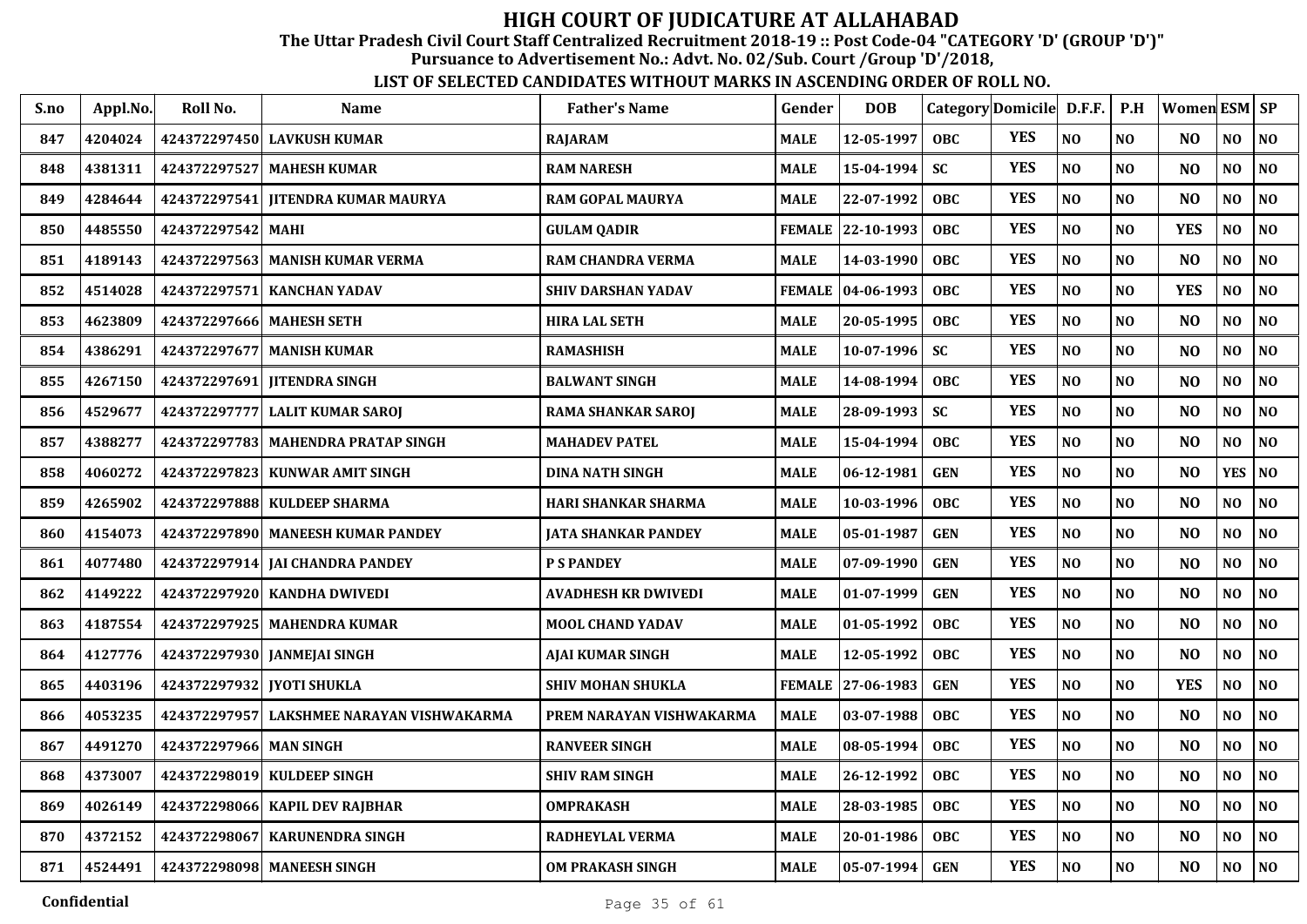# HIGH COURT OF JUDICATURE AT ALLAHABAD

**The Uttar Pradesh Civil Court Staff Centralized Recruitment 2018-19 :: Post Code-04 "CATEGORY 'D' (GROUP 'D')"**

**Pursuance to Advertisement No.: Advt. No. 02/Sub. Court /Group 'D'/2018,**

**LIST OF SELECTED CANDIDATES WITHOUT MARKS IN ASCENDING ORDER OF ROLL NO.**

| S.no | Appl.No. | Roll No. | Name | Father's Name | Gender | DOB | Category | Domicile | D.F.F. | P.H | Women | ESM | SP |
|---|---|---|---|---|---|---|---|---|---|---|---|---|---|
| 847 | 4204024 | 424372297450 | LAVKUSH KUMAR | RAJARAM | MALE | 12-05-1997 | OBC | YES | NO | NO | NO | NO | NO |
| 848 | 4381311 | 424372297527 | MAHESH KUMAR | RAM NARESH | MALE | 15-04-1994 | SC | YES | NO | NO | NO | NO | NO |
| 849 | 4284644 | 424372297541 | JITENDRA KUMAR MAURYA | RAM GOPAL MAURYA | MALE | 22-07-1992 | OBC | YES | NO | NO | NO | NO | NO |
| 850 | 4485550 | 424372297542 | MAHI | GULAM QADIR | FEMALE | 22-10-1993 | OBC | YES | NO | NO | YES | NO | NO |
| 851 | 4189143 | 424372297563 | MANISH KUMAR VERMA | RAM CHANDRA VERMA | MALE | 14-03-1990 | OBC | YES | NO | NO | NO | NO | NO |
| 852 | 4514028 | 424372297571 | KANCHAN YADAV | SHIV DARSHAN YADAV | FEMALE | 04-06-1993 | OBC | YES | NO | NO | YES | NO | NO |
| 853 | 4623809 | 424372297666 | MAHESH SETH | HIRA LAL SETH | MALE | 20-05-1995 | OBC | YES | NO | NO | NO | NO | NO |
| 854 | 4386291 | 424372297677 | MANISH KUMAR | RAMASHISH | MALE | 10-07-1996 | SC | YES | NO | NO | NO | NO | NO |
| 855 | 4267150 | 424372297691 | JITENDRA SINGH | BALWANT SINGH | MALE | 14-08-1994 | OBC | YES | NO | NO | NO | NO | NO |
| 856 | 4529677 | 424372297777 | LALIT KUMAR SAROJ | RAMA SHANKAR SAROJ | MALE | 28-09-1993 | SC | YES | NO | NO | NO | NO | NO |
| 857 | 4388277 | 424372297783 | MAHENDRA PRATAP SINGH | MAHADEV PATEL | MALE | 15-04-1994 | OBC | YES | NO | NO | NO | NO | NO |
| 858 | 4060272 | 424372297823 | KUNWAR AMIT SINGH | DINA NATH SINGH | MALE | 06-12-1981 | GEN | YES | NO | NO | NO | YES | NO |
| 859 | 4265902 | 424372297888 | KULDEEP SHARMA | HARI SHANKAR SHARMA | MALE | 10-03-1996 | OBC | YES | NO | NO | NO | NO | NO |
| 860 | 4154073 | 424372297890 | MANEESH KUMAR PANDEY | JATA SHANKAR PANDEY | MALE | 05-01-1987 | GEN | YES | NO | NO | NO | NO | NO |
| 861 | 4077480 | 424372297914 | JAI CHANDRA PANDEY | P S PANDEY | MALE | 07-09-1990 | GEN | YES | NO | NO | NO | NO | NO |
| 862 | 4149222 | 424372297920 | KANDHA DWIVEDI | AVADHESH KR DWIVEDI | MALE | 01-07-1999 | GEN | YES | NO | NO | NO | NO | NO |
| 863 | 4187554 | 424372297925 | MAHENDRA KUMAR | MOOL CHAND YADAV | MALE | 01-05-1992 | OBC | YES | NO | NO | NO | NO | NO |
| 864 | 4127776 | 424372297930 | JANMEJAI SINGH | AJAI KUMAR SINGH | MALE | 12-05-1992 | OBC | YES | NO | NO | NO | NO | NO |
| 865 | 4403196 | 424372297932 | JYOTI SHUKLA | SHIV MOHAN SHUKLA | FEMALE | 27-06-1983 | GEN | YES | NO | NO | YES | NO | NO |
| 866 | 4053235 | 424372297957 | LAKSHMEE NARAYAN VISHWAKARMA | PREM NARAYAN VISHWAKARMA | MALE | 03-07-1988 | OBC | YES | NO | NO | NO | NO | NO |
| 867 | 4491270 | 424372297966 | MAN SINGH | RANVEER SINGH | MALE | 08-05-1994 | OBC | YES | NO | NO | NO | NO | NO |
| 868 | 4373007 | 424372298019 | KULDEEP SINGH | SHIV RAM SINGH | MALE | 26-12-1992 | OBC | YES | NO | NO | NO | NO | NO |
| 869 | 4026149 | 424372298066 | KAPIL DEV RAJBHAR | OMPRAKASH | MALE | 28-03-1985 | OBC | YES | NO | NO | NO | NO | NO |
| 870 | 4372152 | 424372298067 | KARUNENDRA SINGH | RADHEYLAL VERMA | MALE | 20-01-1986 | OBC | YES | NO | NO | NO | NO | NO |
| 871 | 4524491 | 424372298098 | MANEESH SINGH | OM PRAKASH SINGH | MALE | 05-07-1994 | GEN | YES | NO | NO | NO | NO | NO |

Confidential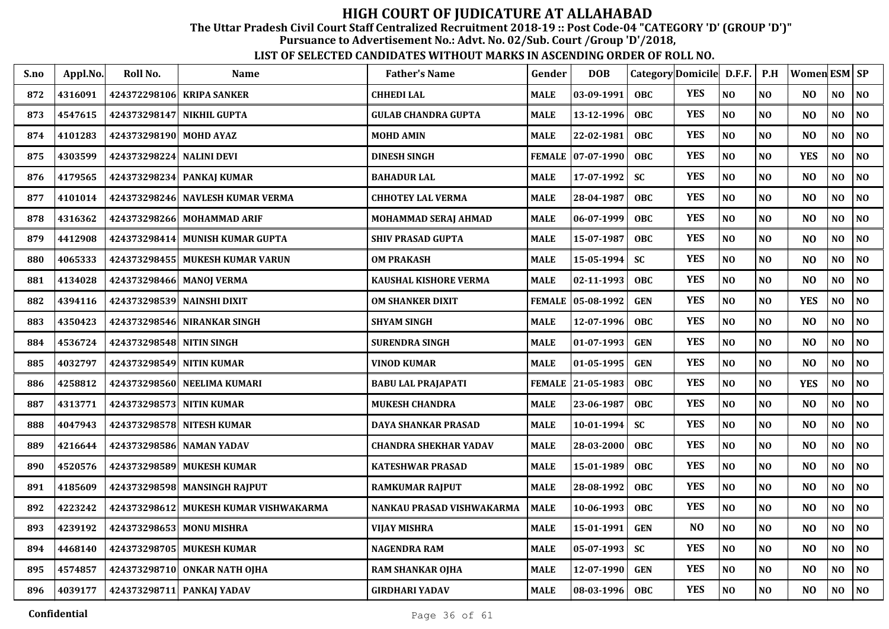# HIGH COURT OF JUDICATURE AT ALLAHABAD

**The Uttar Pradesh Civil Court Staff Centralized Recruitment 2018-19 :: Post Code-04 "CATEGORY 'D' (GROUP 'D')"**

**Pursuance to Advertisement No.: Advt. No. 02/Sub. Court /Group 'D'/2018,**

**LIST OF SELECTED CANDIDATES WITHOUT MARKS IN ASCENDING ORDER OF ROLL NO.**

| S.no | Appl.No. | Roll No. | Name | Father's Name | Gender | DOB | Category | Domicile | D.F.F. | P.H | Women | ESM | SP |
|---|---|---|---|---|---|---|---|---|---|---|---|---|---|
| 872 | 4316091 | 424372298106 | KRIPA SANKER | CHHEDI LAL | MALE | 03-09-1991 | OBC | YES | NO | NO | NO | NO | NO |
| 873 | 4547615 | 424373298147 | NIKHIL GUPTA | GULAB CHANDRA GUPTA | MALE | 13-12-1996 | OBC | YES | NO | NO | NO | NO | NO |
| 874 | 4101283 | 424373298190 | MOHD AYAZ | MOHD AMIN | MALE | 22-02-1981 | OBC | YES | NO | NO | NO | NO | NO |
| 875 | 4303599 | 424373298224 | NALINI DEVI | DINESH SINGH | FEMALE | 07-07-1990 | OBC | YES | NO | NO | YES | NO | NO |
| 876 | 4179565 | 424373298234 | PANKAJ KUMAR | BAHADUR LAL | MALE | 17-07-1992 | SC | YES | NO | NO | NO | NO | NO |
| 877 | 4101014 | 424373298246 | NAVLESH KUMAR VERMA | CHHOTEY LAL VERMA | MALE | 28-04-1987 | OBC | YES | NO | NO | NO | NO | NO |
| 878 | 4316362 | 424373298266 | MOHAMMAD ARIF | MOHAMMAD SERAJ AHMAD | MALE | 06-07-1999 | OBC | YES | NO | NO | NO | NO | NO |
| 879 | 4412908 | 424373298414 | MUNISH KUMAR GUPTA | SHIV PRASAD GUPTA | MALE | 15-07-1987 | OBC | YES | NO | NO | NO | NO | NO |
| 880 | 4065333 | 424373298455 | MUKESH KUMAR VARUN | OM PRAKASH | MALE | 15-05-1994 | SC | YES | NO | NO | NO | NO | NO |
| 881 | 4134028 | 424373298466 | MANOJ VERMA | KAUSHAL KISHORE VERMA | MALE | 02-11-1993 | OBC | YES | NO | NO | NO | NO | NO |
| 882 | 4394116 | 424373298539 | NAINSHI DIXIT | OM SHANKER DIXIT | FEMALE | 05-08-1992 | GEN | YES | NO | NO | YES | NO | NO |
| 883 | 4350423 | 424373298546 | NIRANKAR SINGH | SHYAM SINGH | MALE | 12-07-1996 | OBC | YES | NO | NO | NO | NO | NO |
| 884 | 4536724 | 424373298548 | NITIN SINGH | SURENDRA SINGH | MALE | 01-07-1993 | GEN | YES | NO | NO | NO | NO | NO |
| 885 | 4032797 | 424373298549 | NITIN KUMAR | VINOD KUMAR | MALE | 01-05-1995 | GEN | YES | NO | NO | NO | NO | NO |
| 886 | 4258812 | 424373298560 | NEELIMA KUMARI | BABU LAL PRAJAPATI | FEMALE | 21-05-1983 | OBC | YES | NO | NO | YES | NO | NO |
| 887 | 4313771 | 424373298573 | NITIN KUMAR | MUKESH CHANDRA | MALE | 23-06-1987 | OBC | YES | NO | NO | NO | NO | NO |
| 888 | 4047943 | 424373298578 | NITESH KUMAR | DAYA SHANKAR PRASAD | MALE | 10-01-1994 | SC | YES | NO | NO | NO | NO | NO |
| 889 | 4216644 | 424373298586 | NAMAN YADAV | CHANDRA SHEKHAR YADAV | MALE | 28-03-2000 | OBC | YES | NO | NO | NO | NO | NO |
| 890 | 4520576 | 424373298589 | MUKESH KUMAR | KATESHWAR PRASAD | MALE | 15-01-1989 | OBC | YES | NO | NO | NO | NO | NO |
| 891 | 4185609 | 424373298598 | MANSINGH RAJPUT | RAMKUMAR RAJPUT | MALE | 28-08-1992 | OBC | YES | NO | NO | NO | NO | NO |
| 892 | 4223242 | 424373298612 | MUKESH KUMAR VISHWAKARMA | NANKAU PRASAD VISHWAKARMA | MALE | 10-06-1993 | OBC | YES | NO | NO | NO | NO | NO |
| 893 | 4239192 | 424373298653 | MONU MISHRA | VIJAY MISHRA | MALE | 15-01-1991 | GEN | NO | NO | NO | NO | NO | NO |
| 894 | 4468140 | 424373298705 | MUKESH KUMAR | NAGENDRA RAM | MALE | 05-07-1993 | SC | YES | NO | NO | NO | NO | NO |
| 895 | 4574857 | 424373298710 | ONKAR NATH OJHA | RAM SHANKAR OJHA | MALE | 12-07-1990 | GEN | YES | NO | NO | NO | NO | NO |
| 896 | 4039177 | 424373298711 | PANKAJ YADAV | GIRDHARI YADAV | MALE | 08-03-1996 | OBC | YES | NO | NO | NO | NO | NO |

Confidential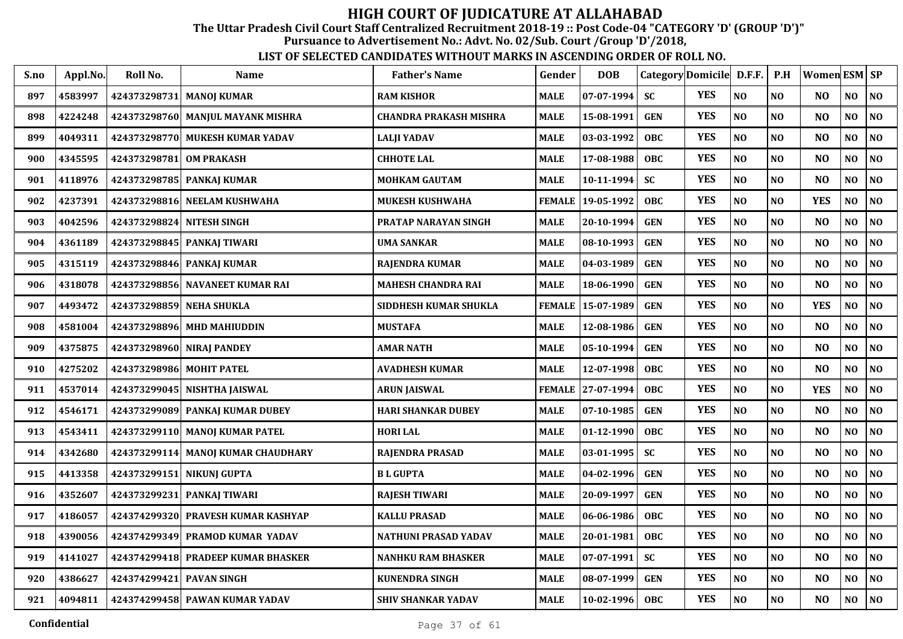# HIGH COURT OF JUDICATURE AT ALLAHABAD

## The Uttar Pradesh Civil Court Staff Centralized Recruitment 2018-19 :: Post Code-04 "CATEGORY 'D' (GROUP 'D')"

### Pursuance to Advertisement No.: Advt. No. 02/Sub. Court /Group 'D'/2018,

### LIST OF SELECTED CANDIDATES WITHOUT MARKS IN ASCENDING ORDER OF ROLL NO.

| S.no | Appl.No. | Roll No. | Name | Father's Name | Gender | DOB | Category | Domicile | D.F.F. | P.H | Women | ESM | SP |
|---|---|---|---|---|---|---|---|---|---|---|---|---|---|
| 897 | 4583997 | 424373298731 | MANOJ KUMAR | RAM KISHOR | MALE | 07-07-1994 | SC | YES | NO | NO | NO | NO | NO |
| 898 | 4224248 | 424373298760 | MANJUL MAYANK MISHRA | CHANDRA PRAKASH MISHRA | MALE | 15-08-1991 | GEN | YES | NO | NO | NO | NO | NO |
| 899 | 4049311 | 424373298770 | MUKESH KUMAR YADAV | LALJI YADAV | MALE | 03-03-1992 | OBC | YES | NO | NO | NO | NO | NO |
| 900 | 4345595 | 424373298781 | OM PRAKASH | CHHOTE LAL | MALE | 17-08-1988 | OBC | YES | NO | NO | NO | NO | NO |
| 901 | 4118976 | 424373298785 | PANKAJ KUMAR | MOHKAM GAUTAM | MALE | 10-11-1994 | SC | YES | NO | NO | NO | NO | NO |
| 902 | 4237391 | 424373298816 | NEELAM KUSHWAHA | MUKESH KUSHWAHA | FEMALE | 19-05-1992 | OBC | YES | NO | NO | YES | NO | NO |
| 903 | 4042596 | 424373298824 | NITESH SINGH | PRATAP NARAYAN SINGH | MALE | 20-10-1994 | GEN | YES | NO | NO | NO | NO | NO |
| 904 | 4361189 | 424373298845 | PANKAJ TIWARI | UMA SANKAR | MALE | 08-10-1993 | GEN | YES | NO | NO | NO | NO | NO |
| 905 | 4315119 | 424373298846 | PANKAJ KUMAR | RAJENDRA KUMAR | MALE | 04-03-1989 | GEN | YES | NO | NO | NO | NO | NO |
| 906 | 4318078 | 424373298856 | NAVANEET KUMAR RAI | MAHESH CHANDRA RAI | MALE | 18-06-1990 | GEN | YES | NO | NO | NO | NO | NO |
| 907 | 4493472 | 424373298859 | NEHA SHUKLA | SIDDHESH KUMAR SHUKLA | FEMALE | 15-07-1989 | GEN | YES | NO | NO | YES | NO | NO |
| 908 | 4581004 | 424373298896 | MHD MAHIUDDIN | MUSTAFA | MALE | 12-08-1986 | GEN | YES | NO | NO | NO | NO | NO |
| 909 | 4375875 | 424373298960 | NIRAJ PANDEY | AMAR NATH | MALE | 05-10-1994 | GEN | YES | NO | NO | NO | NO | NO |
| 910 | 4275202 | 424373298986 | MOHIT PATEL | AVADHESH KUMAR | MALE | 12-07-1998 | OBC | YES | NO | NO | NO | NO | NO |
| 911 | 4537014 | 424373299045 | NISHTHA JAISWAL | ARUN JAISWAL | FEMALE | 27-07-1994 | OBC | YES | NO | NO | YES | NO | NO |
| 912 | 4546171 | 424373299089 | PANKAJ KUMAR DUBEY | HARI SHANKAR DUBEY | MALE | 07-10-1985 | GEN | YES | NO | NO | NO | NO | NO |
| 913 | 4543411 | 424373299110 | MANOJ KUMAR PATEL | HORI LAL | MALE | 01-12-1990 | OBC | YES | NO | NO | NO | NO | NO |
| 914 | 4342680 | 424373299114 | MANOJ KUMAR CHAUDHARY | RAJENDRA PRASAD | MALE | 03-01-1995 | SC | YES | NO | NO | NO | NO | NO |
| 915 | 4413358 | 424373299151 | NIKUNJ GUPTA | B L GUPTA | MALE | 04-02-1996 | GEN | YES | NO | NO | NO | NO | NO |
| 916 | 4352607 | 424373299231 | PANKAJ TIWARI | RAJESH TIWARI | MALE | 20-09-1997 | GEN | YES | NO | NO | NO | NO | NO |
| 917 | 4186057 | 424374299320 | PRAVESH KUMAR KASHYAP | KALLU PRASAD | MALE | 06-06-1986 | OBC | YES | NO | NO | NO | NO | NO |
| 918 | 4390056 | 424374299349 | PRAMOD KUMAR YADAV | NATHUNI PRASAD YADAV | MALE | 20-01-1981 | OBC | YES | NO | NO | NO | NO | NO |
| 919 | 4141027 | 424374299418 | PRADEEP KUMAR BHASKER | NANHKU RAM BHASKER | MALE | 07-07-1991 | SC | YES | NO | NO | NO | NO | NO |
| 920 | 4386627 | 424374299421 | PAVAN SINGH | KUNENDRA SINGH | MALE | 08-07-1999 | GEN | YES | NO | NO | NO | NO | NO |
| 921 | 4094811 | 424374299458 | PAWAN KUMAR YADAV | SHIV SHANKAR YADAV | MALE | 10-02-1996 | OBC | YES | NO | NO | NO | NO | NO |

Confidential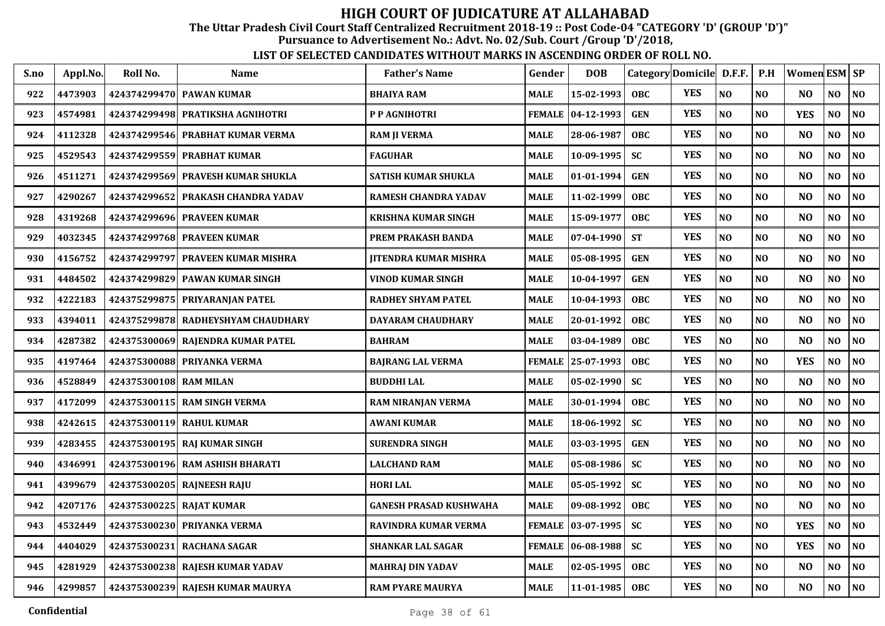# HIGH COURT OF JUDICATURE AT ALLAHABAD

**The Uttar Pradesh Civil Court Staff Centralized Recruitment 2018-19 :: Post Code-04 "CATEGORY 'D' (GROUP 'D')"**

**Pursuance to Advertisement No.: Advt. No. 02/Sub. Court /Group 'D'/2018,**

**LIST OF SELECTED CANDIDATES WITHOUT MARKS IN ASCENDING ORDER OF ROLL NO.**

| S.no | Appl.No. | Roll No. | Name | Father's Name | Gender | DOB | Category | Domicile | D.F.F. | P.H | Women | ESM | SP |
|---|---|---|---|---|---|---|---|---|---|---|---|---|---|
| 922 | 4473903 | 424374299470 | PAWAN KUMAR | BHAIYA RAM | MALE | 15-02-1993 | OBC | YES | NO | NO | NO | NO | NO |
| 923 | 4574981 | 424374299498 | PRATIKSHA AGNIHOTRI | P P AGNIHOTRI | FEMALE | 04-12-1993 | GEN | YES | NO | NO | YES | NO | NO |
| 924 | 4112328 | 424374299546 | PRABHAT KUMAR VERMA | RAM JI VERMA | MALE | 28-06-1987 | OBC | YES | NO | NO | NO | NO | NO |
| 925 | 4529543 | 424374299559 | PRABHAT KUMAR | FAGUHAR | MALE | 10-09-1995 | SC | YES | NO | NO | NO | NO | NO |
| 926 | 4511271 | 424374299569 | PRAVESH KUMAR SHUKLA | SATISH KUMAR SHUKLA | MALE | 01-01-1994 | GEN | YES | NO | NO | NO | NO | NO |
| 927 | 4290267 | 424374299652 | PRAKASH CHANDRA YADAV | RAMESH CHANDRA YADAV | MALE | 11-02-1999 | OBC | YES | NO | NO | NO | NO | NO |
| 928 | 4319268 | 424374299696 | PRAVEEN KUMAR | KRISHNA KUMAR SINGH | MALE | 15-09-1977 | OBC | YES | NO | NO | NO | NO | NO |
| 929 | 4032345 | 424374299768 | PRAVEEN KUMAR | PREM PRAKASH BANDA | MALE | 07-04-1990 | ST | YES | NO | NO | NO | NO | NO |
| 930 | 4156752 | 424374299797 | PRAVEEN KUMAR MISHRA | JITENDRA KUMAR MISHRA | MALE | 05-08-1995 | GEN | YES | NO | NO | NO | NO | NO |
| 931 | 4484502 | 424374299829 | PAWAN KUMAR SINGH | VINOD KUMAR SINGH | MALE | 10-04-1997 | GEN | YES | NO | NO | NO | NO | NO |
| 932 | 4222183 | 424375299875 | PRIYARANJAN PATEL | RADHEY SHYAM PATEL | MALE | 10-04-1993 | OBC | YES | NO | NO | NO | NO | NO |
| 933 | 4394011 | 424375299878 | RADHEYSHYAM CHAUDHARY | DAYARAM CHAUDHARY | MALE | 20-01-1992 | OBC | YES | NO | NO | NO | NO | NO |
| 934 | 4287382 | 424375300069 | RAJENDRA KUMAR PATEL | BAHRAM | MALE | 03-04-1989 | OBC | YES | NO | NO | NO | NO | NO |
| 935 | 4197464 | 424375300088 | PRIYANKA VERMA | BAJRANG LAL VERMA | FEMALE | 25-07-1993 | OBC | YES | NO | NO | YES | NO | NO |
| 936 | 4528849 | 424375300108 | RAM MILAN | BUDDHI LAL | MALE | 05-02-1990 | SC | YES | NO | NO | NO | NO | NO |
| 937 | 4172099 | 424375300115 | RAM SINGH VERMA | RAM NIRANJAN VERMA | MALE | 30-01-1994 | OBC | YES | NO | NO | NO | NO | NO |
| 938 | 4242615 | 424375300119 | RAHUL KUMAR | AWANI KUMAR | MALE | 18-06-1992 | SC | YES | NO | NO | NO | NO | NO |
| 939 | 4283455 | 424375300195 | RAJ KUMAR SINGH | SURENDRA SINGH | MALE | 03-03-1995 | GEN | YES | NO | NO | NO | NO | NO |
| 940 | 4346991 | 424375300196 | RAM ASHISH BHARATI | LALCHAND RAM | MALE | 05-08-1986 | SC | YES | NO | NO | NO | NO | NO |
| 941 | 4399679 | 424375300205 | RAJNEESH RAJU | HORI LAL | MALE | 05-05-1992 | SC | YES | NO | NO | NO | NO | NO |
| 942 | 4207176 | 424375300225 | RAJAT KUMAR | GANESH PRASAD KUSHWAHA | MALE | 09-08-1992 | OBC | YES | NO | NO | NO | NO | NO |
| 943 | 4532449 | 424375300230 | PRIYANKA VERMA | RAVINDRA KUMAR VERMA | FEMALE | 03-07-1995 | SC | YES | NO | NO | YES | NO | NO |
| 944 | 4404029 | 424375300231 | RACHANA SAGAR | SHANKAR LAL SAGAR | FEMALE | 06-08-1988 | SC | YES | NO | NO | YES | NO | NO |
| 945 | 4281929 | 424375300238 | RAJESH KUMAR YADAV | MAHRAJ DIN YADAV | MALE | 02-05-1995 | OBC | YES | NO | NO | NO | NO | NO |
| 946 | 4299857 | 424375300239 | RAJESH KUMAR MAURYA | RAM PYARE MAURYA | MALE | 11-01-1985 | OBC | YES | NO | NO | NO | NO | NO |

Confidential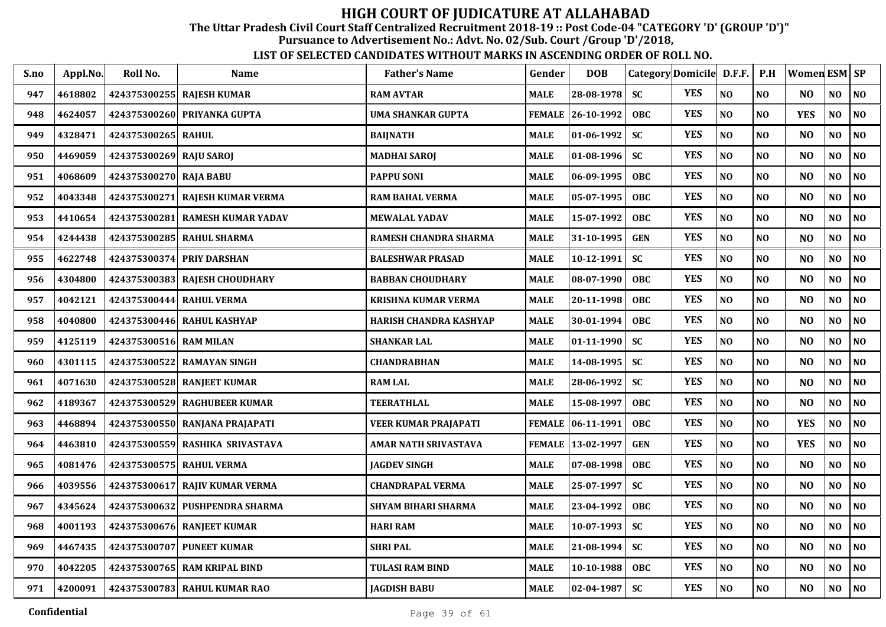# HIGH COURT OF JUDICATURE AT ALLAHABAD

**The Uttar Pradesh Civil Court Staff Centralized Recruitment 2018-19 :: Post Code-04 "CATEGORY 'D' (GROUP 'D')"**

**Pursuance to Advertisement No.: Advt. No. 02/Sub. Court /Group 'D'/2018,**

**LIST OF SELECTED CANDIDATES WITHOUT MARKS IN ASCENDING ORDER OF ROLL NO.**

| S.no | Appl.No. | Roll No. | Name | Father's Name | Gender | DOB | Category | Domicile | D.F.F. | P.H | Women | ESM | SP |
|---|---|---|---|---|---|---|---|---|---|---|---|---|---|
| 947 | 4618802 | 424375300255 | RAJESH KUMAR | RAM AVTAR | MALE | 28-08-1978 | SC | YES | NO | NO | NO | NO | NO |
| 948 | 4624057 | 424375300260 | PRIYANKA GUPTA | UMA SHANKAR GUPTA | FEMALE | 26-10-1992 | OBC | YES | NO | NO | YES | NO | NO |
| 949 | 4328471 | 424375300265 | RAHUL | BAIJNATH | MALE | 01-06-1992 | SC | YES | NO | NO | NO | NO | NO |
| 950 | 4469059 | 424375300269 | RAJU SAROJ | MADHAI SAROJ | MALE | 01-08-1996 | SC | YES | NO | NO | NO | NO | NO |
| 951 | 4068609 | 424375300270 | RAJA BABU | PAPPU SONI | MALE | 06-09-1995 | OBC | YES | NO | NO | NO | NO | NO |
| 952 | 4043348 | 424375300271 | RAJESH KUMAR VERMA | RAM BAHAL VERMA | MALE | 05-07-1995 | OBC | YES | NO | NO | NO | NO | NO |
| 953 | 4410654 | 424375300281 | RAMESH KUMAR YADAV | MEWALAL YADAV | MALE | 15-07-1992 | OBC | YES | NO | NO | NO | NO | NO |
| 954 | 4244438 | 424375300285 | RAHUL SHARMA | RAMESH CHANDRA SHARMA | MALE | 31-10-1995 | GEN | YES | NO | NO | NO | NO | NO |
| 955 | 4622748 | 424375300374 | PRIY DARSHAN | BALESHWAR PRASAD | MALE | 10-12-1991 | SC | YES | NO | NO | NO | NO | NO |
| 956 | 4304800 | 424375300383 | RAJESH CHOUDHARY | BABBAN CHOUDHARY | MALE | 08-07-1990 | OBC | YES | NO | NO | NO | NO | NO |
| 957 | 4042121 | 424375300444 | RAHUL VERMA | KRISHNA KUMAR VERMA | MALE | 20-11-1998 | OBC | YES | NO | NO | NO | NO | NO |
| 958 | 4040800 | 424375300446 | RAHUL KASHYAP | HARISH CHANDRA KASHYAP | MALE | 30-01-1994 | OBC | YES | NO | NO | NO | NO | NO |
| 959 | 4125119 | 424375300516 | RAM MILAN | SHANKAR LAL | MALE | 01-11-1990 | SC | YES | NO | NO | NO | NO | NO |
| 960 | 4301115 | 424375300522 | RAMAYAN SINGH | CHANDRABHAN | MALE | 14-08-1995 | SC | YES | NO | NO | NO | NO | NO |
| 961 | 4071630 | 424375300528 | RANJEET KUMAR | RAM LAL | MALE | 28-06-1992 | SC | YES | NO | NO | NO | NO | NO |
| 962 | 4189367 | 424375300529 | RAGHUBEER KUMAR | TEERATHLAL | MALE | 15-08-1997 | OBC | YES | NO | NO | NO | NO | NO |
| 963 | 4468894 | 424375300550 | RANJANA PRAJAPATI | VEER KUMAR PRAJAPATI | FEMALE | 06-11-1991 | OBC | YES | NO | NO | YES | NO | NO |
| 964 | 4463810 | 424375300559 | RASHIKA SRIVASTAVA | AMAR NATH SRIVASTAVA | FEMALE | 13-02-1997 | GEN | YES | NO | NO | YES | NO | NO |
| 965 | 4081476 | 424375300575 | RAHUL VERMA | JAGDEV SINGH | MALE | 07-08-1998 | OBC | YES | NO | NO | NO | NO | NO |
| 966 | 4039556 | 424375300617 | RAJIV KUMAR VERMA | CHANDRAPAL VERMA | MALE | 25-07-1997 | SC | YES | NO | NO | NO | NO | NO |
| 967 | 4345624 | 424375300632 | PUSHPENDRA SHARMA | SHYAM BIHARI SHARMA | MALE | 23-04-1992 | OBC | YES | NO | NO | NO | NO | NO |
| 968 | 4001193 | 424375300676 | RANJEET KUMAR | HARI RAM | MALE | 10-07-1993 | SC | YES | NO | NO | NO | NO | NO |
| 969 | 4467435 | 424375300707 | PUNEET KUMAR | SHRI PAL | MALE | 21-08-1994 | SC | YES | NO | NO | NO | NO | NO |
| 970 | 4042205 | 424375300765 | RAM KRIPAL BIND | TULASI RAM BIND | MALE | 10-10-1988 | OBC | YES | NO | NO | NO | NO | NO |
| 971 | 4200091 | 424375300783 | RAHUL KUMAR RAO | JAGDISH BABU | MALE | 02-04-1987 | SC | YES | NO | NO | NO | NO | NO |

Confidential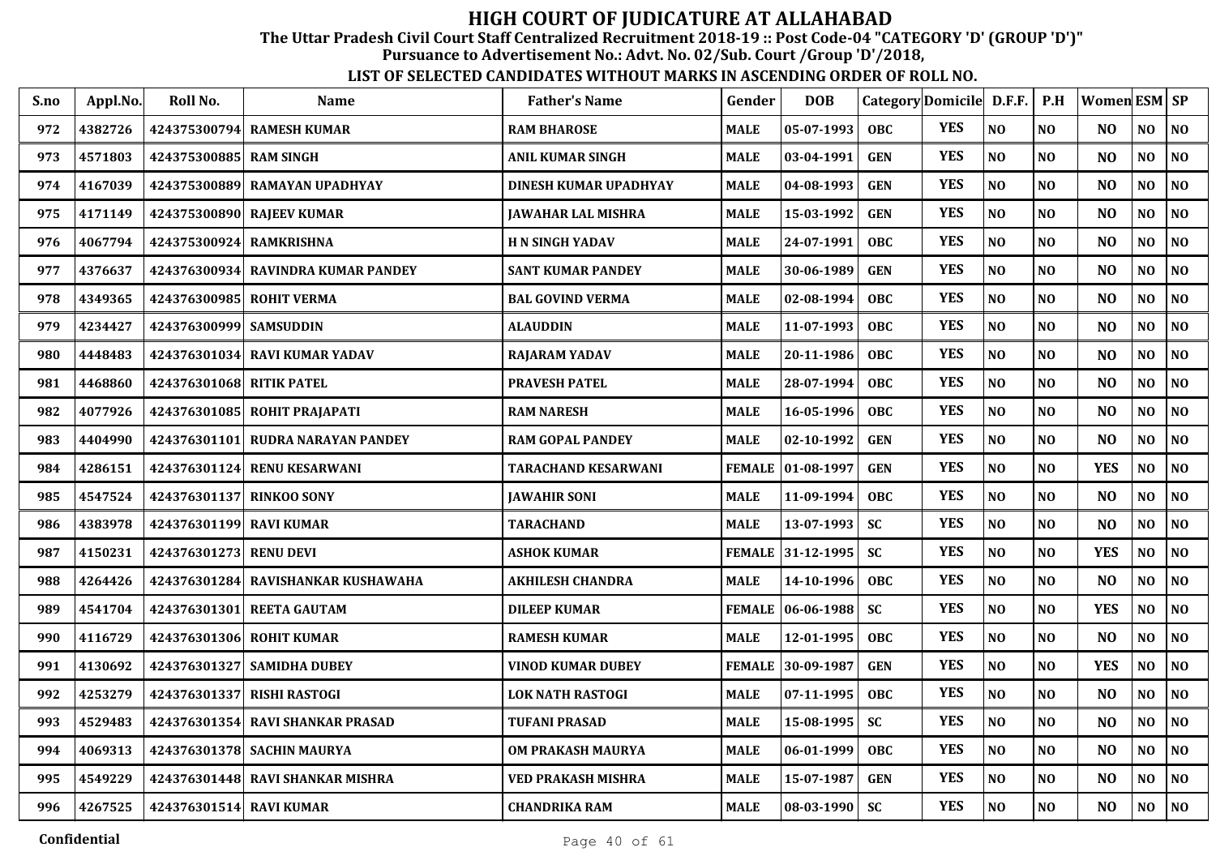# HIGH COURT OF JUDICATURE AT ALLAHABAD

**The Uttar Pradesh Civil Court Staff Centralized Recruitment 2018-19 :: Post Code-04 "CATEGORY 'D' (GROUP 'D')"**
**Pursuance to Advertisement No.: Advt. No. 02/Sub. Court /Group 'D'/2018,**

**LIST OF SELECTED CANDIDATES WITHOUT MARKS IN ASCENDING ORDER OF ROLL NO.**

| S.no | Appl.No. | Roll No. | Name | Father's Name | Gender | DOB | Category | Domicile | D.F.F. | P.H | Women | ESM | SP |
|---|---|---|---|---|---|---|---|---|---|---|---|---|---|
| 972 | 4382726 | 424375300794 | RAMESH KUMAR | RAM BHAROSE | MALE | 05-07-1993 | OBC | YES | NO | NO | NO | NO | NO |
| 973 | 4571803 | 424375300885 | RAM SINGH | ANIL KUMAR SINGH | MALE | 03-04-1991 | GEN | YES | NO | NO | NO | NO | NO |
| 974 | 4167039 | 424375300889 | RAMAYAN UPADHYAY | DINESH KUMAR UPADHYAY | MALE | 04-08-1993 | GEN | YES | NO | NO | NO | NO | NO |
| 975 | 4171149 | 424375300890 | RAJEEV KUMAR | JAWAHAR LAL MISHRA | MALE | 15-03-1992 | GEN | YES | NO | NO | NO | NO | NO |
| 976 | 4067794 | 424375300924 | RAMKRISHNA | H N SINGH YADAV | MALE | 24-07-1991 | OBC | YES | NO | NO | NO | NO | NO |
| 977 | 4376637 | 424376300934 | RAVINDRA KUMAR PANDEY | SANT KUMAR PANDEY | MALE | 30-06-1989 | GEN | YES | NO | NO | NO | NO | NO |
| 978 | 4349365 | 424376300985 | ROHIT VERMA | BAL GOVIND VERMA | MALE | 02-08-1994 | OBC | YES | NO | NO | NO | NO | NO |
| 979 | 4234427 | 424376300999 | SAMSUDDIN | ALAUDDIN | MALE | 11-07-1993 | OBC | YES | NO | NO | NO | NO | NO |
| 980 | 4448483 | 424376301034 | RAVI KUMAR YADAV | RAJARAM YADAV | MALE | 20-11-1986 | OBC | YES | NO | NO | NO | NO | NO |
| 981 | 4468860 | 424376301068 | RITIK PATEL | PRAVESH PATEL | MALE | 28-07-1994 | OBC | YES | NO | NO | NO | NO | NO |
| 982 | 4077926 | 424376301085 | ROHIT PRAJAPATI | RAM NARESH | MALE | 16-05-1996 | OBC | YES | NO | NO | NO | NO | NO |
| 983 | 4404990 | 424376301101 | RUDRA NARAYAN PANDEY | RAM GOPAL PANDEY | MALE | 02-10-1992 | GEN | YES | NO | NO | NO | NO | NO |
| 984 | 4286151 | 424376301124 | RENU KESARWANI | TARACHAND KESARWANI | FEMALE | 01-08-1997 | GEN | YES | NO | NO | YES | NO | NO |
| 985 | 4547524 | 424376301137 | RINKOO SONY | JAWAHIR SONI | MALE | 11-09-1994 | OBC | YES | NO | NO | NO | NO | NO |
| 986 | 4383978 | 424376301199 | RAVI KUMAR | TARACHAND | MALE | 13-07-1993 | SC | YES | NO | NO | NO | NO | NO |
| 987 | 4150231 | 424376301273 | RENU DEVI | ASHOK KUMAR | FEMALE | 31-12-1995 | SC | YES | NO | NO | YES | NO | NO |
| 988 | 4264426 | 424376301284 | RAVISHANKAR KUSHAWAHA | AKHILESH CHANDRA | MALE | 14-10-1996 | OBC | YES | NO | NO | NO | NO | NO |
| 989 | 4541704 | 424376301301 | REETA GAUTAM | DILEEP KUMAR | FEMALE | 06-06-1988 | SC | YES | NO | NO | YES | NO | NO |
| 990 | 4116729 | 424376301306 | ROHIT KUMAR | RAMESH KUMAR | MALE | 12-01-1995 | OBC | YES | NO | NO | NO | NO | NO |
| 991 | 4130692 | 424376301327 | SAMIDHA DUBEY | VINOD KUMAR DUBEY | FEMALE | 30-09-1987 | GEN | YES | NO | NO | YES | NO | NO |
| 992 | 4253279 | 424376301337 | RISHI RASTOGI | LOK NATH RASTOGI | MALE | 07-11-1995 | OBC | YES | NO | NO | NO | NO | NO |
| 993 | 4529483 | 424376301354 | RAVI SHANKAR PRASAD | TUFANI PRASAD | MALE | 15-08-1995 | SC | YES | NO | NO | NO | NO | NO |
| 994 | 4069313 | 424376301378 | SACHIN MAURYA | OM PRAKASH MAURYA | MALE | 06-01-1999 | OBC | YES | NO | NO | NO | NO | NO |
| 995 | 4549229 | 424376301448 | RAVI SHANKAR MISHRA | VED PRAKASH MISHRA | MALE | 15-07-1987 | GEN | YES | NO | NO | NO | NO | NO |
| 996 | 4267525 | 424376301514 | RAVI KUMAR | CHANDRIKA RAM | MALE | 08-03-1990 | SC | YES | NO | NO | NO | NO | NO |

Confidential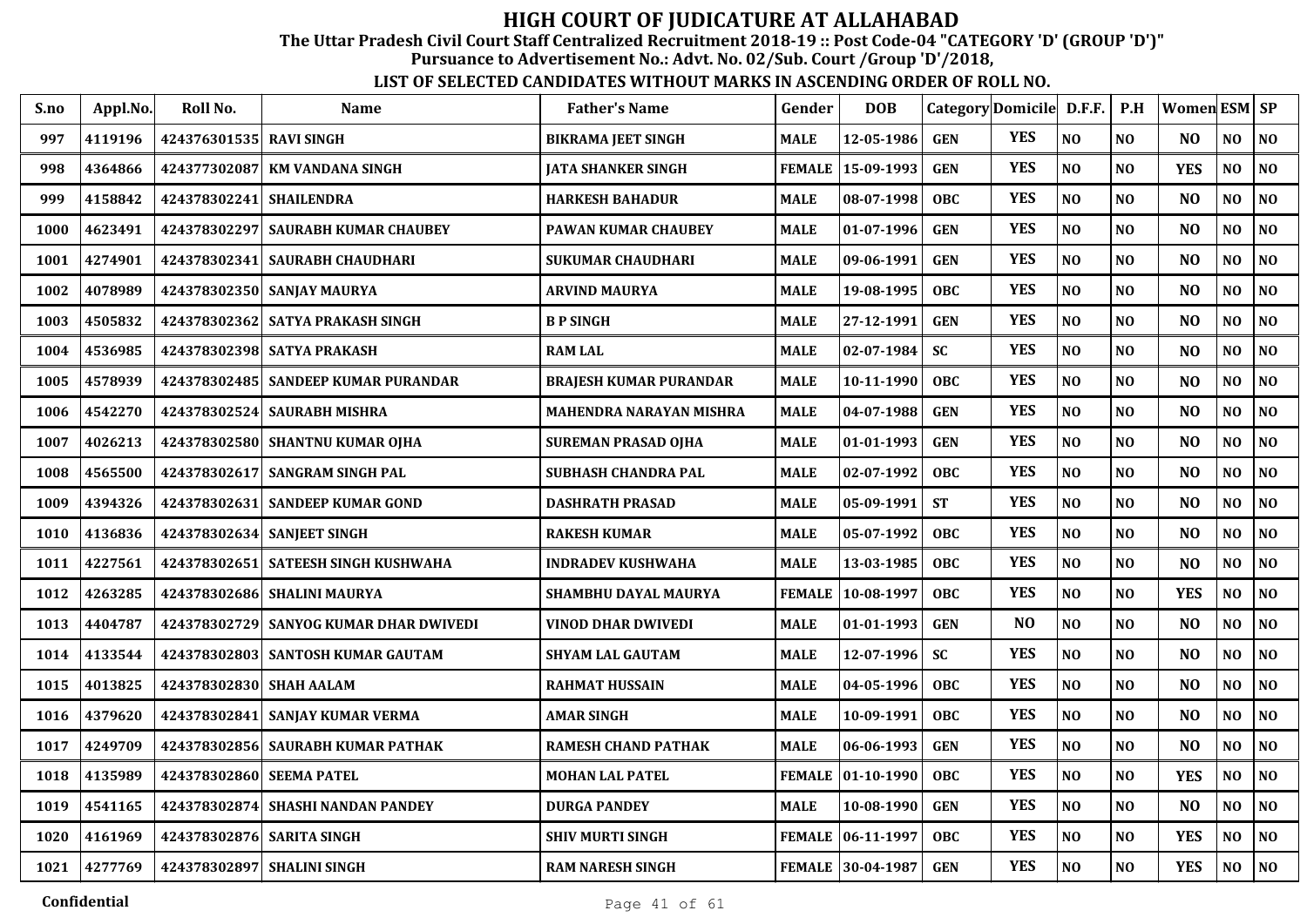# HIGH COURT OF JUDICATURE AT ALLAHABAD

**The Uttar Pradesh Civil Court Staff Centralized Recruitment 2018-19 :: Post Code-04 "CATEGORY 'D' (GROUP 'D')"**

**Pursuance to Advertisement No.: Advt. No. 02/Sub. Court /Group 'D'/2018,**

**LIST OF SELECTED CANDIDATES WITHOUT MARKS IN ASCENDING ORDER OF ROLL NO.**

| S.no | Appl.No. | Roll No. | Name | Father's Name | Gender | DOB | Category | Domicile | D.F.F. | P.H | Women | ESM | SP |
|---|---|---|---|---|---|---|---|---|---|---|---|---|---|
| 997 | 4119196 | 424376301535 | RAVI SINGH | BIKRAMA JEET SINGH | MALE | 12-05-1986 | GEN | YES | NO | NO | NO | NO | NO |
| 998 | 4364866 | 424377302087 | KM VANDANA SINGH | JATA SHANKER SINGH | FEMALE | 15-09-1993 | GEN | YES | NO | NO | YES | NO | NO |
| 999 | 4158842 | 424378302241 | SHAILENDRA | HARKESH BAHADUR | MALE | 08-07-1998 | OBC | YES | NO | NO | NO | NO | NO |
| 1000 | 4623491 | 424378302297 | SAURABH KUMAR CHAUBEY | PAWAN KUMAR CHAUBEY | MALE | 01-07-1996 | GEN | YES | NO | NO | NO | NO | NO |
| 1001 | 4274901 | 424378302341 | SAURABH CHAUDHARI | SUKUMAR CHAUDHARI | MALE | 09-06-1991 | GEN | YES | NO | NO | NO | NO | NO |
| 1002 | 4078989 | 424378302350 | SANJAY MAURYA | ARVIND MAURYA | MALE | 19-08-1995 | OBC | YES | NO | NO | NO | NO | NO |
| 1003 | 4505832 | 424378302362 | SATYA PRAKASH SINGH | B P SINGH | MALE | 27-12-1991 | GEN | YES | NO | NO | NO | NO | NO |
| 1004 | 4536985 | 424378302398 | SATYA PRAKASH | RAM LAL | MALE | 02-07-1984 | SC | YES | NO | NO | NO | NO | NO |
| 1005 | 4578939 | 424378302485 | SANDEEP KUMAR PURANDAR | BRAJESH KUMAR PURANDAR | MALE | 10-11-1990 | OBC | YES | NO | NO | NO | NO | NO |
| 1006 | 4542270 | 424378302524 | SAURABH MISHRA | MAHENDRA NARAYAN MISHRA | MALE | 04-07-1988 | GEN | YES | NO | NO | NO | NO | NO |
| 1007 | 4026213 | 424378302580 | SHANTNU KUMAR OJHA | SUREMAN PRASAD OJHA | MALE | 01-01-1993 | GEN | YES | NO | NO | NO | NO | NO |
| 1008 | 4565500 | 424378302617 | SANGRAM SINGH PAL | SUBHASH CHANDRA PAL | MALE | 02-07-1992 | OBC | YES | NO | NO | NO | NO | NO |
| 1009 | 4394326 | 424378302631 | SANDEEP KUMAR GOND | DASHRATH PRASAD | MALE | 05-09-1991 | ST | YES | NO | NO | NO | NO | NO |
| 1010 | 4136836 | 424378302634 | SANJEET SINGH | RAKESH KUMAR | MALE | 05-07-1992 | OBC | YES | NO | NO | NO | NO | NO |
| 1011 | 4227561 | 424378302651 | SATEESH SINGH KUSHWAHA | INDRADEV KUSHWAHA | MALE | 13-03-1985 | OBC | YES | NO | NO | NO | NO | NO |
| 1012 | 4263285 | 424378302686 | SHALINI MAURYA | SHAMBHU DAYAL MAURYA | FEMALE | 10-08-1997 | OBC | YES | NO | NO | YES | NO | NO |
| 1013 | 4404787 | 424378302729 | SANYOG KUMAR DHAR DWIVEDI | VINOD DHAR DWIVEDI | MALE | 01-01-1993 | GEN | NO | NO | NO | NO | NO | NO |
| 1014 | 4133544 | 424378302803 | SANTOSH KUMAR GAUTAM | SHYAM LAL GAUTAM | MALE | 12-07-1996 | SC | YES | NO | NO | NO | NO | NO |
| 1015 | 4013825 | 424378302830 | SHAH AALAM | RAHMAT HUSSAIN | MALE | 04-05-1996 | OBC | YES | NO | NO | NO | NO | NO |
| 1016 | 4379620 | 424378302841 | SANJAY KUMAR VERMA | AMAR SINGH | MALE | 10-09-1991 | OBC | YES | NO | NO | NO | NO | NO |
| 1017 | 4249709 | 424378302856 | SAURABH KUMAR PATHAK | RAMESH CHAND PATHAK | MALE | 06-06-1993 | GEN | YES | NO | NO | NO | NO | NO |
| 1018 | 4135989 | 424378302860 | SEEMA PATEL | MOHAN LAL PATEL | FEMALE | 01-10-1990 | OBC | YES | NO | NO | YES | NO | NO |
| 1019 | 4541165 | 424378302874 | SHASHI NANDAN PANDEY | DURGA PANDEY | MALE | 10-08-1990 | GEN | YES | NO | NO | NO | NO | NO |
| 1020 | 4161969 | 424378302876 | SARITA SINGH | SHIV MURTI SINGH | FEMALE | 06-11-1997 | OBC | YES | NO | NO | YES | NO | NO |
| 1021 | 4277769 | 424378302897 | SHALINI SINGH | RAM NARESH SINGH | FEMALE | 30-04-1987 | GEN | YES | NO | NO | YES | NO | NO |

Confidential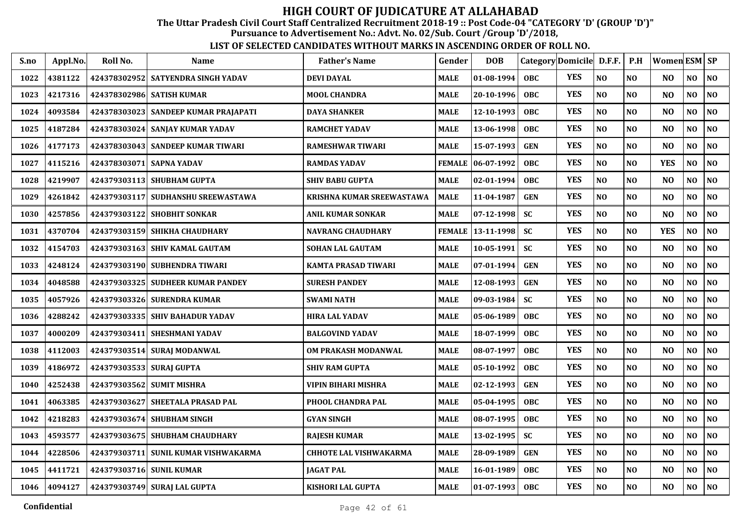# HIGH COURT OF JUDICATURE AT ALLAHABAD

**The Uttar Pradesh Civil Court Staff Centralized Recruitment 2018-19 :: Post Code-04 "CATEGORY 'D' (GROUP 'D')"**

**Pursuance to Advertisement No.: Advt. No. 02/Sub. Court /Group 'D'/2018,**

**LIST OF SELECTED CANDIDATES WITHOUT MARKS IN ASCENDING ORDER OF ROLL NO.**

| S.no | Appl.No. | Roll No. | Name | Father's Name | Gender | DOB | Category | Domicile | D.F.F. | P.H | Women | ESM | SP |
|---|---|---|---|---|---|---|---|---|---|---|---|---|---|
| 1022 | 4381122 | 424378302952 | SATYENDRA SINGH YADAV | DEVI DAYAL | MALE | 01-08-1994 | OBC | YES | NO | NO | NO | NO | NO |
| 1023 | 4217316 | 424378302986 | SATISH KUMAR | MOOL CHANDRA | MALE | 20-10-1996 | OBC | YES | NO | NO | NO | NO | NO |
| 1024 | 4093584 | 424378303023 | SANDEEP KUMAR PRAJAPATI | DAYA SHANKER | MALE | 12-10-1993 | OBC | YES | NO | NO | NO | NO | NO |
| 1025 | 4187284 | 424378303024 | SANJAY KUMAR YADAV | RAMCHET YADAV | MALE | 13-06-1998 | OBC | YES | NO | NO | NO | NO | NO |
| 1026 | 4177173 | 424378303043 | SANDEEP KUMAR TIWARI | RAMESHWAR TIWARI | MALE | 15-07-1993 | GEN | YES | NO | NO | NO | NO | NO |
| 1027 | 4115216 | 424378303071 | SAPNA YADAV | RAMDAS YADAV | FEMALE | 06-07-1992 | OBC | YES | NO | NO | YES | NO | NO |
| 1028 | 4219907 | 424379303113 | SHUBHAM GUPTA | SHIV BABU GUPTA | MALE | 02-01-1994 | OBC | YES | NO | NO | NO | NO | NO |
| 1029 | 4261842 | 424379303117 | SUDHANSHU SREEWASTAWA | KRISHNA KUMAR SREEWASTAWA | MALE | 11-04-1987 | GEN | YES | NO | NO | NO | NO | NO |
| 1030 | 4257856 | 424379303122 | SHOBHIT SONKAR | ANIL KUMAR SONKAR | MALE | 07-12-1998 | SC | YES | NO | NO | NO | NO | NO |
| 1031 | 4370704 | 424379303159 | SHIKHA CHAUDHARY | NAVRANG CHAUDHARY | FEMALE | 13-11-1998 | SC | YES | NO | NO | YES | NO | NO |
| 1032 | 4154703 | 424379303163 | SHIV KAMAL GAUTAM | SOHAN LAL GAUTAM | MALE | 10-05-1991 | SC | YES | NO | NO | NO | NO | NO |
| 1033 | 4248124 | 424379303190 | SUBHENDRA TIWARI | KAMTA PRASAD TIWARI | MALE | 07-01-1994 | GEN | YES | NO | NO | NO | NO | NO |
| 1034 | 4048588 | 424379303325 | SUDHEER KUMAR PANDEY | SURESH PANDEY | MALE | 12-08-1993 | GEN | YES | NO | NO | NO | NO | NO |
| 1035 | 4057926 | 424379303326 | SURENDRA KUMAR | SWAMI NATH | MALE | 09-03-1984 | SC | YES | NO | NO | NO | NO | NO |
| 1036 | 4288242 | 424379303335 | SHIV BAHADUR YADAV | HIRA LAL YADAV | MALE | 05-06-1989 | OBC | YES | NO | NO | NO | NO | NO |
| 1037 | 4000209 | 424379303411 | SHESHMANI YADAV | BALGOVIND YADAV | MALE | 18-07-1999 | OBC | YES | NO | NO | NO | NO | NO |
| 1038 | 4112003 | 424379303514 | SURAJ MODANWAL | OM PRAKASH MODANWAL | MALE | 08-07-1997 | OBC | YES | NO | NO | NO | NO | NO |
| 1039 | 4186972 | 424379303533 | SURAJ GUPTA | SHIV RAM GUPTA | MALE | 05-10-1992 | OBC | YES | NO | NO | NO | NO | NO |
| 1040 | 4252438 | 424379303562 | SUMIT MISHRA | VIPIN BIHARI MISHRA | MALE | 02-12-1993 | GEN | YES | NO | NO | NO | NO | NO |
| 1041 | 4063385 | 424379303627 | SHEETALA PRASAD PAL | PHOOL CHANDRA PAL | MALE | 05-04-1995 | OBC | YES | NO | NO | NO | NO | NO |
| 1042 | 4218283 | 424379303674 | SHUBHAM SINGH | GYAN SINGH | MALE | 08-07-1995 | OBC | YES | NO | NO | NO | NO | NO |
| 1043 | 4593577 | 424379303675 | SHUBHAM CHAUDHARY | RAJESH KUMAR | MALE | 13-02-1995 | SC | YES | NO | NO | NO | NO | NO |
| 1044 | 4228506 | 424379303711 | SUNIL KUMAR VISHWAKARMA | CHHOTE LAL VISHWAKARMA | MALE | 28-09-1989 | GEN | YES | NO | NO | NO | NO | NO |
| 1045 | 4411721 | 424379303716 | SUNIL KUMAR | JAGAT PAL | MALE | 16-01-1989 | OBC | YES | NO | NO | NO | NO | NO |
| 1046 | 4094127 | 424379303749 | SURAJ LAL GUPTA | KISHORI LAL GUPTA | MALE | 01-07-1993 | OBC | YES | NO | NO | NO | NO | NO |

Confidential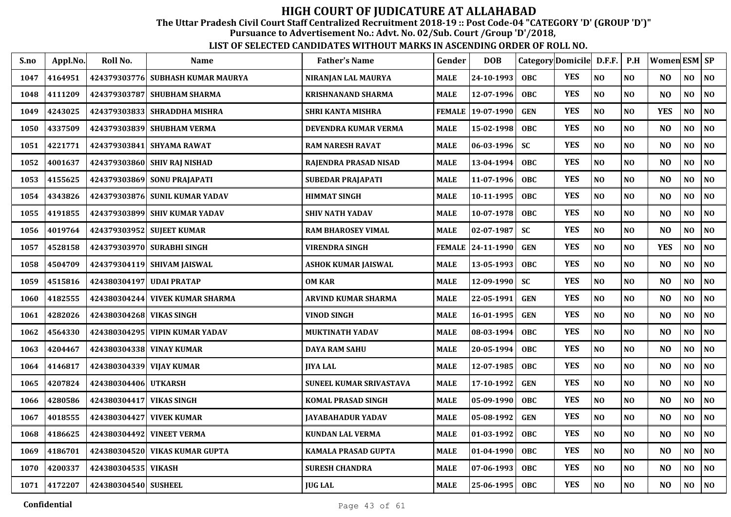# HIGH COURT OF JUDICATURE AT ALLAHABAD

**The Uttar Pradesh Civil Court Staff Centralized Recruitment 2018-19 :: Post Code-04 "CATEGORY 'D' (GROUP 'D')"**

**Pursuance to Advertisement No.: Advt. No. 02/Sub. Court /Group 'D'/2018,**

**LIST OF SELECTED CANDIDATES WITHOUT MARKS IN ASCENDING ORDER OF ROLL NO.**

| S.no | Appl.No. | Roll No. | Name | Father's Name | Gender | DOB | Category | Domicile | D.F.F. | P.H | Women | ESM | SP |
|---|---|---|---|---|---|---|---|---|---|---|---|---|---|
| 1047 | 4164951 | 424379303776 | SUBHASH KUMAR MAURYA | NIRANJAN LAL MAURYA | MALE | 24-10-1993 | OBC | YES | NO | NO | NO | NO | NO |
| 1048 | 4111209 | 424379303787 | SHUBHAM SHARMA | KRISHNANAND SHARMA | MALE | 12-07-1996 | OBC | YES | NO | NO | NO | NO | NO |
| 1049 | 4243025 | 424379303833 | SHRADDHA MISHRA | SHRI KANTA MISHRA | FEMALE | 19-07-1990 | GEN | YES | NO | NO | YES | NO | NO |
| 1050 | 4337509 | 424379303839 | SHUBHAM VERMA | DEVENDRA KUMAR VERMA | MALE | 15-02-1998 | OBC | YES | NO | NO | NO | NO | NO |
| 1051 | 4221771 | 424379303841 | SHYAMA RAWAT | RAM NARESH RAVAT | MALE | 06-03-1996 | SC | YES | NO | NO | NO | NO | NO |
| 1052 | 4001637 | 424379303860 | SHIV RAJ NISHAD | RAJENDRA PRASAD NISAD | MALE | 13-04-1994 | OBC | YES | NO | NO | NO | NO | NO |
| 1053 | 4155625 | 424379303869 | SONU PRAJAPATI | SUBEDAR PRAJAPATI | MALE | 11-07-1996 | OBC | YES | NO | NO | NO | NO | NO |
| 1054 | 4343826 | 424379303876 | SUNIL KUMAR YADAV | HIMMAT SINGH | MALE | 10-11-1995 | OBC | YES | NO | NO | NO | NO | NO |
| 1055 | 4191855 | 424379303899 | SHIV KUMAR YADAV | SHIV NATH YADAV | MALE | 10-07-1978 | OBC | YES | NO | NO | NO | NO | NO |
| 1056 | 4019764 | 424379303952 | SUJEET KUMAR | RAM BHAROSEY VIMAL | MALE | 02-07-1987 | SC | YES | NO | NO | NO | NO | NO |
| 1057 | 4528158 | 424379303970 | SURABHI SINGH | VIRENDRA SINGH | FEMALE | 24-11-1990 | GEN | YES | NO | NO | YES | NO | NO |
| 1058 | 4504709 | 424379304119 | SHIVAM JAISWAL | ASHOK KUMAR JAISWAL | MALE | 13-05-1993 | OBC | YES | NO | NO | NO | NO | NO |
| 1059 | 4515816 | 424380304197 | UDAI PRATAP | OM KAR | MALE | 12-09-1990 | SC | YES | NO | NO | NO | NO | NO |
| 1060 | 4182555 | 424380304244 | VIVEK KUMAR SHARMA | ARVIND KUMAR SHARMA | MALE | 22-05-1991 | GEN | YES | NO | NO | NO | NO | NO |
| 1061 | 4282026 | 424380304268 | VIKAS SINGH | VINOD SINGH | MALE | 16-01-1995 | GEN | YES | NO | NO | NO | NO | NO |
| 1062 | 4564330 | 424380304295 | VIPIN KUMAR YADAV | MUKTINATH YADAV | MALE | 08-03-1994 | OBC | YES | NO | NO | NO | NO | NO |
| 1063 | 4204467 | 424380304338 | VINAY KUMAR | DAYA RAM SAHU | MALE | 20-05-1994 | OBC | YES | NO | NO | NO | NO | NO |
| 1064 | 4146817 | 424380304339 | VIJAY KUMAR | JIYA LAL | MALE | 12-07-1985 | OBC | YES | NO | NO | NO | NO | NO |
| 1065 | 4207824 | 424380304406 | UTKARSH | SUNEEL KUMAR SRIVASTAVA | MALE | 17-10-1992 | GEN | YES | NO | NO | NO | NO | NO |
| 1066 | 4280586 | 424380304417 | VIKAS SINGH | KOMAL PRASAD SINGH | MALE | 05-09-1990 | OBC | YES | NO | NO | NO | NO | NO |
| 1067 | 4018555 | 424380304427 | VIVEK KUMAR | JAYABAHADUR YADAV | MALE | 05-08-1992 | GEN | YES | NO | NO | NO | NO | NO |
| 1068 | 4186625 | 424380304492 | VINEET VERMA | KUNDAN LAL VERMA | MALE | 01-03-1992 | OBC | YES | NO | NO | NO | NO | NO |
| 1069 | 4186701 | 424380304520 | VIKAS KUMAR GUPTA | KAMALA PRASAD GUPTA | MALE | 01-04-1990 | OBC | YES | NO | NO | NO | NO | NO |
| 1070 | 4200337 | 424380304535 | VIKASH | SURESH CHANDRA | MALE | 07-06-1993 | OBC | YES | NO | NO | NO | NO | NO |
| 1071 | 4172207 | 424380304540 | SUSHEEL | JUG LAL | MALE | 25-06-1995 | OBC | YES | NO | NO | NO | NO | NO |

Confidential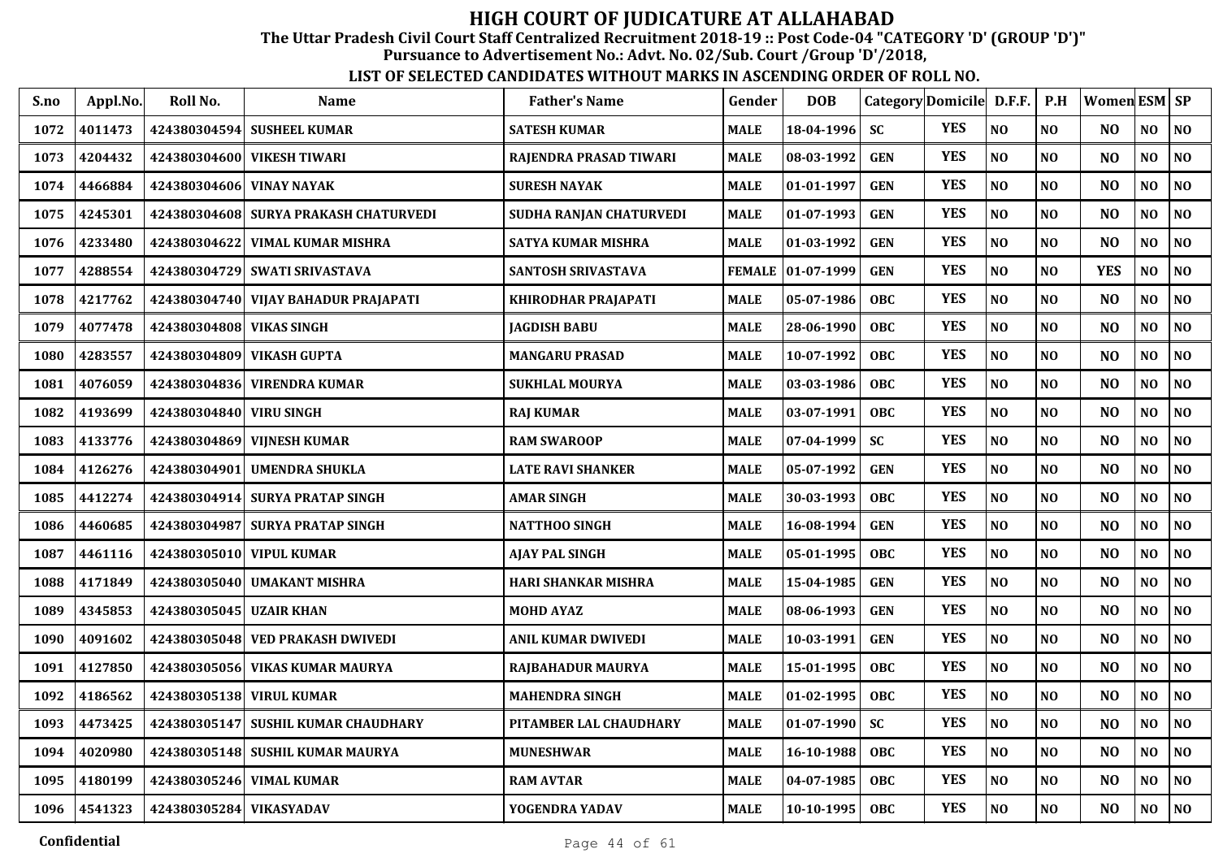# HIGH COURT OF JUDICATURE AT ALLAHABAD

**The Uttar Pradesh Civil Court Staff Centralized Recruitment 2018-19 :: Post Code-04 "CATEGORY 'D' (GROUP 'D')"**

**Pursuance to Advertisement No.: Advt. No. 02/Sub. Court /Group 'D'/2018,**

**LIST OF SELECTED CANDIDATES WITHOUT MARKS IN ASCENDING ORDER OF ROLL NO.**

| S.no | Appl.No. | Roll No. | Name | Father's Name | Gender | DOB | Category | Domicile | D.F.F. | P.H | Women | ESM | SP |
|---|---|---|---|---|---|---|---|---|---|---|---|---|---|
| 1072 | 4011473 | 424380304594 | SUSHEEL KUMAR | SATESH KUMAR | MALE | 18-04-1996 | SC | YES | NO | NO | NO | NO | NO |
| 1073 | 4204432 | 424380304600 | VIKESH TIWARI | RAJENDRA PRASAD TIWARI | MALE | 08-03-1992 | GEN | YES | NO | NO | NO | NO | NO |
| 1074 | 4466884 | 424380304606 | VINAY NAYAK | SURESH NAYAK | MALE | 01-01-1997 | GEN | YES | NO | NO | NO | NO | NO |
| 1075 | 4245301 | 424380304608 | SURYA PRAKASH CHATURVEDI | SUDHA RANJAN CHATURVEDI | MALE | 01-07-1993 | GEN | YES | NO | NO | NO | NO | NO |
| 1076 | 4233480 | 424380304622 | VIMAL KUMAR MISHRA | SATYA KUMAR MISHRA | MALE | 01-03-1992 | GEN | YES | NO | NO | NO | NO | NO |
| 1077 | 4288554 | 424380304729 | SWATI SRIVASTAVA | SANTOSH SRIVASTAVA | FEMALE | 01-07-1999 | GEN | YES | NO | NO | YES | NO | NO |
| 1078 | 4217762 | 424380304740 | VIJAY BAHADUR PRAJAPATI | KHIRODHAR PRAJAPATI | MALE | 05-07-1986 | OBC | YES | NO | NO | NO | NO | NO |
| 1079 | 4077478 | 424380304808 | VIKAS SINGH | JAGDISH BABU | MALE | 28-06-1990 | OBC | YES | NO | NO | NO | NO | NO |
| 1080 | 4283557 | 424380304809 | VIKASH GUPTA | MANGARU PRASAD | MALE | 10-07-1992 | OBC | YES | NO | NO | NO | NO | NO |
| 1081 | 4076059 | 424380304836 | VIRENDRA KUMAR | SUKHLAL MOURYA | MALE | 03-03-1986 | OBC | YES | NO | NO | NO | NO | NO |
| 1082 | 4193699 | 424380304840 | VIRU SINGH | RAJ KUMAR | MALE | 03-07-1991 | OBC | YES | NO | NO | NO | NO | NO |
| 1083 | 4133776 | 424380304869 | VIJNESH KUMAR | RAM SWAROOP | MALE | 07-04-1999 | SC | YES | NO | NO | NO | NO | NO |
| 1084 | 4126276 | 424380304901 | UMENDRA SHUKLA | LATE RAVI SHANKER | MALE | 05-07-1992 | GEN | YES | NO | NO | NO | NO | NO |
| 1085 | 4412274 | 424380304914 | SURYA PRATAP SINGH | AMAR SINGH | MALE | 30-03-1993 | OBC | YES | NO | NO | NO | NO | NO |
| 1086 | 4460685 | 424380304987 | SURYA PRATAP SINGH | NATTHOO SINGH | MALE | 16-08-1994 | GEN | YES | NO | NO | NO | NO | NO |
| 1087 | 4461116 | 424380305010 | VIPUL KUMAR | AJAY PAL SINGH | MALE | 05-01-1995 | OBC | YES | NO | NO | NO | NO | NO |
| 1088 | 4171849 | 424380305040 | UMAKANT MISHRA | HARI SHANKAR MISHRA | MALE | 15-04-1985 | GEN | YES | NO | NO | NO | NO | NO |
| 1089 | 4345853 | 424380305045 | UZAIR KHAN | MOHD AYAZ | MALE | 08-06-1993 | GEN | YES | NO | NO | NO | NO | NO |
| 1090 | 4091602 | 424380305048 | VED PRAKASH DWIVEDI | ANIL KUMAR DWIVEDI | MALE | 10-03-1991 | GEN | YES | NO | NO | NO | NO | NO |
| 1091 | 4127850 | 424380305056 | VIKAS KUMAR MAURYA | RAJBAHADUR MAURYA | MALE | 15-01-1995 | OBC | YES | NO | NO | NO | NO | NO |
| 1092 | 4186562 | 424380305138 | VIRUL KUMAR | MAHENDRA SINGH | MALE | 01-02-1995 | OBC | YES | NO | NO | NO | NO | NO |
| 1093 | 4473425 | 424380305147 | SUSHIL KUMAR CHAUDHARY | PITAMBER LAL CHAUDHARY | MALE | 01-07-1990 | SC | YES | NO | NO | NO | NO | NO |
| 1094 | 4020980 | 424380305148 | SUSHIL KUMAR MAURYA | MUNESHWAR | MALE | 16-10-1988 | OBC | YES | NO | NO | NO | NO | NO |
| 1095 | 4180199 | 424380305246 | VIMAL KUMAR | RAM AVTAR | MALE | 04-07-1985 | OBC | YES | NO | NO | NO | NO | NO |
| 1096 | 4541323 | 424380305284 | VIKASYADAV | YOGENDRA YADAV | MALE | 10-10-1995 | OBC | YES | NO | NO | NO | NO | NO |

Confidential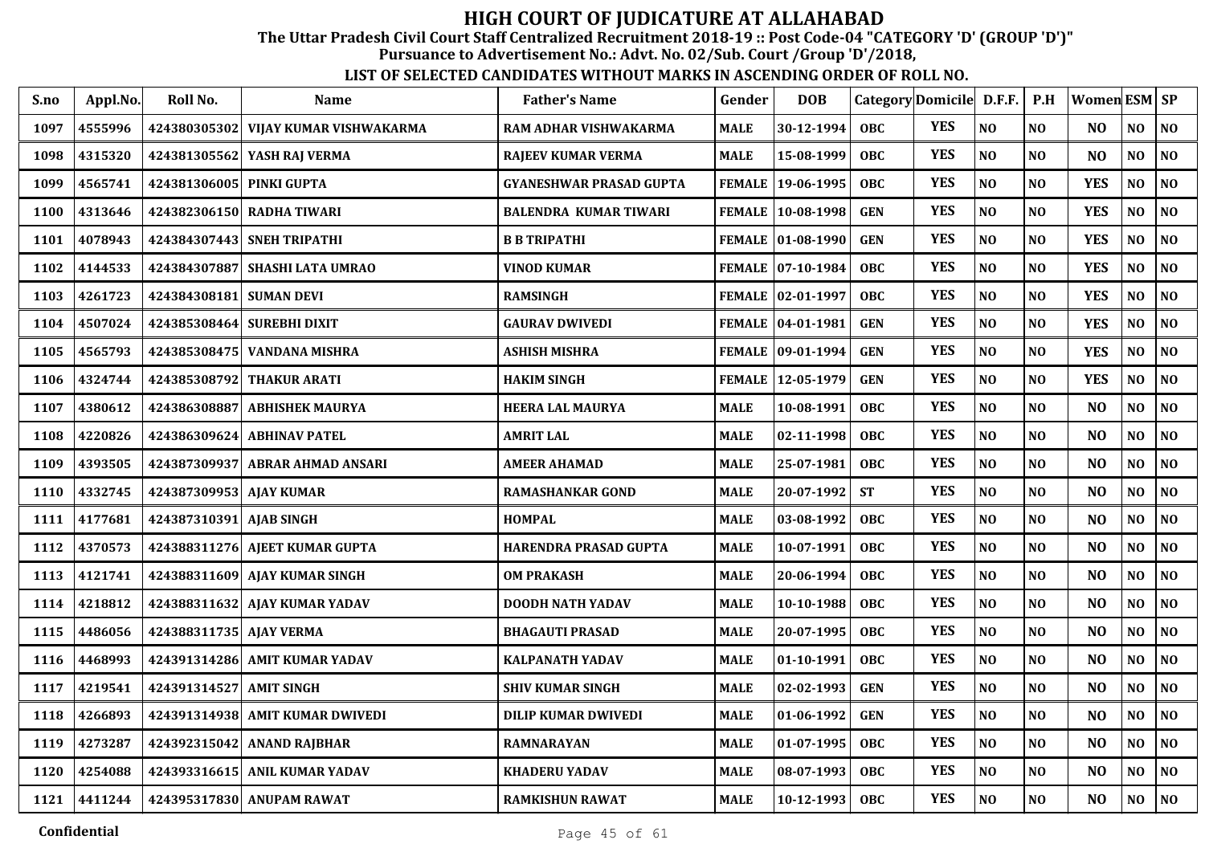# HIGH COURT OF JUDICATURE AT ALLAHABAD

**The Uttar Pradesh Civil Court Staff Centralized Recruitment 2018-19 :: Post Code-04 "CATEGORY 'D' (GROUP 'D')"**

**Pursuance to Advertisement No.: Advt. No. 02/Sub. Court /Group 'D'/2018,**

**LIST OF SELECTED CANDIDATES WITHOUT MARKS IN ASCENDING ORDER OF ROLL NO.**

| S.no | Appl.No. | Roll No. | Name | Father's Name | Gender | DOB | Category | Domicile | D.F.F. | P.H | Women | ESM | SP |
|---|---|---|---|---|---|---|---|---|---|---|---|---|---|
| 1097 | 4555996 | 424380305302 | VIJAY KUMAR VISHWAKARMA | RAM ADHAR VISHWAKARMA | MALE | 30-12-1994 | OBC | YES | NO | NO | NO | NO | NO |
| 1098 | 4315320 | 424381305562 | YASH RAJ VERMA | RAJEEV KUMAR VERMA | MALE | 15-08-1999 | OBC | YES | NO | NO | NO | NO | NO |
| 1099 | 4565741 | 424381306005 | PINKI GUPTA | GYANESHWAR PRASAD GUPTA | FEMALE | 19-06-1995 | OBC | YES | NO | NO | YES | NO | NO |
| 1100 | 4313646 | 424382306150 | RADHA TIWARI | BALENDRA KUMAR TIWARI | FEMALE | 10-08-1998 | GEN | YES | NO | NO | YES | NO | NO |
| 1101 | 4078943 | 424384307443 | SNEH TRIPATHI | B B TRIPATHI | FEMALE | 01-08-1990 | GEN | YES | NO | NO | YES | NO | NO |
| 1102 | 4144533 | 424384307887 | SHASHI LATA UMRAO | VINOD KUMAR | FEMALE | 07-10-1984 | OBC | YES | NO | NO | YES | NO | NO |
| 1103 | 4261723 | 424384308181 | SUMAN DEVI | RAMSINGH | FEMALE | 02-01-1997 | OBC | YES | NO | NO | YES | NO | NO |
| 1104 | 4507024 | 424385308464 | SUREBHI DIXIT | GAURAV DWIVEDI | FEMALE | 04-01-1981 | GEN | YES | NO | NO | YES | NO | NO |
| 1105 | 4565793 | 424385308475 | VANDANA MISHRA | ASHISH MISHRA | FEMALE | 09-01-1994 | GEN | YES | NO | NO | YES | NO | NO |
| 1106 | 4324744 | 424385308792 | THAKUR ARATI | HAKIM SINGH | FEMALE | 12-05-1979 | GEN | YES | NO | NO | YES | NO | NO |
| 1107 | 4380612 | 424386308887 | ABHISHEK MAURYA | HEERA LAL MAURYA | MALE | 10-08-1991 | OBC | YES | NO | NO | NO | NO | NO |
| 1108 | 4220826 | 424386309624 | ABHINAV PATEL | AMRIT LAL | MALE | 02-11-1998 | OBC | YES | NO | NO | NO | NO | NO |
| 1109 | 4393505 | 424387309937 | ABRAR AHMAD ANSARI | AMEER AHAMAD | MALE | 25-07-1981 | OBC | YES | NO | NO | NO | NO | NO |
| 1110 | 4332745 | 424387309953 | AJAY KUMAR | RAMASHANKAR GOND | MALE | 20-07-1992 | ST | YES | NO | NO | NO | NO | NO |
| 1111 | 4177681 | 424387310391 | AJAB SINGH | HOMPAL | MALE | 03-08-1992 | OBC | YES | NO | NO | NO | NO | NO |
| 1112 | 4370573 | 424388311276 | AJEET KUMAR GUPTA | HARENDRA PRASAD GUPTA | MALE | 10-07-1991 | OBC | YES | NO | NO | NO | NO | NO |
| 1113 | 4121741 | 424388311609 | AJAY KUMAR SINGH | OM PRAKASH | MALE | 20-06-1994 | OBC | YES | NO | NO | NO | NO | NO |
| 1114 | 4218812 | 424388311632 | AJAY KUMAR YADAV | DOODH NATH YADAV | MALE | 10-10-1988 | OBC | YES | NO | NO | NO | NO | NO |
| 1115 | 4486056 | 424388311735 | AJAY VERMA | BHAGAUTI PRASAD | MALE | 20-07-1995 | OBC | YES | NO | NO | NO | NO | NO |
| 1116 | 4468993 | 424391314286 | AMIT KUMAR YADAV | KALPANATH YADAV | MALE | 01-10-1991 | OBC | YES | NO | NO | NO | NO | NO |
| 1117 | 4219541 | 424391314527 | AMIT SINGH | SHIV KUMAR SINGH | MALE | 02-02-1993 | GEN | YES | NO | NO | NO | NO | NO |
| 1118 | 4266893 | 424391314938 | AMIT KUMAR DWIVEDI | DILIP KUMAR DWIVEDI | MALE | 01-06-1992 | GEN | YES | NO | NO | NO | NO | NO |
| 1119 | 4273287 | 424392315042 | ANAND RAJBHAR | RAMNARAYAN | MALE | 01-07-1995 | OBC | YES | NO | NO | NO | NO | NO |
| 1120 | 4254088 | 424393316615 | ANIL KUMAR YADAV | KHADERU YADAV | MALE | 08-07-1993 | OBC | YES | NO | NO | NO | NO | NO |
| 1121 | 4411244 | 424395317830 | ANUPAM RAWAT | RAMKISHUN RAWAT | MALE | 10-12-1993 | OBC | YES | NO | NO | NO | NO | NO |

Confidential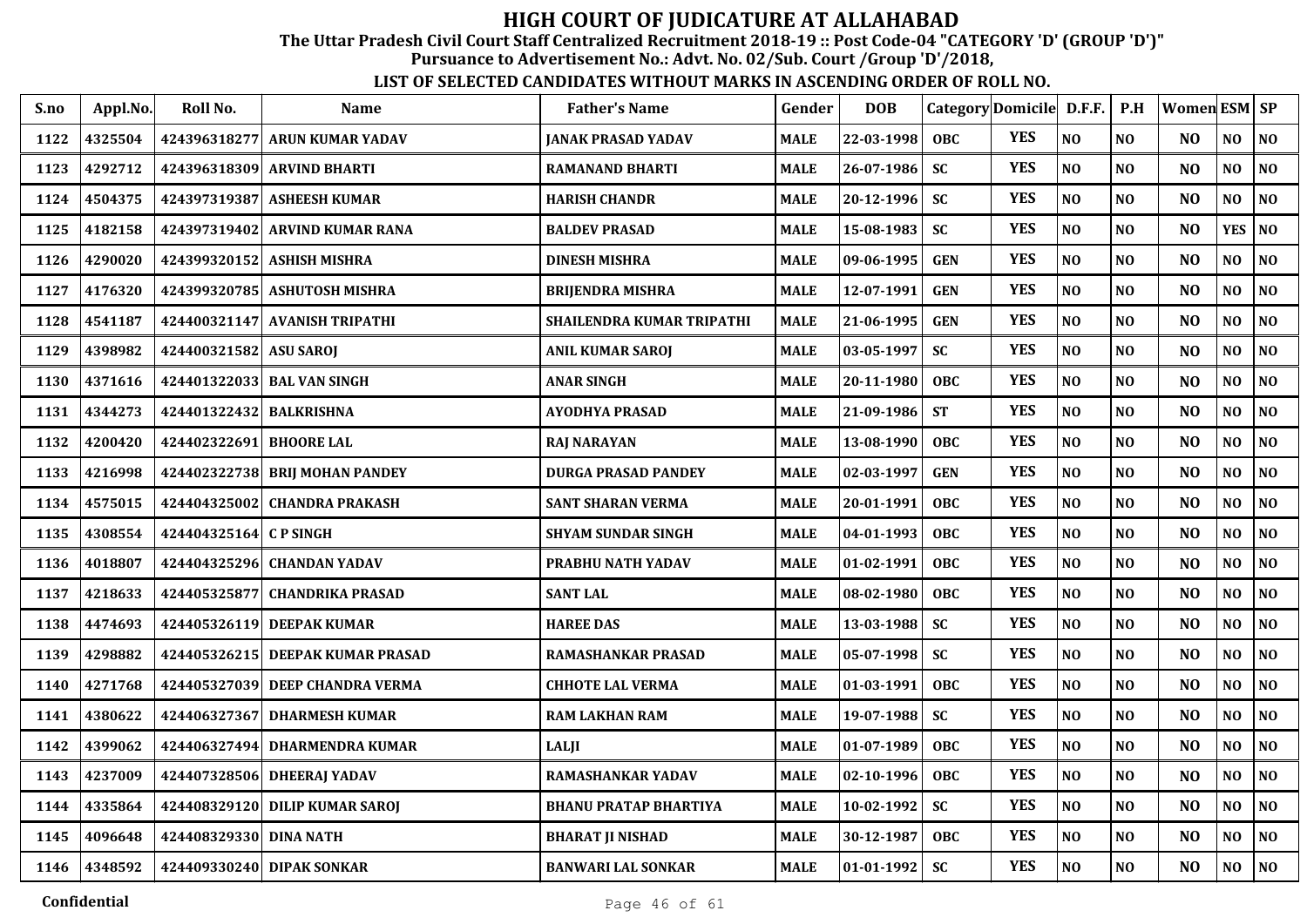# HIGH COURT OF JUDICATURE AT ALLAHABAD

**The Uttar Pradesh Civil Court Staff Centralized Recruitment 2018-19 :: Post Code-04 "CATEGORY 'D' (GROUP 'D')"**

**Pursuance to Advertisement No.: Advt. No. 02/Sub. Court /Group 'D'/2018,**

**LIST OF SELECTED CANDIDATES WITHOUT MARKS IN ASCENDING ORDER OF ROLL NO.**

| S.no | Appl.No. | Roll No. | Name | Father's Name | Gender | DOB | Category | Domicile | D.F.F. | P.H | Women | ESM | SP |
|---|---|---|---|---|---|---|---|---|---|---|---|---|---|
| 1122 | 4325504 | 424396318277 | ARUN KUMAR YADAV | JANAK PRASAD YADAV | MALE | 22-03-1998 | OBC | YES | NO | NO | NO | NO | NO |
| 1123 | 4292712 | 424396318309 | ARVIND BHARTI | RAMANAND BHARTI | MALE | 26-07-1986 | SC | YES | NO | NO | NO | NO | NO |
| 1124 | 4504375 | 424397319387 | ASHEESH KUMAR | HARISH CHANDR | MALE | 20-12-1996 | SC | YES | NO | NO | NO | NO | NO |
| 1125 | 4182158 | 424397319402 | ARVIND KUMAR RANA | BALDEV PRASAD | MALE | 15-08-1983 | SC | YES | NO | NO | NO | YES | NO |
| 1126 | 4290020 | 424399320152 | ASHISH MISHRA | DINESH MISHRA | MALE | 09-06-1995 | GEN | YES | NO | NO | NO | NO | NO |
| 1127 | 4176320 | 424399320785 | ASHUTOSH MISHRA | BRIJENDRA MISHRA | MALE | 12-07-1991 | GEN | YES | NO | NO | NO | NO | NO |
| 1128 | 4541187 | 424400321147 | AVANISH TRIPATHI | SHAILENDRA KUMAR TRIPATHI | MALE | 21-06-1995 | GEN | YES | NO | NO | NO | NO | NO |
| 1129 | 4398982 | 424400321582 | ASU SAROJ | ANIL KUMAR SAROJ | MALE | 03-05-1997 | SC | YES | NO | NO | NO | NO | NO |
| 1130 | 4371616 | 424401322033 | BAL VAN SINGH | ANAR SINGH | MALE | 20-11-1980 | OBC | YES | NO | NO | NO | NO | NO |
| 1131 | 4344273 | 424401322432 | BALKRISHNA | AYODHYA PRASAD | MALE | 21-09-1986 | ST | YES | NO | NO | NO | NO | NO |
| 1132 | 4200420 | 424402322691 | BHOORE LAL | RAJ NARAYAN | MALE | 13-08-1990 | OBC | YES | NO | NO | NO | NO | NO |
| 1133 | 4216998 | 424402322738 | BRIJ MOHAN PANDEY | DURGA PRASAD PANDEY | MALE | 02-03-1997 | GEN | YES | NO | NO | NO | NO | NO |
| 1134 | 4575015 | 424404325002 | CHANDRA PRAKASH | SANT SHARAN VERMA | MALE | 20-01-1991 | OBC | YES | NO | NO | NO | NO | NO |
| 1135 | 4308554 | 424404325164 | C P SINGH | SHYAM SUNDAR SINGH | MALE | 04-01-1993 | OBC | YES | NO | NO | NO | NO | NO |
| 1136 | 4018807 | 424404325296 | CHANDAN YADAV | PRABHU NATH YADAV | MALE | 01-02-1991 | OBC | YES | NO | NO | NO | NO | NO |
| 1137 | 4218633 | 424405325877 | CHANDRIKA PRASAD | SANT LAL | MALE | 08-02-1980 | OBC | YES | NO | NO | NO | NO | NO |
| 1138 | 4474693 | 424405326119 | DEEPAK KUMAR | HAREE DAS | MALE | 13-03-1988 | SC | YES | NO | NO | NO | NO | NO |
| 1139 | 4298882 | 424405326215 | DEEPAK KUMAR PRASAD | RAMASHANKAR PRASAD | MALE | 05-07-1998 | SC | YES | NO | NO | NO | NO | NO |
| 1140 | 4271768 | 424405327039 | DEEP CHANDRA VERMA | CHHOTE LAL VERMA | MALE | 01-03-1991 | OBC | YES | NO | NO | NO | NO | NO |
| 1141 | 4380622 | 424406327367 | DHARMESH KUMAR | RAM LAKHAN RAM | MALE | 19-07-1988 | SC | YES | NO | NO | NO | NO | NO |
| 1142 | 4399062 | 424406327494 | DHARMENDRA KUMAR | LALJI | MALE | 01-07-1989 | OBC | YES | NO | NO | NO | NO | NO |
| 1143 | 4237009 | 424407328506 | DHEERAJ YADAV | RAMASHANKAR YADAV | MALE | 02-10-1996 | OBC | YES | NO | NO | NO | NO | NO |
| 1144 | 4335864 | 424408329120 | DILIP KUMAR SAROJ | BHANU PRATAP BHARTIYA | MALE | 10-02-1992 | SC | YES | NO | NO | NO | NO | NO |
| 1145 | 4096648 | 424408329330 | DINA NATH | BHARAT JI NISHAD | MALE | 30-12-1987 | OBC | YES | NO | NO | NO | NO | NO |
| 1146 | 4348592 | 424409330240 | DIPAK SONKAR | BANWARI LAL SONKAR | MALE | 01-01-1992 | SC | YES | NO | NO | NO | NO | NO |

Confidential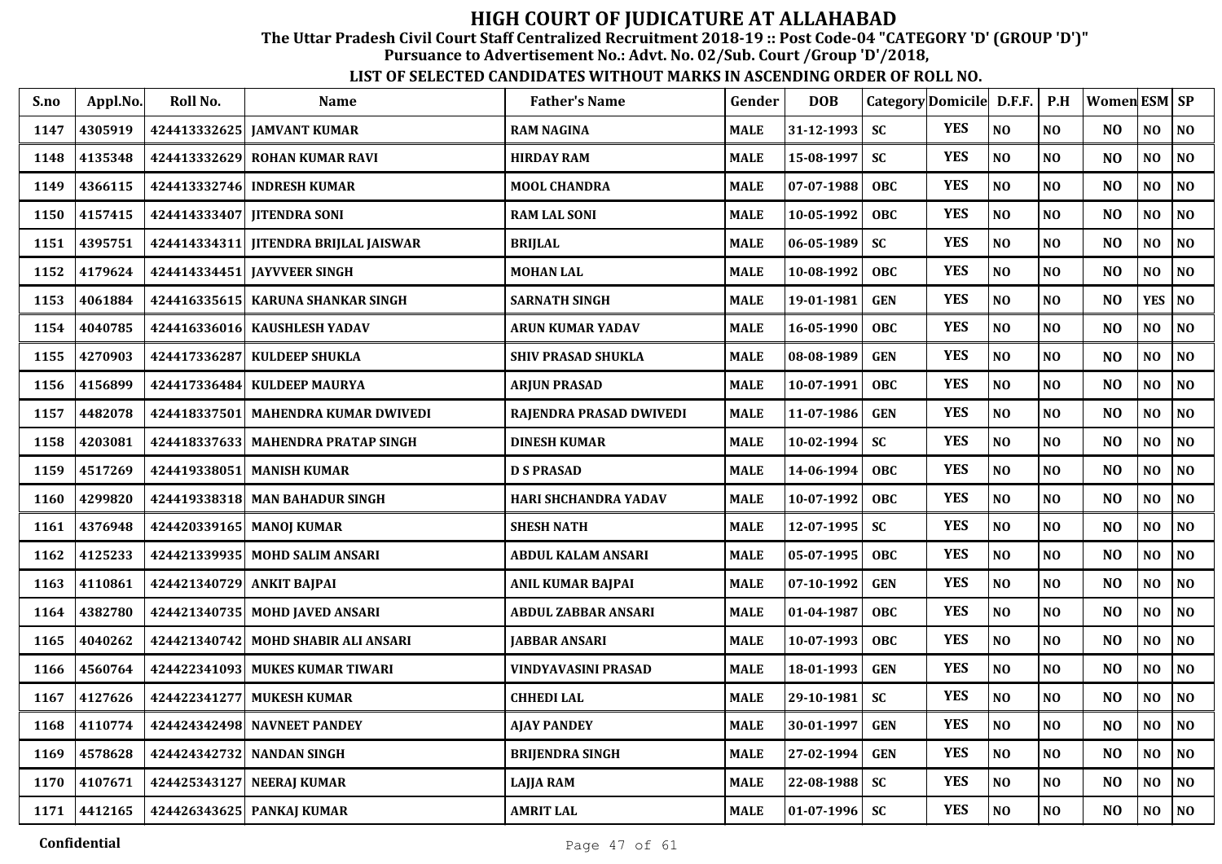# HIGH COURT OF JUDICATURE AT ALLAHABAD

**The Uttar Pradesh Civil Court Staff Centralized Recruitment 2018-19 :: Post Code-04 "CATEGORY 'D' (GROUP 'D')"**

**Pursuance to Advertisement No.: Advt. No. 02/Sub. Court /Group 'D'/2018,**

**LIST OF SELECTED CANDIDATES WITHOUT MARKS IN ASCENDING ORDER OF ROLL NO.**

| S.no | Appl.No. | Roll No. | Name | Father's Name | Gender | DOB | Category | Domicile | D.F.F. | P.H | Women | ESM | SP |
|---|---|---|---|---|---|---|---|---|---|---|---|---|---|
| 1147 | 4305919 | 424413332625 | JAMVANT KUMAR | RAM NAGINA | MALE | 31-12-1993 | SC | YES | NO | NO | NO | NO | NO |
| 1148 | 4135348 | 424413332629 | ROHAN KUMAR RAVI | HIRDAY RAM | MALE | 15-08-1997 | SC | YES | NO | NO | NO | NO | NO |
| 1149 | 4366115 | 424413332746 | INDRESH KUMAR | MOOL CHANDRA | MALE | 07-07-1988 | OBC | YES | NO | NO | NO | NO | NO |
| 1150 | 4157415 | 424414333407 | JITENDRA SONI | RAM LAL SONI | MALE | 10-05-1992 | OBC | YES | NO | NO | NO | NO | NO |
| 1151 | 4395751 | 424414334311 | JITENDRA BRIJLAL JAISWAR | BRIJLAL | MALE | 06-05-1989 | SC | YES | NO | NO | NO | NO | NO |
| 1152 | 4179624 | 424414334451 | JAYVVEER SINGH | MOHAN LAL | MALE | 10-08-1992 | OBC | YES | NO | NO | NO | NO | NO |
| 1153 | 4061884 | 424416335615 | KARUNA SHANKAR SINGH | SARNATH SINGH | MALE | 19-01-1981 | GEN | YES | NO | NO | NO | YES | NO |
| 1154 | 4040785 | 424416336016 | KAUSHLESH YADAV | ARUN KUMAR YADAV | MALE | 16-05-1990 | OBC | YES | NO | NO | NO | NO | NO |
| 1155 | 4270903 | 424417336287 | KULDEEP SHUKLA | SHIV PRASAD SHUKLA | MALE | 08-08-1989 | GEN | YES | NO | NO | NO | NO | NO |
| 1156 | 4156899 | 424417336484 | KULDEEP MAURYA | ARJUN PRASAD | MALE | 10-07-1991 | OBC | YES | NO | NO | NO | NO | NO |
| 1157 | 4482078 | 424418337501 | MAHENDRA KUMAR DWIVEDI | RAJENDRA PRASAD DWIVEDI | MALE | 11-07-1986 | GEN | YES | NO | NO | NO | NO | NO |
| 1158 | 4203081 | 424418337633 | MAHENDRA PRATAP SINGH | DINESH KUMAR | MALE | 10-02-1994 | SC | YES | NO | NO | NO | NO | NO |
| 1159 | 4517269 | 424419338051 | MANISH KUMAR | D S PRASAD | MALE | 14-06-1994 | OBC | YES | NO | NO | NO | NO | NO |
| 1160 | 4299820 | 424419338318 | MAN BAHADUR SINGH | HARI SHCHANDRA YADAV | MALE | 10-07-1992 | OBC | YES | NO | NO | NO | NO | NO |
| 1161 | 4376948 | 424420339165 | MANOJ KUMAR | SHESH NATH | MALE | 12-07-1995 | SC | YES | NO | NO | NO | NO | NO |
| 1162 | 4125233 | 424421339935 | MOHD SALIM ANSARI | ABDUL KALAM ANSARI | MALE | 05-07-1995 | OBC | YES | NO | NO | NO | NO | NO |
| 1163 | 4110861 | 424421340729 | ANKIT BAJPAI | ANIL KUMAR BAJPAI | MALE | 07-10-1992 | GEN | YES | NO | NO | NO | NO | NO |
| 1164 | 4382780 | 424421340735 | MOHD JAVED ANSARI | ABDUL ZABBAR ANSARI | MALE | 01-04-1987 | OBC | YES | NO | NO | NO | NO | NO |
| 1165 | 4040262 | 424421340742 | MOHD SHABIR ALI ANSARI | JABBAR ANSARI | MALE | 10-07-1993 | OBC | YES | NO | NO | NO | NO | NO |
| 1166 | 4560764 | 424422341093 | MUKES KUMAR TIWARI | VINDYAVASINI PRASAD | MALE | 18-01-1993 | GEN | YES | NO | NO | NO | NO | NO |
| 1167 | 4127626 | 424422341277 | MUKESH KUMAR | CHHEDI LAL | MALE | 29-10-1981 | SC | YES | NO | NO | NO | NO | NO |
| 1168 | 4110774 | 424424342498 | NAVNEET PANDEY | AJAY PANDEY | MALE | 30-01-1997 | GEN | YES | NO | NO | NO | NO | NO |
| 1169 | 4578628 | 424424342732 | NANDAN SINGH | BRIJENDRA SINGH | MALE | 27-02-1994 | GEN | YES | NO | NO | NO | NO | NO |
| 1170 | 4107671 | 424425343127 | NEERAJ KUMAR | LAJJA RAM | MALE | 22-08-1988 | SC | YES | NO | NO | NO | NO | NO |
| 1171 | 4412165 | 424426343625 | PANKAJ KUMAR | AMRIT LAL | MALE | 01-07-1996 | SC | YES | NO | NO | NO | NO | NO |

Confidential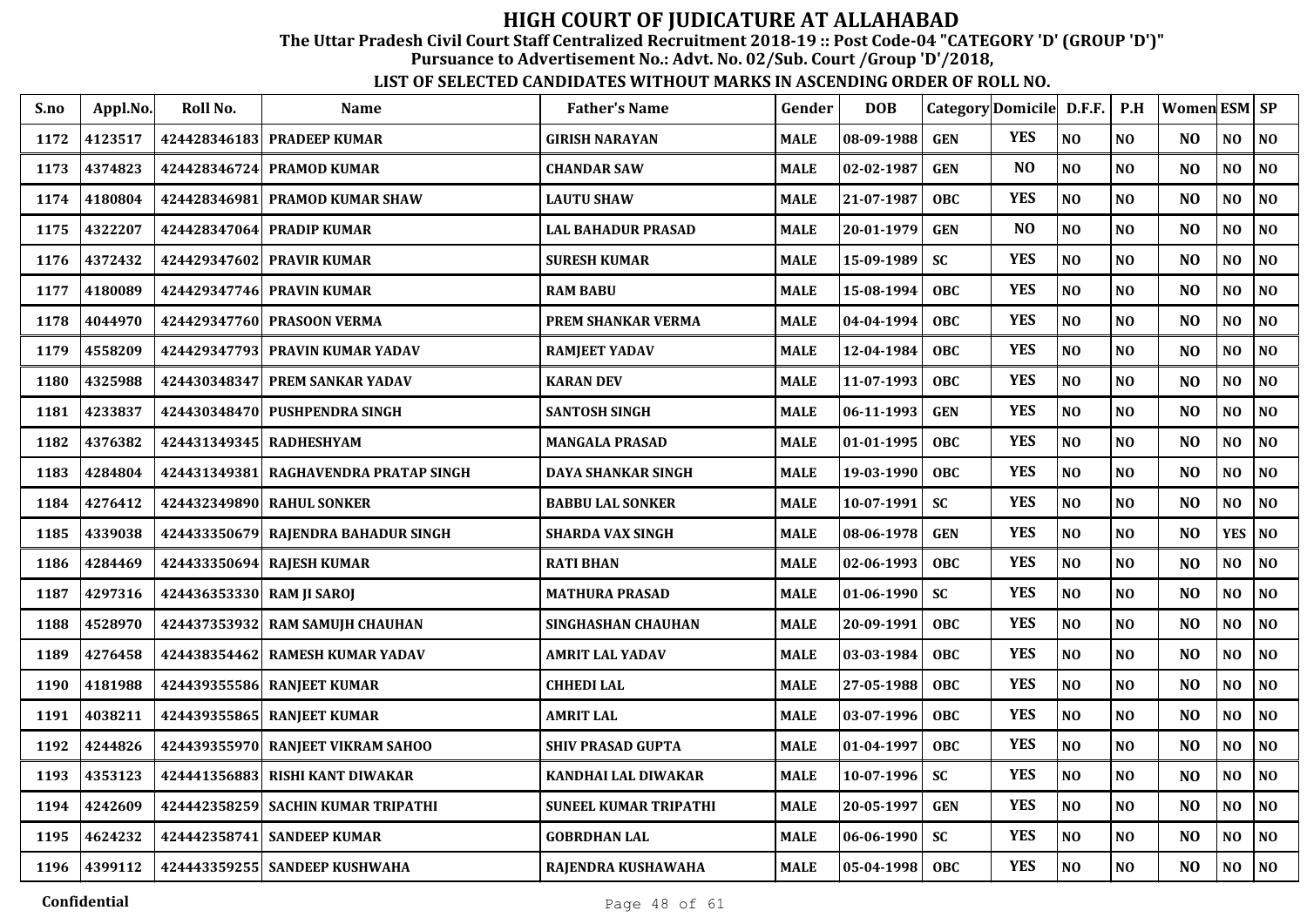# HIGH COURT OF JUDICATURE AT ALLAHABAD

**The Uttar Pradesh Civil Court Staff Centralized Recruitment 2018-19 :: Post Code-04 "CATEGORY 'D' (GROUP 'D')"**

**Pursuance to Advertisement No.: Advt. No. 02/Sub. Court /Group 'D'/2018,**

**LIST OF SELECTED CANDIDATES WITHOUT MARKS IN ASCENDING ORDER OF ROLL NO.**

| S.no | Appl.No. | Roll No. | Name | Father's Name | Gender | DOB | Category | Domicile | D.F.F. | P.H | Women | ESM | SP |
|---|---|---|---|---|---|---|---|---|---|---|---|---|---|
| 1172 | 4123517 | 424428346183 | PRADEEP KUMAR | GIRISH NARAYAN | MALE | 08-09-1988 | GEN | YES | NO | NO | NO | NO | NO |
| 1173 | 4374823 | 424428346724 | PRAMOD KUMAR | CHANDAR SAW | MALE | 02-02-1987 | GEN | NO | NO | NO | NO | NO | NO |
| 1174 | 4180804 | 424428346981 | PRAMOD KUMAR SHAW | LAUTU SHAW | MALE | 21-07-1987 | OBC | YES | NO | NO | NO | NO | NO |
| 1175 | 4322207 | 424428347064 | PRADIP KUMAR | LAL BAHADUR PRASAD | MALE | 20-01-1979 | GEN | NO | NO | NO | NO | NO | NO |
| 1176 | 4372432 | 424429347602 | PRAVIR KUMAR | SURESH KUMAR | MALE | 15-09-1989 | SC | YES | NO | NO | NO | NO | NO |
| 1177 | 4180089 | 424429347746 | PRAVIN KUMAR | RAM BABU | MALE | 15-08-1994 | OBC | YES | NO | NO | NO | NO | NO |
| 1178 | 4044970 | 424429347760 | PRASOON VERMA | PREM SHANKAR VERMA | MALE | 04-04-1994 | OBC | YES | NO | NO | NO | NO | NO |
| 1179 | 4558209 | 424429347793 | PRAVIN KUMAR YADAV | RAMJEET YADAV | MALE | 12-04-1984 | OBC | YES | NO | NO | NO | NO | NO |
| 1180 | 4325988 | 424430348347 | PREM SANKAR YADAV | KARAN DEV | MALE | 11-07-1993 | OBC | YES | NO | NO | NO | NO | NO |
| 1181 | 4233837 | 424430348470 | PUSHPENDRA SINGH | SANTOSH SINGH | MALE | 06-11-1993 | GEN | YES | NO | NO | NO | NO | NO |
| 1182 | 4376382 | 424431349345 | RADHESHYAM | MANGALA PRASAD | MALE | 01-01-1995 | OBC | YES | NO | NO | NO | NO | NO |
| 1183 | 4284804 | 424431349381 | RAGHAVENDRA PRATAP SINGH | DAYA SHANKAR SINGH | MALE | 19-03-1990 | OBC | YES | NO | NO | NO | NO | NO |
| 1184 | 4276412 | 424432349890 | RAHUL SONKER | BABBU LAL SONKER | MALE | 10-07-1991 | SC | YES | NO | NO | NO | NO | NO |
| 1185 | 4339038 | 424433350679 | RAJENDRA BAHADUR SINGH | SHARDA VAX SINGH | MALE | 08-06-1978 | GEN | YES | NO | NO | NO | YES | NO |
| 1186 | 4284469 | 424433350694 | RAJESH KUMAR | RATI BHAN | MALE | 02-06-1993 | OBC | YES | NO | NO | NO | NO | NO |
| 1187 | 4297316 | 424436353330 | RAM JI SAROJ | MATHURA PRASAD | MALE | 01-06-1990 | SC | YES | NO | NO | NO | NO | NO |
| 1188 | 4528970 | 424437353932 | RAM SAMUJH CHAUHAN | SINGHASHAN CHAUHAN | MALE | 20-09-1991 | OBC | YES | NO | NO | NO | NO | NO |
| 1189 | 4276458 | 424438354462 | RAMESH KUMAR YADAV | AMRIT LAL YADAV | MALE | 03-03-1984 | OBC | YES | NO | NO | NO | NO | NO |
| 1190 | 4181988 | 424439355586 | RANJEET KUMAR | CHHEDI LAL | MALE | 27-05-1988 | OBC | YES | NO | NO | NO | NO | NO |
| 1191 | 4038211 | 424439355865 | RANJEET KUMAR | AMRIT LAL | MALE | 03-07-1996 | OBC | YES | NO | NO | NO | NO | NO |
| 1192 | 4244826 | 424439355970 | RANJEET VIKRAM SAHOO | SHIV PRASAD GUPTA | MALE | 01-04-1997 | OBC | YES | NO | NO | NO | NO | NO |
| 1193 | 4353123 | 424441356883 | RISHI KANT DIWAKAR | KANDHAI LAL DIWAKAR | MALE | 10-07-1996 | SC | YES | NO | NO | NO | NO | NO |
| 1194 | 4242609 | 424442358259 | SACHIN KUMAR TRIPATHI | SUNEEL KUMAR TRIPATHI | MALE | 20-05-1997 | GEN | YES | NO | NO | NO | NO | NO |
| 1195 | 4624232 | 424442358741 | SANDEEP KUMAR | GOBRDHAN LAL | MALE | 06-06-1990 | SC | YES | NO | NO | NO | NO | NO |
| 1196 | 4399112 | 424443359255 | SANDEEP KUSHWAHA | RAJENDRA KUSHAWAHA | MALE | 05-04-1998 | OBC | YES | NO | NO | NO | NO | NO |

Confidential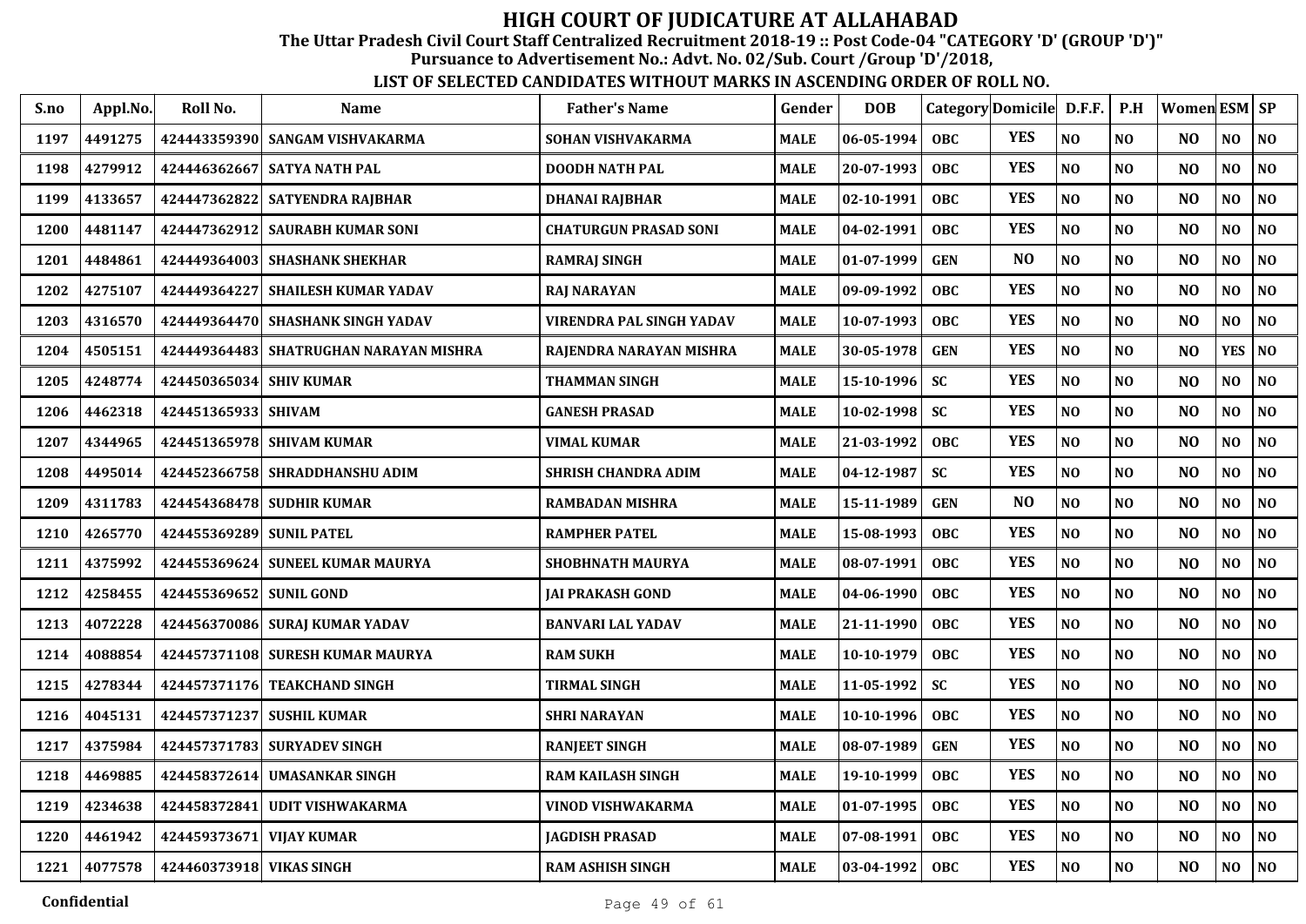# HIGH COURT OF JUDICATURE AT ALLAHABAD

**The Uttar Pradesh Civil Court Staff Centralized Recruitment 2018-19 :: Post Code-04 "CATEGORY 'D' (GROUP 'D')"**

**Pursuance to Advertisement No.: Advt. No. 02/Sub. Court /Group 'D'/2018,**

**LIST OF SELECTED CANDIDATES WITHOUT MARKS IN ASCENDING ORDER OF ROLL NO.**

| S.no | Appl.No. | Roll No. | Name | Father's Name | Gender | DOB | Category | Domicile | D.F.F. | P.H | Women | ESM | SP |
|---|---|---|---|---|---|---|---|---|---|---|---|---|---|
| 1197 | 4491275 | 424443359390 | SANGAM VISHVAKARMA | SOHAN VISHVAKARMA | MALE | 06-05-1994 | OBC | YES | NO | NO | NO | NO | NO |
| 1198 | 4279912 | 424446362667 | SATYA NATH PAL | DOODH NATH PAL | MALE | 20-07-1993 | OBC | YES | NO | NO | NO | NO | NO |
| 1199 | 4133657 | 424447362822 | SATYENDRA RAJBHAR | DHANAI RAJBHAR | MALE | 02-10-1991 | OBC | YES | NO | NO | NO | NO | NO |
| 1200 | 4481147 | 424447362912 | SAURABH KUMAR SONI | CHATURGUN PRASAD SONI | MALE | 04-02-1991 | OBC | YES | NO | NO | NO | NO | NO |
| 1201 | 4484861 | 424449364003 | SHASHANK SHEKHAR | RAMRAJ SINGH | MALE | 01-07-1999 | GEN | NO | NO | NO | NO | NO | NO |
| 1202 | 4275107 | 424449364227 | SHAILESH KUMAR YADAV | RAJ NARAYAN | MALE | 09-09-1992 | OBC | YES | NO | NO | NO | NO | NO |
| 1203 | 4316570 | 424449364470 | SHASHANK SINGH YADAV | VIRENDRA PAL SINGH YADAV | MALE | 10-07-1993 | OBC | YES | NO | NO | NO | NO | NO |
| 1204 | 4505151 | 424449364483 | SHATRUGHAN NARAYAN MISHRA | RAJENDRA NARAYAN MISHRA | MALE | 30-05-1978 | GEN | YES | NO | NO | NO | YES | NO |
| 1205 | 4248774 | 424450365034 | SHIV KUMAR | THAMMAN SINGH | MALE | 15-10-1996 | SC | YES | NO | NO | NO | NO | NO |
| 1206 | 4462318 | 424451365933 | SHIVAM | GANESH PRASAD | MALE | 10-02-1998 | SC | YES | NO | NO | NO | NO | NO |
| 1207 | 4344965 | 424451365978 | SHIVAM KUMAR | VIMAL KUMAR | MALE | 21-03-1992 | OBC | YES | NO | NO | NO | NO | NO |
| 1208 | 4495014 | 424452366758 | SHRADDHANSHU ADIM | SHRISH CHANDRA ADIM | MALE | 04-12-1987 | SC | YES | NO | NO | NO | NO | NO |
| 1209 | 4311783 | 424454368478 | SUDHIR KUMAR | RAMBADAN MISHRA | MALE | 15-11-1989 | GEN | NO | NO | NO | NO | NO | NO |
| 1210 | 4265770 | 424455369289 | SUNIL PATEL | RAMPHER PATEL | MALE | 15-08-1993 | OBC | YES | NO | NO | NO | NO | NO |
| 1211 | 4375992 | 424455369624 | SUNEEL KUMAR MAURYA | SHOBHNATH MAURYA | MALE | 08-07-1991 | OBC | YES | NO | NO | NO | NO | NO |
| 1212 | 4258455 | 424455369652 | SUNIL GOND | JAI PRAKASH GOND | MALE | 04-06-1990 | OBC | YES | NO | NO | NO | NO | NO |
| 1213 | 4072228 | 424456370086 | SURAJ KUMAR YADAV | BANVARI LAL YADAV | MALE | 21-11-1990 | OBC | YES | NO | NO | NO | NO | NO |
| 1214 | 4088854 | 424457371108 | SURESH KUMAR MAURYA | RAM SUKH | MALE | 10-10-1979 | OBC | YES | NO | NO | NO | NO | NO |
| 1215 | 4278344 | 424457371176 | TEAKCHAND SINGH | TIRMAL SINGH | MALE | 11-05-1992 | SC | YES | NO | NO | NO | NO | NO |
| 1216 | 4045131 | 424457371237 | SUSHIL KUMAR | SHRI NARAYAN | MALE | 10-10-1996 | OBC | YES | NO | NO | NO | NO | NO |
| 1217 | 4375984 | 424457371783 | SURYADEV SINGH | RANJEET SINGH | MALE | 08-07-1989 | GEN | YES | NO | NO | NO | NO | NO |
| 1218 | 4469885 | 424458372614 | UMASANKAR SINGH | RAM KAILASH SINGH | MALE | 19-10-1999 | OBC | YES | NO | NO | NO | NO | NO |
| 1219 | 4234638 | 424458372841 | UDIT VISHWAKARMA | VINOD VISHWAKARMA | MALE | 01-07-1995 | OBC | YES | NO | NO | NO | NO | NO |
| 1220 | 4461942 | 424459373671 | VIJAY KUMAR | JAGDISH PRASAD | MALE | 07-08-1991 | OBC | YES | NO | NO | NO | NO | NO |
| 1221 | 4077578 | 424460373918 | VIKAS SINGH | RAM ASHISH SINGH | MALE | 03-04-1992 | OBC | YES | NO | NO | NO | NO | NO |

Confidential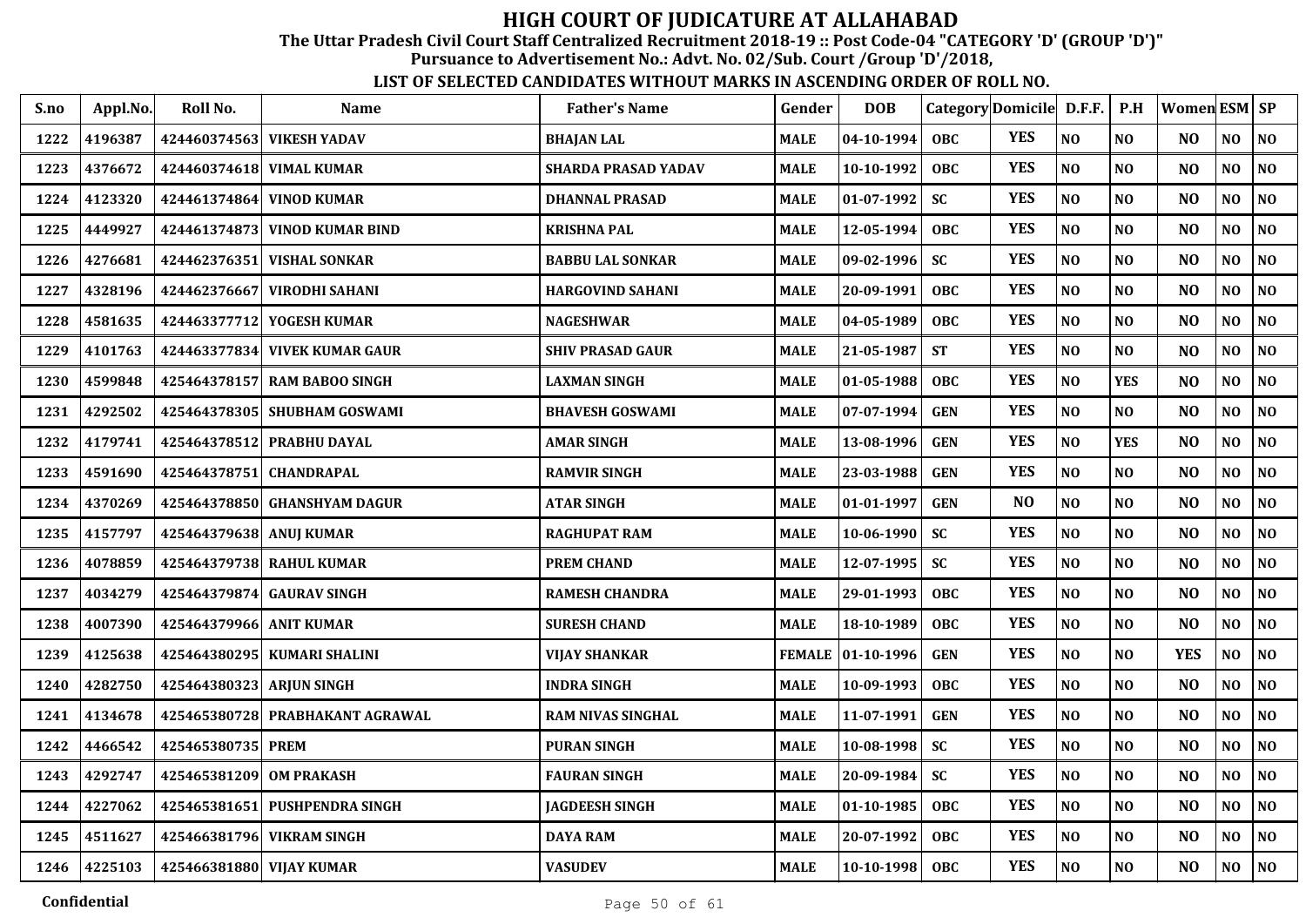# HIGH COURT OF JUDICATURE AT ALLAHABAD

**The Uttar Pradesh Civil Court Staff Centralized Recruitment 2018-19 :: Post Code-04 "CATEGORY 'D' (GROUP 'D')"**

**Pursuance to Advertisement No.: Advt. No. 02/Sub. Court /Group 'D'/2018,**

**LIST OF SELECTED CANDIDATES WITHOUT MARKS IN ASCENDING ORDER OF ROLL NO.**

| S.no | Appl.No. | Roll No. | Name | Father's Name | Gender | DOB | Category | Domicile | D.F.F. | P.H | Women | ESM | SP |
|---|---|---|---|---|---|---|---|---|---|---|---|---|---|
| 1222 | 4196387 | 424460374563 | VIKESH YADAV | BHAJAN LAL | MALE | 04-10-1994 | OBC | YES | NO | NO | NO | NO | NO |
| 1223 | 4376672 | 424460374618 | VIMAL KUMAR | SHARDA PRASAD YADAV | MALE | 10-10-1992 | OBC | YES | NO | NO | NO | NO | NO |
| 1224 | 4123320 | 424461374864 | VINOD KUMAR | DHANNAL PRASAD | MALE | 01-07-1992 | SC | YES | NO | NO | NO | NO | NO |
| 1225 | 4449927 | 424461374873 | VINOD KUMAR BIND | KRISHNA PAL | MALE | 12-05-1994 | OBC | YES | NO | NO | NO | NO | NO |
| 1226 | 4276681 | 424462376351 | VISHAL SONKAR | BABBU LAL SONKAR | MALE | 09-02-1996 | SC | YES | NO | NO | NO | NO | NO |
| 1227 | 4328196 | 424462376667 | VIRODHI SAHANI | HARGOVIND SAHANI | MALE | 20-09-1991 | OBC | YES | NO | NO | NO | NO | NO |
| 1228 | 4581635 | 424463377712 | YOGESH KUMAR | NAGESHWAR | MALE | 04-05-1989 | OBC | YES | NO | NO | NO | NO | NO |
| 1229 | 4101763 | 424463377834 | VIVEK KUMAR GAUR | SHIV PRASAD GAUR | MALE | 21-05-1987 | ST | YES | NO | NO | NO | NO | NO |
| 1230 | 4599848 | 425464378157 | RAM BABOO SINGH | LAXMAN SINGH | MALE | 01-05-1988 | OBC | YES | NO | YES | NO | NO | NO |
| 1231 | 4292502 | 425464378305 | SHUBHAM GOSWAMI | BHAVESH GOSWAMI | MALE | 07-07-1994 | GEN | YES | NO | NO | NO | NO | NO |
| 1232 | 4179741 | 425464378512 | PRABHU DAYAL | AMAR SINGH | MALE | 13-08-1996 | GEN | YES | NO | YES | NO | NO | NO |
| 1233 | 4591690 | 425464378751 | CHANDRAPAL | RAMVIR SINGH | MALE | 23-03-1988 | GEN | YES | NO | NO | NO | NO | NO |
| 1234 | 4370269 | 425464378850 | GHANSHYAM DAGUR | ATAR SINGH | MALE | 01-01-1997 | GEN | NO | NO | NO | NO | NO | NO |
| 1235 | 4157797 | 425464379638 | ANUJ KUMAR | RAGHUPAT RAM | MALE | 10-06-1990 | SC | YES | NO | NO | NO | NO | NO |
| 1236 | 4078859 | 425464379738 | RAHUL KUMAR | PREM CHAND | MALE | 12-07-1995 | SC | YES | NO | NO | NO | NO | NO |
| 1237 | 4034279 | 425464379874 | GAURAV SINGH | RAMESH CHANDRA | MALE | 29-01-1993 | OBC | YES | NO | NO | NO | NO | NO |
| 1238 | 4007390 | 425464379966 | ANIT KUMAR | SURESH CHAND | MALE | 18-10-1989 | OBC | YES | NO | NO | NO | NO | NO |
| 1239 | 4125638 | 425464380295 | KUMARI SHALINI | VIJAY SHANKAR | FEMALE | 01-10-1996 | GEN | YES | NO | NO | YES | NO | NO |
| 1240 | 4282750 | 425464380323 | ARJUN SINGH | INDRA SINGH | MALE | 10-09-1993 | OBC | YES | NO | NO | NO | NO | NO |
| 1241 | 4134678 | 425465380728 | PRABHAKANT AGRAWAL | RAM NIVAS SINGHAL | MALE | 11-07-1991 | GEN | YES | NO | NO | NO | NO | NO |
| 1242 | 4466542 | 425465380735 | PREM | PURAN SINGH | MALE | 10-08-1998 | SC | YES | NO | NO | NO | NO | NO |
| 1243 | 4292747 | 425465381209 | OM PRAKASH | FAURAN SINGH | MALE | 20-09-1984 | SC | YES | NO | NO | NO | NO | NO |
| 1244 | 4227062 | 425465381651 | PUSHPENDRA SINGH | JAGDEESH SINGH | MALE | 01-10-1985 | OBC | YES | NO | NO | NO | NO | NO |
| 1245 | 4511627 | 425466381796 | VIKRAM SINGH | DAYA RAM | MALE | 20-07-1992 | OBC | YES | NO | NO | NO | NO | NO |
| 1246 | 4225103 | 425466381880 | VIJAY KUMAR | VASUDEV | MALE | 10-10-1998 | OBC | YES | NO | NO | NO | NO | NO |

Confidential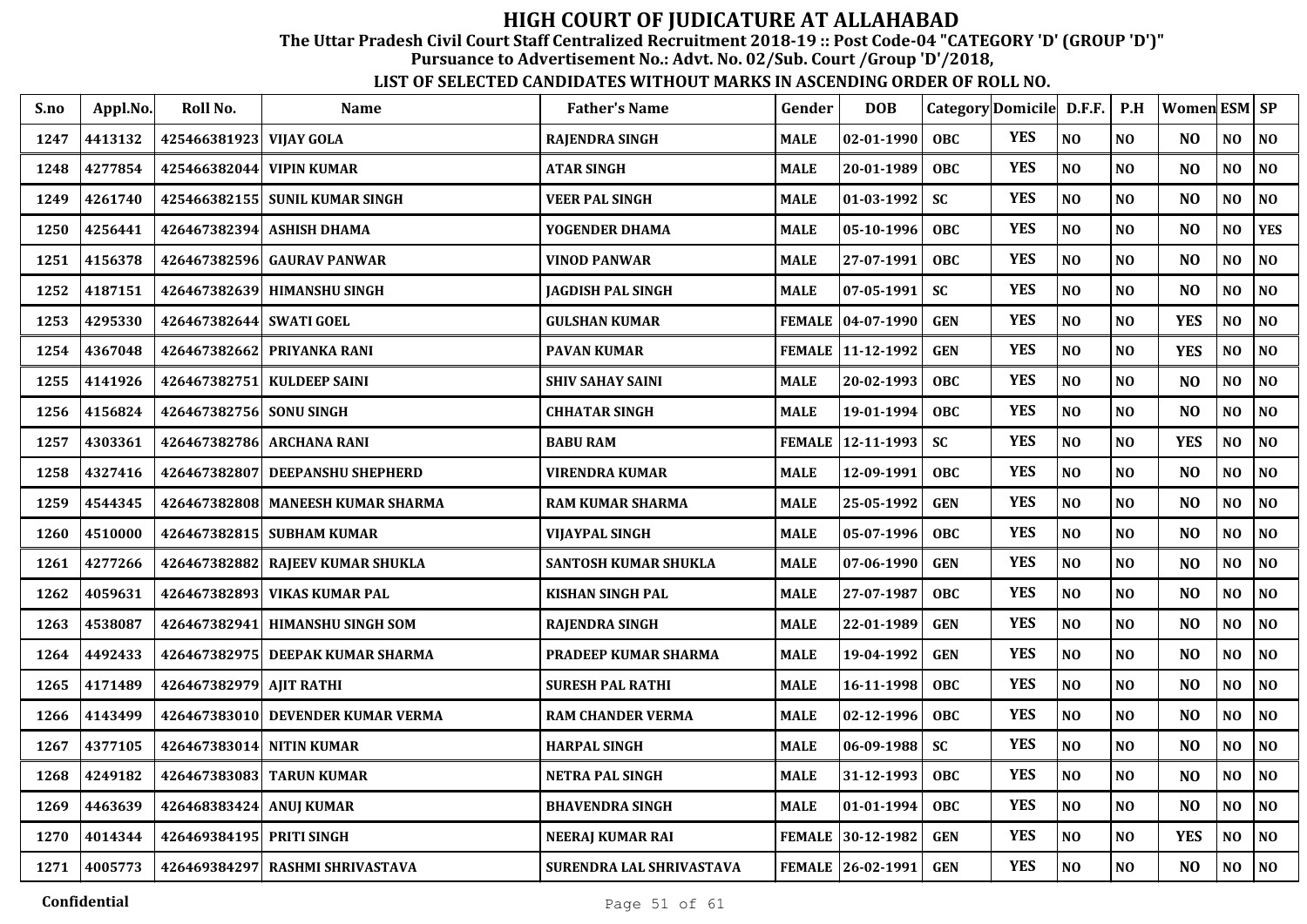# HIGH COURT OF JUDICATURE AT ALLAHABAD

**The Uttar Pradesh Civil Court Staff Centralized Recruitment 2018-19 :: Post Code-04 "CATEGORY 'D' (GROUP 'D')"**

**Pursuance to Advertisement No.: Advt. No. 02/Sub. Court /Group 'D'/2018,**

**LIST OF SELECTED CANDIDATES WITHOUT MARKS IN ASCENDING ORDER OF ROLL NO.**

| S.no | Appl.No. | Roll No. | Name | Father's Name | Gender | DOB | Category | Domicile | D.F.F. | P.H | Women | ESM | SP |
|---|---|---|---|---|---|---|---|---|---|---|---|---|---|
| 1247 | 4413132 | 425466381923 | VIJAY GOLA | RAJENDRA SINGH | MALE | 02-01-1990 | OBC | YES | NO | NO | NO | NO | NO |
| 1248 | 4277854 | 425466382044 | VIPIN KUMAR | ATAR SINGH | MALE | 20-01-1989 | OBC | YES | NO | NO | NO | NO | NO |
| 1249 | 4261740 | 425466382155 | SUNIL KUMAR SINGH | VEER PAL SINGH | MALE | 01-03-1992 | SC | YES | NO | NO | NO | NO | NO |
| 1250 | 4256441 | 426467382394 | ASHISH DHAMA | YOGENDER DHAMA | MALE | 05-10-1996 | OBC | YES | NO | NO | NO | NO | YES |
| 1251 | 4156378 | 426467382596 | GAURAV PANWAR | VINOD PANWAR | MALE | 27-07-1991 | OBC | YES | NO | NO | NO | NO | NO |
| 1252 | 4187151 | 426467382639 | HIMANSHU SINGH | JAGDISH PAL SINGH | MALE | 07-05-1991 | SC | YES | NO | NO | NO | NO | NO |
| 1253 | 4295330 | 426467382644 | SWATI GOEL | GULSHAN KUMAR | FEMALE | 04-07-1990 | GEN | YES | NO | NO | YES | NO | NO |
| 1254 | 4367048 | 426467382662 | PRIYANKA RANI | PAVAN KUMAR | FEMALE | 11-12-1992 | GEN | YES | NO | NO | YES | NO | NO |
| 1255 | 4141926 | 426467382751 | KULDEEP SAINI | SHIV SAHAY SAINI | MALE | 20-02-1993 | OBC | YES | NO | NO | NO | NO | NO |
| 1256 | 4156824 | 426467382756 | SONU SINGH | CHHATAR SINGH | MALE | 19-01-1994 | OBC | YES | NO | NO | NO | NO | NO |
| 1257 | 4303361 | 426467382786 | ARCHANA RANI | BABU RAM | FEMALE | 12-11-1993 | SC | YES | NO | NO | YES | NO | NO |
| 1258 | 4327416 | 426467382807 | DEEPANSHU SHEPHERD | VIRENDRA KUMAR | MALE | 12-09-1991 | OBC | YES | NO | NO | NO | NO | NO |
| 1259 | 4544345 | 426467382808 | MANEESH KUMAR SHARMA | RAM KUMAR SHARMA | MALE | 25-05-1992 | GEN | YES | NO | NO | NO | NO | NO |
| 1260 | 4510000 | 426467382815 | SUBHAM KUMAR | VIJAYPAL SINGH | MALE | 05-07-1996 | OBC | YES | NO | NO | NO | NO | NO |
| 1261 | 4277266 | 426467382882 | RAJEEV KUMAR SHUKLA | SANTOSH KUMAR SHUKLA | MALE | 07-06-1990 | GEN | YES | NO | NO | NO | NO | NO |
| 1262 | 4059631 | 426467382893 | VIKAS KUMAR PAL | KISHAN SINGH PAL | MALE | 27-07-1987 | OBC | YES | NO | NO | NO | NO | NO |
| 1263 | 4538087 | 426467382941 | HIMANSHU SINGH SOM | RAJENDRA SINGH | MALE | 22-01-1989 | GEN | YES | NO | NO | NO | NO | NO |
| 1264 | 4492433 | 426467382975 | DEEPAK KUMAR SHARMA | PRADEEP KUMAR SHARMA | MALE | 19-04-1992 | GEN | YES | NO | NO | NO | NO | NO |
| 1265 | 4171489 | 426467382979 | AJIT RATHI | SURESH PAL RATHI | MALE | 16-11-1998 | OBC | YES | NO | NO | NO | NO | NO |
| 1266 | 4143499 | 426467383010 | DEVENDER KUMAR VERMA | RAM CHANDER VERMA | MALE | 02-12-1996 | OBC | YES | NO | NO | NO | NO | NO |
| 1267 | 4377105 | 426467383014 | NITIN KUMAR | HARPAL SINGH | MALE | 06-09-1988 | SC | YES | NO | NO | NO | NO | NO |
| 1268 | 4249182 | 426467383083 | TARUN KUMAR | NETRA PAL SINGH | MALE | 31-12-1993 | OBC | YES | NO | NO | NO | NO | NO |
| 1269 | 4463639 | 426468383424 | ANUJ KUMAR | BHAVENDRA SINGH | MALE | 01-01-1994 | OBC | YES | NO | NO | NO | NO | NO |
| 1270 | 4014344 | 426469384195 | PRITI SINGH | NEERAJ KUMAR RAI | FEMALE | 30-12-1982 | GEN | YES | NO | NO | YES | NO | NO |
| 1271 | 4005773 | 426469384297 | RASHMI SHRIVASTAVA | SURENDRA LAL SHRIVASTAVA | FEMALE | 26-02-1991 | GEN | YES | NO | NO | NO | NO | NO |

Confidential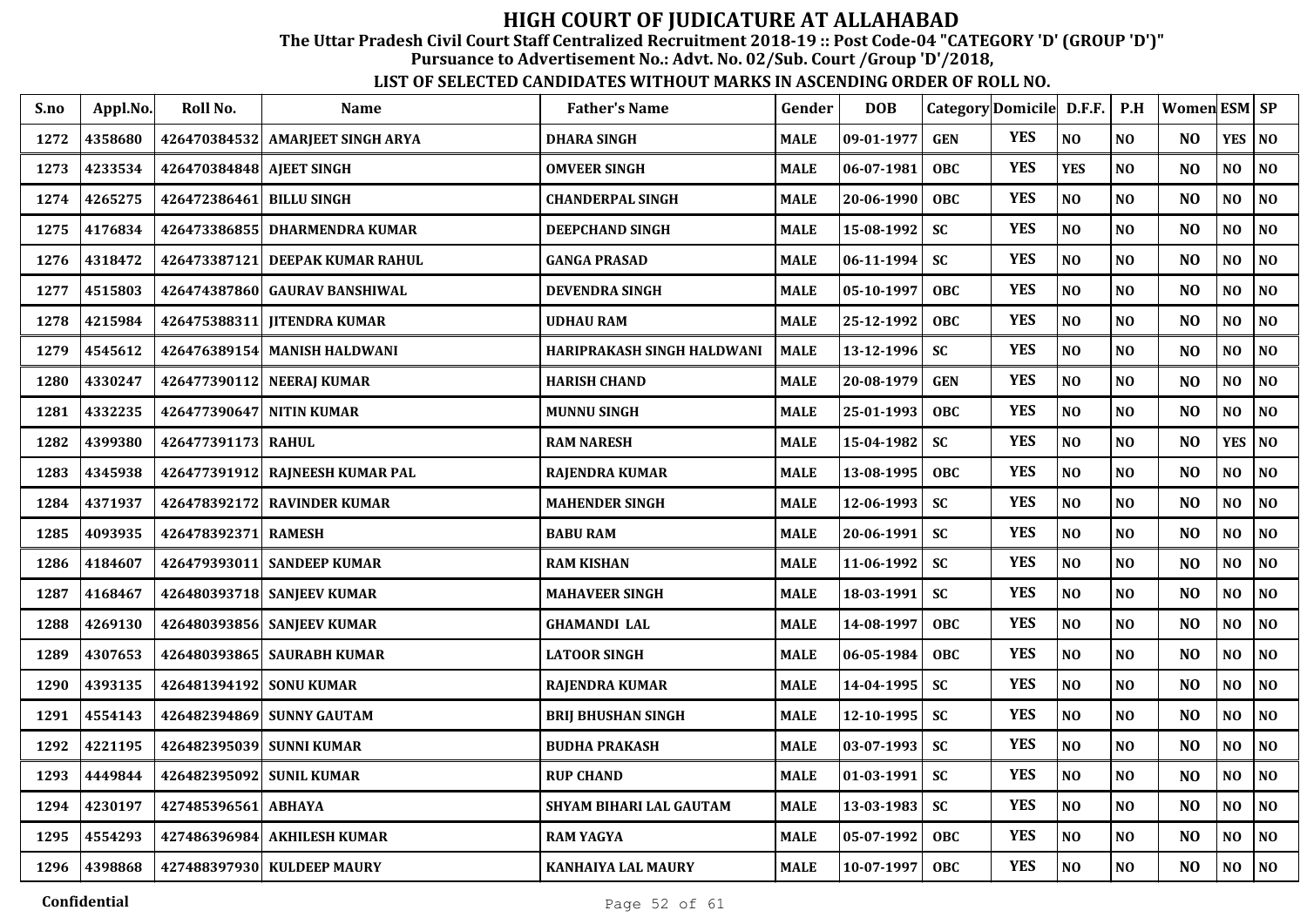# HIGH COURT OF JUDICATURE AT ALLAHABAD

**The Uttar Pradesh Civil Court Staff Centralized Recruitment 2018-19 :: Post Code-04 "CATEGORY 'D' (GROUP 'D')"**

**Pursuance to Advertisement No.: Advt. No. 02/Sub. Court /Group 'D'/2018,**

**LIST OF SELECTED CANDIDATES WITHOUT MARKS IN ASCENDING ORDER OF ROLL NO.**

| S.no | Appl.No. | Roll No. | Name | Father's Name | Gender | DOB | Category | Domicile | D.F.F. | P.H | Women | ESM | SP |
|---|---|---|---|---|---|---|---|---|---|---|---|---|---|
| 1272 | 4358680 | 426470384532 | AMARJEET SINGH ARYA | DHARA SINGH | MALE | 09-01-1977 | GEN | YES | NO | NO | NO | YES | NO |
| 1273 | 4233534 | 426470384848 | AJEET SINGH | OMVEER SINGH | MALE | 06-07-1981 | OBC | YES | YES | NO | NO | NO | NO |
| 1274 | 4265275 | 426472386461 | BILLU SINGH | CHANDERPAL SINGH | MALE | 20-06-1990 | OBC | YES | NO | NO | NO | NO | NO |
| 1275 | 4176834 | 426473386855 | DHARMENDRA KUMAR | DEEPCHAND SINGH | MALE | 15-08-1992 | SC | YES | NO | NO | NO | NO | NO |
| 1276 | 4318472 | 426473387121 | DEEPAK KUMAR RAHUL | GANGA PRASAD | MALE | 06-11-1994 | SC | YES | NO | NO | NO | NO | NO |
| 1277 | 4515803 | 426474387860 | GAURAV BANSHIWAL | DEVENDRA SINGH | MALE | 05-10-1997 | OBC | YES | NO | NO | NO | NO | NO |
| 1278 | 4215984 | 426475388311 | JITENDRA KUMAR | UDHAU RAM | MALE | 25-12-1992 | OBC | YES | NO | NO | NO | NO | NO |
| 1279 | 4545612 | 426476389154 | MANISH HALDWANI | HARIPRAKASH SINGH HALDWANI | MALE | 13-12-1996 | SC | YES | NO | NO | NO | NO | NO |
| 1280 | 4330247 | 426477390112 | NEERAJ KUMAR | HARISH CHAND | MALE | 20-08-1979 | GEN | YES | NO | NO | NO | NO | NO |
| 1281 | 4332235 | 426477390647 | NITIN KUMAR | MUNNU SINGH | MALE | 25-01-1993 | OBC | YES | NO | NO | NO | NO | NO |
| 1282 | 4399380 | 426477391173 | RAHUL | RAM NARESH | MALE | 15-04-1982 | SC | YES | NO | NO | NO | YES | NO |
| 1283 | 4345938 | 426477391912 | RAJNEESH KUMAR PAL | RAJENDRA KUMAR | MALE | 13-08-1995 | OBC | YES | NO | NO | NO | NO | NO |
| 1284 | 4371937 | 426478392172 | RAVINDER KUMAR | MAHENDER SINGH | MALE | 12-06-1993 | SC | YES | NO | NO | NO | NO | NO |
| 1285 | 4093935 | 426478392371 | RAMESH | BABU RAM | MALE | 20-06-1991 | SC | YES | NO | NO | NO | NO | NO |
| 1286 | 4184607 | 426479393011 | SANDEEP KUMAR | RAM KISHAN | MALE | 11-06-1992 | SC | YES | NO | NO | NO | NO | NO |
| 1287 | 4168467 | 426480393718 | SANJEEV KUMAR | MAHAVEER SINGH | MALE | 18-03-1991 | SC | YES | NO | NO | NO | NO | NO |
| 1288 | 4269130 | 426480393856 | SANJEEV KUMAR | GHAMANDI LAL | MALE | 14-08-1997 | OBC | YES | NO | NO | NO | NO | NO |
| 1289 | 4307653 | 426480393865 | SAURABH KUMAR | LATOOR SINGH | MALE | 06-05-1984 | OBC | YES | NO | NO | NO | NO | NO |
| 1290 | 4393135 | 426481394192 | SONU KUMAR | RAJENDRA KUMAR | MALE | 14-04-1995 | SC | YES | NO | NO | NO | NO | NO |
| 1291 | 4554143 | 426482394869 | SUNNY GAUTAM | BRIJ BHUSHAN SINGH | MALE | 12-10-1995 | SC | YES | NO | NO | NO | NO | NO |
| 1292 | 4221195 | 426482395039 | SUNNI KUMAR | BUDHA PRAKASH | MALE | 03-07-1993 | SC | YES | NO | NO | NO | NO | NO |
| 1293 | 4449844 | 426482395092 | SUNIL KUMAR | RUP CHAND | MALE | 01-03-1991 | SC | YES | NO | NO | NO | NO | NO |
| 1294 | 4230197 | 427485396561 | ABHAYA | SHYAM BIHARI LAL GAUTAM | MALE | 13-03-1983 | SC | YES | NO | NO | NO | NO | NO |
| 1295 | 4554293 | 427486396984 | AKHILESH KUMAR | RAM YAGYA | MALE | 05-07-1992 | OBC | YES | NO | NO | NO | NO | NO |
| 1296 | 4398868 | 427488397930 | KULDEEP MAURY | KANHAIYA LAL MAURY | MALE | 10-07-1997 | OBC | YES | NO | NO | NO | NO | NO |

Confidential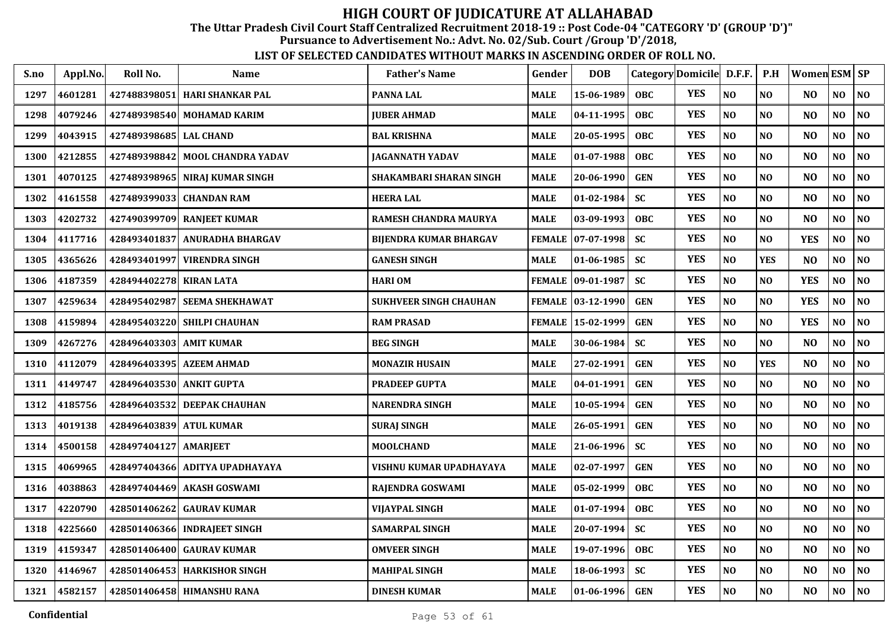# HIGH COURT OF JUDICATURE AT ALLAHABAD

**The Uttar Pradesh Civil Court Staff Centralized Recruitment 2018-19 :: Post Code-04 "CATEGORY 'D' (GROUP 'D')"**

**Pursuance to Advertisement No.: Advt. No. 02/Sub. Court /Group 'D'/2018,**

**LIST OF SELECTED CANDIDATES WITHOUT MARKS IN ASCENDING ORDER OF ROLL NO.**

| S.no | Appl.No. | Roll No. | Name | Father's Name | Gender | DOB | Category | Domicile | D.F.F. | P.H | Women | ESM | SP |
|---|---|---|---|---|---|---|---|---|---|---|---|---|---|
| 1297 | 4601281 | 427488398051 | HARI SHANKAR PAL | PANNA LAL | MALE | 15-06-1989 | OBC | YES | NO | NO | NO | NO | NO |
| 1298 | 4079246 | 427489398540 | MOHAMAD KARIM | JUBER AHMAD | MALE | 04-11-1995 | OBC | YES | NO | NO | NO | NO | NO |
| 1299 | 4043915 | 427489398685 | LAL CHAND | BAL KRISHNA | MALE | 20-05-1995 | OBC | YES | NO | NO | NO | NO | NO |
| 1300 | 4212855 | 427489398842 | MOOL CHANDRA YADAV | JAGANNATH YADAV | MALE | 01-07-1988 | OBC | YES | NO | NO | NO | NO | NO |
| 1301 | 4070125 | 427489398965 | NIRAJ KUMAR SINGH | SHAKAMBARI SHARAN SINGH | MALE | 20-06-1990 | GEN | YES | NO | NO | NO | NO | NO |
| 1302 | 4161558 | 427489399033 | CHANDAN RAM | HEERA LAL | MALE | 01-02-1984 | SC | YES | NO | NO | NO | NO | NO |
| 1303 | 4202732 | 427490399709 | RANJEET KUMAR | RAMESH CHANDRA MAURYA | MALE | 03-09-1993 | OBC | YES | NO | NO | NO | NO | NO |
| 1304 | 4117716 | 428493401837 | ANURADHA BHARGAV | BIJENDRA KUMAR BHARGAV | FEMALE | 07-07-1998 | SC | YES | NO | NO | YES | NO | NO |
| 1305 | 4365626 | 428493401997 | VIRENDRA SINGH | GANESH SINGH | MALE | 01-06-1985 | SC | YES | NO | YES | NO | NO | NO |
| 1306 | 4187359 | 428494402278 | KIRAN LATA | HARI OM | FEMALE | 09-01-1987 | SC | YES | NO | NO | YES | NO | NO |
| 1307 | 4259634 | 428495402987 | SEEMA SHEKHAWAT | SUKHVEER SINGH CHAUHAN | FEMALE | 03-12-1990 | GEN | YES | NO | NO | YES | NO | NO |
| 1308 | 4159894 | 428495403220 | SHILPI CHAUHAN | RAM PRASAD | FEMALE | 15-02-1999 | GEN | YES | NO | NO | YES | NO | NO |
| 1309 | 4267276 | 428496403303 | AMIT KUMAR | BEG SINGH | MALE | 30-06-1984 | SC | YES | NO | NO | NO | NO | NO |
| 1310 | 4112079 | 428496403395 | AZEEM AHMAD | MONAZIR HUSAIN | MALE | 27-02-1991 | GEN | YES | NO | YES | NO | NO | NO |
| 1311 | 4149747 | 428496403530 | ANKIT GUPTA | PRADEEP GUPTA | MALE | 04-01-1991 | GEN | YES | NO | NO | NO | NO | NO |
| 1312 | 4185756 | 428496403532 | DEEPAK CHAUHAN | NARENDRA SINGH | MALE | 10-05-1994 | GEN | YES | NO | NO | NO | NO | NO |
| 1313 | 4019138 | 428496403839 | ATUL KUMAR | SURAJ SINGH | MALE | 26-05-1991 | GEN | YES | NO | NO | NO | NO | NO |
| 1314 | 4500158 | 428497404127 | AMARJEET | MOOLCHAND | MALE | 21-06-1996 | SC | YES | NO | NO | NO | NO | NO |
| 1315 | 4069965 | 428497404366 | ADITYA UPADHAYAYA | VISHNU KUMAR UPADHAYAYA | MALE | 02-07-1997 | GEN | YES | NO | NO | NO | NO | NO |
| 1316 | 4038863 | 428497404469 | AKASH GOSWAMI | RAJENDRA GOSWAMI | MALE | 05-02-1999 | OBC | YES | NO | NO | NO | NO | NO |
| 1317 | 4220790 | 428501406262 | GAURAV KUMAR | VIJAYPAL SINGH | MALE | 01-07-1994 | OBC | YES | NO | NO | NO | NO | NO |
| 1318 | 4225660 | 428501406366 | INDRAJEET SINGH | SAMARPAL SINGH | MALE | 20-07-1994 | SC | YES | NO | NO | NO | NO | NO |
| 1319 | 4159347 | 428501406400 | GAURAV KUMAR | OMVEER SINGH | MALE | 19-07-1996 | OBC | YES | NO | NO | NO | NO | NO |
| 1320 | 4146967 | 428501406453 | HARKISHOR SINGH | MAHIPAL SINGH | MALE | 18-06-1993 | SC | YES | NO | NO | NO | NO | NO |
| 1321 | 4582157 | 428501406458 | HIMANSHU RANA | DINESH KUMAR | MALE | 01-06-1996 | GEN | YES | NO | NO | NO | NO | NO |

Confidential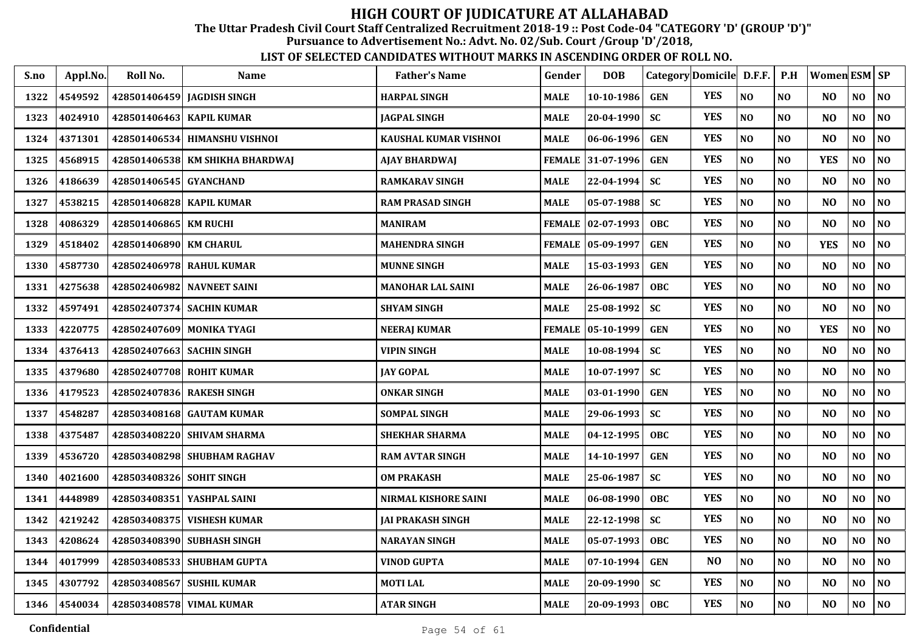# HIGH COURT OF JUDICATURE AT ALLAHABAD

**The Uttar Pradesh Civil Court Staff Centralized Recruitment 2018-19 :: Post Code-04 "CATEGORY 'D' (GROUP 'D')"**
**Pursuance to Advertisement No.: Advt. No. 02/Sub. Court /Group 'D'/2018,**

**LIST OF SELECTED CANDIDATES WITHOUT MARKS IN ASCENDING ORDER OF ROLL NO.**

| S.no | Appl.No. | Roll No. | Name | Father's Name | Gender | DOB | Category | Domicile | D.F.F. | P.H | Women | ESM | SP |
|---|---|---|---|---|---|---|---|---|---|---|---|---|---|
| 1322 | 4549592 | 428501406459 | JAGDISH SINGH | HARPAL SINGH | MALE | 10-10-1986 | GEN | YES | NO | NO | NO | NO | NO |
| 1323 | 4024910 | 428501406463 | KAPIL KUMAR | JAGPAL SINGH | MALE | 20-04-1990 | SC | YES | NO | NO | NO | NO | NO |
| 1324 | 4371301 | 428501406534 | HIMANSHU VISHNOI | KAUSHAL KUMAR VISHNOI | MALE | 06-06-1996 | GEN | YES | NO | NO | NO | NO | NO |
| 1325 | 4568915 | 428501406538 | KM SHIKHA BHARDWAJ | AJAY BHARDWAJ | FEMALE | 31-07-1996 | GEN | YES | NO | NO | YES | NO | NO |
| 1326 | 4186639 | 428501406545 | GYANCHAND | RAMKARAV SINGH | MALE | 22-04-1994 | SC | YES | NO | NO | NO | NO | NO |
| 1327 | 4538215 | 428501406828 | KAPIL KUMAR | RAM PRASAD SINGH | MALE | 05-07-1988 | SC | YES | NO | NO | NO | NO | NO |
| 1328 | 4086329 | 428501406865 | KM RUCHI | MANIRAM | FEMALE | 02-07-1993 | OBC | YES | NO | NO | NO | NO | NO |
| 1329 | 4518402 | 428501406890 | KM CHARUL | MAHENDRA SINGH | FEMALE | 05-09-1997 | GEN | YES | NO | NO | YES | NO | NO |
| 1330 | 4587730 | 428502406978 | RAHUL KUMAR | MUNNE SINGH | MALE | 15-03-1993 | GEN | YES | NO | NO | NO | NO | NO |
| 1331 | 4275638 | 428502406982 | NAVNEET SAINI | MANOHAR LAL SAINI | MALE | 26-06-1987 | OBC | YES | NO | NO | NO | NO | NO |
| 1332 | 4597491 | 428502407374 | SACHIN KUMAR | SHYAM SINGH | MALE | 25-08-1992 | SC | YES | NO | NO | NO | NO | NO |
| 1333 | 4220775 | 428502407609 | MONIKA TYAGI | NEERAJ KUMAR | FEMALE | 05-10-1999 | GEN | YES | NO | NO | YES | NO | NO |
| 1334 | 4376413 | 428502407663 | SACHIN SINGH | VIPIN SINGH | MALE | 10-08-1994 | SC | YES | NO | NO | NO | NO | NO |
| 1335 | 4379680 | 428502407708 | ROHIT KUMAR | JAY GOPAL | MALE | 10-07-1997 | SC | YES | NO | NO | NO | NO | NO |
| 1336 | 4179523 | 428502407836 | RAKESH SINGH | ONKAR SINGH | MALE | 03-01-1990 | GEN | YES | NO | NO | NO | NO | NO |
| 1337 | 4548287 | 428503408168 | GAUTAM KUMAR | SOMPAL SINGH | MALE | 29-06-1993 | SC | YES | NO | NO | NO | NO | NO |
| 1338 | 4375487 | 428503408220 | SHIVAM SHARMA | SHEKHAR SHARMA | MALE | 04-12-1995 | OBC | YES | NO | NO | NO | NO | NO |
| 1339 | 4536720 | 428503408298 | SHUBHAM RAGHAV | RAM AVTAR SINGH | MALE | 14-10-1997 | GEN | YES | NO | NO | NO | NO | NO |
| 1340 | 4021600 | 428503408326 | SOHIT SINGH | OM PRAKASH | MALE | 25-06-1987 | SC | YES | NO | NO | NO | NO | NO |
| 1341 | 4448989 | 428503408351 | YASHPAL SAINI | NIRMAL KISHORE SAINI | MALE | 06-08-1990 | OBC | YES | NO | NO | NO | NO | NO |
| 1342 | 4219242 | 428503408375 | VISHESH KUMAR | JAI PRAKASH SINGH | MALE | 22-12-1998 | SC | YES | NO | NO | NO | NO | NO |
| 1343 | 4208624 | 428503408390 | SUBHASH SINGH | NARAYAN SINGH | MALE | 05-07-1993 | OBC | YES | NO | NO | NO | NO | NO |
| 1344 | 4017999 | 428503408533 | SHUBHAM GUPTA | VINOD GUPTA | MALE | 07-10-1994 | GEN | NO | NO | NO | NO | NO | NO |
| 1345 | 4307792 | 428503408567 | SUSHIL KUMAR | MOTI LAL | MALE | 20-09-1990 | SC | YES | NO | NO | NO | NO | NO |
| 1346 | 4540034 | 428503408578 | VIMAL KUMAR | ATAR SINGH | MALE | 20-09-1993 | OBC | YES | NO | NO | NO | NO | NO |

Confidential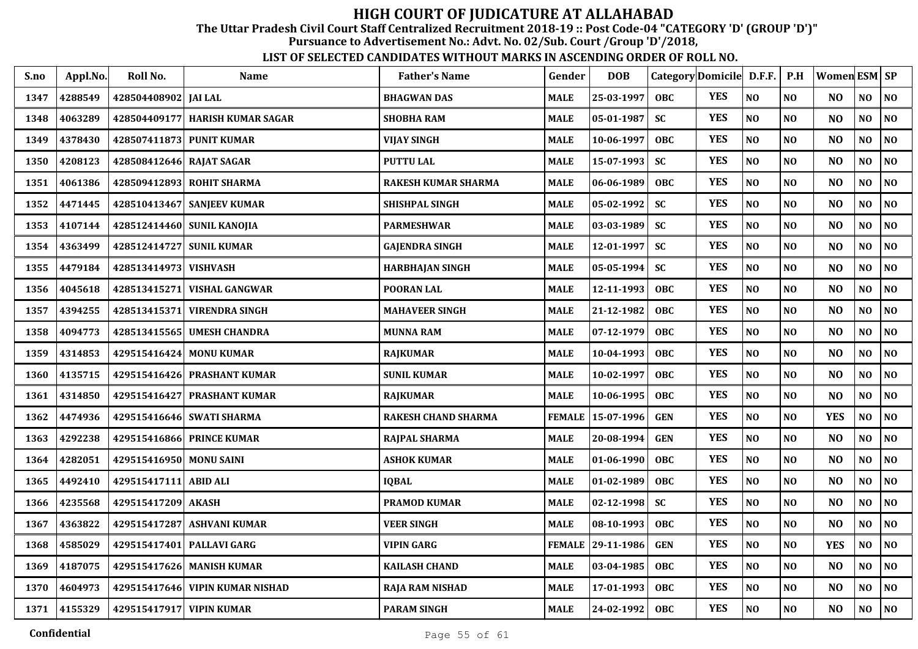# HIGH COURT OF JUDICATURE AT ALLAHABAD

**The Uttar Pradesh Civil Court Staff Centralized Recruitment 2018-19 :: Post Code-04 "CATEGORY 'D' (GROUP 'D')"**

**Pursuance to Advertisement No.: Advt. No. 02/Sub. Court /Group 'D'/2018,**

**LIST OF SELECTED CANDIDATES WITHOUT MARKS IN ASCENDING ORDER OF ROLL NO.**

| S.no | Appl.No. | Roll No. | Name | Father's Name | Gender | DOB | Category | Domicile | D.F.F. | P.H | Women | ESM | SP |
|---|---|---|---|---|---|---|---|---|---|---|---|---|---|
| 1347 | 4288549 | 428504408902 | JAI LAL | BHAGWAN DAS | MALE | 25-03-1997 | OBC | YES | NO | NO | NO | NO | NO |
| 1348 | 4063289 | 428504409177 | HARISH KUMAR SAGAR | SHOBHA RAM | MALE | 05-01-1987 | SC | YES | NO | NO | NO | NO | NO |
| 1349 | 4378430 | 428507411873 | PUNIT KUMAR | VIJAY SINGH | MALE | 10-06-1997 | OBC | YES | NO | NO | NO | NO | NO |
| 1350 | 4208123 | 428508412646 | RAJAT SAGAR | PUTTU LAL | MALE | 15-07-1993 | SC | YES | NO | NO | NO | NO | NO |
| 1351 | 4061386 | 428509412893 | ROHIT SHARMA | RAKESH KUMAR SHARMA | MALE | 06-06-1989 | OBC | YES | NO | NO | NO | NO | NO |
| 1352 | 4471445 | 428510413467 | SANJEEV KUMAR | SHISHPAL SINGH | MALE | 05-02-1992 | SC | YES | NO | NO | NO | NO | NO |
| 1353 | 4107144 | 428512414460 | SUNIL KANOJIA | PARMESHWAR | MALE | 03-03-1989 | SC | YES | NO | NO | NO | NO | NO |
| 1354 | 4363499 | 428512414727 | SUNIL KUMAR | GAJENDRA SINGH | MALE | 12-01-1997 | SC | YES | NO | NO | NO | NO | NO |
| 1355 | 4479184 | 428513414973 | VISHVASH | HARBHAJAN SINGH | MALE | 05-05-1994 | SC | YES | NO | NO | NO | NO | NO |
| 1356 | 4045618 | 428513415271 | VISHAL GANGWAR | POORAN LAL | MALE | 12-11-1993 | OBC | YES | NO | NO | NO | NO | NO |
| 1357 | 4394255 | 428513415371 | VIRENDRA SINGH | MAHAVEER SINGH | MALE | 21-12-1982 | OBC | YES | NO | NO | NO | NO | NO |
| 1358 | 4094773 | 428513415565 | UMESH CHANDRA | MUNNA RAM | MALE | 07-12-1979 | OBC | YES | NO | NO | NO | NO | NO |
| 1359 | 4314853 | 429515416424 | MONU KUMAR | RAJKUMAR | MALE | 10-04-1993 | OBC | YES | NO | NO | NO | NO | NO |
| 1360 | 4135715 | 429515416426 | PRASHANT KUMAR | SUNIL KUMAR | MALE | 10-02-1997 | OBC | YES | NO | NO | NO | NO | NO |
| 1361 | 4314850 | 429515416427 | PRASHANT KUMAR | RAJKUMAR | MALE | 10-06-1995 | OBC | YES | NO | NO | NO | NO | NO |
| 1362 | 4474936 | 429515416646 | SWATI SHARMA | RAKESH CHAND SHARMA | FEMALE | 15-07-1996 | GEN | YES | NO | NO | YES | NO | NO |
| 1363 | 4292238 | 429515416866 | PRINCE KUMAR | RAJPAL SHARMA | MALE | 20-08-1994 | GEN | YES | NO | NO | NO | NO | NO |
| 1364 | 4282051 | 429515416950 | MONU SAINI | ASHOK KUMAR | MALE | 01-06-1990 | OBC | YES | NO | NO | NO | NO | NO |
| 1365 | 4492410 | 429515417111 | ABID ALI | IQBAL | MALE | 01-02-1989 | OBC | YES | NO | NO | NO | NO | NO |
| 1366 | 4235568 | 429515417209 | AKASH | PRAMOD KUMAR | MALE | 02-12-1998 | SC | YES | NO | NO | NO | NO | NO |
| 1367 | 4363822 | 429515417287 | ASHVANI KUMAR | VEER SINGH | MALE | 08-10-1993 | OBC | YES | NO | NO | NO | NO | NO |
| 1368 | 4585029 | 429515417401 | PALLAVI GARG | VIPIN GARG | FEMALE | 29-11-1986 | GEN | YES | NO | NO | YES | NO | NO |
| 1369 | 4187075 | 429515417626 | MANISH KUMAR | KAILASH CHAND | MALE | 03-04-1985 | OBC | YES | NO | NO | NO | NO | NO |
| 1370 | 4604973 | 429515417646 | VIPIN KUMAR NISHAD | RAJA RAM NISHAD | MALE | 17-01-1993 | OBC | YES | NO | NO | NO | NO | NO |
| 1371 | 4155329 | 429515417917 | VIPIN KUMAR | PARAM SINGH | MALE | 24-02-1992 | OBC | YES | NO | NO | NO | NO | NO |

Confidential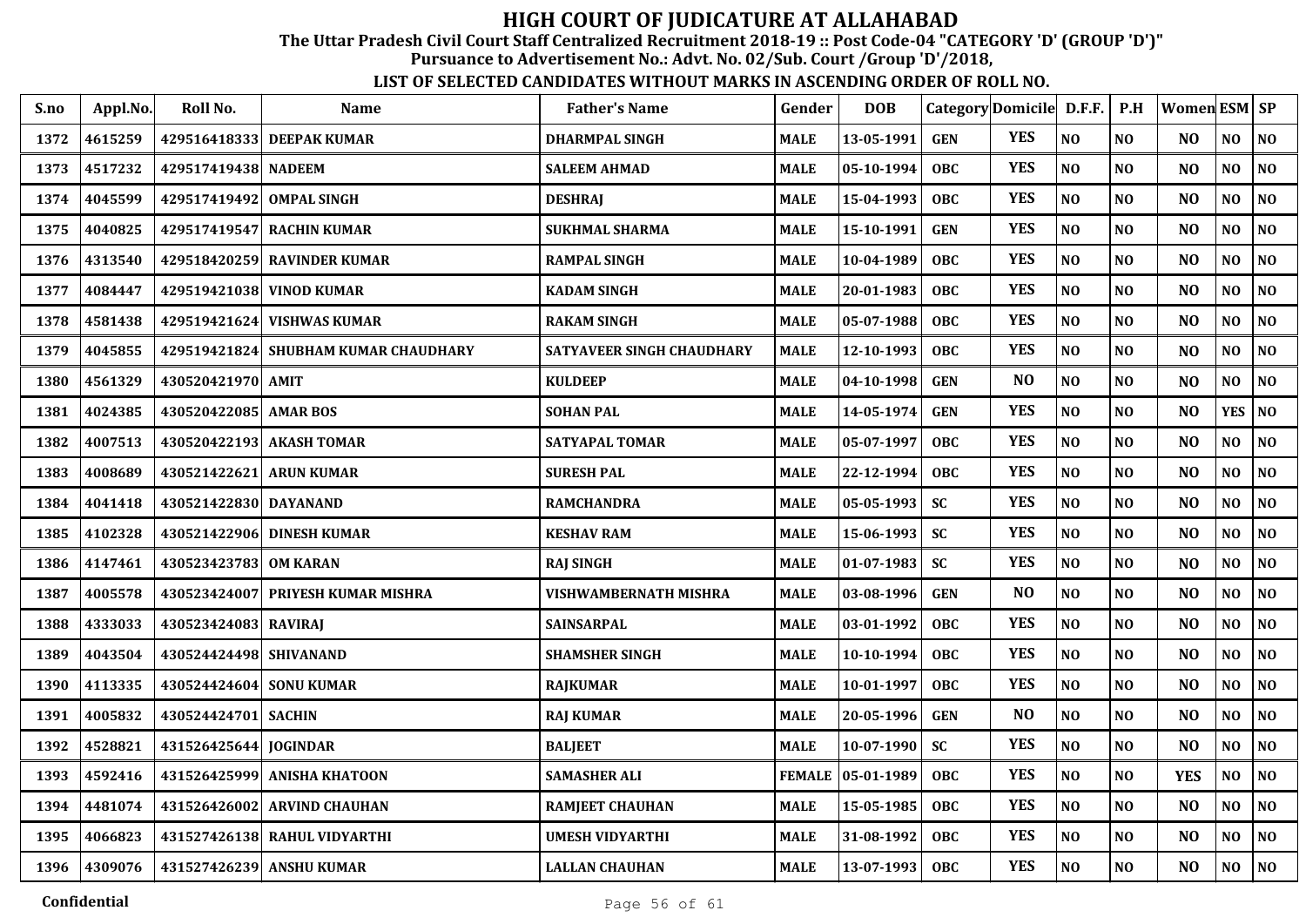# HIGH COURT OF JUDICATURE AT ALLAHABAD

**The Uttar Pradesh Civil Court Staff Centralized Recruitment 2018-19 :: Post Code-04 "CATEGORY 'D' (GROUP 'D')"**

**Pursuance to Advertisement No.: Advt. No. 02/Sub. Court /Group 'D'/2018,**

**LIST OF SELECTED CANDIDATES WITHOUT MARKS IN ASCENDING ORDER OF ROLL NO.**

| S.no | Appl.No. | Roll No. | Name | Father's Name | Gender | DOB | Category | Domicile | D.F.F. | P.H | Women | ESM | SP |
|---|---|---|---|---|---|---|---|---|---|---|---|---|---|
| 1372 | 4615259 | 429516418333 | DEEPAK KUMAR | DHARMPAL SINGH | MALE | 13-05-1991 | GEN | YES | NO | NO | NO | NO | NO |
| 1373 | 4517232 | 429517419438 | NADEEM | SALEEM AHMAD | MALE | 05-10-1994 | OBC | YES | NO | NO | NO | NO | NO |
| 1374 | 4045599 | 429517419492 | OMPAL SINGH | DESHRAJ | MALE | 15-04-1993 | OBC | YES | NO | NO | NO | NO | NO |
| 1375 | 4040825 | 429517419547 | RACHIN KUMAR | SUKHMAL SHARMA | MALE | 15-10-1991 | GEN | YES | NO | NO | NO | NO | NO |
| 1376 | 4313540 | 429518420259 | RAVINDER KUMAR | RAMPAL SINGH | MALE | 10-04-1989 | OBC | YES | NO | NO | NO | NO | NO |
| 1377 | 4084447 | 429519421038 | VINOD KUMAR | KADAM SINGH | MALE | 20-01-1983 | OBC | YES | NO | NO | NO | NO | NO |
| 1378 | 4581438 | 429519421624 | VISHWAS KUMAR | RAKAM SINGH | MALE | 05-07-1988 | OBC | YES | NO | NO | NO | NO | NO |
| 1379 | 4045855 | 429519421824 | SHUBHAM KUMAR CHAUDHARY | SATYAVEER SINGH CHAUDHARY | MALE | 12-10-1993 | OBC | YES | NO | NO | NO | NO | NO |
| 1380 | 4561329 | 430520421970 | AMIT | KULDEEP | MALE | 04-10-1998 | GEN | NO | NO | NO | NO | NO | NO |
| 1381 | 4024385 | 430520422085 | AMAR BOS | SOHAN PAL | MALE | 14-05-1974 | GEN | YES | NO | NO | NO | YES | NO |
| 1382 | 4007513 | 430520422193 | AKASH TOMAR | SATYAPAL TOMAR | MALE | 05-07-1997 | OBC | YES | NO | NO | NO | NO | NO |
| 1383 | 4008689 | 430521422621 | ARUN KUMAR | SURESH PAL | MALE | 22-12-1994 | OBC | YES | NO | NO | NO | NO | NO |
| 1384 | 4041418 | 430521422830 | DAYANAND | RAMCHANDRA | MALE | 05-05-1993 | SC | YES | NO | NO | NO | NO | NO |
| 1385 | 4102328 | 430521422906 | DINESH KUMAR | KESHAV RAM | MALE | 15-06-1993 | SC | YES | NO | NO | NO | NO | NO |
| 1386 | 4147461 | 430523423783 | OM KARAN | RAJ SINGH | MALE | 01-07-1983 | SC | YES | NO | NO | NO | NO | NO |
| 1387 | 4005578 | 430523424007 | PRIYESH KUMAR MISHRA | VISHWAMBERNATH MISHRA | MALE | 03-08-1996 | GEN | NO | NO | NO | NO | NO | NO |
| 1388 | 4333033 | 430523424083 | RAVIRAJ | SAINSARPAL | MALE | 03-01-1992 | OBC | YES | NO | NO | NO | NO | NO |
| 1389 | 4043504 | 430524424498 | SHIVANAND | SHAMSHER SINGH | MALE | 10-10-1994 | OBC | YES | NO | NO | NO | NO | NO |
| 1390 | 4113335 | 430524424604 | SONU KUMAR | RAJKUMAR | MALE | 10-01-1997 | OBC | YES | NO | NO | NO | NO | NO |
| 1391 | 4005832 | 430524424701 | SACHIN | RAJ KUMAR | MALE | 20-05-1996 | GEN | NO | NO | NO | NO | NO | NO |
| 1392 | 4528821 | 431526425644 | JOGINDAR | BALJEET | MALE | 10-07-1990 | SC | YES | NO | NO | NO | NO | NO |
| 1393 | 4592416 | 431526425999 | ANISHA KHATOON | SAMASHER ALI | FEMALE | 05-01-1989 | OBC | YES | NO | NO | YES | NO | NO |
| 1394 | 4481074 | 431526426002 | ARVIND CHAUHAN | RAMJEET CHAUHAN | MALE | 15-05-1985 | OBC | YES | NO | NO | NO | NO | NO |
| 1395 | 4066823 | 431527426138 | RAHUL VIDYARTHI | UMESH VIDYARTHI | MALE | 31-08-1992 | OBC | YES | NO | NO | NO | NO | NO |
| 1396 | 4309076 | 431527426239 | ANSHU KUMAR | LALLAN CHAUHAN | MALE | 13-07-1993 | OBC | YES | NO | NO | NO | NO | NO |

Confidential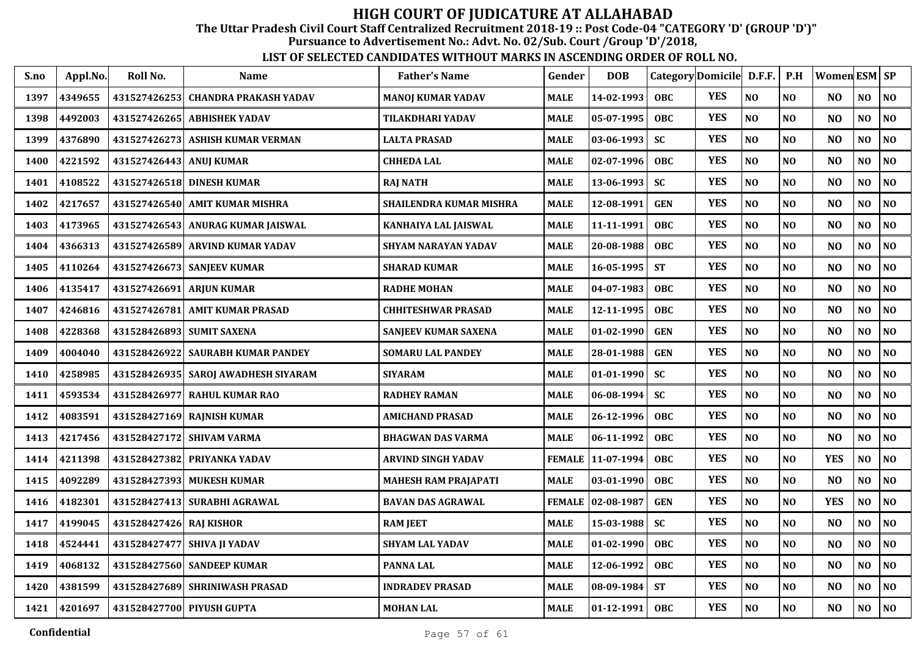# HIGH COURT OF JUDICATURE AT ALLAHABAD

**The Uttar Pradesh Civil Court Staff Centralized Recruitment 2018-19 :: Post Code-04 "CATEGORY 'D' (GROUP 'D')"**

**Pursuance to Advertisement No.: Advt. No. 02/Sub. Court /Group 'D'/2018,**

**LIST OF SELECTED CANDIDATES WITHOUT MARKS IN ASCENDING ORDER OF ROLL NO.**

| S.no | Appl.No. | Roll No. | Name | Father's Name | Gender | DOB | Category | Domicile | D.F.F. | P.H | Women | ESM | SP |
|---|---|---|---|---|---|---|---|---|---|---|---|---|---|
| 1397 | 4349655 | 431527426253 | CHANDRA PRAKASH YADAV | MANOJ KUMAR YADAV | MALE | 14-02-1993 | OBC | YES | NO | NO | NO | NO | NO |
| 1398 | 4492003 | 431527426265 | ABHISHEK YADAV | TILAKDHARI YADAV | MALE | 05-07-1995 | OBC | YES | NO | NO | NO | NO | NO |
| 1399 | 4376890 | 431527426273 | ASHISH KUMAR VERMAN | LALTA PRASAD | MALE | 03-06-1993 | SC | YES | NO | NO | NO | NO | NO |
| 1400 | 4221592 | 431527426443 | ANUJ KUMAR | CHHEDA LAL | MALE | 02-07-1996 | OBC | YES | NO | NO | NO | NO | NO |
| 1401 | 4108522 | 431527426518 | DINESH KUMAR | RAJ NATH | MALE | 13-06-1993 | SC | YES | NO | NO | NO | NO | NO |
| 1402 | 4217657 | 431527426540 | AMIT KUMAR MISHRA | SHAILENDRA KUMAR MISHRA | MALE | 12-08-1991 | GEN | YES | NO | NO | NO | NO | NO |
| 1403 | 4173965 | 431527426543 | ANURAG KUMAR JAISWAL | KANHAIYA LAL JAISWAL | MALE | 11-11-1991 | OBC | YES | NO | NO | NO | NO | NO |
| 1404 | 4366313 | 431527426589 | ARVIND KUMAR YADAV | SHYAM NARAYAN YADAV | MALE | 20-08-1988 | OBC | YES | NO | NO | NO | NO | NO |
| 1405 | 4110264 | 431527426673 | SANJEEV KUMAR | SHARAD KUMAR | MALE | 16-05-1995 | ST | YES | NO | NO | NO | NO | NO |
| 1406 | 4135417 | 431527426691 | ARJUN KUMAR | RADHE MOHAN | MALE | 04-07-1983 | OBC | YES | NO | NO | NO | NO | NO |
| 1407 | 4246816 | 431527426781 | AMIT KUMAR PRASAD | CHHITESHWAR PRASAD | MALE | 12-11-1995 | OBC | YES | NO | NO | NO | NO | NO |
| 1408 | 4228368 | 431528426893 | SUMIT SAXENA | SANJEEV KUMAR SAXENA | MALE | 01-02-1990 | GEN | YES | NO | NO | NO | NO | NO |
| 1409 | 4004040 | 431528426922 | SAURABH KUMAR PANDEY | SOMARU LAL PANDEY | MALE | 28-01-1988 | GEN | YES | NO | NO | NO | NO | NO |
| 1410 | 4258985 | 431528426935 | SAROJ AWADHESH SIYARAM | SIYARAM | MALE | 01-01-1990 | SC | YES | NO | NO | NO | NO | NO |
| 1411 | 4593534 | 431528426977 | RAHUL KUMAR RAO | RADHEY RAMAN | MALE | 06-08-1994 | SC | YES | NO | NO | NO | NO | NO |
| 1412 | 4083591 | 431528427169 | RAJNISH KUMAR | AMICHAND PRASAD | MALE | 26-12-1996 | OBC | YES | NO | NO | NO | NO | NO |
| 1413 | 4217456 | 431528427172 | SHIVAM VARMA | BHAGWAN DAS VARMA | MALE | 06-11-1992 | OBC | YES | NO | NO | NO | NO | NO |
| 1414 | 4211398 | 431528427382 | PRIYANKA YADAV | ARVIND SINGH YADAV | FEMALE | 11-07-1994 | OBC | YES | NO | NO | YES | NO | NO |
| 1415 | 4092289 | 431528427393 | MUKESH KUMAR | MAHESH RAM PRAJAPATI | MALE | 03-01-1990 | OBC | YES | NO | NO | NO | NO | NO |
| 1416 | 4182301 | 431528427413 | SURABHI AGRAWAL | BAVAN DAS AGRAWAL | FEMALE | 02-08-1987 | GEN | YES | NO | NO | YES | NO | NO |
| 1417 | 4199045 | 431528427426 | RAJ KISHOR | RAM JEET | MALE | 15-03-1988 | SC | YES | NO | NO | NO | NO | NO |
| 1418 | 4524441 | 431528427477 | SHIVA JI YADAV | SHYAM LAL YADAV | MALE | 01-02-1990 | OBC | YES | NO | NO | NO | NO | NO |
| 1419 | 4068132 | 431528427560 | SANDEEP KUMAR | PANNA LAL | MALE | 12-06-1992 | OBC | YES | NO | NO | NO | NO | NO |
| 1420 | 4381599 | 431528427689 | SHRINIWASH PRASAD | INDRADEV PRASAD | MALE | 08-09-1984 | ST | YES | NO | NO | NO | NO | NO |
| 1421 | 4201697 | 431528427700 | PIYUSH GUPTA | MOHAN LAL | MALE | 01-12-1991 | OBC | YES | NO | NO | NO | NO | NO |

Confidential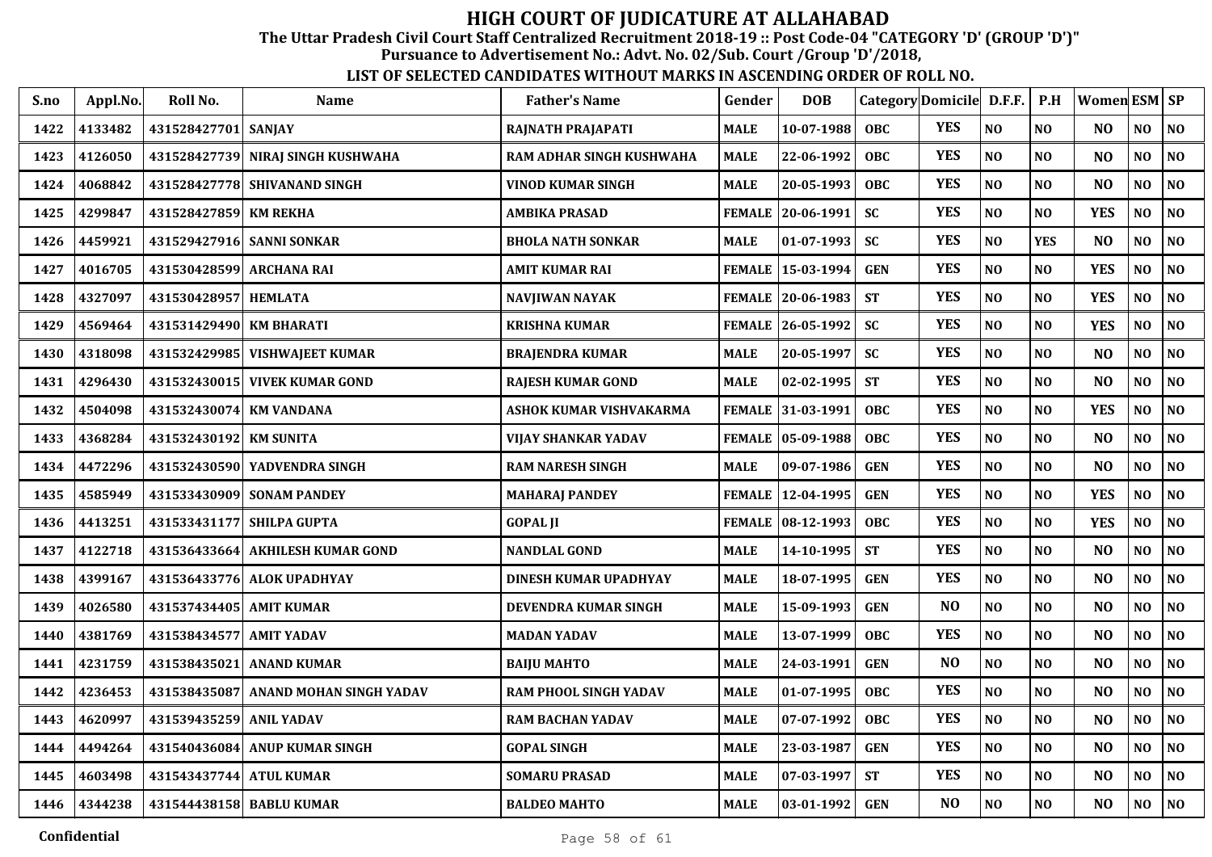# HIGH COURT OF JUDICATURE AT ALLAHABAD

**The Uttar Pradesh Civil Court Staff Centralized Recruitment 2018-19 :: Post Code-04 "CATEGORY 'D' (GROUP 'D')"**

**Pursuance to Advertisement No.: Advt. No. 02/Sub. Court /Group 'D'/2018,**

**LIST OF SELECTED CANDIDATES WITHOUT MARKS IN ASCENDING ORDER OF ROLL NO.**

| S.no | Appl.No. | Roll No. | Name | Father's Name | Gender | DOB | Category | Domicile | D.F.F. | P.H | Women | ESM | SP |
|---|---|---|---|---|---|---|---|---|---|---|---|---|---|
| 1422 | 4133482 | 431528427701 | SANJAY | RAJNATH PRAJAPATI | MALE | 10-07-1988 | OBC | YES | NO | NO | NO | NO | NO |
| 1423 | 4126050 | 431528427739 | NIRAJ SINGH KUSHWAHA | RAM ADHAR SINGH KUSHWAHA | MALE | 22-06-1992 | OBC | YES | NO | NO | NO | NO | NO |
| 1424 | 4068842 | 431528427778 | SHIVANAND SINGH | VINOD KUMAR SINGH | MALE | 20-05-1993 | OBC | YES | NO | NO | NO | NO | NO |
| 1425 | 4299847 | 431528427859 | KM REKHA | AMBIKA PRASAD | FEMALE | 20-06-1991 | SC | YES | NO | NO | YES | NO | NO |
| 1426 | 4459921 | 431529427916 | SANNI SONKAR | BHOLA NATH SONKAR | MALE | 01-07-1993 | SC | YES | NO | YES | NO | NO | NO |
| 1427 | 4016705 | 431530428599 | ARCHANA RAI | AMIT KUMAR RAI | FEMALE | 15-03-1994 | GEN | YES | NO | NO | YES | NO | NO |
| 1428 | 4327097 | 431530428957 | HEMLATA | NAVJIWAN NAYAK | FEMALE | 20-06-1983 | ST | YES | NO | NO | YES | NO | NO |
| 1429 | 4569464 | 431531429490 | KM BHARATI | KRISHNA KUMAR | FEMALE | 26-05-1992 | SC | YES | NO | NO | YES | NO | NO |
| 1430 | 4318098 | 431532429985 | VISHWAJEET KUMAR | BRAJENDRA KUMAR | MALE | 20-05-1997 | SC | YES | NO | NO | NO | NO | NO |
| 1431 | 4296430 | 431532430015 | VIVEK KUMAR GOND | RAJESH KUMAR GOND | MALE | 02-02-1995 | ST | YES | NO | NO | NO | NO | NO |
| 1432 | 4504098 | 431532430074 | KM VANDANA | ASHOK KUMAR VISHVAKARMA | FEMALE | 31-03-1991 | OBC | YES | NO | NO | YES | NO | NO |
| 1433 | 4368284 | 431532430192 | KM SUNITA | VIJAY SHANKAR YADAV | FEMALE | 05-09-1988 | OBC | YES | NO | NO | NO | NO | NO |
| 1434 | 4472296 | 431532430590 | YADVENDRA SINGH | RAM NARESH SINGH | MALE | 09-07-1986 | GEN | YES | NO | NO | NO | NO | NO |
| 1435 | 4585949 | 431533430909 | SONAM PANDEY | MAHARAJ PANDEY | FEMALE | 12-04-1995 | GEN | YES | NO | NO | YES | NO | NO |
| 1436 | 4413251 | 431533431177 | SHILPA GUPTA | GOPAL JI | FEMALE | 08-12-1993 | OBC | YES | NO | NO | YES | NO | NO |
| 1437 | 4122718 | 431536433664 | AKHILESH KUMAR GOND | NANDLAL GOND | MALE | 14-10-1995 | ST | YES | NO | NO | NO | NO | NO |
| 1438 | 4399167 | 431536433776 | ALOK UPADHYAY | DINESH KUMAR UPADHYAY | MALE | 18-07-1995 | GEN | YES | NO | NO | NO | NO | NO |
| 1439 | 4026580 | 431537434405 | AMIT KUMAR | DEVENDRA KUMAR SINGH | MALE | 15-09-1993 | GEN | NO | NO | NO | NO | NO | NO |
| 1440 | 4381769 | 431538434577 | AMIT YADAV | MADAN YADAV | MALE | 13-07-1999 | OBC | YES | NO | NO | NO | NO | NO |
| 1441 | 4231759 | 431538435021 | ANAND KUMAR | BAIJU MAHTO | MALE | 24-03-1991 | GEN | NO | NO | NO | NO | NO | NO |
| 1442 | 4236453 | 431538435087 | ANAND MOHAN SINGH YADAV | RAM PHOOL SINGH YADAV | MALE | 01-07-1995 | OBC | YES | NO | NO | NO | NO | NO |
| 1443 | 4620997 | 431539435259 | ANIL YADAV | RAM BACHAN YADAV | MALE | 07-07-1992 | OBC | YES | NO | NO | NO | NO | NO |
| 1444 | 4494264 | 431540436084 | ANUP KUMAR SINGH | GOPAL SINGH | MALE | 23-03-1987 | GEN | YES | NO | NO | NO | NO | NO |
| 1445 | 4603498 | 431543437744 | ATUL KUMAR | SOMARU PRASAD | MALE | 07-03-1997 | ST | YES | NO | NO | NO | NO | NO |
| 1446 | 4344238 | 431544438158 | BABLU KUMAR | BALDEO MAHTO | MALE | 03-01-1992 | GEN | NO | NO | NO | NO | NO | NO |

Confidential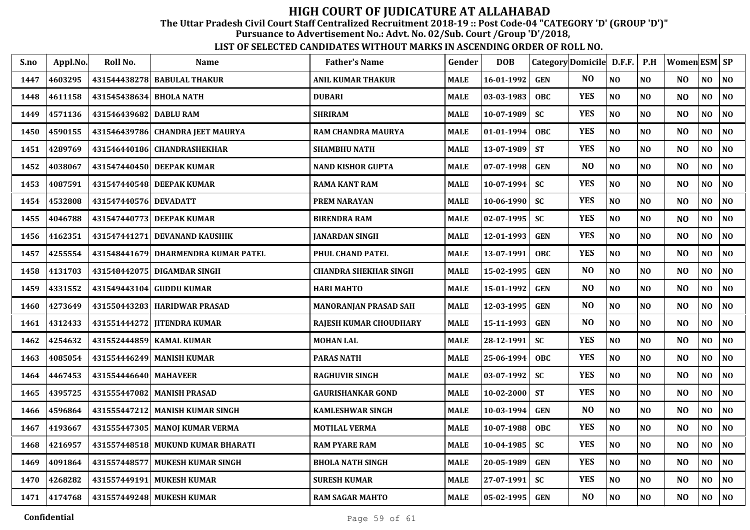# HIGH COURT OF JUDICATURE AT ALLAHABAD

**The Uttar Pradesh Civil Court Staff Centralized Recruitment 2018-19 :: Post Code-04 "CATEGORY 'D' (GROUP 'D')"**

**Pursuance to Advertisement No.: Advt. No. 02/Sub. Court /Group 'D'/2018,**

**LIST OF SELECTED CANDIDATES WITHOUT MARKS IN ASCENDING ORDER OF ROLL NO.**

| S.no | Appl.No. | Roll No. | Name | Father's Name | Gender | DOB | Category | Domicile | D.F.F. | P.H | Women | ESM | SP |
|---|---|---|---|---|---|---|---|---|---|---|---|---|---|
| 1447 | 4603295 | 431544438278 | BABULAL THAKUR | ANIL KUMAR THAKUR | MALE | 16-01-1992 | GEN | NO | NO | NO | NO | NO | NO |
| 1448 | 4611158 | 431545438634 | BHOLA NATH | DUBARI | MALE | 03-03-1983 | OBC | YES | NO | NO | NO | NO | NO |
| 1449 | 4571136 | 431546439682 | DABLU RAM | SHRIRAM | MALE | 10-07-1989 | SC | YES | NO | NO | NO | NO | NO |
| 1450 | 4590155 | 431546439786 | CHANDRA JEET MAURYA | RAM CHANDRA MAURYA | MALE | 01-01-1994 | OBC | YES | NO | NO | NO | NO | NO |
| 1451 | 4289769 | 431546440186 | CHANDRASHEKHAR | SHAMBHU NATH | MALE | 13-07-1989 | ST | YES | NO | NO | NO | NO | NO |
| 1452 | 4038067 | 431547440450 | DEEPAK KUMAR | NAND KISHOR GUPTA | MALE | 07-07-1998 | GEN | NO | NO | NO | NO | NO | NO |
| 1453 | 4087591 | 431547440548 | DEEPAK KUMAR | RAMA KANT RAM | MALE | 10-07-1994 | SC | YES | NO | NO | NO | NO | NO |
| 1454 | 4532808 | 431547440576 | DEVADATT | PREM NARAYAN | MALE | 10-06-1990 | SC | YES | NO | NO | NO | NO | NO |
| 1455 | 4046788 | 431547440773 | DEEPAK KUMAR | BIRENDRA RAM | MALE | 02-07-1995 | SC | YES | NO | NO | NO | NO | NO |
| 1456 | 4162351 | 431547441271 | DEVANAND KAUSHIK | JANARDAN SINGH | MALE | 12-01-1993 | GEN | YES | NO | NO | NO | NO | NO |
| 1457 | 4255554 | 431548441679 | DHARMENDRA KUMAR PATEL | PHUL CHAND PATEL | MALE | 13-07-1991 | OBC | YES | NO | NO | NO | NO | NO |
| 1458 | 4131703 | 431548442075 | DIGAMBAR SINGH | CHANDRA SHEKHAR SINGH | MALE | 15-02-1995 | GEN | NO | NO | NO | NO | NO | NO |
| 1459 | 4331552 | 431549443104 | GUDDU KUMAR | HARI MAHTO | MALE | 15-01-1992 | GEN | NO | NO | NO | NO | NO | NO |
| 1460 | 4273649 | 431550443283 | HARIDWAR PRASAD | MANORANJAN PRASAD SAH | MALE | 12-03-1995 | GEN | NO | NO | NO | NO | NO | NO |
| 1461 | 4312433 | 431551444272 | JITENDRA KUMAR | RAJESH KUMAR CHOUDHARY | MALE | 15-11-1993 | GEN | NO | NO | NO | NO | NO | NO |
| 1462 | 4254632 | 431552444859 | KAMAL KUMAR | MOHAN LAL | MALE | 28-12-1991 | SC | YES | NO | NO | NO | NO | NO |
| 1463 | 4085054 | 431554446249 | MANISH KUMAR | PARAS NATH | MALE | 25-06-1994 | OBC | YES | NO | NO | NO | NO | NO |
| 1464 | 4467453 | 431554446640 | MAHAVEER | RAGHUVIR SINGH | MALE | 03-07-1992 | SC | YES | NO | NO | NO | NO | NO |
| 1465 | 4395725 | 431555447082 | MANISH PRASAD | GAURISHANKAR GOND | MALE | 10-02-2000 | ST | YES | NO | NO | NO | NO | NO |
| 1466 | 4596864 | 431555447212 | MANISH KUMAR SINGH | KAMLESHWAR SINGH | MALE | 10-03-1994 | GEN | NO | NO | NO | NO | NO | NO |
| 1467 | 4193667 | 431555447305 | MANOJ KUMAR VERMA | MOTILAL VERMA | MALE | 10-07-1988 | OBC | YES | NO | NO | NO | NO | NO |
| 1468 | 4216957 | 431557448518 | MUKUND KUMAR BHARATI | RAM PYARE RAM | MALE | 10-04-1985 | SC | YES | NO | NO | NO | NO | NO |
| 1469 | 4091864 | 431557448577 | MUKESH KUMAR SINGH | BHOLA NATH SINGH | MALE | 20-05-1989 | GEN | YES | NO | NO | NO | NO | NO |
| 1470 | 4268282 | 431557449191 | MUKESH KUMAR | SURESH KUMAR | MALE | 27-07-1991 | SC | YES | NO | NO | NO | NO | NO |
| 1471 | 4174768 | 431557449248 | MUKESH KUMAR | RAM SAGAR MAHTO | MALE | 05-02-1995 | GEN | NO | NO | NO | NO | NO | NO |

Confidential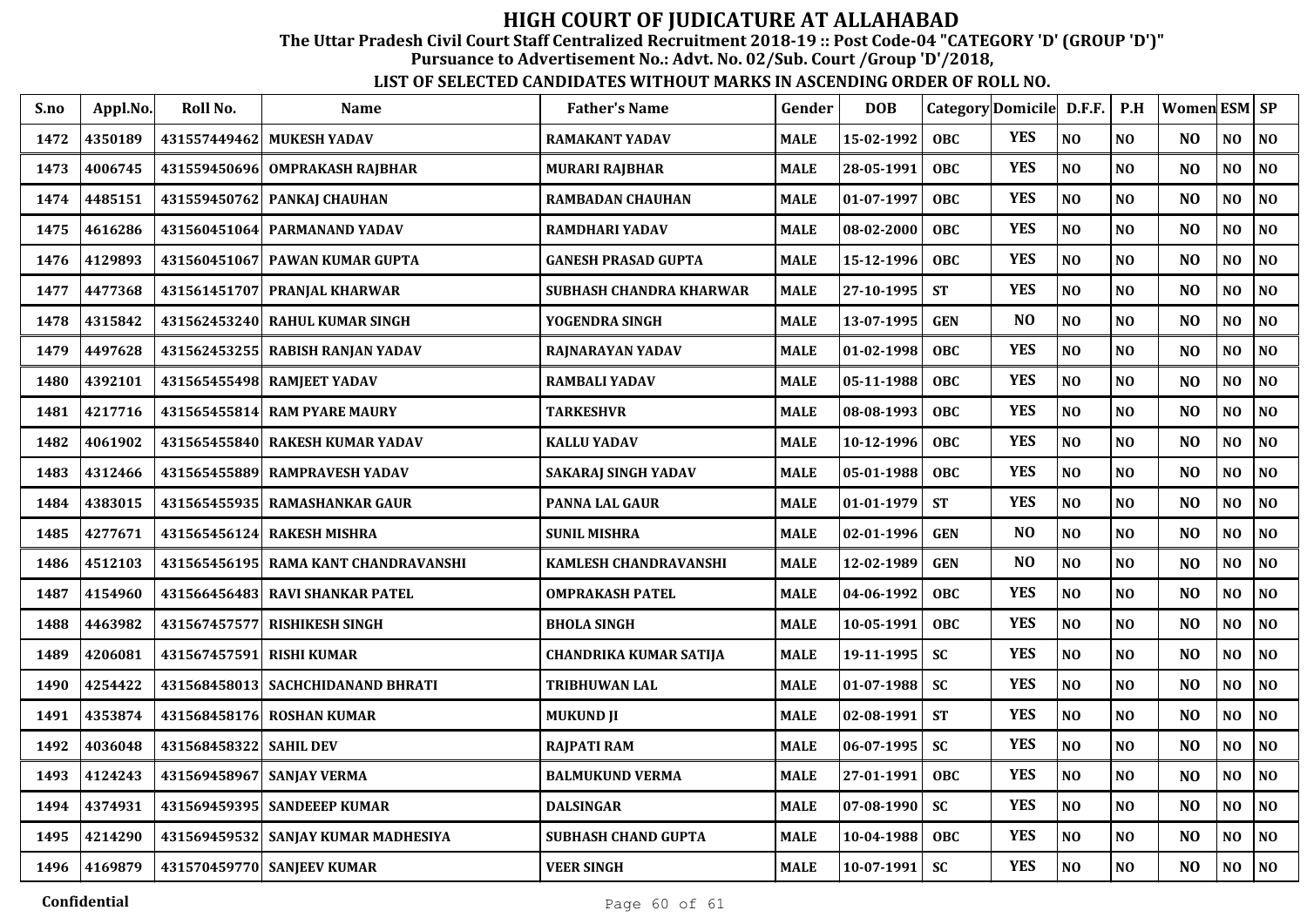# HIGH COURT OF JUDICATURE AT ALLAHABAD

**The Uttar Pradesh Civil Court Staff Centralized Recruitment 2018-19 :: Post Code-04 "CATEGORY 'D' (GROUP 'D')"**
**Pursuance to Advertisement No.: Advt. No. 02/Sub. Court /Group 'D'/2018,**

**LIST OF SELECTED CANDIDATES WITHOUT MARKS IN ASCENDING ORDER OF ROLL NO.**

| S.no | Appl.No. | Roll No. | Name | Father's Name | Gender | DOB | Category | Domicile | D.F.F. | P.H | Women | ESM | SP |
|---|---|---|---|---|---|---|---|---|---|---|---|---|---|
| 1472 | 4350189 | 431557449462 | MUKESH YADAV | RAMAKANT YADAV | MALE | 15-02-1992 | OBC | YES | NO | NO | NO | NO | NO |
| 1473 | 4006745 | 431559450696 | OMPRAKASH RAJBHAR | MURARI RAJBHAR | MALE | 28-05-1991 | OBC | YES | NO | NO | NO | NO | NO |
| 1474 | 4485151 | 431559450762 | PANKAJ CHAUHAN | RAMBADAN CHAUHAN | MALE | 01-07-1997 | OBC | YES | NO | NO | NO | NO | NO |
| 1475 | 4616286 | 431560451064 | PARMANAND YADAV | RAMDHARI YADAV | MALE | 08-02-2000 | OBC | YES | NO | NO | NO | NO | NO |
| 1476 | 4129893 | 431560451067 | PAWAN KUMAR GUPTA | GANESH PRASAD GUPTA | MALE | 15-12-1996 | OBC | YES | NO | NO | NO | NO | NO |
| 1477 | 4477368 | 431561451707 | PRANJAL KHARWAR | SUBHASH CHANDRA KHARWAR | MALE | 27-10-1995 | ST | YES | NO | NO | NO | NO | NO |
| 1478 | 4315842 | 431562453240 | RAHUL KUMAR SINGH | YOGENDRA SINGH | MALE | 13-07-1995 | GEN | NO | NO | NO | NO | NO | NO |
| 1479 | 4497628 | 431562453255 | RABISH RANJAN YADAV | RAJNARAYAN YADAV | MALE | 01-02-1998 | OBC | YES | NO | NO | NO | NO | NO |
| 1480 | 4392101 | 431565455498 | RAMJEET YADAV | RAMBALI YADAV | MALE | 05-11-1988 | OBC | YES | NO | NO | NO | NO | NO |
| 1481 | 4217716 | 431565455814 | RAM PYARE MAURY | TARKESHVR | MALE | 08-08-1993 | OBC | YES | NO | NO | NO | NO | NO |
| 1482 | 4061902 | 431565455840 | RAKESH KUMAR YADAV | KALLU YADAV | MALE | 10-12-1996 | OBC | YES | NO | NO | NO | NO | NO |
| 1483 | 4312466 | 431565455889 | RAMPRAVESH YADAV | SAKARAJ SINGH YADAV | MALE | 05-01-1988 | OBC | YES | NO | NO | NO | NO | NO |
| 1484 | 4383015 | 431565455935 | RAMASHANKAR GAUR | PANNA LAL GAUR | MALE | 01-01-1979 | ST | YES | NO | NO | NO | NO | NO |
| 1485 | 4277671 | 431565456124 | RAKESH MISHRA | SUNIL MISHRA | MALE | 02-01-1996 | GEN | NO | NO | NO | NO | NO | NO |
| 1486 | 4512103 | 431565456195 | RAMA KANT CHANDRAVANSHI | KAMLESH CHANDRAVANSHI | MALE | 12-02-1989 | GEN | NO | NO | NO | NO | NO | NO |
| 1487 | 4154960 | 431566456483 | RAVI SHANKAR PATEL | OMPRAKASH PATEL | MALE | 04-06-1992 | OBC | YES | NO | NO | NO | NO | NO |
| 1488 | 4463982 | 431567457577 | RISHIKESH SINGH | BHOLA SINGH | MALE | 10-05-1991 | OBC | YES | NO | NO | NO | NO | NO |
| 1489 | 4206081 | 431567457591 | RISHI KUMAR | CHANDRIKA KUMAR SATIJA | MALE | 19-11-1995 | SC | YES | NO | NO | NO | NO | NO |
| 1490 | 4254422 | 431568458013 | SACHCHIDANAND BHRATI | TRIBHUWAN LAL | MALE | 01-07-1988 | SC | YES | NO | NO | NO | NO | NO |
| 1491 | 4353874 | 431568458176 | ROSHAN KUMAR | MUKUND JI | MALE | 02-08-1991 | ST | YES | NO | NO | NO | NO | NO |
| 1492 | 4036048 | 431568458322 | SAHIL DEV | RAJPATI RAM | MALE | 06-07-1995 | SC | YES | NO | NO | NO | NO | NO |
| 1493 | 4124243 | 431569458967 | SANJAY VERMA | BALMUKUND VERMA | MALE | 27-01-1991 | OBC | YES | NO | NO | NO | NO | NO |
| 1494 | 4374931 | 431569459395 | SANDEEEP KUMAR | DALSINGAR | MALE | 07-08-1990 | SC | YES | NO | NO | NO | NO | NO |
| 1495 | 4214290 | 431569459532 | SANJAY KUMAR MADHESIYA | SUBHASH CHAND GUPTA | MALE | 10-04-1988 | OBC | YES | NO | NO | NO | NO | NO |
| 1496 | 4169879 | 431570459770 | SANJEEV KUMAR | VEER SINGH | MALE | 10-07-1991 | SC | YES | NO | NO | NO | NO | NO |

Confidential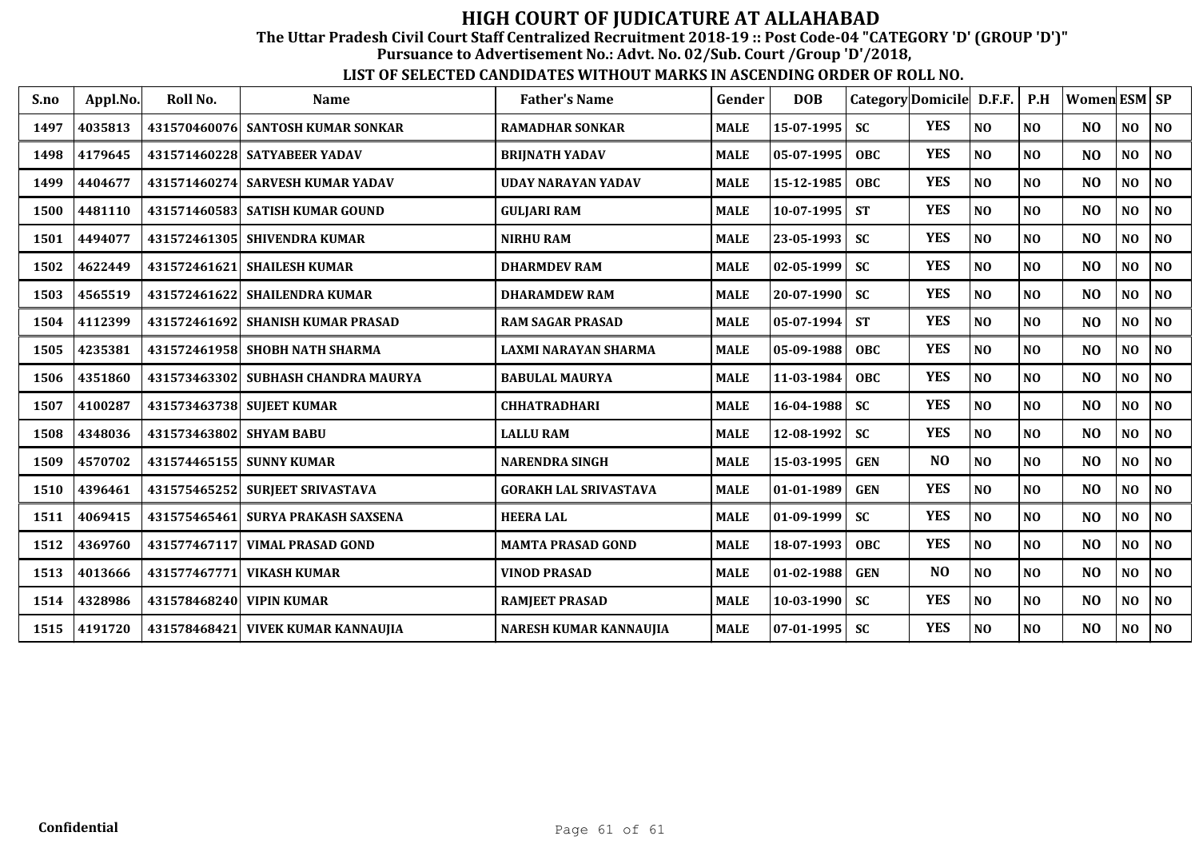# HIGH COURT OF JUDICATURE AT ALLAHABAD

**The Uttar Pradesh Civil Court Staff Centralized Recruitment 2018-19 :: Post Code-04 "CATEGORY 'D' (GROUP 'D')"**

**Pursuance to Advertisement No.: Advt. No. 02/Sub. Court /Group 'D'/2018,**

**LIST OF SELECTED CANDIDATES WITHOUT MARKS IN ASCENDING ORDER OF ROLL NO.**

| S.no | Appl.No. | Roll No. | Name | Father's Name | Gender | DOB | Category | Domicile | D.F.F. | P.H | Women | ESM | SP |
|---|---|---|---|---|---|---|---|---|---|---|---|---|---|
| 1497 | 4035813 | 431570460076 | SANTOSH KUMAR SONKAR | RAMADHAR SONKAR | MALE | 15-07-1995 | SC | YES | NO | NO | NO | NO | NO |
| 1498 | 4179645 | 431571460228 | SATYABEER YADAV | BRIJNATH YADAV | MALE | 05-07-1995 | OBC | YES | NO | NO | NO | NO | NO |
| 1499 | 4404677 | 431571460274 | SARVESH KUMAR YADAV | UDAY NARAYAN YADAV | MALE | 15-12-1985 | OBC | YES | NO | NO | NO | NO | NO |
| 1500 | 4481110 | 431571460583 | SATISH KUMAR GOUND | GULJARI RAM | MALE | 10-07-1995 | ST | YES | NO | NO | NO | NO | NO |
| 1501 | 4494077 | 431572461305 | SHIVENDRA KUMAR | NIRHU RAM | MALE | 23-05-1993 | SC | YES | NO | NO | NO | NO | NO |
| 1502 | 4622449 | 431572461621 | SHAILESH KUMAR | DHARMDEV RAM | MALE | 02-05-1999 | SC | YES | NO | NO | NO | NO | NO |
| 1503 | 4565519 | 431572461622 | SHAILENDRA KUMAR | DHARAMDEW RAM | MALE | 20-07-1990 | SC | YES | NO | NO | NO | NO | NO |
| 1504 | 4112399 | 431572461692 | SHANISH KUMAR PRASAD | RAM SAGAR PRASAD | MALE | 05-07-1994 | ST | YES | NO | NO | NO | NO | NO |
| 1505 | 4235381 | 431572461958 | SHOBH NATH SHARMA | LAXMI NARAYAN SHARMA | MALE | 05-09-1988 | OBC | YES | NO | NO | NO | NO | NO |
| 1506 | 4351860 | 431573463302 | SUBHASH CHANDRA MAURYA | BABULAL MAURYA | MALE | 11-03-1984 | OBC | YES | NO | NO | NO | NO | NO |
| 1507 | 4100287 | 431573463738 | SUJEET KUMAR | CHHATRADHARI | MALE | 16-04-1988 | SC | YES | NO | NO | NO | NO | NO |
| 1508 | 4348036 | 431573463802 | SHYAM BABU | LALLU RAM | MALE | 12-08-1992 | SC | YES | NO | NO | NO | NO | NO |
| 1509 | 4570702 | 431574465155 | SUNNY KUMAR | NARENDRA SINGH | MALE | 15-03-1995 | GEN | NO | NO | NO | NO | NO | NO |
| 1510 | 4396461 | 431575465252 | SURJEET SRIVASTAVA | GORAKH LAL SRIVASTAVA | MALE | 01-01-1989 | GEN | YES | NO | NO | NO | NO | NO |
| 1511 | 4069415 | 431575465461 | SURYA PRAKASH SAXSENA | HEERA LAL | MALE | 01-09-1999 | SC | YES | NO | NO | NO | NO | NO |
| 1512 | 4369760 | 431577467117 | VIMAL PRASAD GOND | MAMTA PRASAD GOND | MALE | 18-07-1993 | OBC | YES | NO | NO | NO | NO | NO |
| 1513 | 4013666 | 431577467771 | VIKASH KUMAR | VINOD PRASAD | MALE | 01-02-1988 | GEN | NO | NO | NO | NO | NO | NO |
| 1514 | 4328986 | 431578468240 | VIPIN KUMAR | RAMJEET PRASAD | MALE | 10-03-1990 | SC | YES | NO | NO | NO | NO | NO |
| 1515 | 4191720 | 431578468421 | VIVEK KUMAR KANNAUJIA | NARESH KUMAR KANNAUJIA | MALE | 07-01-1995 | SC | YES | NO | NO | NO | NO | NO |

Confidential